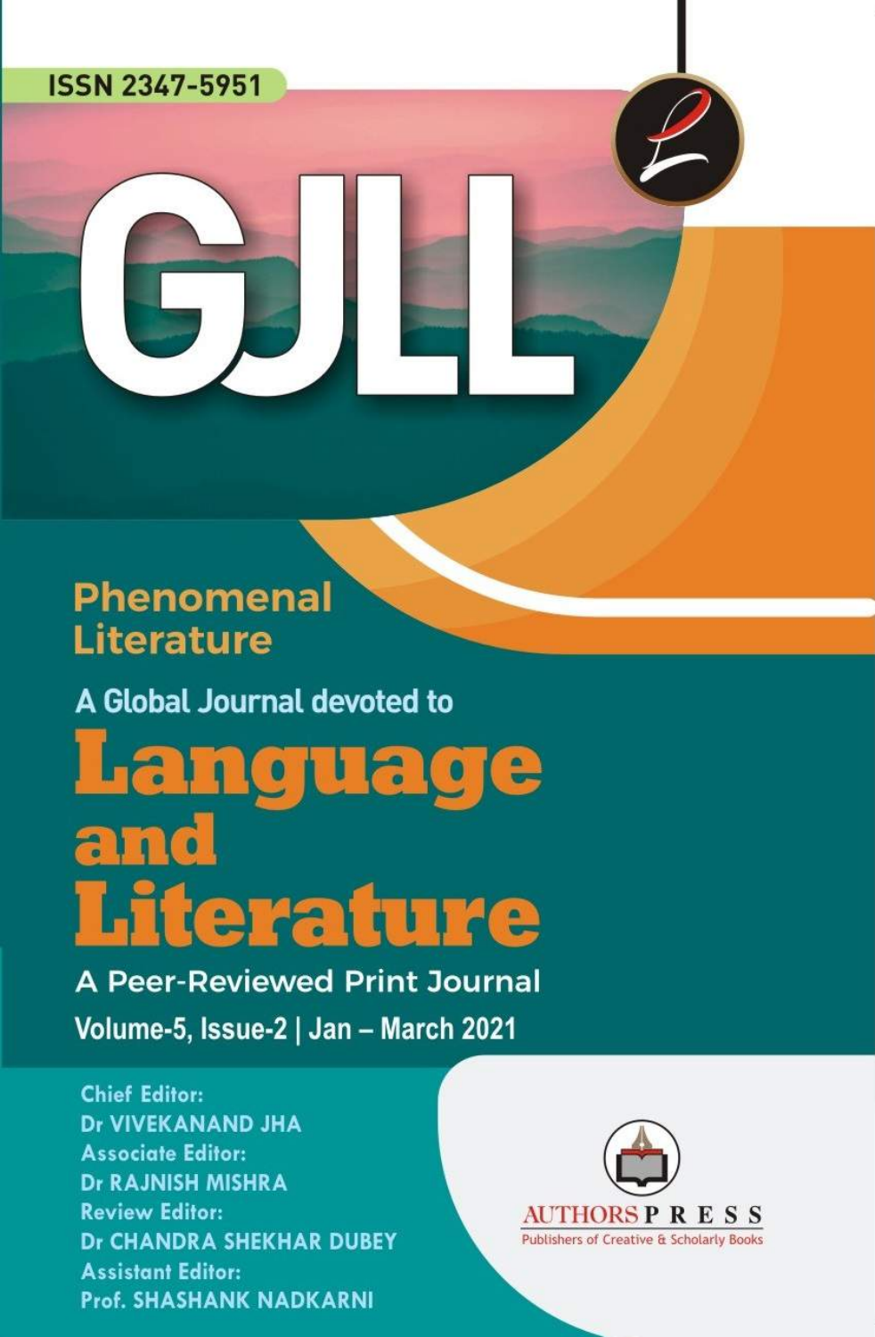ISSN 2347-5951

# GJLL

Phenomenal Literature

A Global Journal devoted to

# Language and Literature

A Peer-Reviewed Print Journal

Volume-5, Issue-2 | Jan – March 2021

**Chief Editor:**
Dr VIVEKANAND JHA

**Associate Editor:**
Dr RAJNISH MISHRA

**Review Editor:**
Dr CHANDRA SHEKHAR DUBEY

**Assistant Editor:**
Prof. SHASHANK NADKARNI

AUTHORSPRESS
Publishers of Creative & Scholarly Books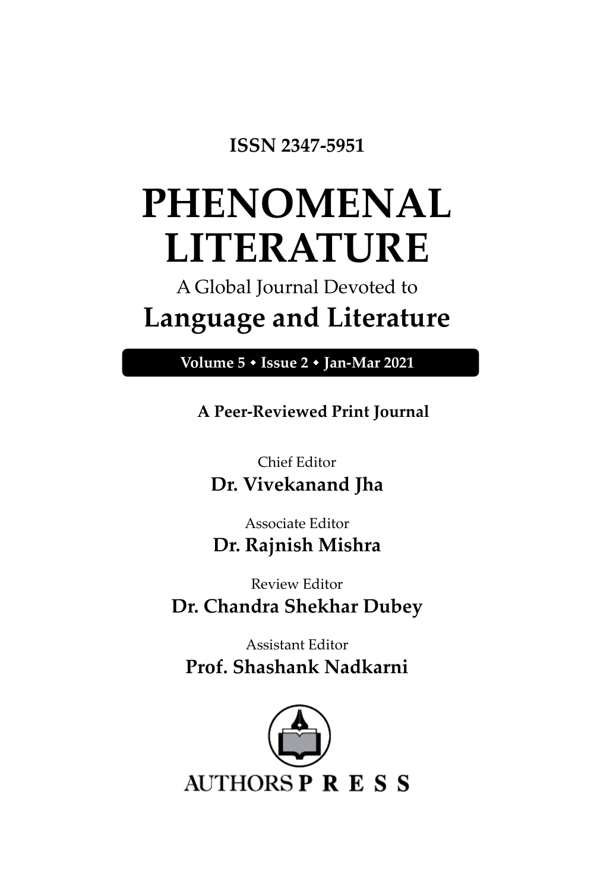**ISSN 2347-5951**

# PHENOMENAL LITERATURE

A Global Journal Devoted to

## Language and Literature

**Volume 5 • Issue 2 • Jan-Mar 2021**

**A Peer-Reviewed Print Journal**

Chief Editor

**Dr. Vivekanand Jha**

Associate Editor

**Dr. Rajnish Mishra**

Review Editor

**Dr. Chandra Shekhar Dubey**

Assistant Editor

**Prof. Shashank Nadkarni**

AUTHORS **PRESS**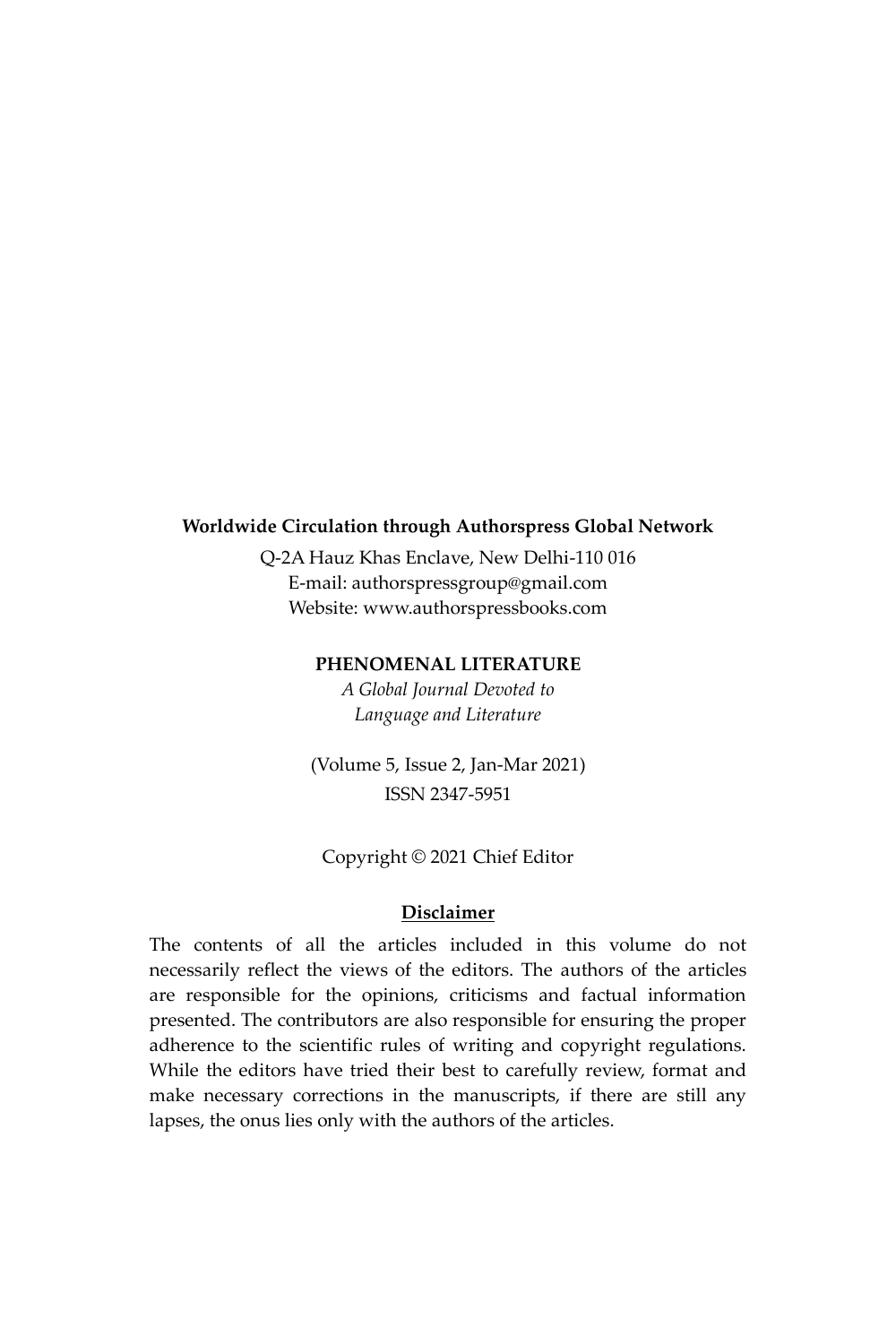**Worldwide Circulation through Authorspress Global Network**

Q-2A Hauz Khas Enclave, New Delhi-110 016
E-mail: authorspressgroup@gmail.com
Website: www.authorspressbooks.com

**PHENOMENAL LITERATURE**

*A Global Journal Devoted to Language and Literature*

(Volume 5, Issue 2, Jan-Mar 2021)
ISSN 2347-5951

Copyright © 2021 Chief Editor

**Disclaimer**

The contents of all the articles included in this volume do not necessarily reflect the views of the editors. The authors of the articles are responsible for the opinions, criticisms and factual information presented. The contributors are also responsible for ensuring the proper adherence to the scientific rules of writing and copyright regulations. While the editors have tried their best to carefully review, format and make necessary corrections in the manuscripts, if there are still any lapses, the onus lies only with the authors of the articles.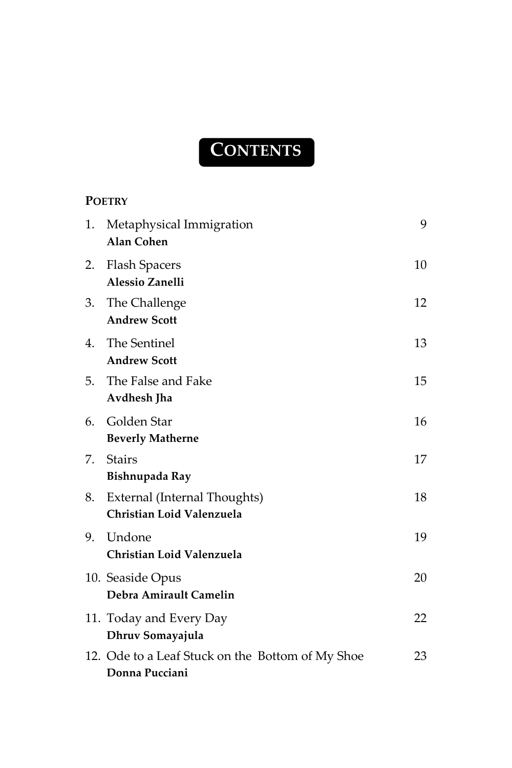# CONTENTS

**POETRY**

1. Metaphysical Immigration — 9
   **Alan Cohen**
2. Flash Spacers — 10
   **Alessio Zanelli**
3. The Challenge — 12
   **Andrew Scott**
4. The Sentinel — 13
   **Andrew Scott**
5. The False and Fake — 15
   **Avdhesh Jha**
6. Golden Star — 16
   **Beverly Matherne**
7. Stairs — 17
   **Bishnupada Ray**
8. External (Internal Thoughts) — 18
   **Christian Loid Valenzuela**
9. Undone — 19
   **Christian Loid Valenzuela**
10. Seaside Opus — 20
    **Debra Amirault Camelin**
11. Today and Every Day — 22
    **Dhruv Somayajula**
12. Ode to a Leaf Stuck on the Bottom of My Shoe — 23
    **Donna Pucciani**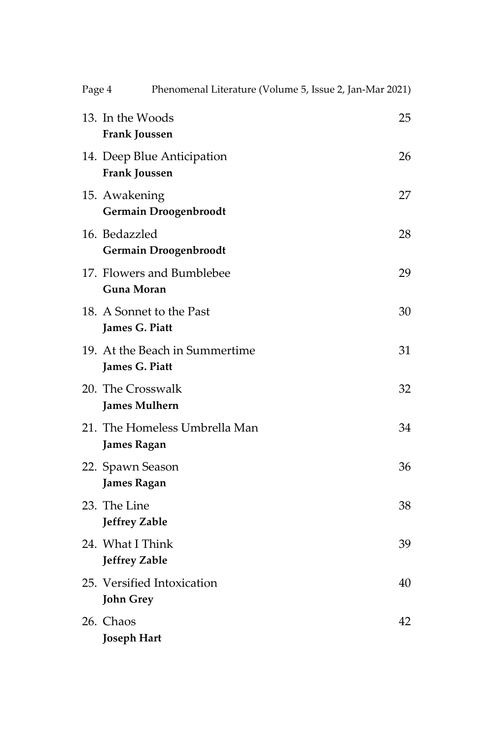13. In the Woods 25
    **Frank Joussen**

14. Deep Blue Anticipation 26
    **Frank Joussen**

15. Awakening 27
    **Germain Droogenbroodt**

16. Bedazzled 28
    **Germain Droogenbroodt**

17. Flowers and Bumblebee 29
    **Guna Moran**

18. A Sonnet to the Past 30
    **James G. Piatt**

19. At the Beach in Summertime 31
    **James G. Piatt**

20. The Crosswalk 32
    **James Mulhern**

21. The Homeless Umbrella Man 34
    **James Ragan**

22. Spawn Season 36
    **James Ragan**

23. The Line 38
    **Jeffrey Zable**

24. What I Think 39
    **Jeffrey Zable**

25. Versified Intoxication 40
    **John Grey**

26. Chaos 42
    **Joseph Hart**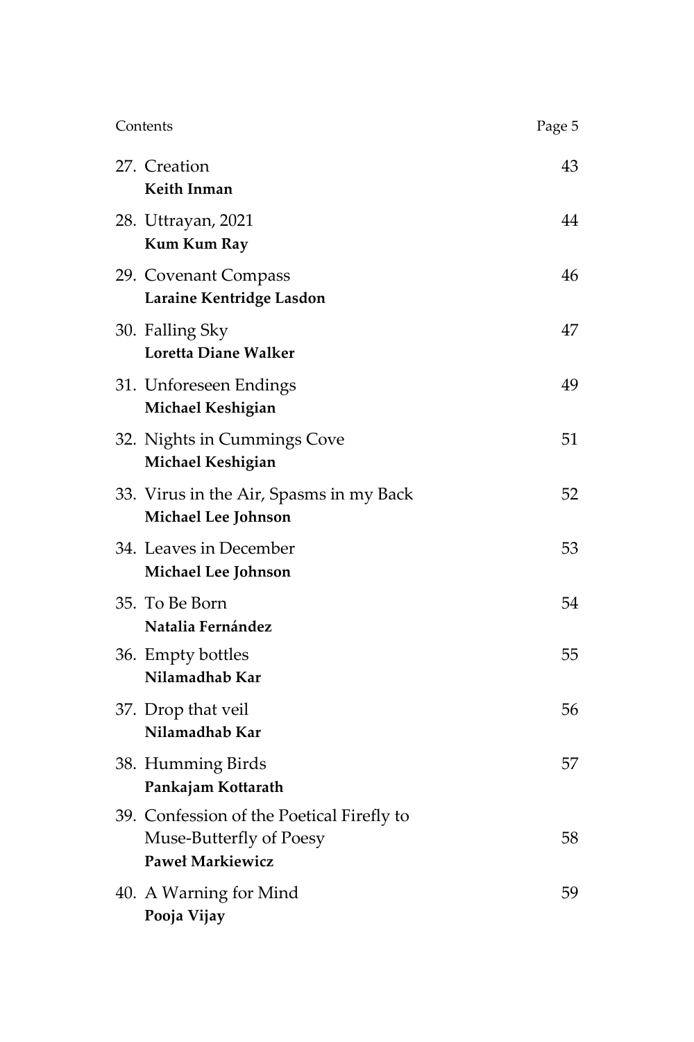27. Creation 43
**Keith Inman**

28. Uttrayan, 2021 44
**Kum Kum Ray**

29. Covenant Compass 46
**Laraine Kentridge Lasdon**

30. Falling Sky 47
**Loretta Diane Walker**

31. Unforeseen Endings 49
**Michael Keshigian**

32. Nights in Cummings Cove 51
**Michael Keshigian**

33. Virus in the Air, Spasms in my Back 52
**Michael Lee Johnson**

34. Leaves in December 53
**Michael Lee Johnson**

35. To Be Born 54
**Natalia Fernández**

36. Empty bottles 55
**Nilamadhab Kar**

37. Drop that veil 56
**Nilamadhab Kar**

38. Humming Birds 57
**Pankajam Kottarath**

39. Confession of the Poetical Firefly to Muse-Butterfly of Poesy 58
**Paweł Markiewicz**

40. A Warning for Mind 59
**Pooja Vijay**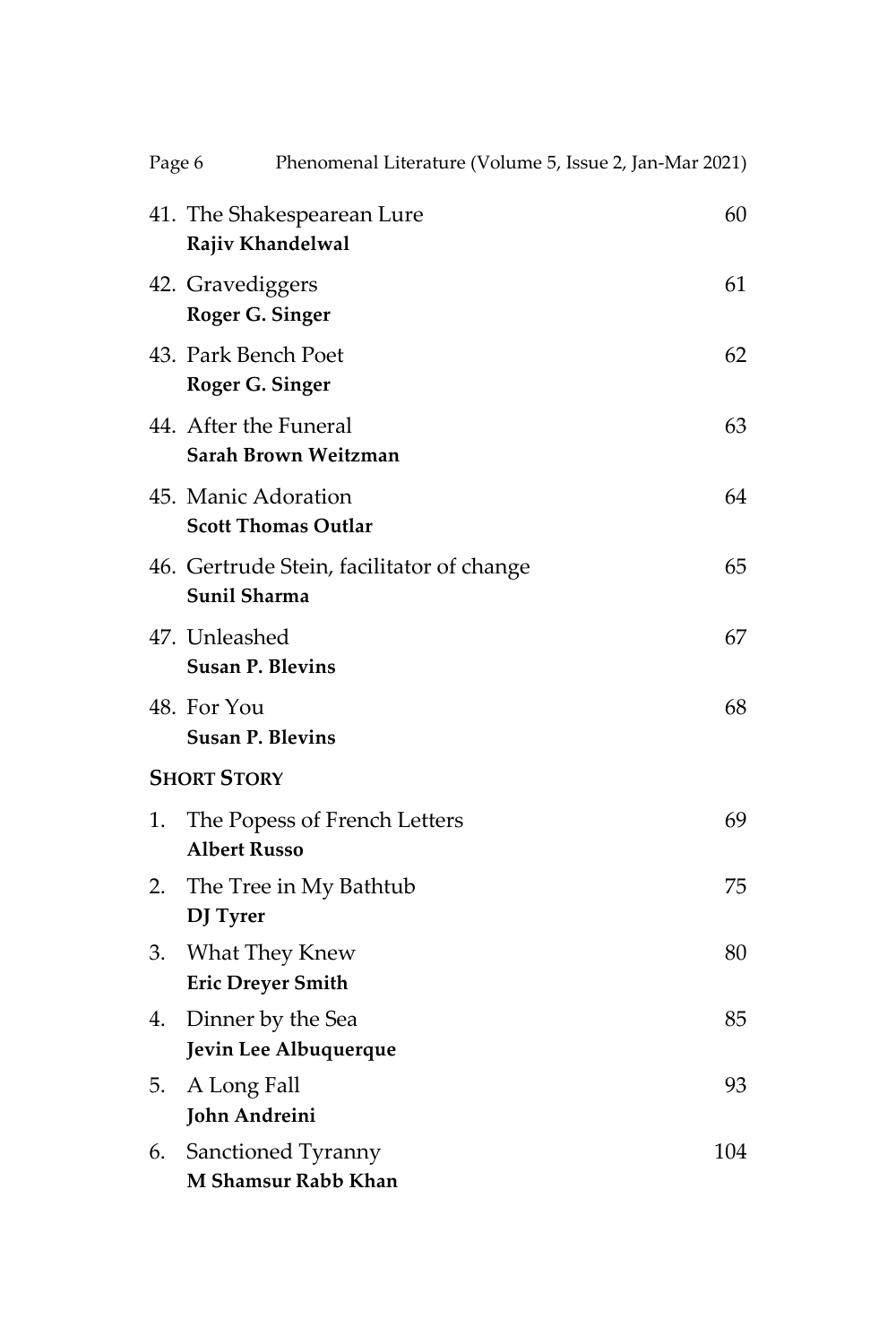41. The Shakespearean Lure — 60
    **Rajiv Khandelwal**

42. Gravediggers — 61
    **Roger G. Singer**

43. Park Bench Poet — 62
    **Roger G. Singer**

44. After the Funeral — 63
    **Sarah Brown Weitzman**

45. Manic Adoration — 64
    **Scott Thomas Outlar**

46. Gertrude Stein, facilitator of change — 65
    **Sunil Sharma**

47. Unleashed — 67
    **Susan P. Blevins**

48. For You — 68
    **Susan P. Blevins**

**SHORT STORY**

1. The Popess of French Letters — 69
   **Albert Russo**

2. The Tree in My Bathtub — 75
   **DJ Tyrer**

3. What They Knew — 80
   **Eric Dreyer Smith**

4. Dinner by the Sea — 85
   **Jevin Lee Albuquerque**

5. A Long Fall — 93
   **John Andreini**

6. Sanctioned Tyranny — 104
   **M Shamsur Rabb Khan**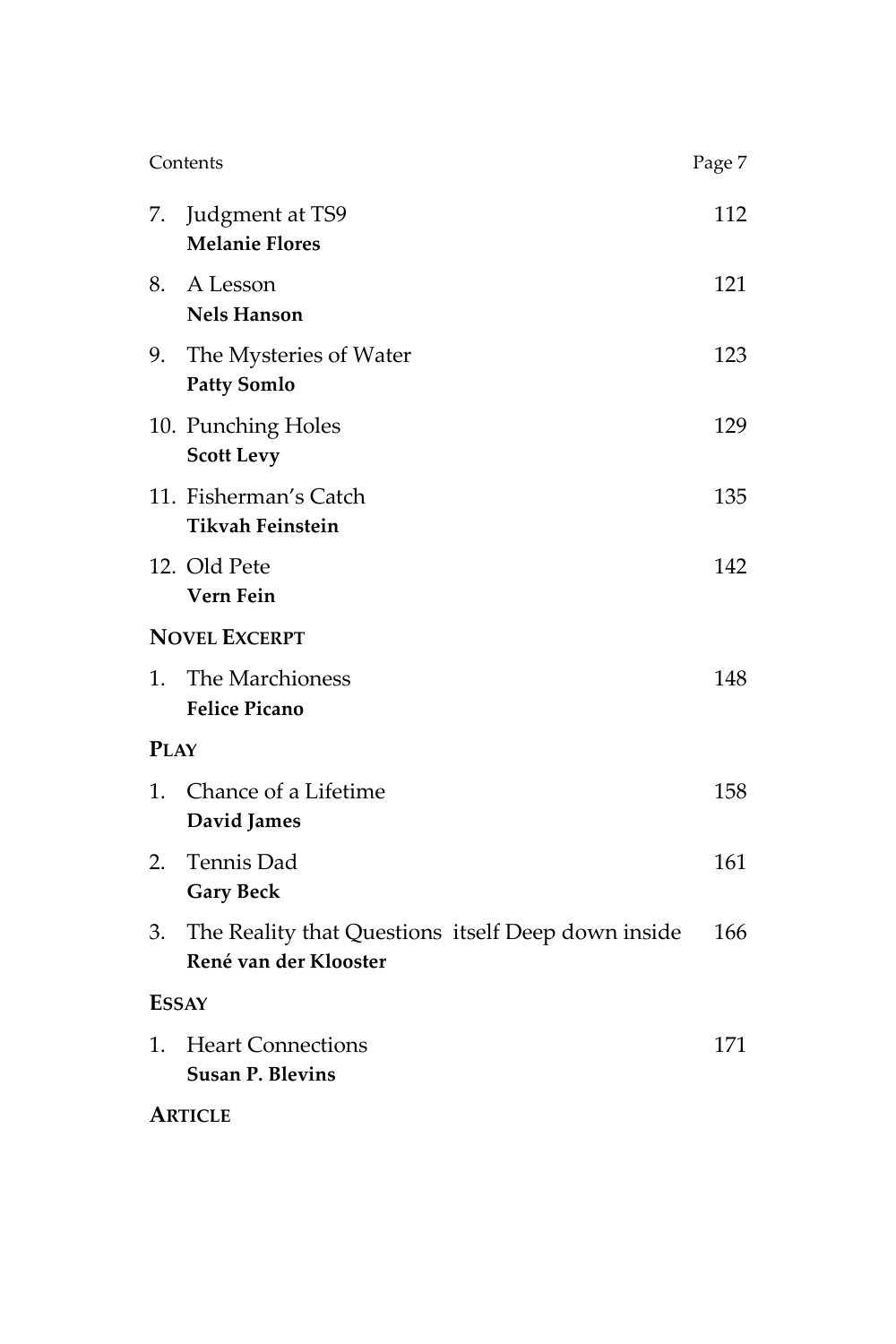7. Judgment at TS9 — 112
   **Melanie Flores**
8. A Lesson — 121
   **Nels Hanson**
9. The Mysteries of Water — 123
   **Patty Somlo**
10. Punching Holes — 129
    **Scott Levy**
11. Fisherman's Catch — 135
    **Tikvah Feinstein**
12. Old Pete — 142
    **Vern Fein**

**NOVEL EXCERPT**

1. The Marchioness — 148
   **Felice Picano**

**PLAY**

1. Chance of a Lifetime — 158
   **David James**
2. Tennis Dad — 161
   **Gary Beck**
3. The Reality that Questions itself Deep down inside — 166
   **René van der Klooster**

**ESSAY**

1. Heart Connections — 171
   **Susan P. Blevins**

**ARTICLE**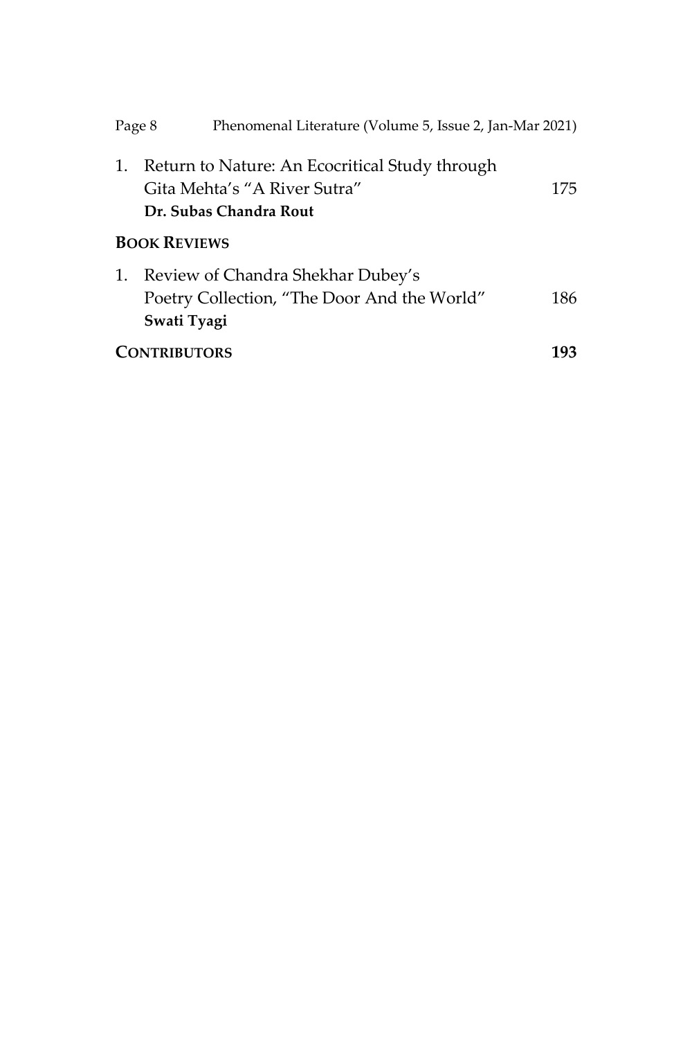1. Return to Nature: An Ecocritical Study through Gita Mehta's "A River Sutra" 175
   **Dr. Subas Chandra Rout**

**BOOK REVIEWS**

1. Review of Chandra Shekhar Dubey's Poetry Collection, "The Door And the World" 186
   **Swati Tyagi**

**CONTRIBUTORS** **193**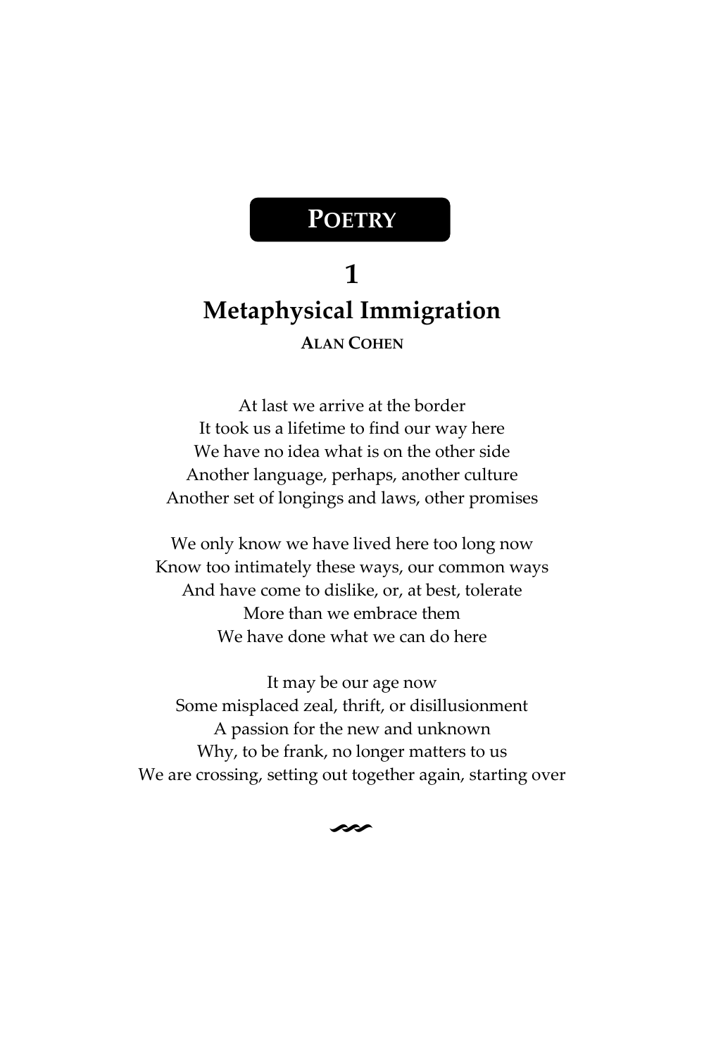# POETRY

## 1

## Metaphysical Immigration

**ALAN COHEN**

At last we arrive at the border  
It took us a lifetime to find our way here  
We have no idea what is on the other side  
Another language, perhaps, another culture  
Another set of longings and laws, other promises

We only know we have lived here too long now  
Know too intimately these ways, our common ways  
And have come to dislike, or, at best, tolerate  
More than we embrace them  
We have done what we can do here

It may be our age now  
Some misplaced zeal, thrift, or disillusionment  
A passion for the new and unknown  
Why, to be frank, no longer matters to us  
We are crossing, setting out together again, starting over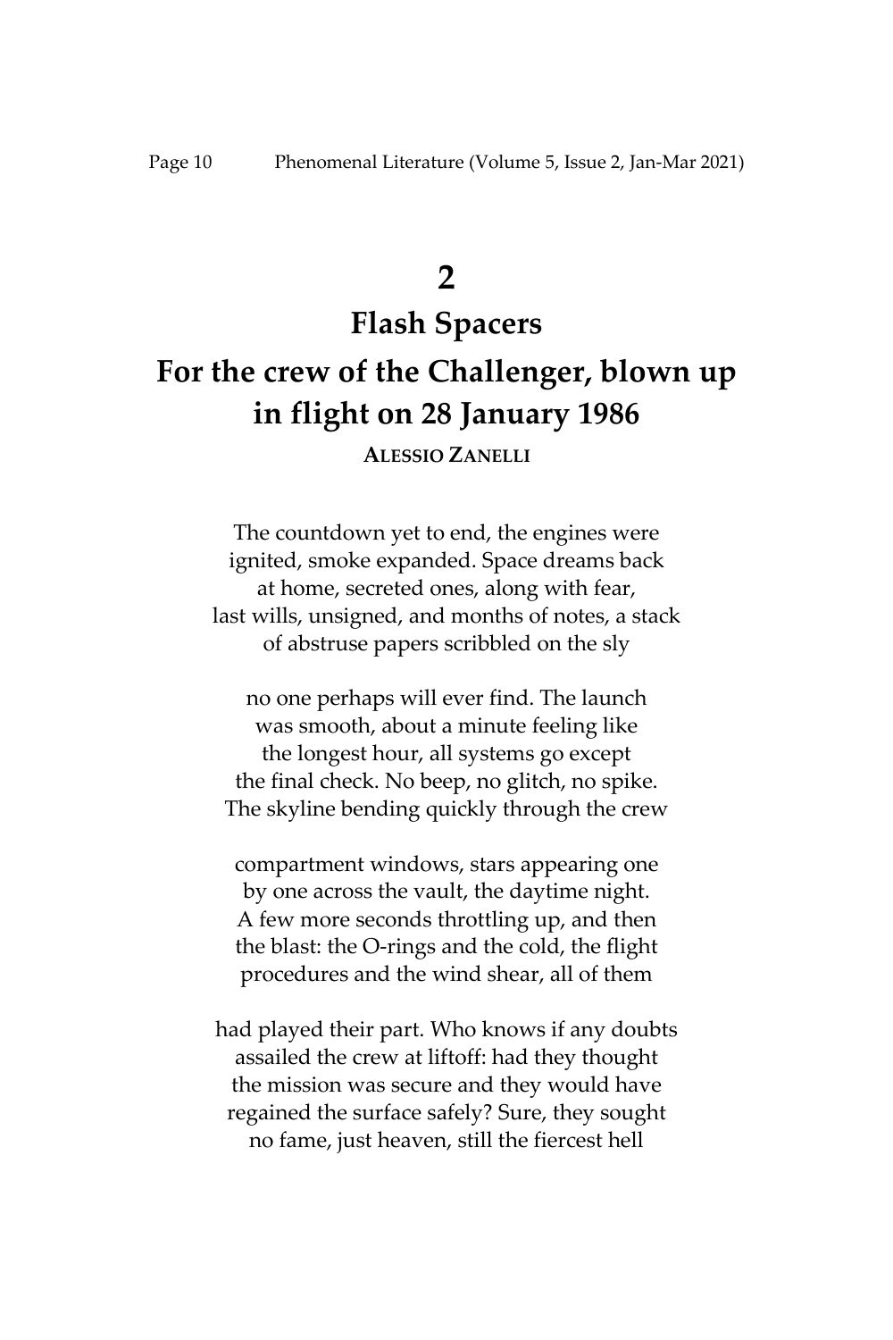# 2

# Flash Spacers

## For the crew of the Challenger, blown up in flight on 28 January 1986

**ALESSIO ZANELLI**

The countdown yet to end, the engines were  
ignited, smoke expanded. Space dreams back  
at home, secreted ones, along with fear,  
last wills, unsigned, and months of notes, a stack  
of abstruse papers scribbled on the sly

no one perhaps will ever find. The launch  
was smooth, about a minute feeling like  
the longest hour, all systems go except  
the final check. No beep, no glitch, no spike.  
The skyline bending quickly through the crew

compartment windows, stars appearing one  
by one across the vault, the daytime night.  
A few more seconds throttling up, and then  
the blast: the O-rings and the cold, the flight  
procedures and the wind shear, all of them

had played their part. Who knows if any doubts  
assailed the crew at liftoff: had they thought  
the mission was secure and they would have  
regained the surface safely? Sure, they sought  
no fame, just heaven, still the fiercest hell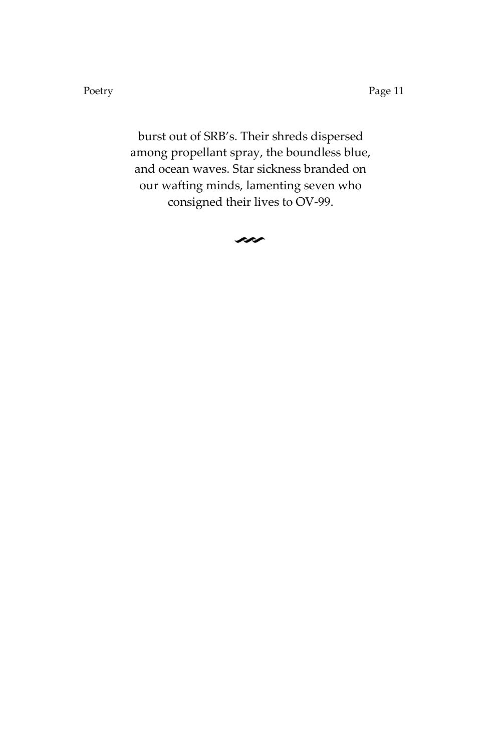burst out of SRB's. Their shreds dispersed
among propellant spray, the boundless blue,
and ocean waves. Star sickness branded on
our wafting minds, lamenting seven who
consigned their lives to OV-99.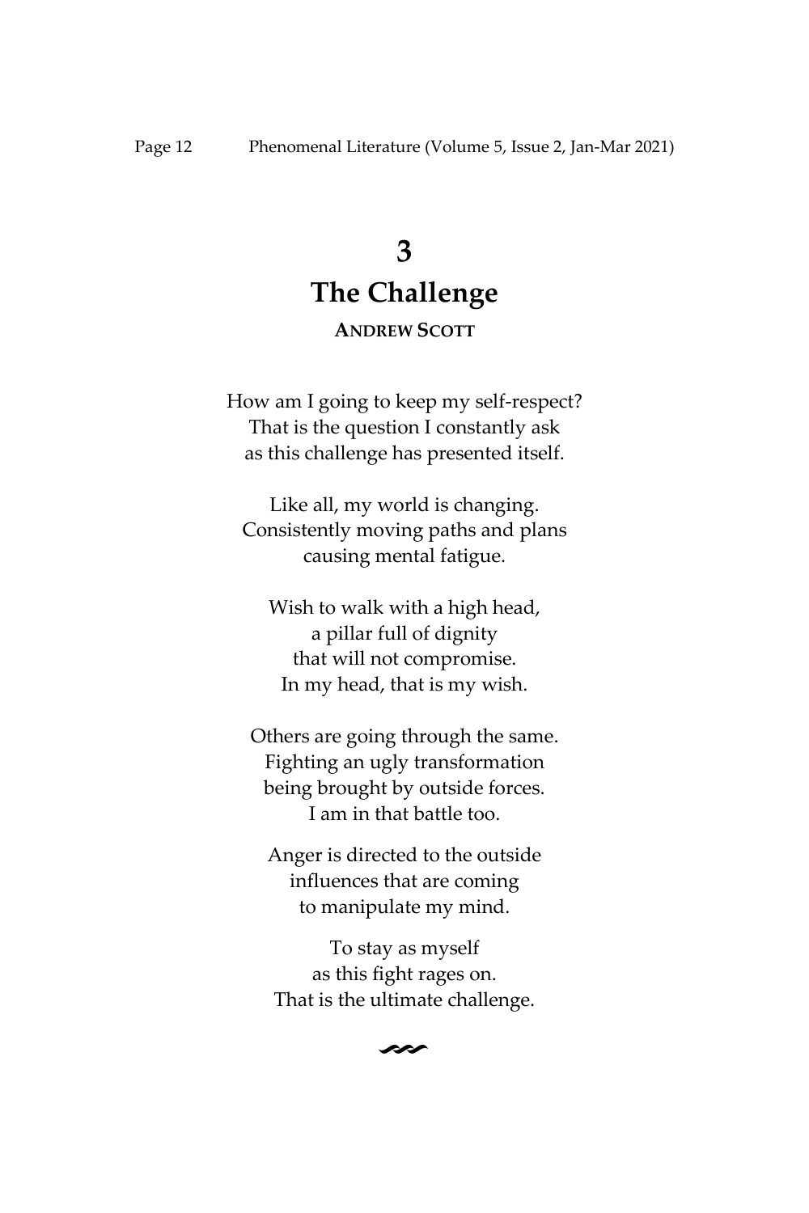# 3

# The Challenge

**ANDREW SCOTT**

How am I going to keep my self-respect?
That is the question I constantly ask
as this challenge has presented itself.

Like all, my world is changing.
Consistently moving paths and plans
causing mental fatigue.

Wish to walk with a high head,
a pillar full of dignity
that will not compromise.
In my head, that is my wish.

Others are going through the same.
Fighting an ugly transformation
being brought by outside forces.
I am in that battle too.

Anger is directed to the outside
influences that are coming
to manipulate my mind.

To stay as myself
as this fight rages on.
That is the ultimate challenge.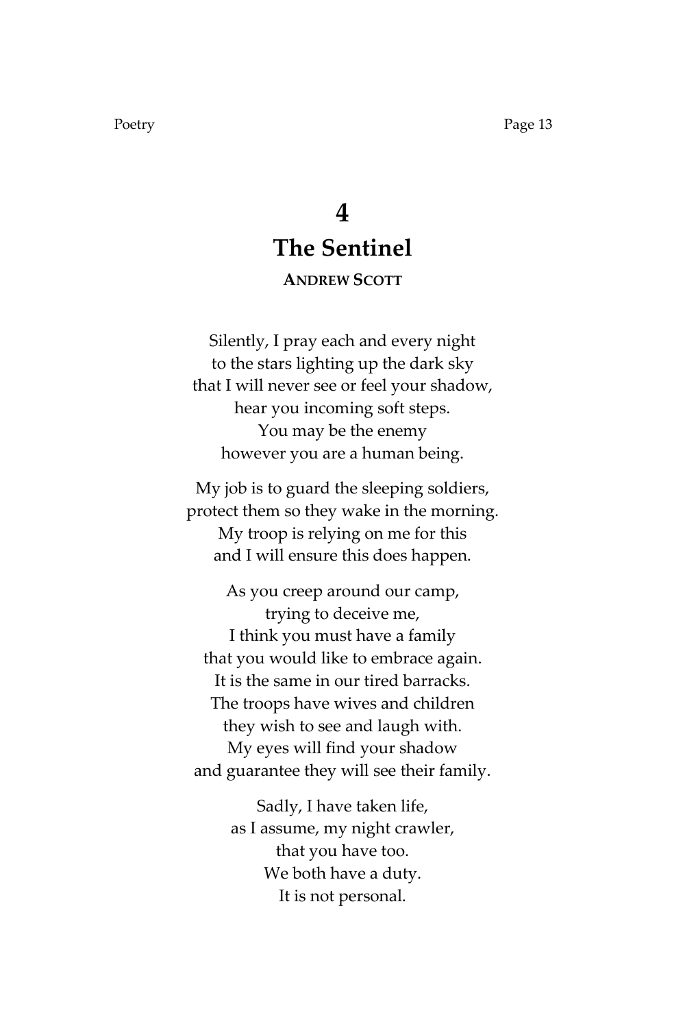# 4

# The Sentinel

**ANDREW SCOTT**

Silently, I pray each and every night
to the stars lighting up the dark sky
that I will never see or feel your shadow,
hear you incoming soft steps.
You may be the enemy
however you are a human being.

My job is to guard the sleeping soldiers,
protect them so they wake in the morning.
My troop is relying on me for this
and I will ensure this does happen.

As you creep around our camp,
trying to deceive me,
I think you must have a family
that you would like to embrace again.
It is the same in our tired barracks.
The troops have wives and children
they wish to see and laugh with.
My eyes will find your shadow
and guarantee they will see their family.

Sadly, I have taken life,
as I assume, my night crawler,
that you have too.
We both have a duty.
It is not personal.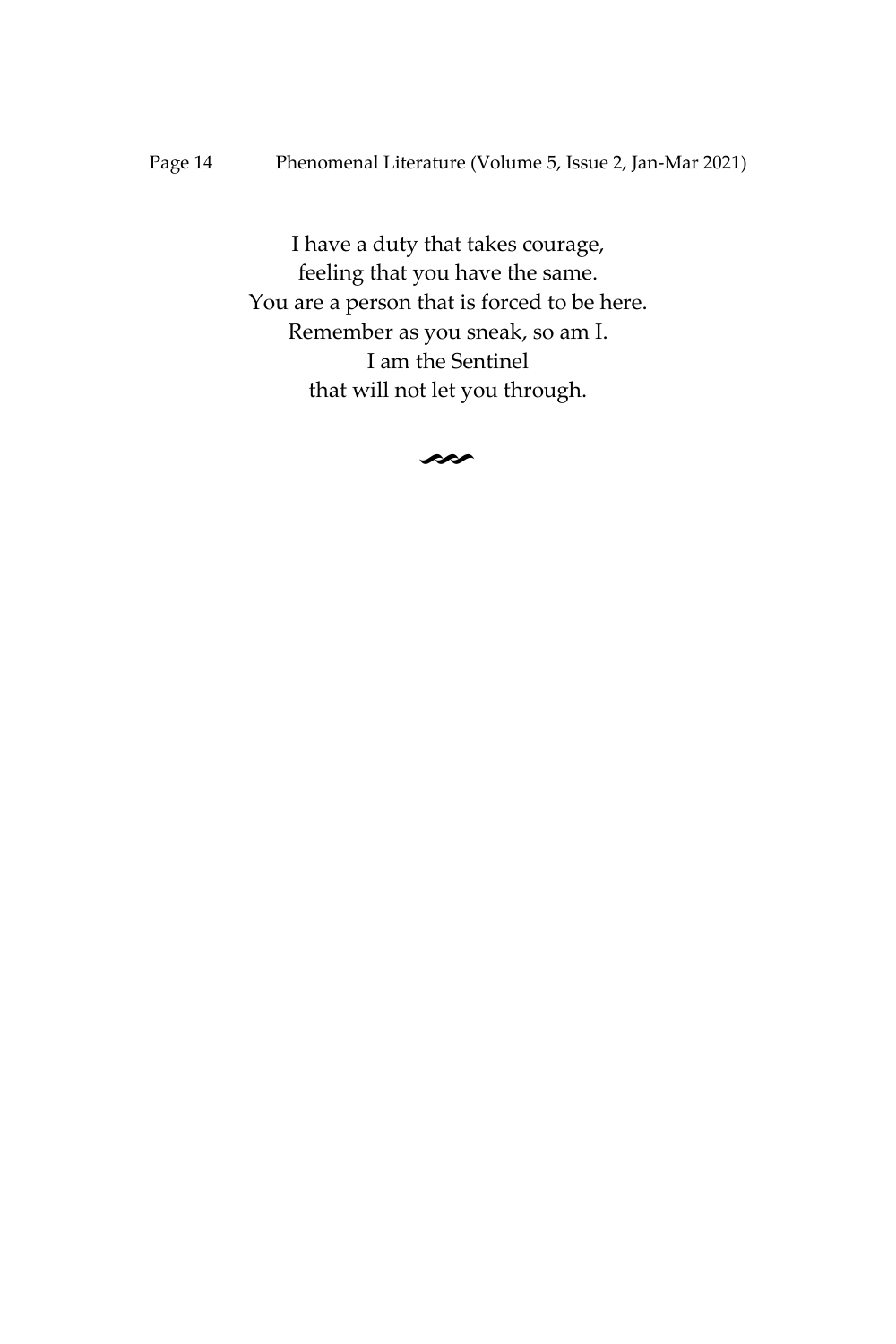I have a duty that takes courage,  
feeling that you have the same.  
You are a person that is forced to be here.  
Remember as you sneak, so am I.  
I am the Sentinel  
that will not let you through.

~~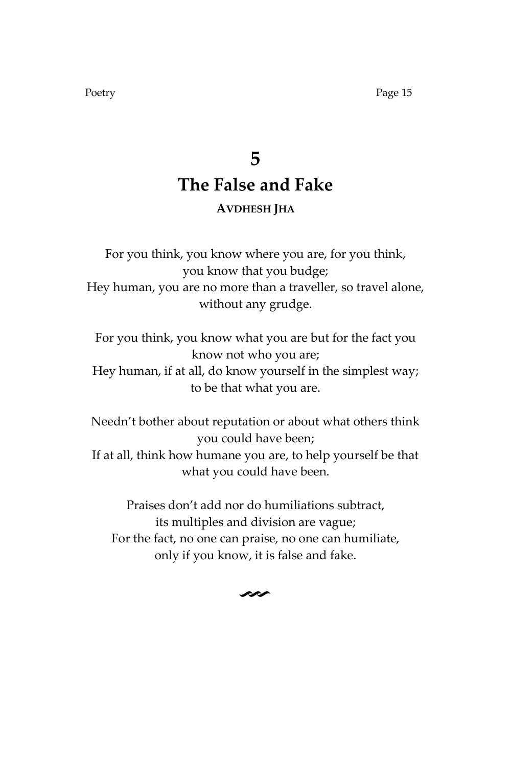# 5

## The False and Fake

**AVDHESH JHA**

For you think, you know where you are, for you think, you know that you budge;
Hey human, you are no more than a traveller, so travel alone, without any grudge.

For you think, you know what you are but for the fact you know not who you are;
Hey human, if at all, do know yourself in the simplest way; to be that what you are.

Needn't bother about reputation or about what others think you could have been;
If at all, think how humane you are, to help yourself be that what you could have been.

Praises don't add nor do humiliations subtract, its multiples and division are vague;
For the fact, no one can praise, no one can humiliate, only if you know, it is false and fake.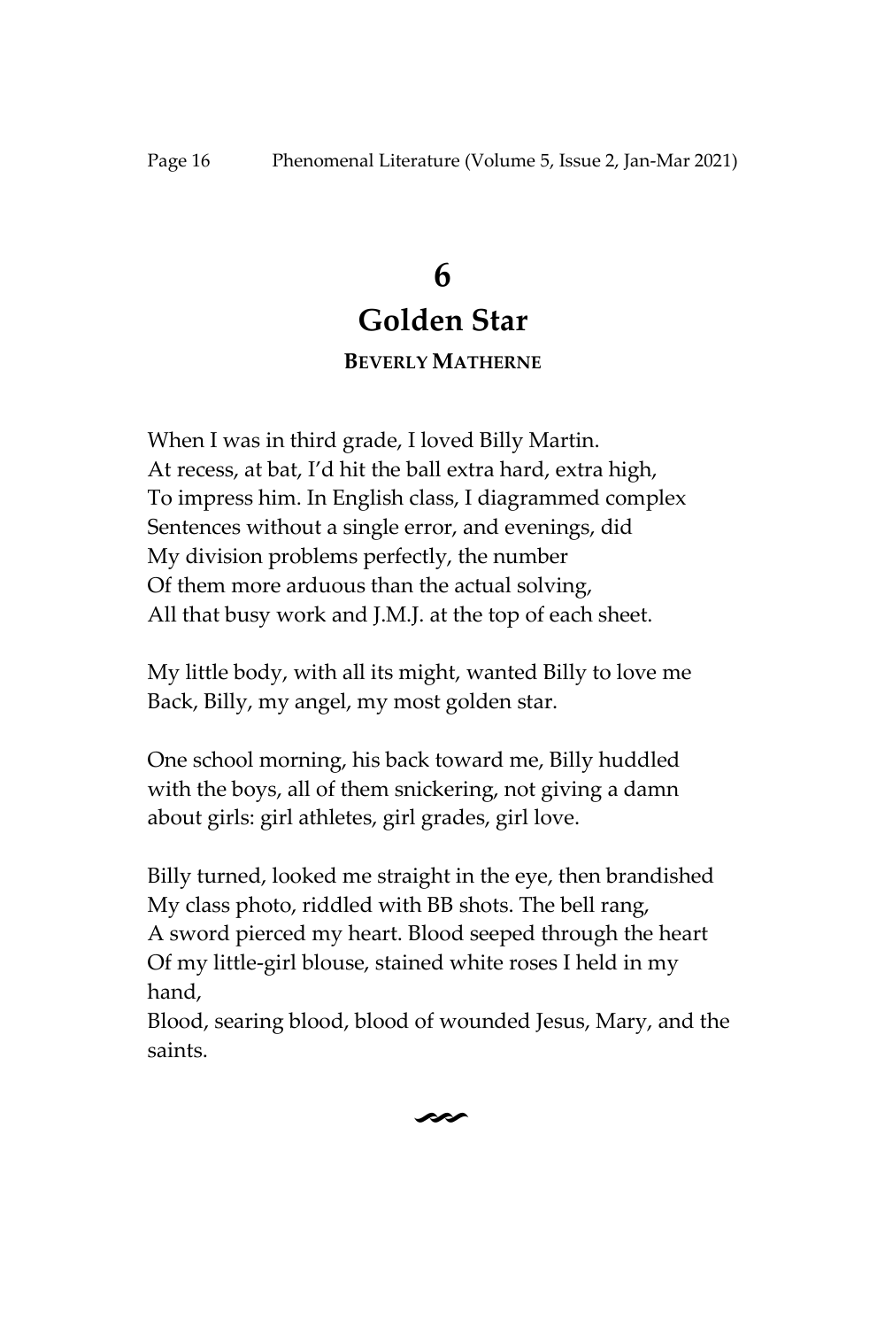# 6

# Golden Star

**BEVERLY MATHERNE**

When I was in third grade, I loved Billy Martin.
At recess, at bat, I'd hit the ball extra hard, extra high,
To impress him. In English class, I diagrammed complex
Sentences without a single error, and evenings, did
My division problems perfectly, the number
Of them more arduous than the actual solving,
All that busy work and J.M.J. at the top of each sheet.

My little body, with all its might, wanted Billy to love me
Back, Billy, my angel, my most golden star.

One school morning, his back toward me, Billy huddled
with the boys, all of them snickering, not giving a damn
about girls: girl athletes, girl grades, girl love.

Billy turned, looked me straight in the eye, then brandished
My class photo, riddled with BB shots. The bell rang,
A sword pierced my heart. Blood seeped through the heart
Of my little-girl blouse, stained white roses I held in my hand,
Blood, searing blood, blood of wounded Jesus, Mary, and the saints.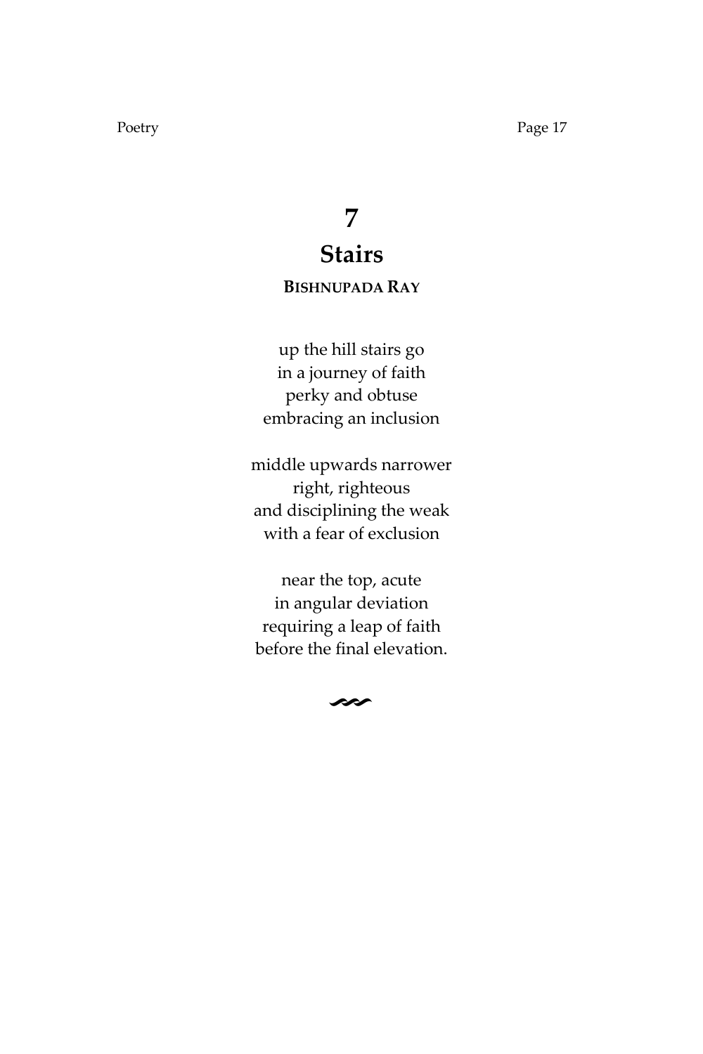# 7

## Stairs

**BISHNUPADA RAY**

up the hill stairs go  
in a journey of faith  
perky and obtuse  
embracing an inclusion

middle upwards narrower  
right, righteous  
and disciplining the weak  
with a fear of exclusion

near the top, acute  
in angular deviation  
requiring a leap of faith  
before the final elevation.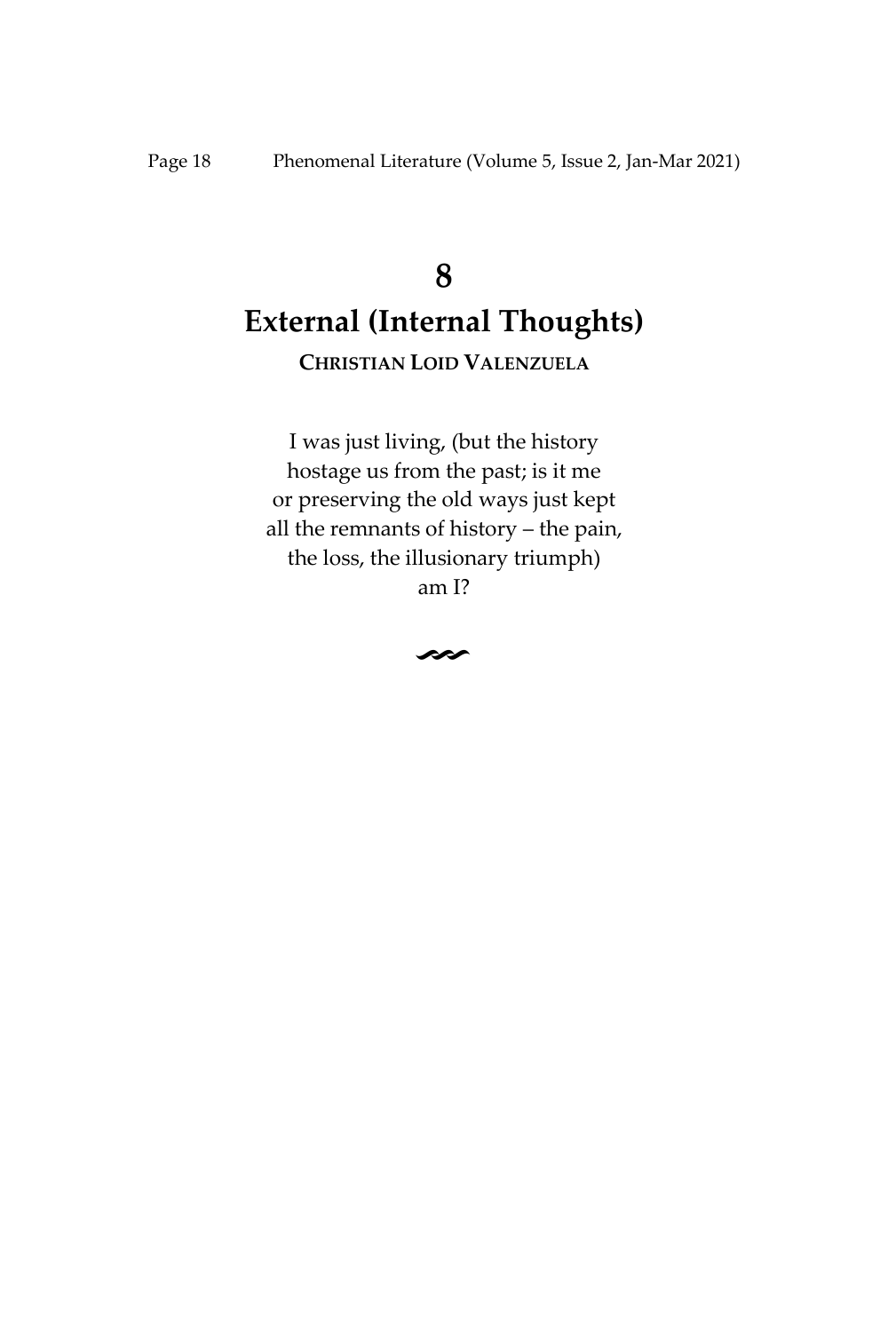# 8

# External (Internal Thoughts)

**CHRISTIAN LOID VALENZUELA**

I was just living, (but the history  
hostage us from the past; is it me  
or preserving the old ways just kept  
all the remnants of history – the pain,  
the loss, the illusionary triumph)  
am I?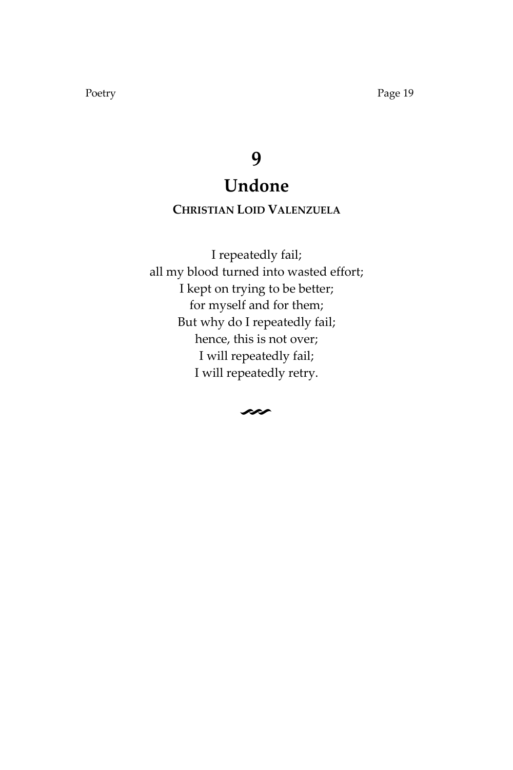# 9

## Undone

**CHRISTIAN LOID VALENZUELA**

I repeatedly fail;  
all my blood turned into wasted effort;  
I kept on trying to be better;  
for myself and for them;  
But why do I repeatedly fail;  
hence, this is not over;  
I will repeatedly fail;  
I will repeatedly retry.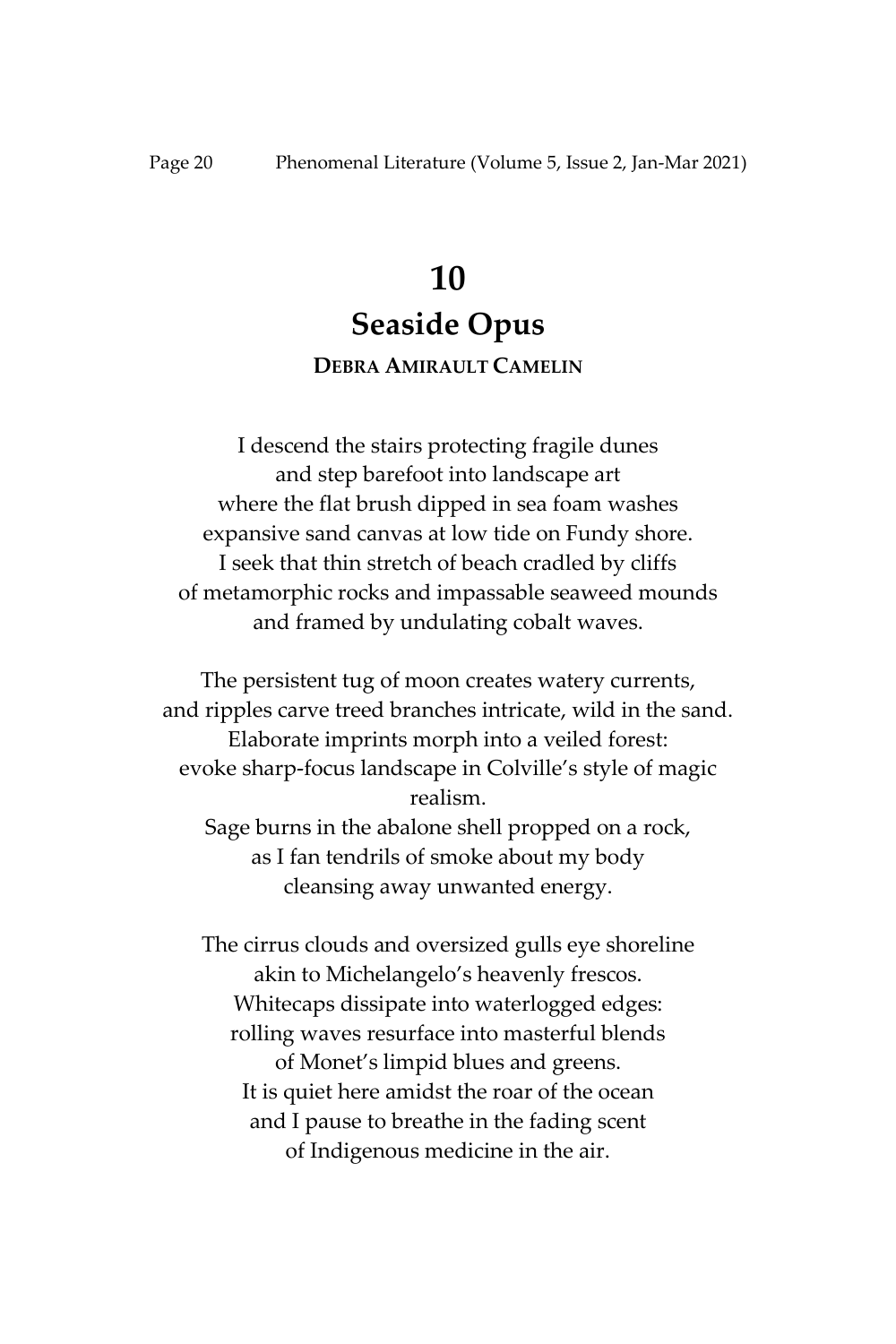# 10

# Seaside Opus

**DEBRA AMIRAULT CAMELIN**

I descend the stairs protecting fragile dunes
and step barefoot into landscape art
where the flat brush dipped in sea foam washes
expansive sand canvas at low tide on Fundy shore.
I seek that thin stretch of beach cradled by cliffs
of metamorphic rocks and impassable seaweed mounds
and framed by undulating cobalt waves.

The persistent tug of moon creates watery currents,
and ripples carve treed branches intricate, wild in the sand.
Elaborate imprints morph into a veiled forest:
evoke sharp-focus landscape in Colville's style of magic realism.
Sage burns in the abalone shell propped on a rock,
as I fan tendrils of smoke about my body
cleansing away unwanted energy.

The cirrus clouds and oversized gulls eye shoreline
akin to Michelangelo's heavenly frescos.
Whitecaps dissipate into waterlogged edges:
rolling waves resurface into masterful blends
of Monet's limpid blues and greens.
It is quiet here amidst the roar of the ocean
and I pause to breathe in the fading scent
of Indigenous medicine in the air.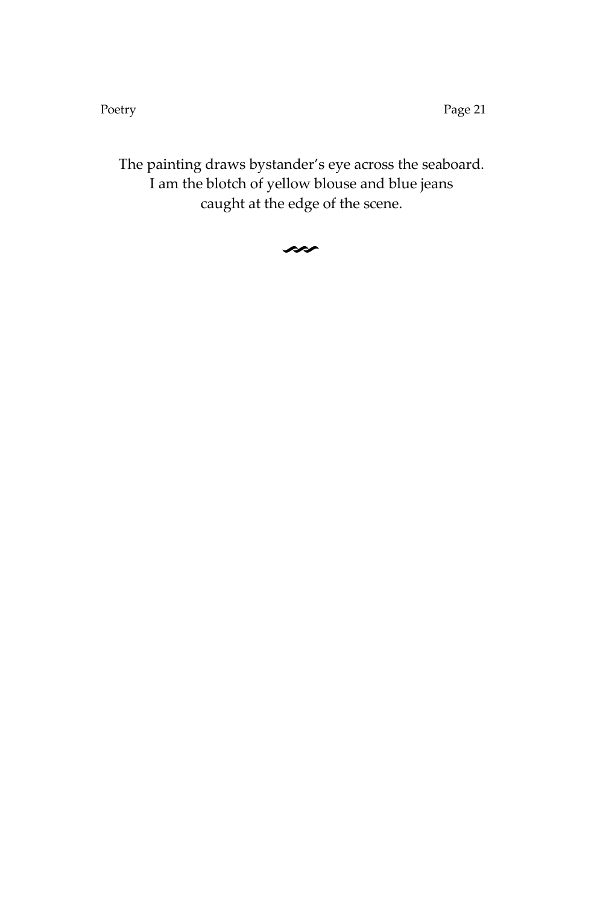The painting draws bystander's eye across the seaboard.
I am the blotch of yellow blouse and blue jeans
caught at the edge of the scene.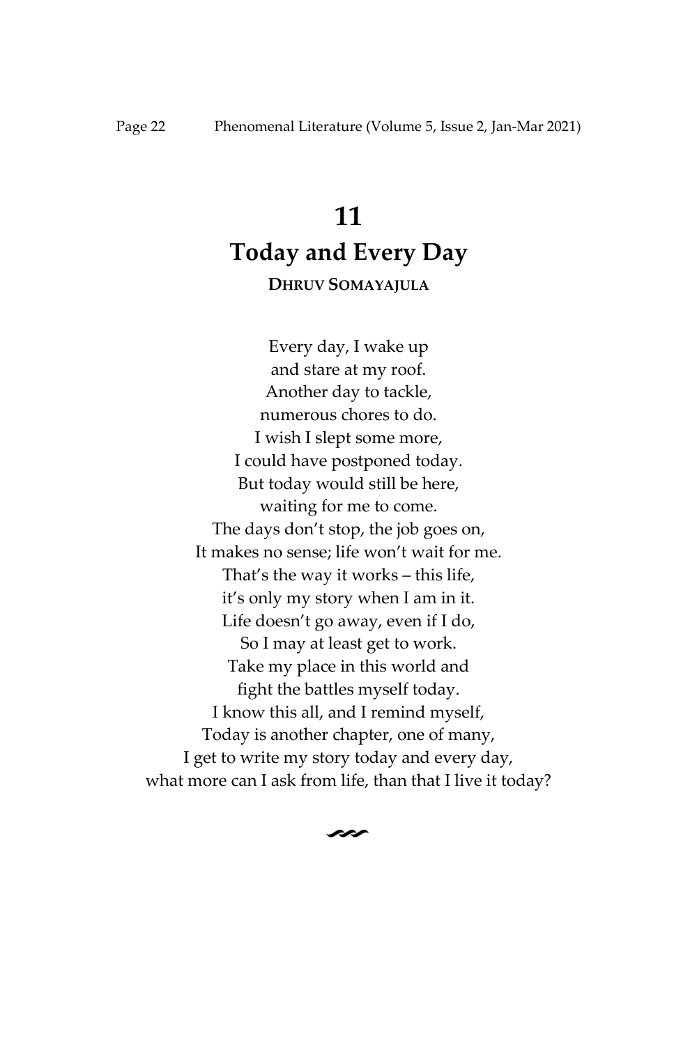# 11

# Today and Every Day

**DHRUV SOMAYAJULA**

Every day, I wake up
and stare at my roof.
Another day to tackle,
numerous chores to do.
I wish I slept some more,
I could have postponed today.
But today would still be here,
waiting for me to come.
The days don't stop, the job goes on,
It makes no sense; life won't wait for me.
That's the way it works – this life,
it's only my story when I am in it.
Life doesn't go away, even if I do,
So I may at least get to work.
Take my place in this world and
fight the battles myself today.
I know this all, and I remind myself,
Today is another chapter, one of many,
I get to write my story today and every day,
what more can I ask from life, than that I live it today?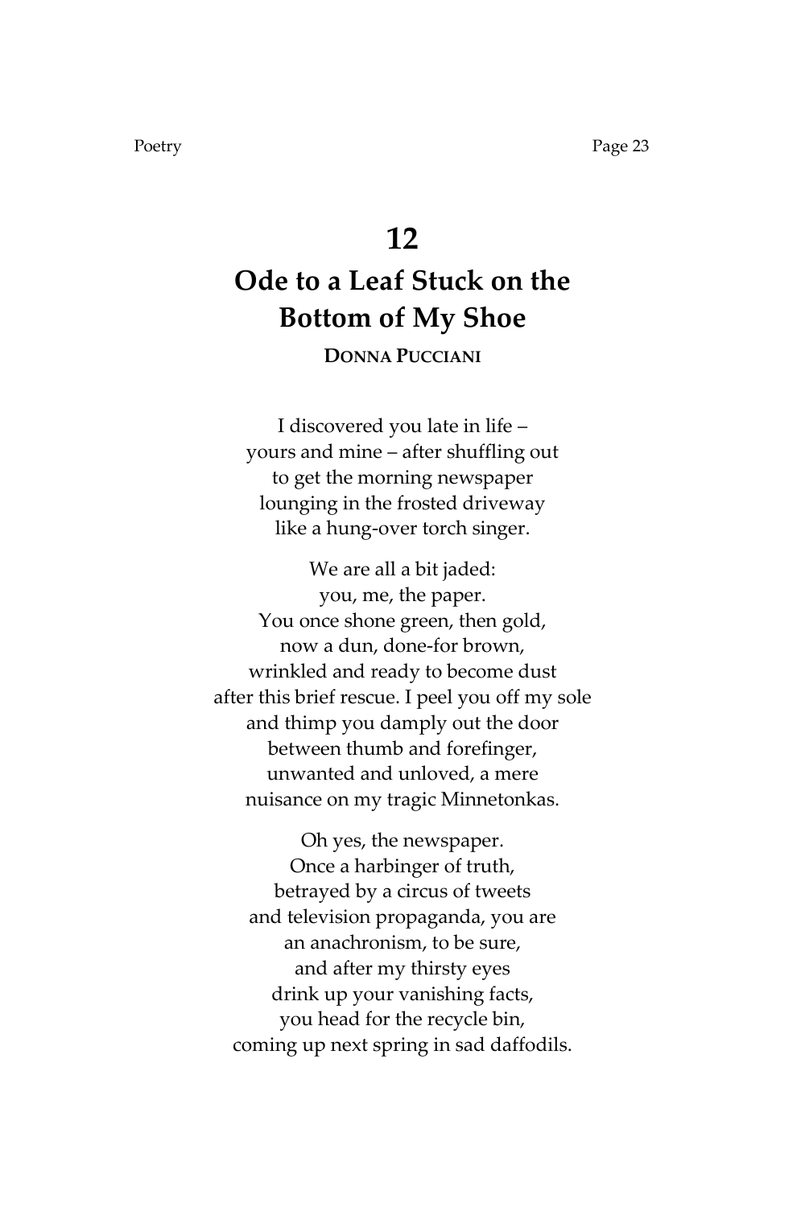# 12

# Ode to a Leaf Stuck on the Bottom of My Shoe

**DONNA PUCCIANI**

I discovered you late in life –  
yours and mine – after shuffling out  
to get the morning newspaper  
lounging in the frosted driveway  
like a hung-over torch singer.

We are all a bit jaded:  
you, me, the paper.  
You once shone green, then gold,  
now a dun, done-for brown,  
wrinkled and ready to become dust  
after this brief rescue. I peel you off my sole  
and thimp you damply out the door  
between thumb and forefinger,  
unwanted and unloved, a mere  
nuisance on my tragic Minnetonkas.

Oh yes, the newspaper.  
Once a harbinger of truth,  
betrayed by a circus of tweets  
and television propaganda, you are  
an anachronism, to be sure,  
and after my thirsty eyes  
drink up your vanishing facts,  
you head for the recycle bin,  
coming up next spring in sad daffodils.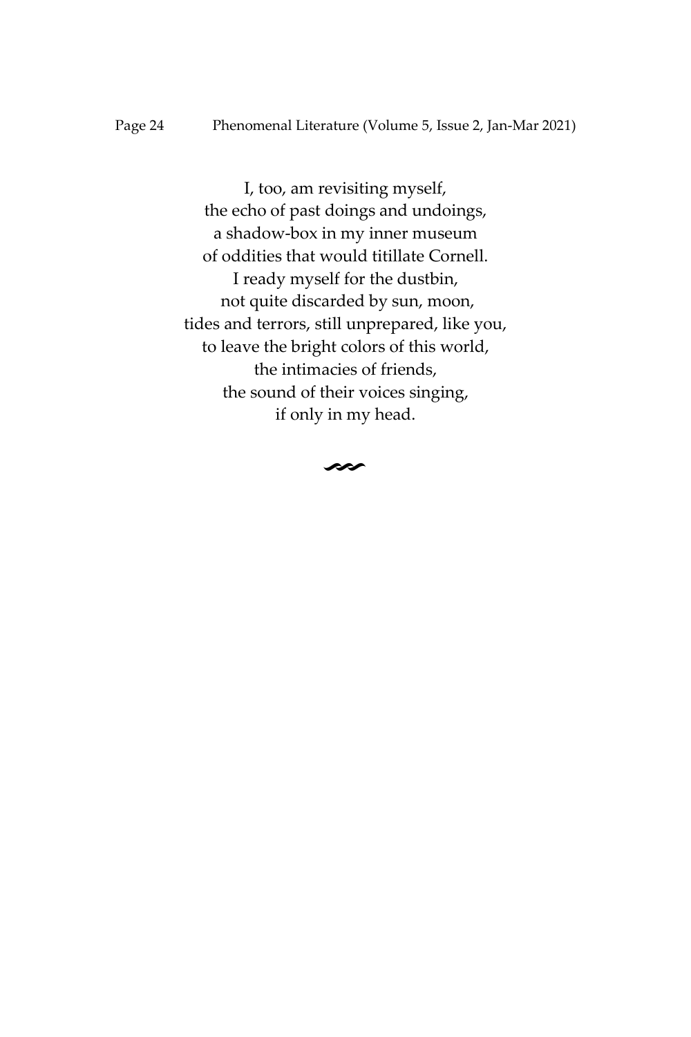I, too, am revisiting myself,  
the echo of past doings and undoings,  
a shadow-box in my inner museum  
of oddities that would titillate Cornell.  
I ready myself for the dustbin,  
not quite discarded by sun, moon,  
tides and terrors, still unprepared, like you,  
to leave the bright colors of this world,  
the intimacies of friends,  
the sound of their voices singing,  
if only in my head.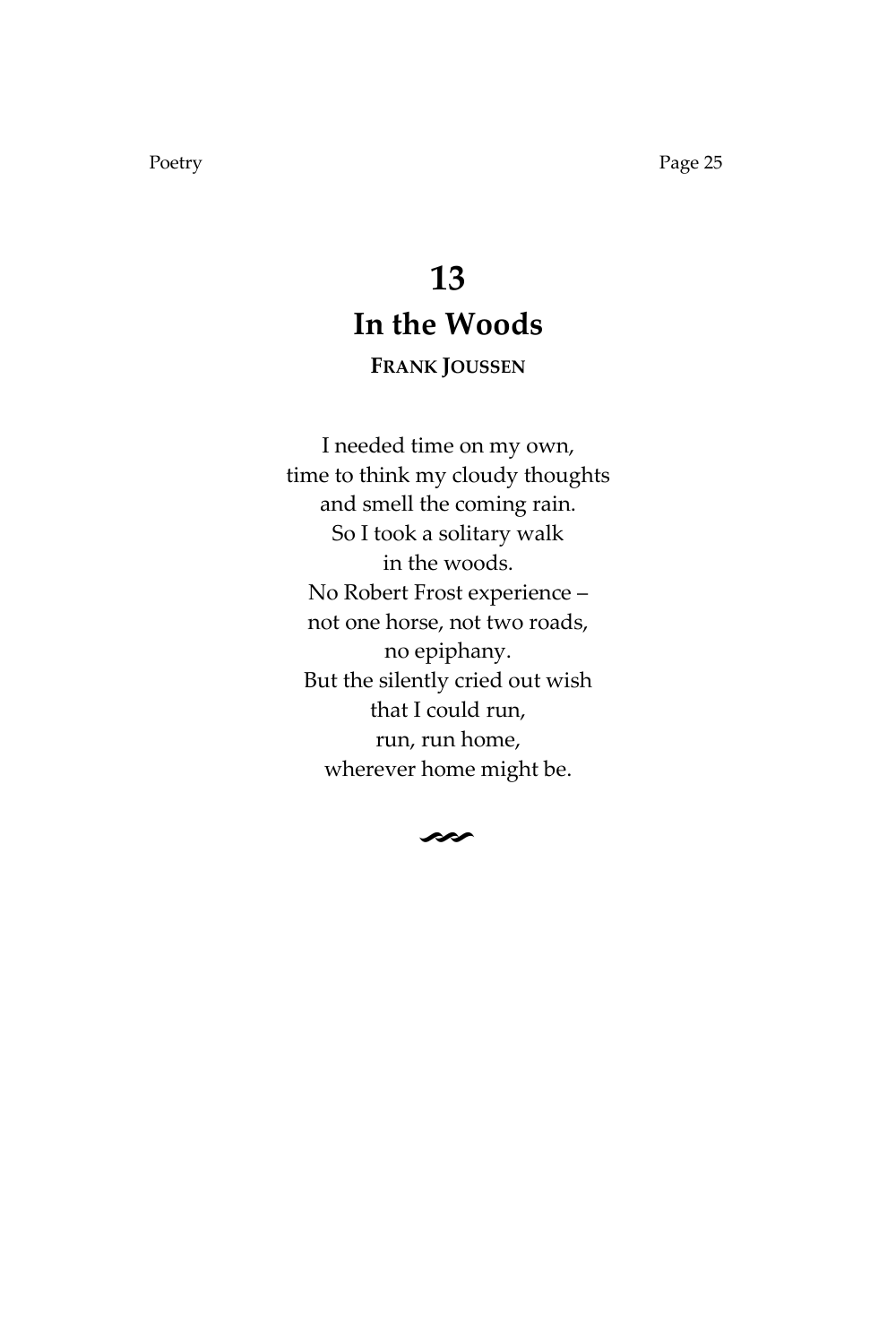# 13
# In the Woods

**FRANK JOUSSEN**

I needed time on my own,  
time to think my cloudy thoughts  
and smell the coming rain.  
So I took a solitary walk  
in the woods.  
No Robert Frost experience –  
not one horse, not two roads,  
no epiphany.  
But the silently cried out wish  
that I could run,  
run, run home,  
wherever home might be.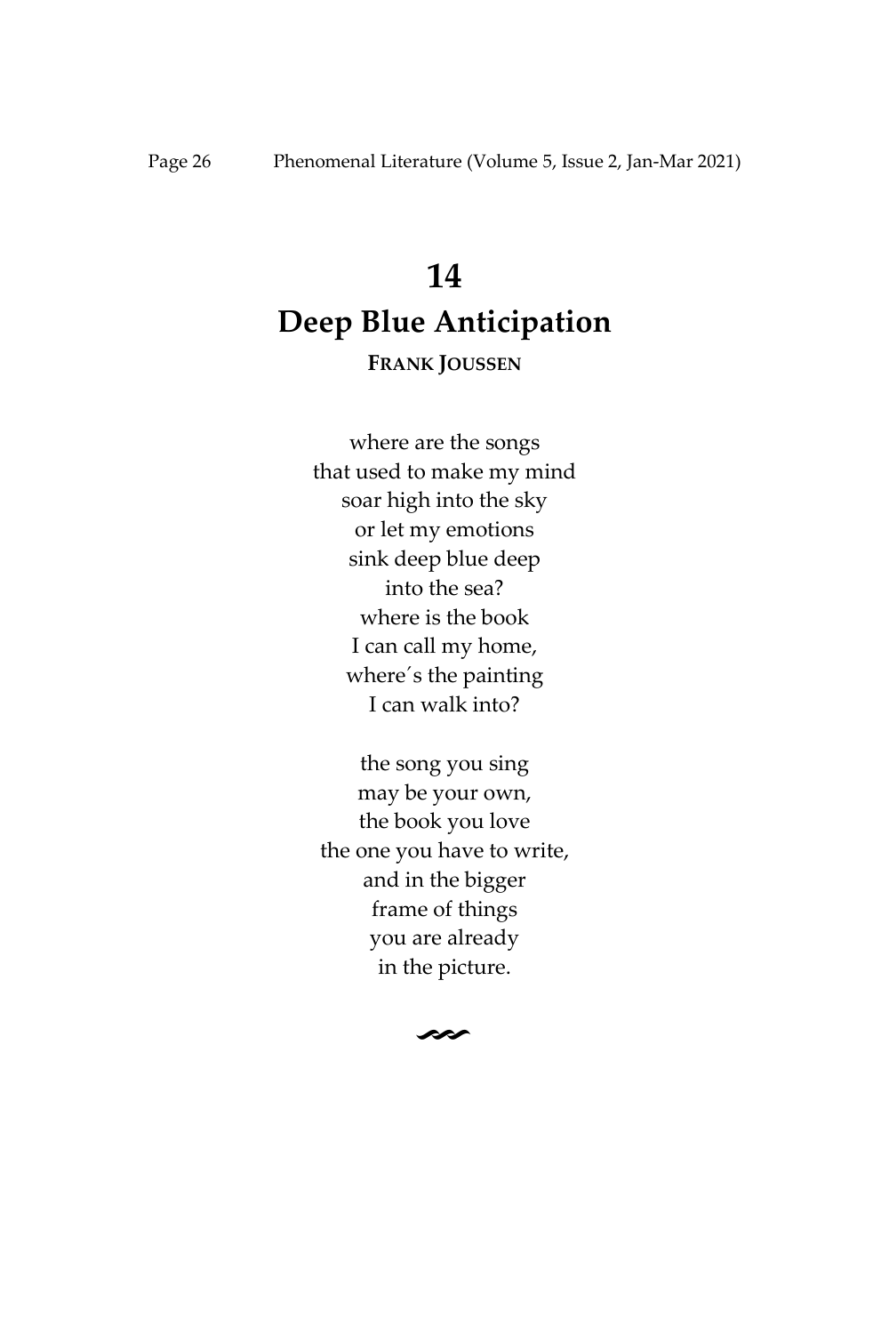# 14

# Deep Blue Anticipation

**FRANK JOUSSEN**

where are the songs  
that used to make my mind  
soar high into the sky  
or let my emotions  
sink deep blue deep  
into the sea?  
where is the book  
I can call my home,  
where´s the painting  
I can walk into?

the song you sing  
may be your own,  
the book you love  
the one you have to write,  
and in the bigger  
frame of things  
you are already  
in the picture.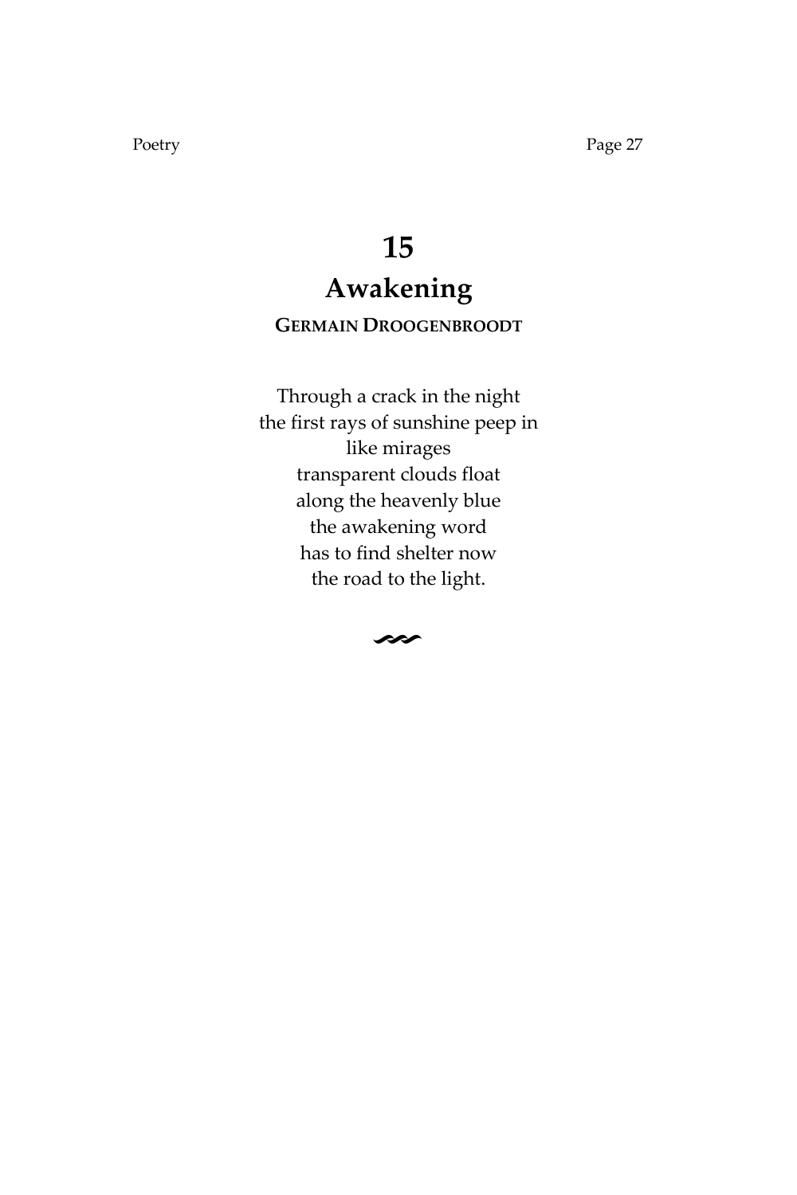# 15

## Awakening

**GERMAIN DROOGENBROODT**

Through a crack in the night
the first rays of sunshine peep in
like mirages
transparent clouds float
along the heavenly blue
the awakening word
has to find shelter now
the road to the light.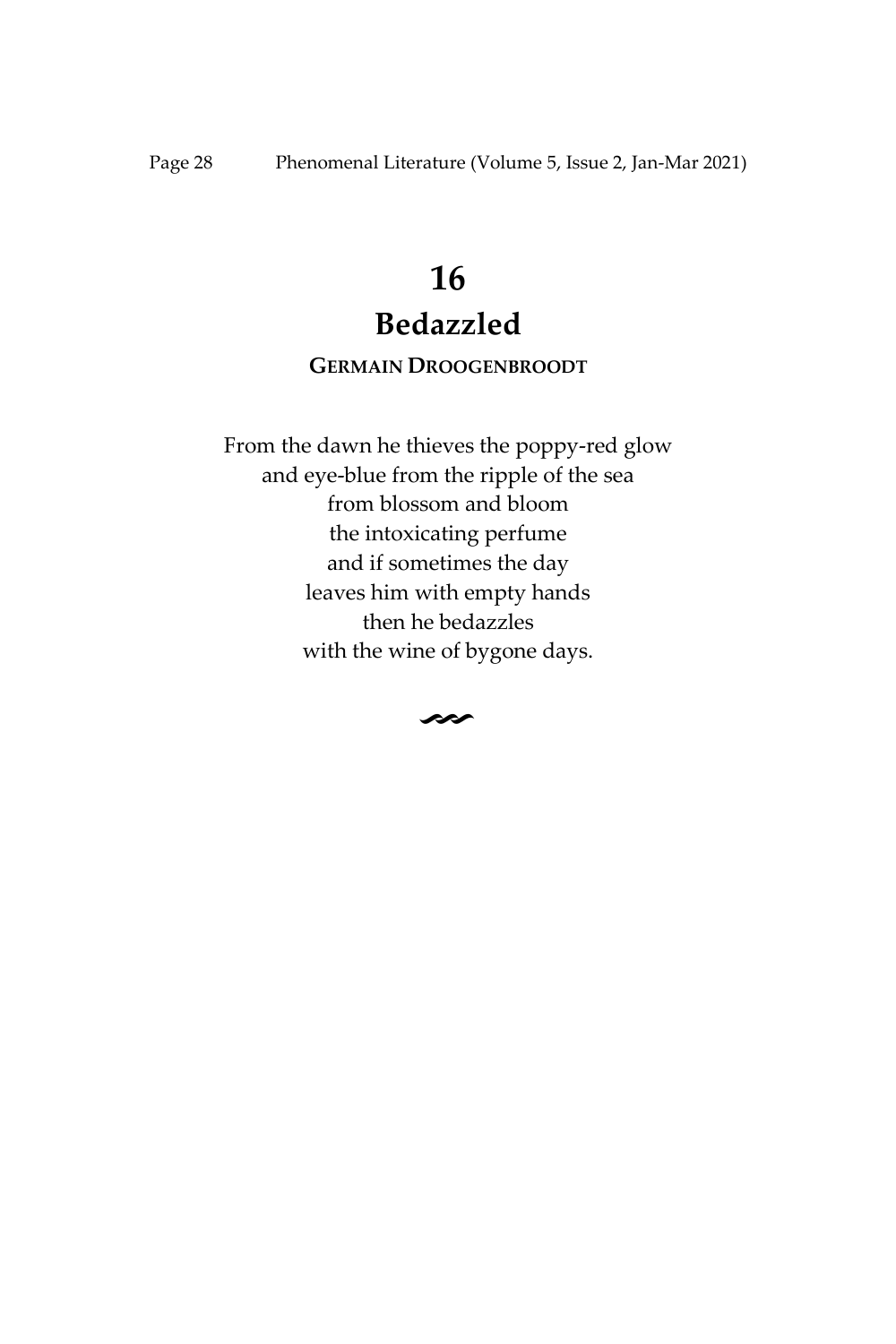# 16

# Bedazzled

### GERMAIN DROOGENBROODT

From the dawn he thieves the poppy-red glow  
and eye-blue from the ripple of the sea  
from blossom and bloom  
the intoxicating perfume  
and if sometimes the day  
leaves him with empty hands  
then he bedazzles  
with the wine of bygone days.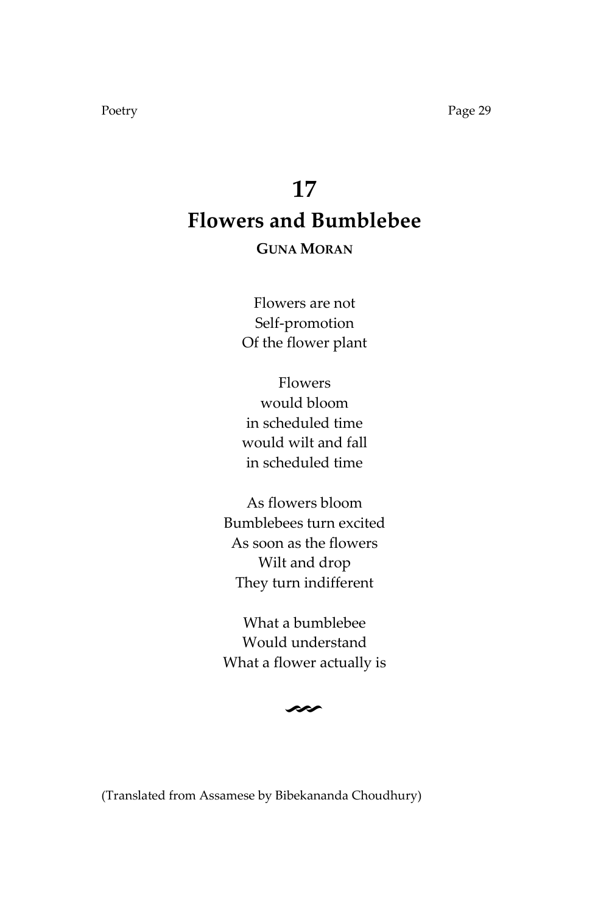# 17

# Flowers and Bumblebee

**GUNA MORAN**

Flowers are not  
Self-promotion  
Of the flower plant

Flowers  
would bloom  
in scheduled time  
would wilt and fall  
in scheduled time

As flowers bloom  
Bumblebees turn excited  
As soon as the flowers  
Wilt and drop  
They turn indifferent

What a bumblebee  
Would understand  
What a flower actually is

(Translated from Assamese by Bibekananda Choudhury)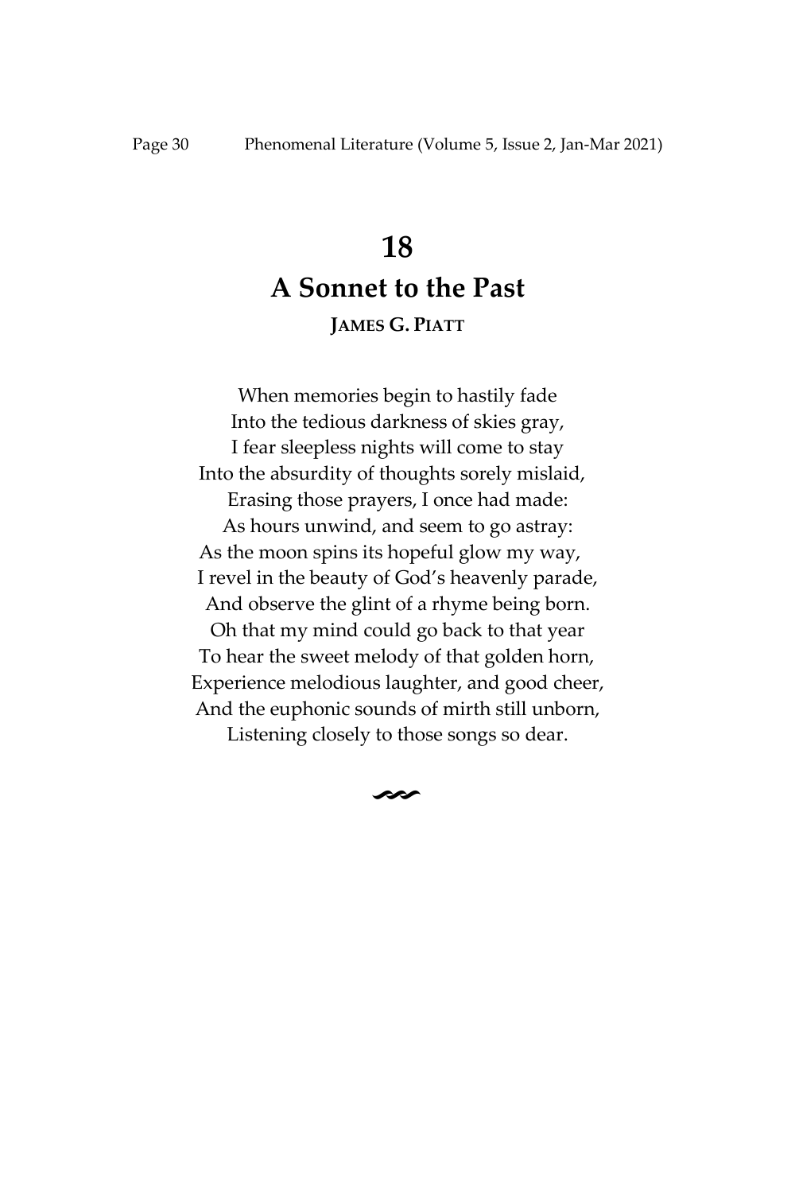# 18

## A Sonnet to the Past

**JAMES G. PIATT**

When memories begin to hastily fade  
Into the tedious darkness of skies gray,  
I fear sleepless nights will come to stay  
Into the absurdity of thoughts sorely mislaid,  
Erasing those prayers, I once had made:  
As hours unwind, and seem to go astray:  
As the moon spins its hopeful glow my way,  
I revel in the beauty of God's heavenly parade,  
And observe the glint of a rhyme being born.  
Oh that my mind could go back to that year  
To hear the sweet melody of that golden horn,  
Experience melodious laughter, and good cheer,  
And the euphonic sounds of mirth still unborn,  
Listening closely to those songs so dear.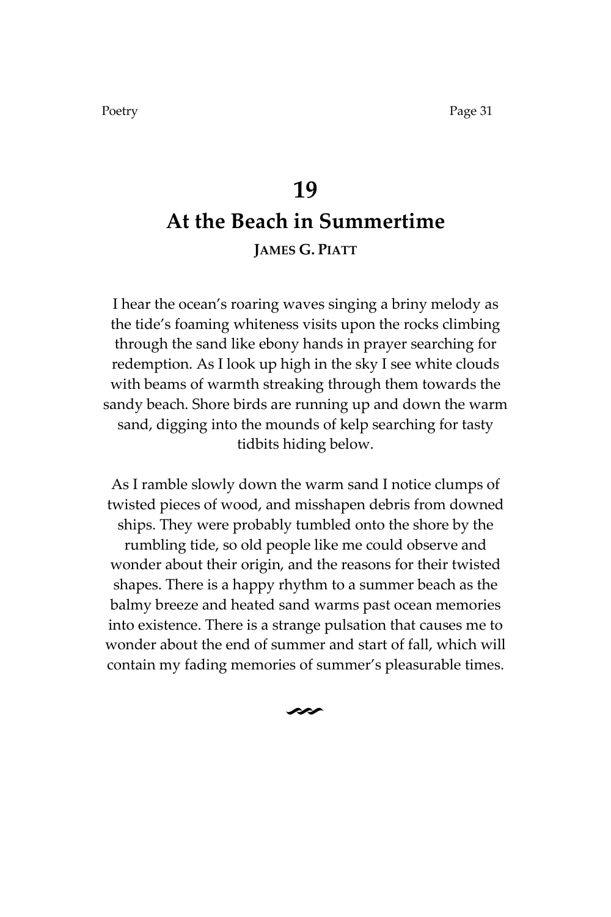## 19

## At the Beach in Summertime

**JAMES G. PIATT**

I hear the ocean's roaring waves singing a briny melody as the tide's foaming whiteness visits upon the rocks climbing through the sand like ebony hands in prayer searching for redemption. As I look up high in the sky I see white clouds with beams of warmth streaking through them towards the sandy beach. Shore birds are running up and down the warm sand, digging into the mounds of kelp searching for tasty tidbits hiding below.

As I ramble slowly down the warm sand I notice clumps of twisted pieces of wood, and misshapen debris from downed ships. They were probably tumbled onto the shore by the rumbling tide, so old people like me could observe and wonder about their origin, and the reasons for their twisted shapes. There is a happy rhythm to a summer beach as the balmy breeze and heated sand warms past ocean memories into existence. There is a strange pulsation that causes me to wonder about the end of summer and start of fall, which will contain my fading memories of summer's pleasurable times.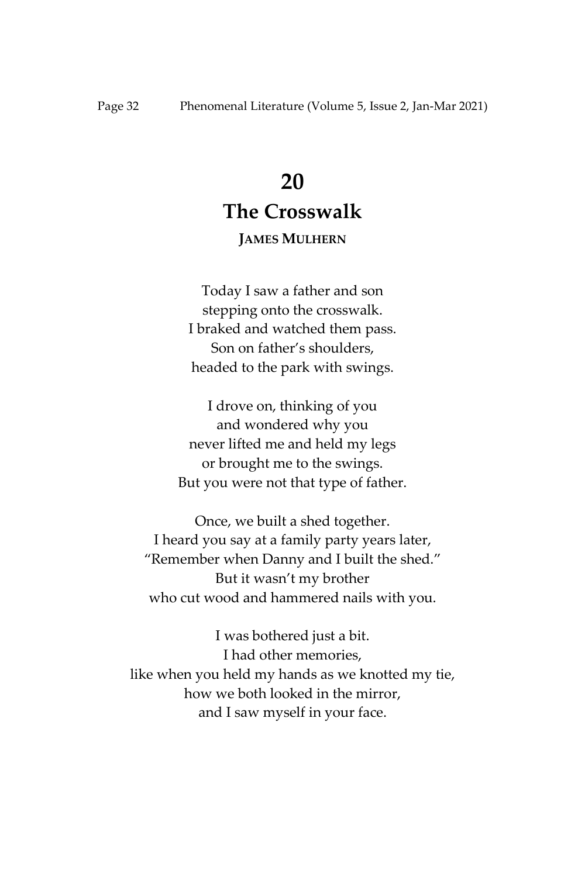# 20

# The Crosswalk

**JAMES MULHERN**

Today I saw a father and son  
stepping onto the crosswalk.  
I braked and watched them pass.  
Son on father's shoulders,  
headed to the park with swings.

I drove on, thinking of you  
and wondered why you  
never lifted me and held my legs  
or brought me to the swings.  
But you were not that type of father.

Once, we built a shed together.  
I heard you say at a family party years later,  
"Remember when Danny and I built the shed."  
But it wasn't my brother  
who cut wood and hammered nails with you.

I was bothered just a bit.  
I had other memories,  
like when you held my hands as we knotted my tie,  
how we both looked in the mirror,  
and I saw myself in your face.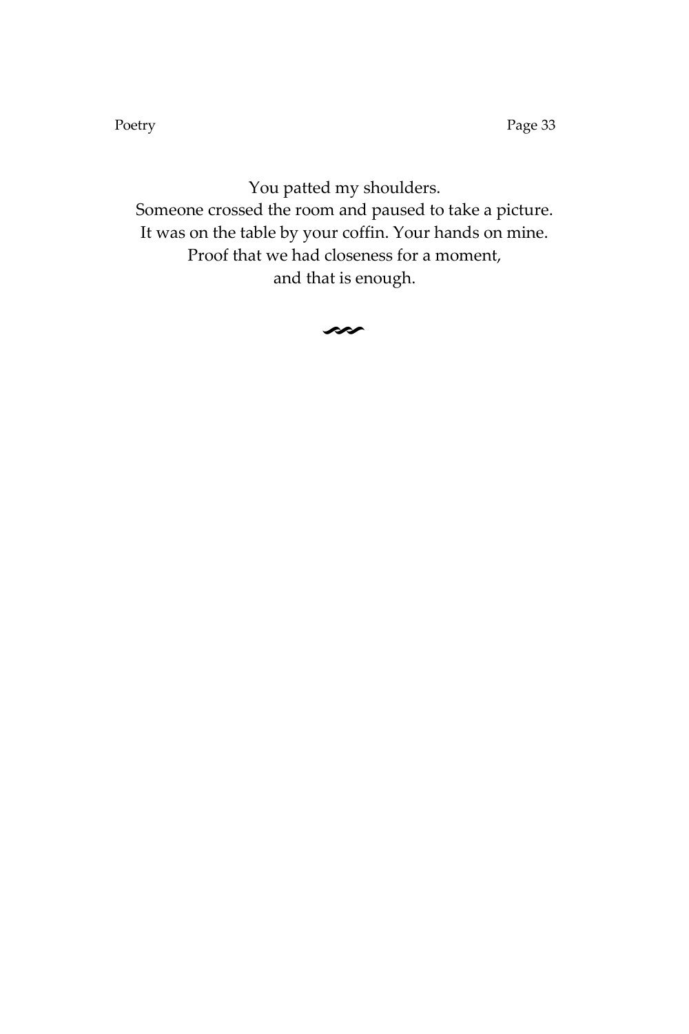You patted my shoulders.  
Someone crossed the room and paused to take a picture.  
It was on the table by your coffin. Your hands on mine.  
Proof that we had closeness for a moment,  
and that is enough.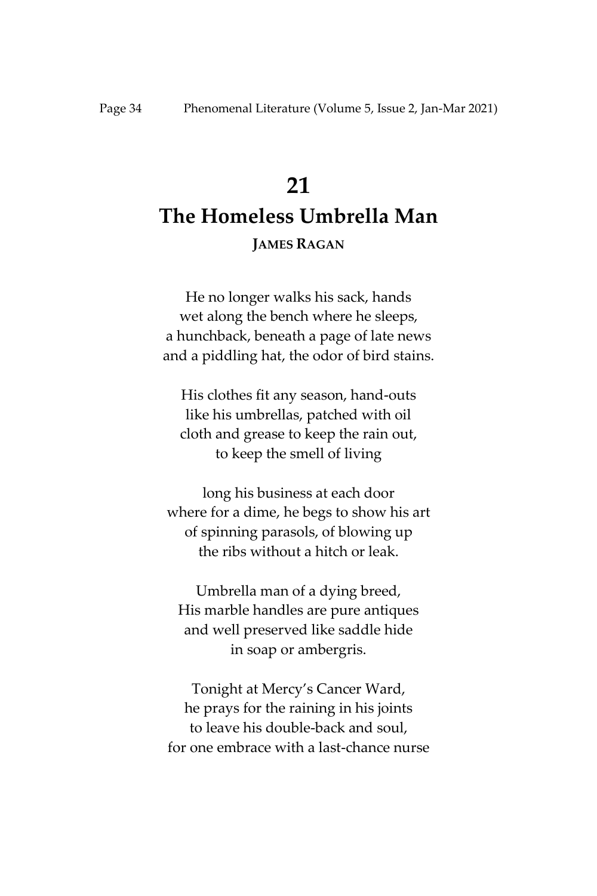# 21

# The Homeless Umbrella Man

**JAMES RAGAN**

He no longer walks his sack, hands  
wet along the bench where he sleeps,  
a hunchback, beneath a page of late news  
and a piddling hat, the odor of bird stains.

His clothes fit any season, hand-outs  
like his umbrellas, patched with oil  
cloth and grease to keep the rain out,  
to keep the smell of living

long his business at each door  
where for a dime, he begs to show his art  
of spinning parasols, of blowing up  
the ribs without a hitch or leak.

Umbrella man of a dying breed,  
His marble handles are pure antiques  
and well preserved like saddle hide  
in soap or ambergris.

Tonight at Mercy's Cancer Ward,  
he prays for the raining in his joints  
to leave his double-back and soul,  
for one embrace with a last-chance nurse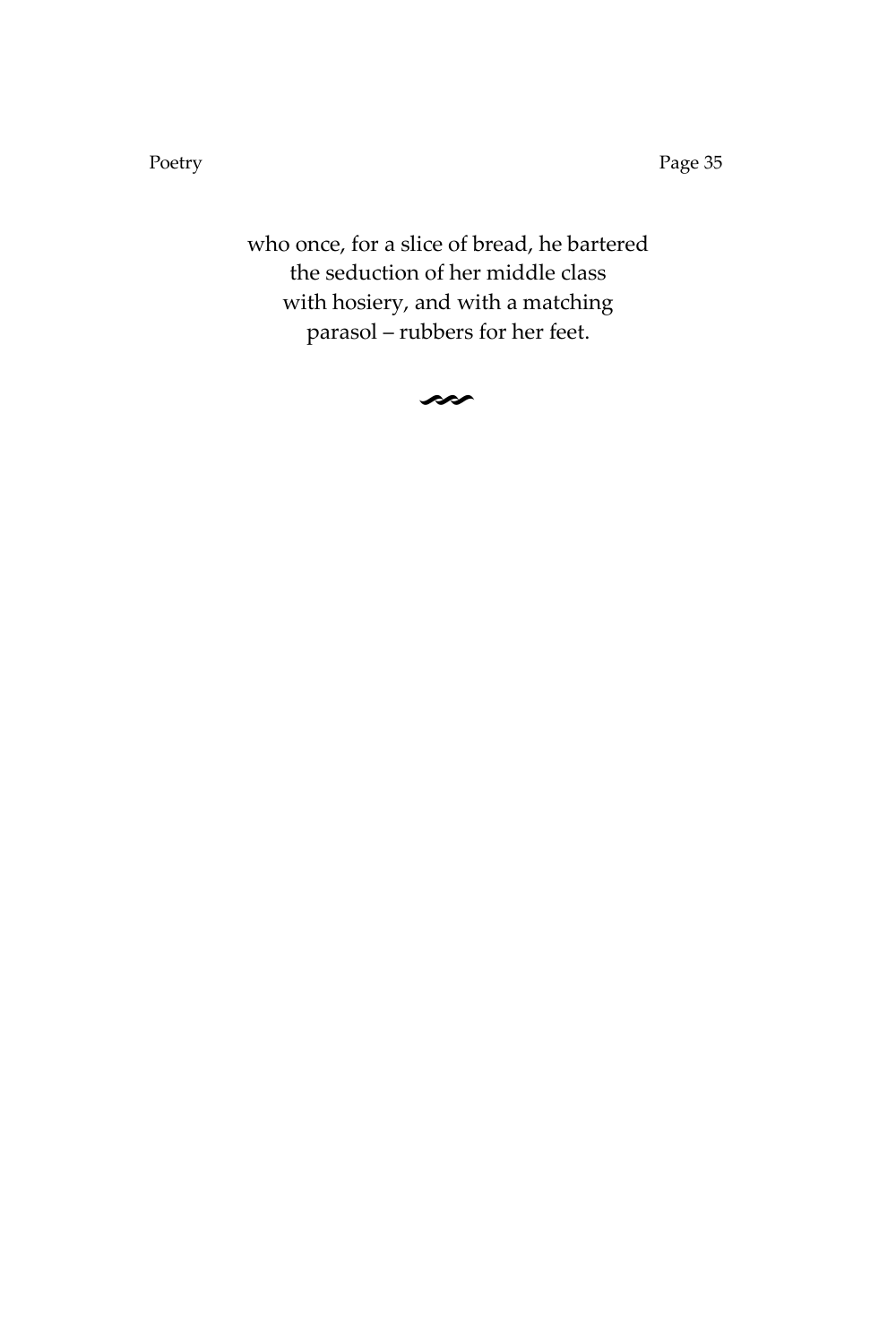who once, for a slice of bread, he bartered  
the seduction of her middle class  
with hosiery, and with a matching  
parasol – rubbers for her feet.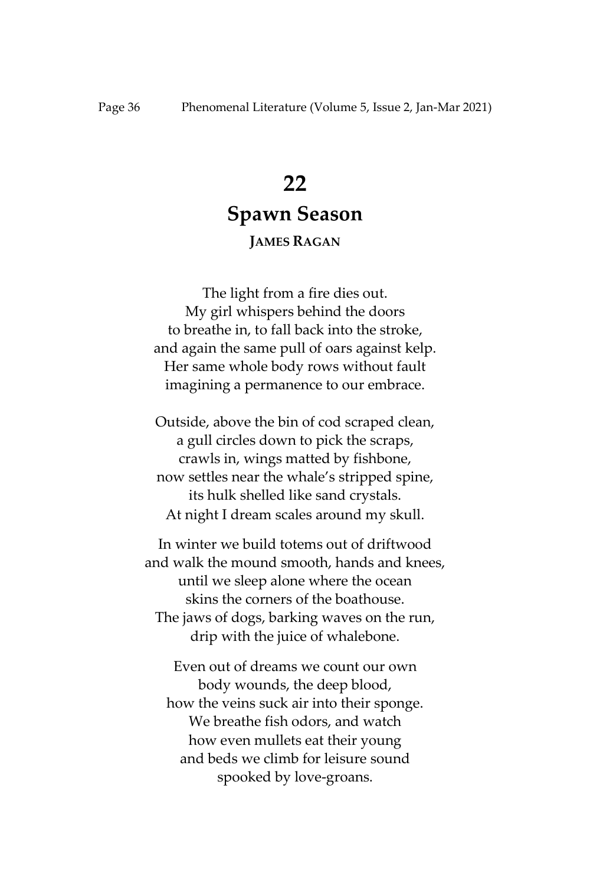# 22

## Spawn Season

**JAMES RAGAN**

The light from a fire dies out.  
My girl whispers behind the doors  
to breathe in, to fall back into the stroke,  
and again the same pull of oars against kelp.  
Her same whole body rows without fault  
imagining a permanence to our embrace.

Outside, above the bin of cod scraped clean,  
a gull circles down to pick the scraps,  
crawls in, wings matted by fishbone,  
now settles near the whale's stripped spine,  
its hulk shelled like sand crystals.  
At night I dream scales around my skull.

In winter we build totems out of driftwood  
and walk the mound smooth, hands and knees,  
until we sleep alone where the ocean  
skins the corners of the boathouse.  
The jaws of dogs, barking waves on the run,  
drip with the juice of whalebone.

Even out of dreams we count our own  
body wounds, the deep blood,  
how the veins suck air into their sponge.  
We breathe fish odors, and watch  
how even mullets eat their young  
and beds we climb for leisure sound  
spooked by love-groans.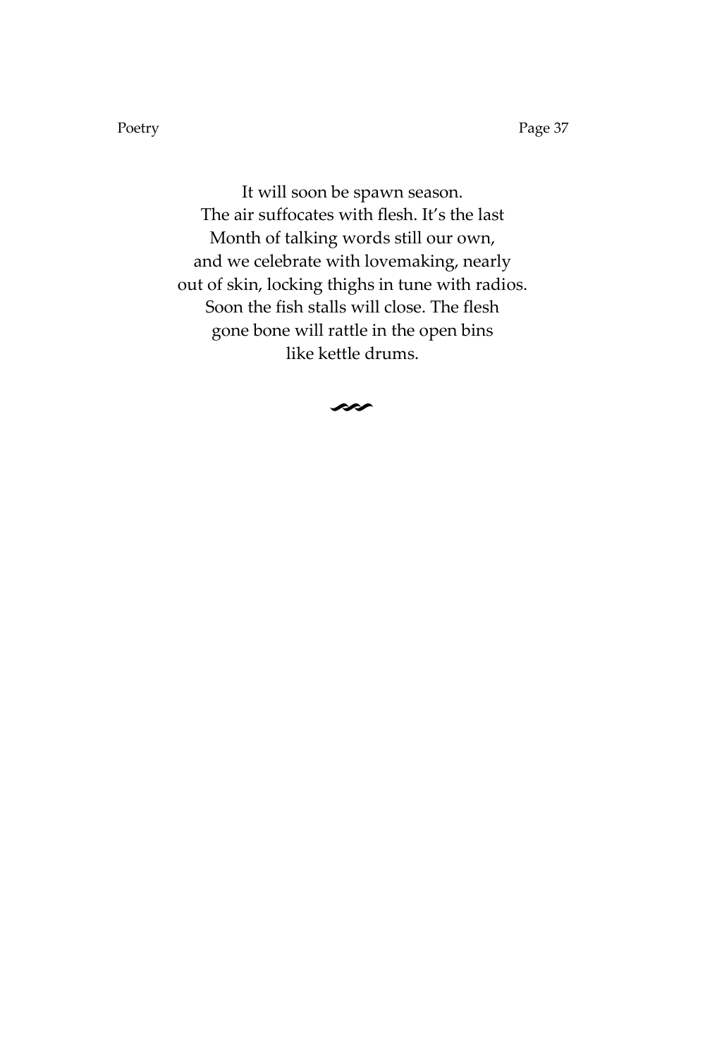It will soon be spawn season.  
The air suffocates with flesh. It's the last  
Month of talking words still our own,  
and we celebrate with lovemaking, nearly  
out of skin, locking thighs in tune with radios.  
Soon the fish stalls will close. The flesh  
gone bone will rattle in the open bins  
like kettle drums.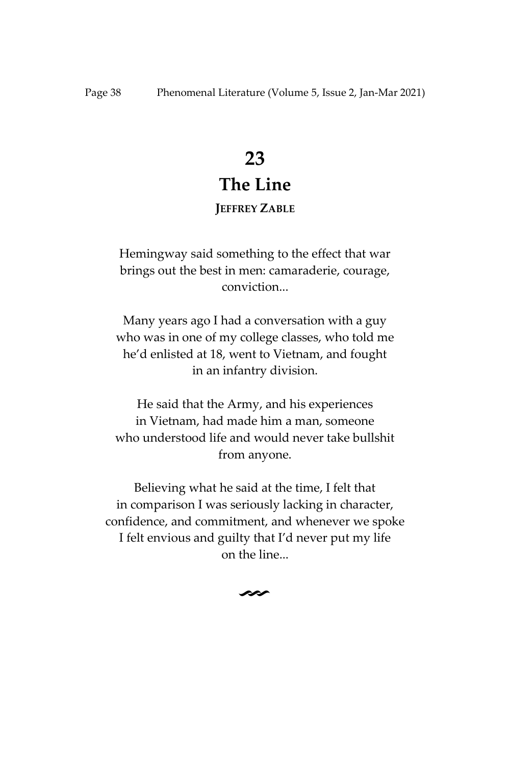# 23

## The Line

**JEFFREY ZABLE**

Hemingway said something to the effect that war
brings out the best in men: camaraderie, courage,
conviction...

Many years ago I had a conversation with a guy
who was in one of my college classes, who told me
he'd enlisted at 18, went to Vietnam, and fought
in an infantry division.

He said that the Army, and his experiences
in Vietnam, had made him a man, someone
who understood life and would never take bullshit
from anyone.

Believing what he said at the time, I felt that
in comparison I was seriously lacking in character,
confidence, and commitment, and whenever we spoke
I felt envious and guilty that I'd never put my life
on the line...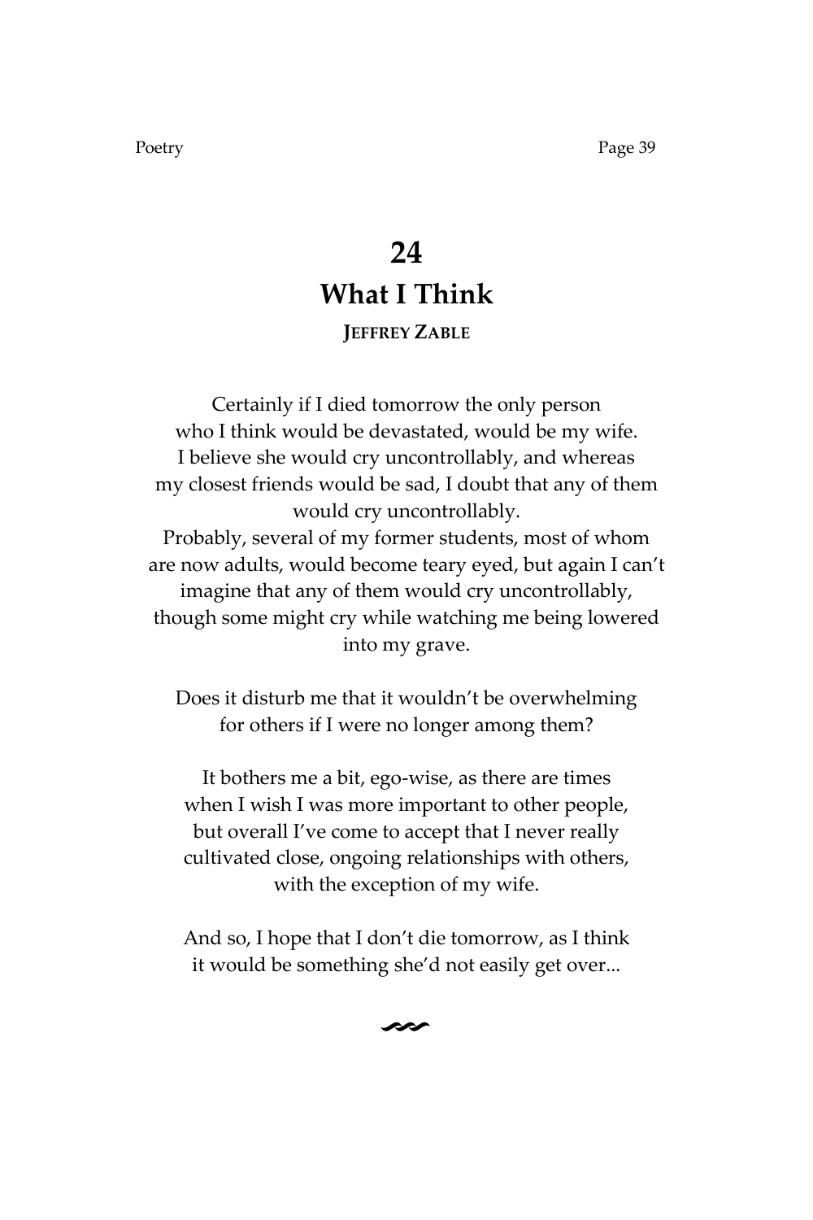# 24
# What I Think

**JEFFREY ZABLE**

Certainly if I died tomorrow the only person
who I think would be devastated, would be my wife.
I believe she would cry uncontrollably, and whereas
my closest friends would be sad, I doubt that any of them
would cry uncontrollably.
Probably, several of my former students, most of whom
are now adults, would become teary eyed, but again I can't
imagine that any of them would cry uncontrollably,
though some might cry while watching me being lowered
into my grave.

Does it disturb me that it wouldn't be overwhelming
for others if I were no longer among them?

It bothers me a bit, ego-wise, as there are times
when I wish I was more important to other people,
but overall I've come to accept that I never really
cultivated close, ongoing relationships with others,
with the exception of my wife.

And so, I hope that I don't die tomorrow, as I think
it would be something she'd not easily get over...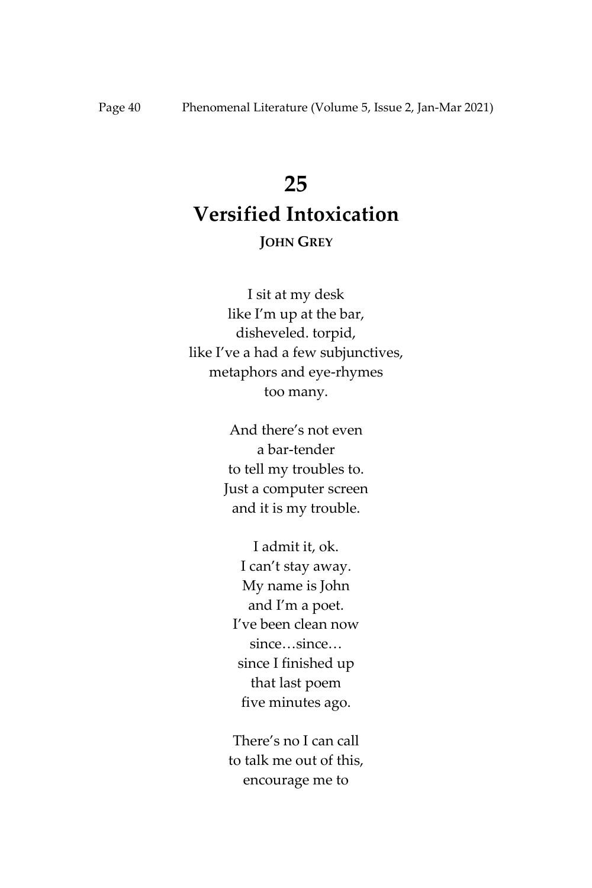# 25
# Versified Intoxication

**JOHN GREY**

I sit at my desk  
like I'm up at the bar,  
disheveled. torpid,  
like I've a had a few subjunctives,  
metaphors and eye-rhymes  
too many.

And there's not even  
a bar-tender  
to tell my troubles to.  
Just a computer screen  
and it is my trouble.

I admit it, ok.  
I can't stay away.  
My name is John  
and I'm a poet.  
I've been clean now  
since…since…  
since I finished up  
that last poem  
five minutes ago.

There's no I can call  
to talk me out of this,  
encourage me to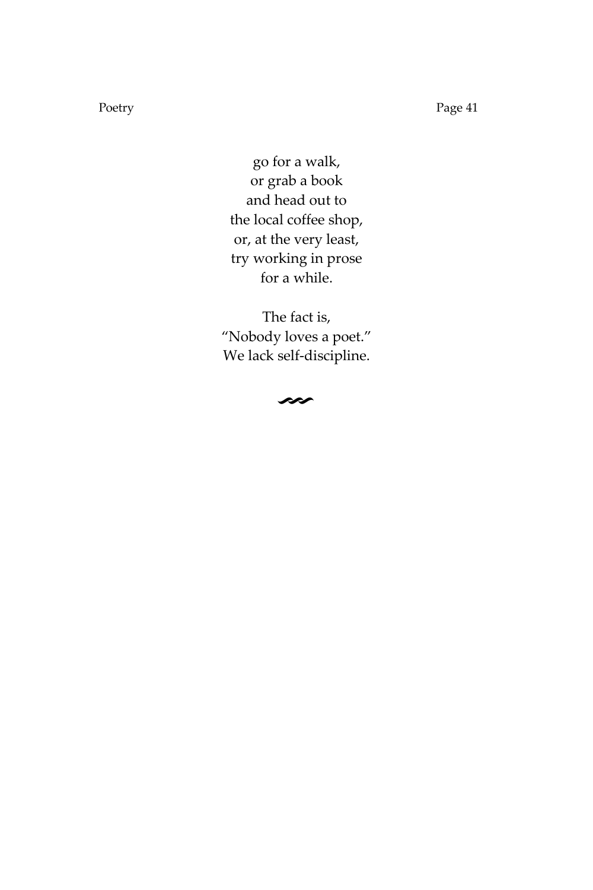go for a walk,  
or grab a book  
and head out to  
the local coffee shop,  
or, at the very least,  
try working in prose  
for a while.

The fact is,  
"Nobody loves a poet."  
We lack self-discipline.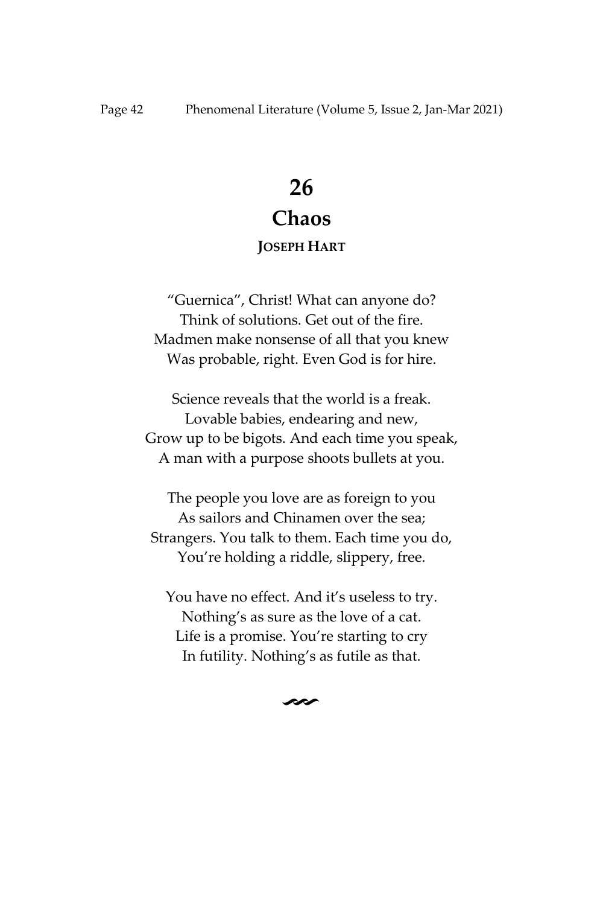# 26

# Chaos

**JOSEPH HART**

"Guernica", Christ! What can anyone do?
Think of solutions. Get out of the fire.
Madmen make nonsense of all that you knew
Was probable, right. Even God is for hire.

Science reveals that the world is a freak.
Lovable babies, endearing and new,
Grow up to be bigots. And each time you speak,
A man with a purpose shoots bullets at you.

The people you love are as foreign to you
As sailors and Chinamen over the sea;
Strangers. You talk to them. Each time you do,
You're holding a riddle, slippery, free.

You have no effect. And it's useless to try.
Nothing's as sure as the love of a cat.
Life is a promise. You're starting to cry
In futility. Nothing's as futile as that.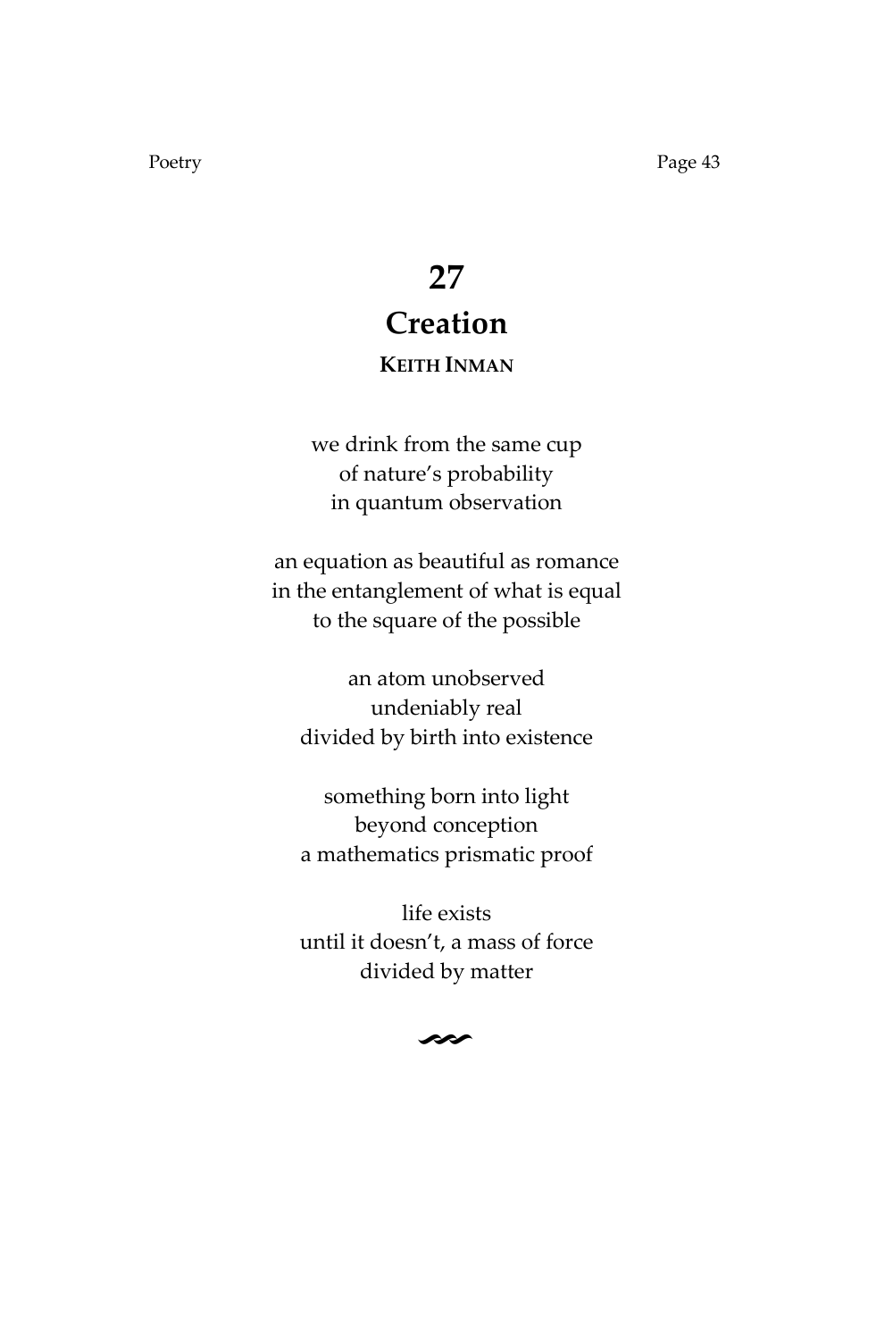# 27

# Creation

**KEITH INMAN**

we drink from the same cup
of nature's probability
in quantum observation

an equation as beautiful as romance
in the entanglement of what is equal
to the square of the possible

an atom unobserved
undeniably real
divided by birth into existence

something born into light
beyond conception
a mathematics prismatic proof

life exists
until it doesn't, a mass of force
divided by matter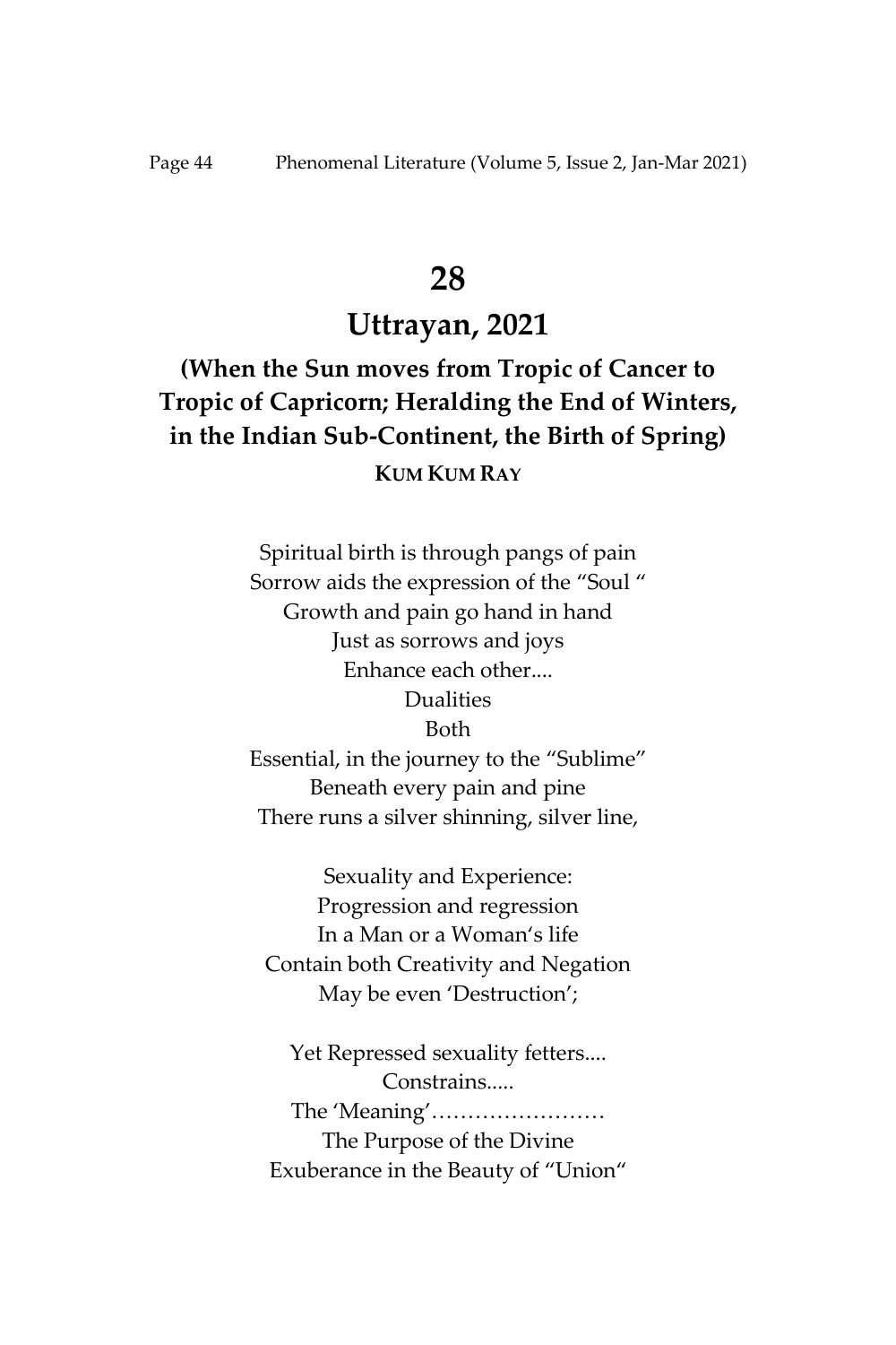# 28

## Uttrayan, 2021

### (When the Sun moves from Tropic of Cancer to Tropic of Capricorn; Heralding the End of Winters, in the Indian Sub-Continent, the Birth of Spring)

**KUM KUM RAY**

Spiritual birth is through pangs of pain  
Sorrow aids the expression of the "Soul "  
Growth and pain go hand in hand  
Just as sorrows and joys  
Enhance each other....  
Dualities  
Both  
Essential, in the journey to the "Sublime"  
Beneath every pain and pine  
There runs a silver shinning, silver line,

Sexuality and Experience:  
Progression and regression  
In a Man or a Woman's life  
Contain both Creativity and Negation  
May be even 'Destruction';

Yet Repressed sexuality fetters....  
Constrains.....  
The 'Meaning'……………………  
The Purpose of the Divine  
Exuberance in the Beauty of "Union"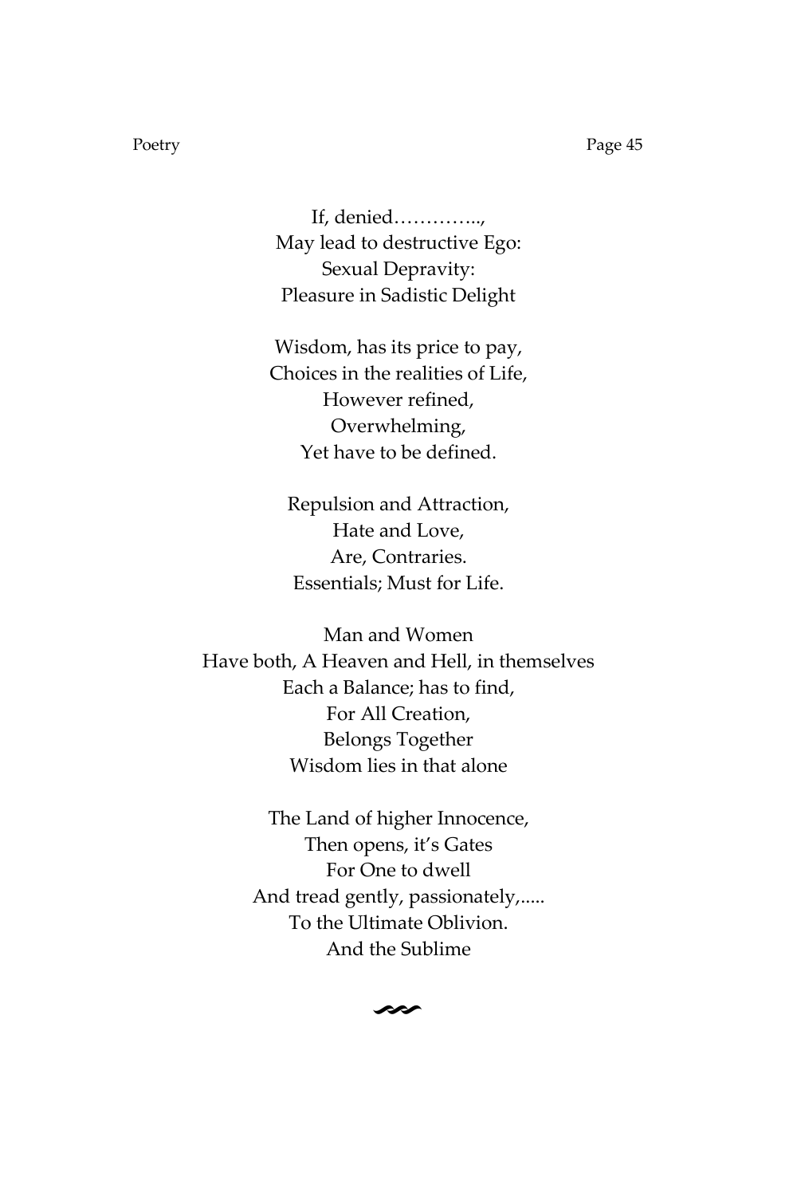If, denied…………..,
May lead to destructive Ego:
Sexual Depravity:
Pleasure in Sadistic Delight

Wisdom, has its price to pay,
Choices in the realities of Life,
However refined,
Overwhelming,
Yet have to be defined.

Repulsion and Attraction,
Hate and Love,
Are, Contraries.
Essentials; Must for Life.

Man and Women
Have both, A Heaven and Hell, in themselves
Each a Balance; has to find,
For All Creation,
Belongs Together
Wisdom lies in that alone

The Land of higher Innocence,
Then opens, it's Gates
For One to dwell
And tread gently, passionately,.....
To the Ultimate Oblivion.
And the Sublime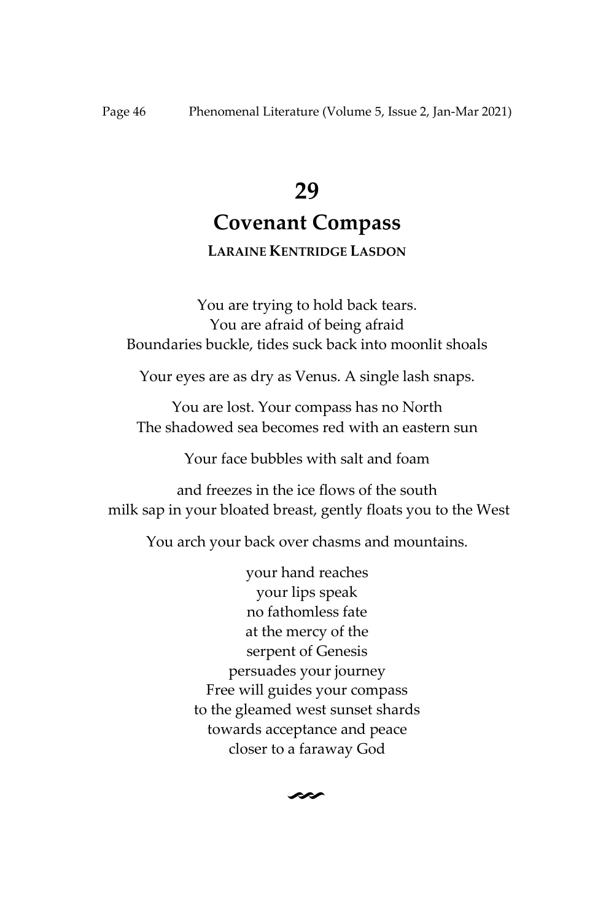# 29

# Covenant Compass

**LARAINE KENTRIDGE LASDON**

You are trying to hold back tears.
You are afraid of being afraid
Boundaries buckle, tides suck back into moonlit shoals

Your eyes are as dry as Venus. A single lash snaps.

You are lost. Your compass has no North
The shadowed sea becomes red with an eastern sun

Your face bubbles with salt and foam

and freezes in the ice flows of the south
milk sap in your bloated breast, gently floats you to the West

You arch your back over chasms and mountains.

your hand reaches
your lips speak
no fathomless fate
at the mercy of the
serpent of Genesis
persuades your journey
Free will guides your compass
to the gleamed west sunset shards
towards acceptance and peace
closer to a faraway God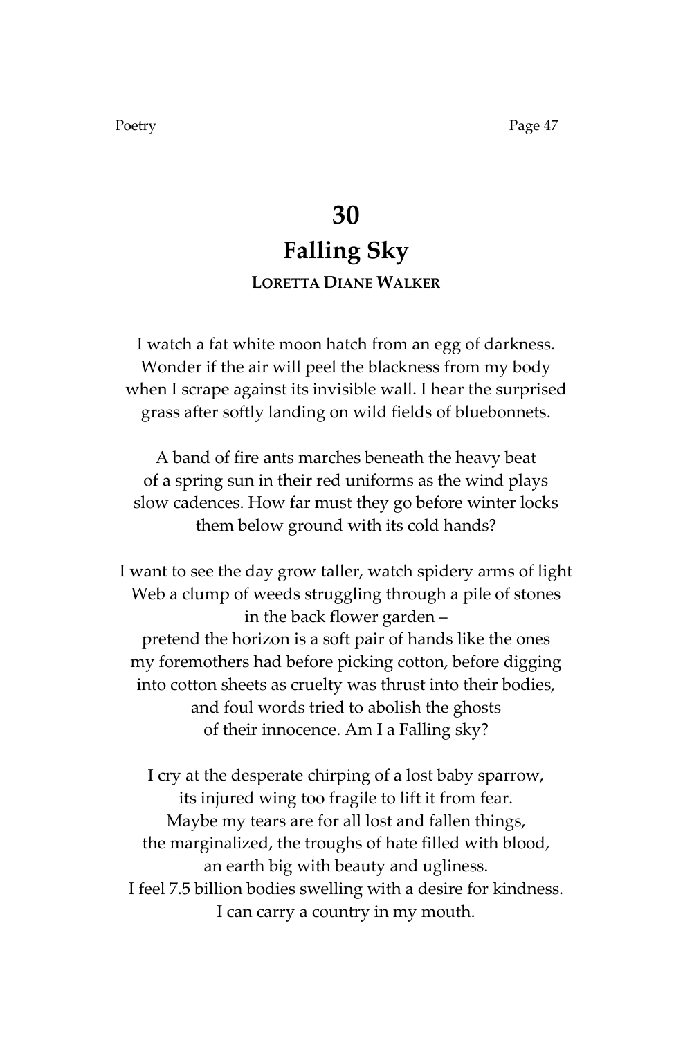# 30

## Falling Sky

**LORETTA DIANE WALKER**

I watch a fat white moon hatch from an egg of darkness.
Wonder if the air will peel the blackness from my body
when I scrape against its invisible wall. I hear the surprised
grass after softly landing on wild fields of bluebonnets.

A band of fire ants marches beneath the heavy beat
of a spring sun in their red uniforms as the wind plays
slow cadences. How far must they go before winter locks
them below ground with its cold hands?

I want to see the day grow taller, watch spidery arms of light
Web a clump of weeds struggling through a pile of stones
in the back flower garden –
pretend the horizon is a soft pair of hands like the ones
my foremothers had before picking cotton, before digging
into cotton sheets as cruelty was thrust into their bodies,
and foul words tried to abolish the ghosts
of their innocence. Am I a Falling sky?

I cry at the desperate chirping of a lost baby sparrow,
its injured wing too fragile to lift it from fear.
Maybe my tears are for all lost and fallen things,
the marginalized, the troughs of hate filled with blood,
an earth big with beauty and ugliness.
I feel 7.5 billion bodies swelling with a desire for kindness.
I can carry a country in my mouth.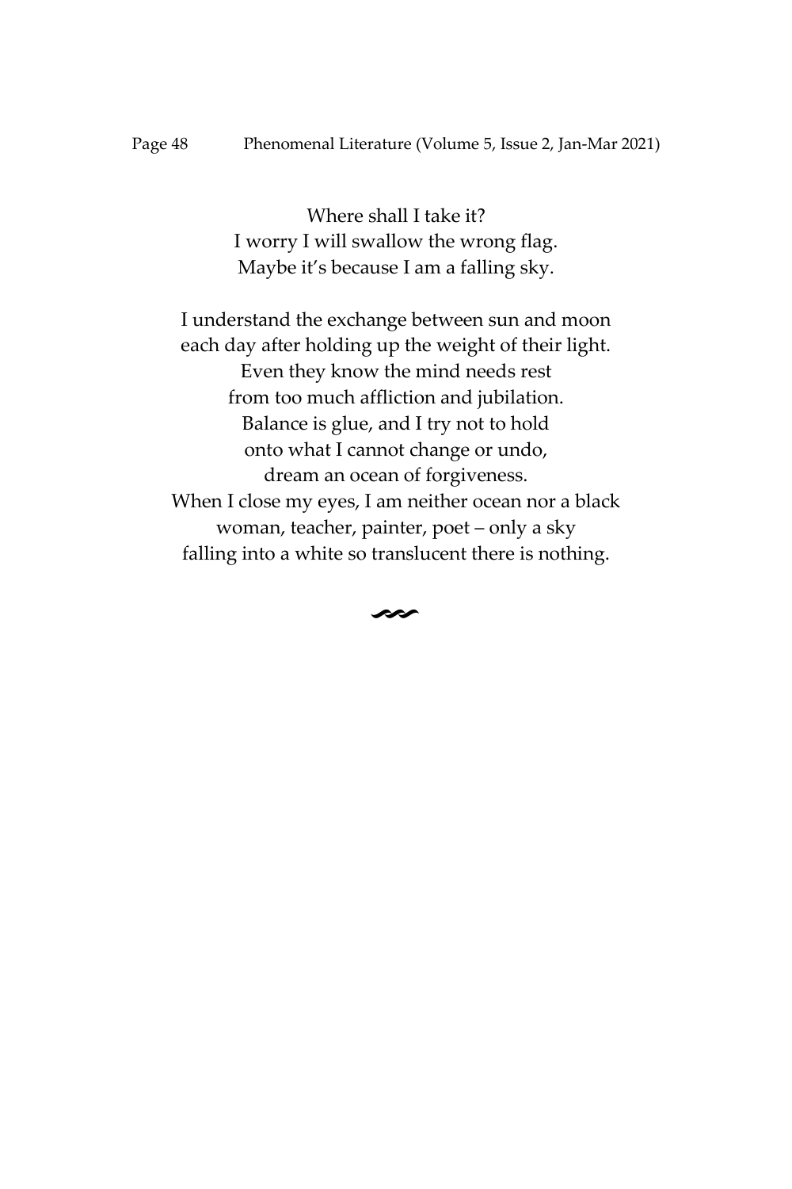Where shall I take it?
I worry I will swallow the wrong flag.
Maybe it's because I am a falling sky.

I understand the exchange between sun and moon
each day after holding up the weight of their light.
Even they know the mind needs rest
from too much affliction and jubilation.
Balance is glue, and I try not to hold
onto what I cannot change or undo,
dream an ocean of forgiveness.
When I close my eyes, I am neither ocean nor a black
woman, teacher, painter, poet – only a sky
falling into a white so translucent there is nothing.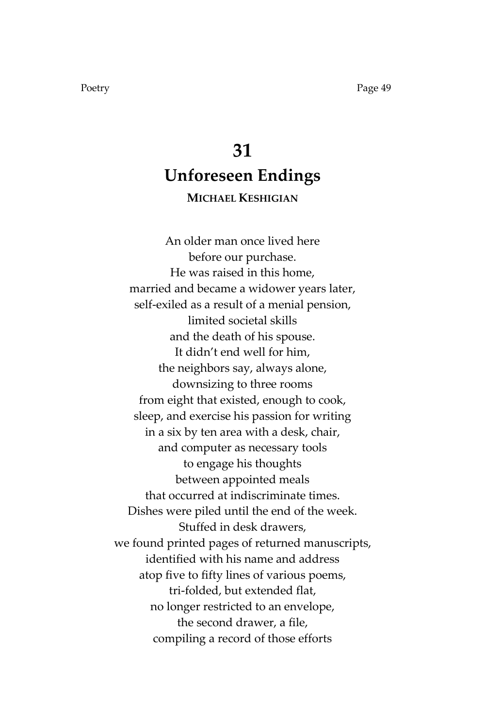# 31

## Unforeseen Endings

**MICHAEL KESHIGIAN**

An older man once lived here  
before our purchase.  
He was raised in this home,  
married and became a widower years later,  
self-exiled as a result of a menial pension,  
limited societal skills  
and the death of his spouse.  
It didn't end well for him,  
the neighbors say, always alone,  
downsizing to three rooms  
from eight that existed, enough to cook,  
sleep, and exercise his passion for writing  
in a six by ten area with a desk, chair,  
and computer as necessary tools  
to engage his thoughts  
between appointed meals  
that occurred at indiscriminate times.  
Dishes were piled until the end of the week.  
Stuffed in desk drawers,  
we found printed pages of returned manuscripts,  
identified with his name and address  
atop five to fifty lines of various poems,  
tri-folded, but extended flat,  
no longer restricted to an envelope,  
the second drawer, a file,  
compiling a record of those efforts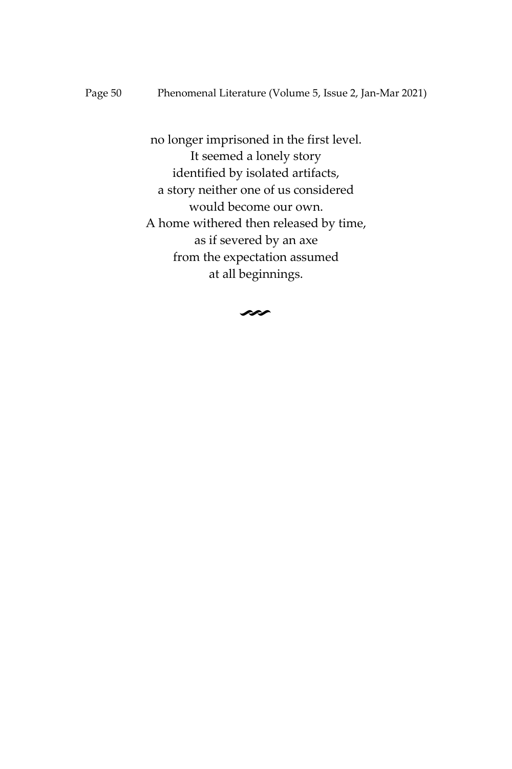no longer imprisoned in the first level.  
It seemed a lonely story  
identified by isolated artifacts,  
a story neither one of us considered  
would become our own.  
A home withered then released by time,  
as if severed by an axe  
from the expectation assumed  
at all beginnings.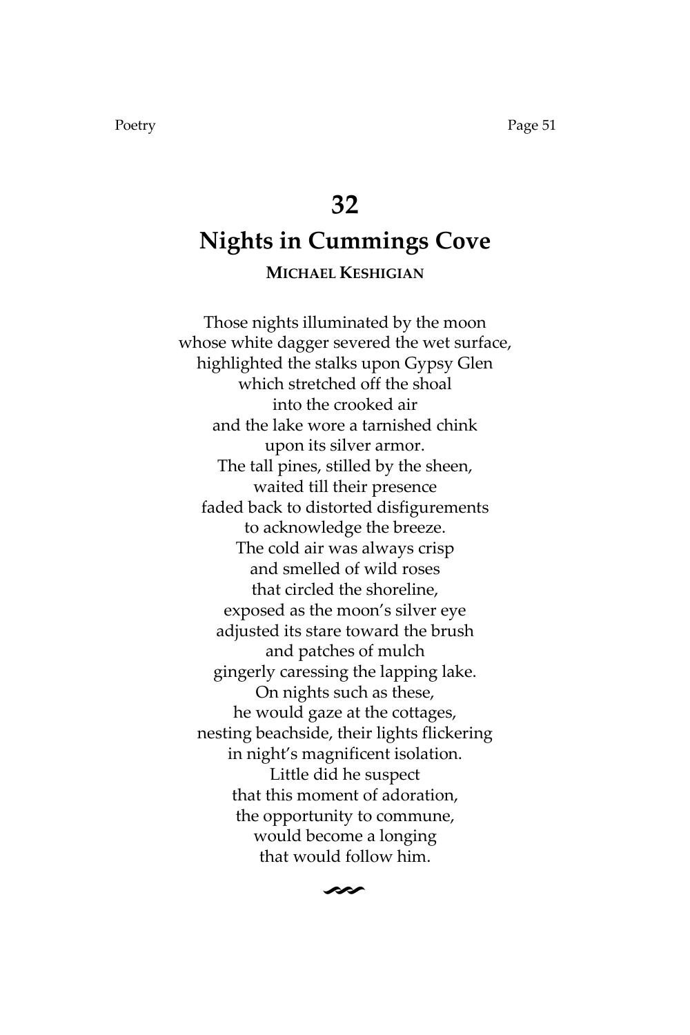# 32

## Nights in Cummings Cove

**MICHAEL KESHIGIAN**

Those nights illuminated by the moon  
whose white dagger severed the wet surface,  
highlighted the stalks upon Gypsy Glen  
which stretched off the shoal  
into the crooked air  
and the lake wore a tarnished chink  
upon its silver armor.  
The tall pines, stilled by the sheen,  
waited till their presence  
faded back to distorted disfigurements  
to acknowledge the breeze.  
The cold air was always crisp  
and smelled of wild roses  
that circled the shoreline,  
exposed as the moon's silver eye  
adjusted its stare toward the brush  
and patches of mulch  
gingerly caressing the lapping lake.  
On nights such as these,  
he would gaze at the cottages,  
nesting beachside, their lights flickering  
in night's magnificent isolation.  
Little did he suspect  
that this moment of adoration,  
the opportunity to commune,  
would become a longing  
that would follow him.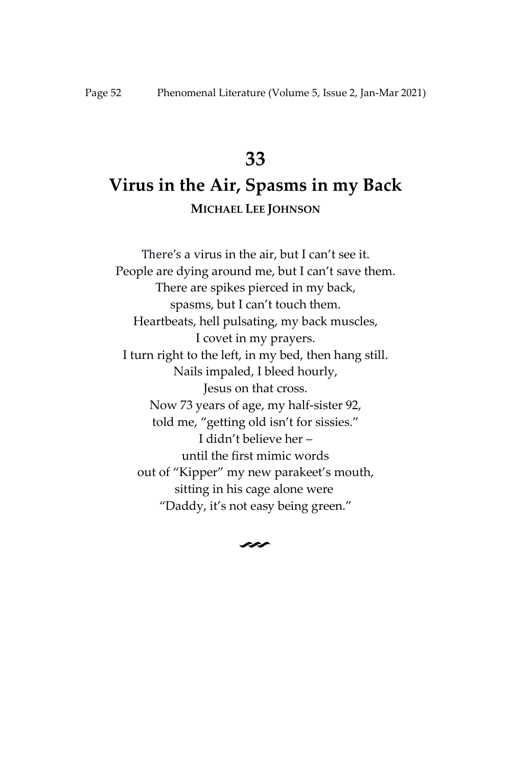# 33

# Virus in the Air, Spasms in my Back

**MICHAEL LEE JOHNSON**

There's a virus in the air, but I can't see it.  
People are dying around me, but I can't save them.  
There are spikes pierced in my back,  
spasms, but I can't touch them.  
Heartbeats, hell pulsating, my back muscles,  
I covet in my prayers.  
I turn right to the left, in my bed, then hang still.  
Nails impaled, I bleed hourly,  
Jesus on that cross.  
Now 73 years of age, my half-sister 92,  
told me, "getting old isn't for sissies."  
I didn't believe her –  
until the first mimic words  
out of "Kipper" my new parakeet's mouth,  
sitting in his cage alone were  
"Daddy, it's not easy being green."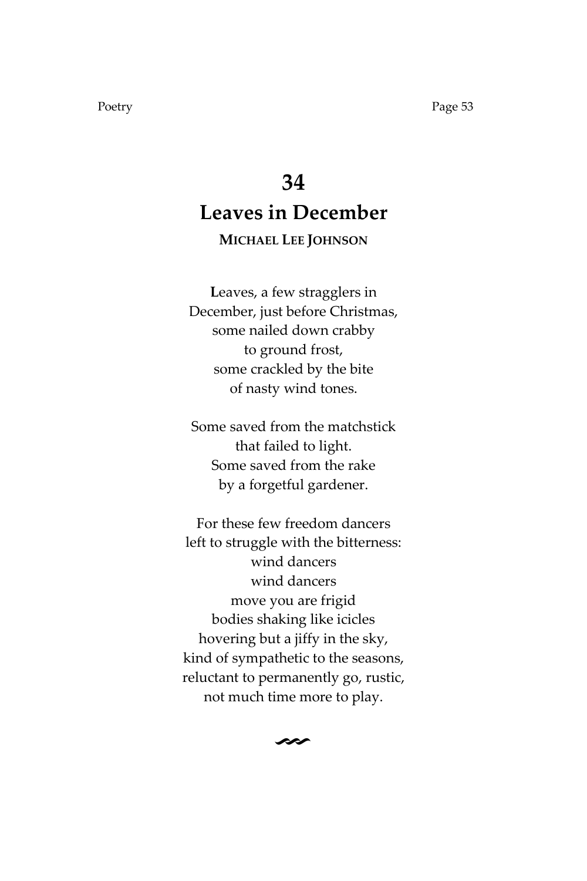# 34

# Leaves in December

**MICHAEL LEE JOHNSON**

Leaves, a few stragglers in  
December, just before Christmas,  
some nailed down crabby  
to ground frost,  
some crackled by the bite  
of nasty wind tones.

Some saved from the matchstick  
that failed to light.  
Some saved from the rake  
by a forgetful gardener.

For these few freedom dancers  
left to struggle with the bitterness:  
wind dancers  
wind dancers  
move you are frigid  
bodies shaking like icicles  
hovering but a jiffy in the sky,  
kind of sympathetic to the seasons,  
reluctant to permanently go, rustic,  
not much time more to play.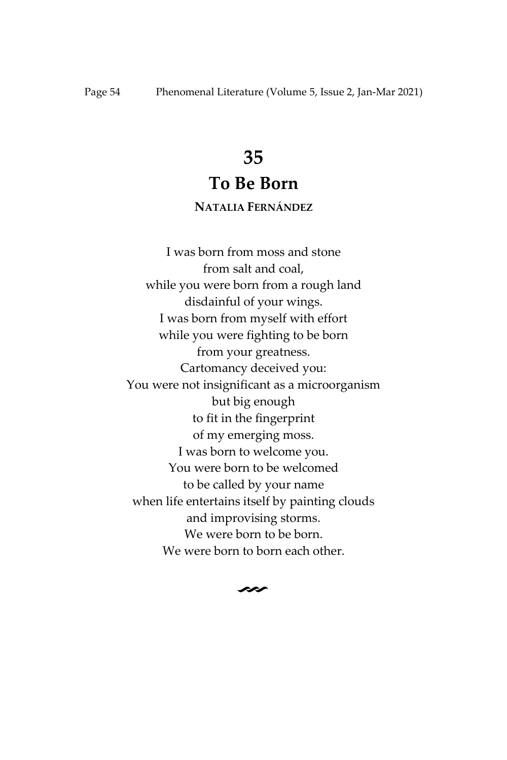# 35

# To Be Born

**NATALIA FERNÁNDEZ**

I was born from moss and stone  
from salt and coal,  
while you were born from a rough land  
disdainful of your wings.  
I was born from myself with effort  
while you were fighting to be born  
from your greatness.  
Cartomancy deceived you:  
You were not insignificant as a microorganism  
but big enough  
to fit in the fingerprint  
of my emerging moss.  
I was born to welcome you.  
You were born to be welcomed  
to be called by your name  
when life entertains itself by painting clouds  
and improvising storms.  
We were born to be born.  
We were born to born each other.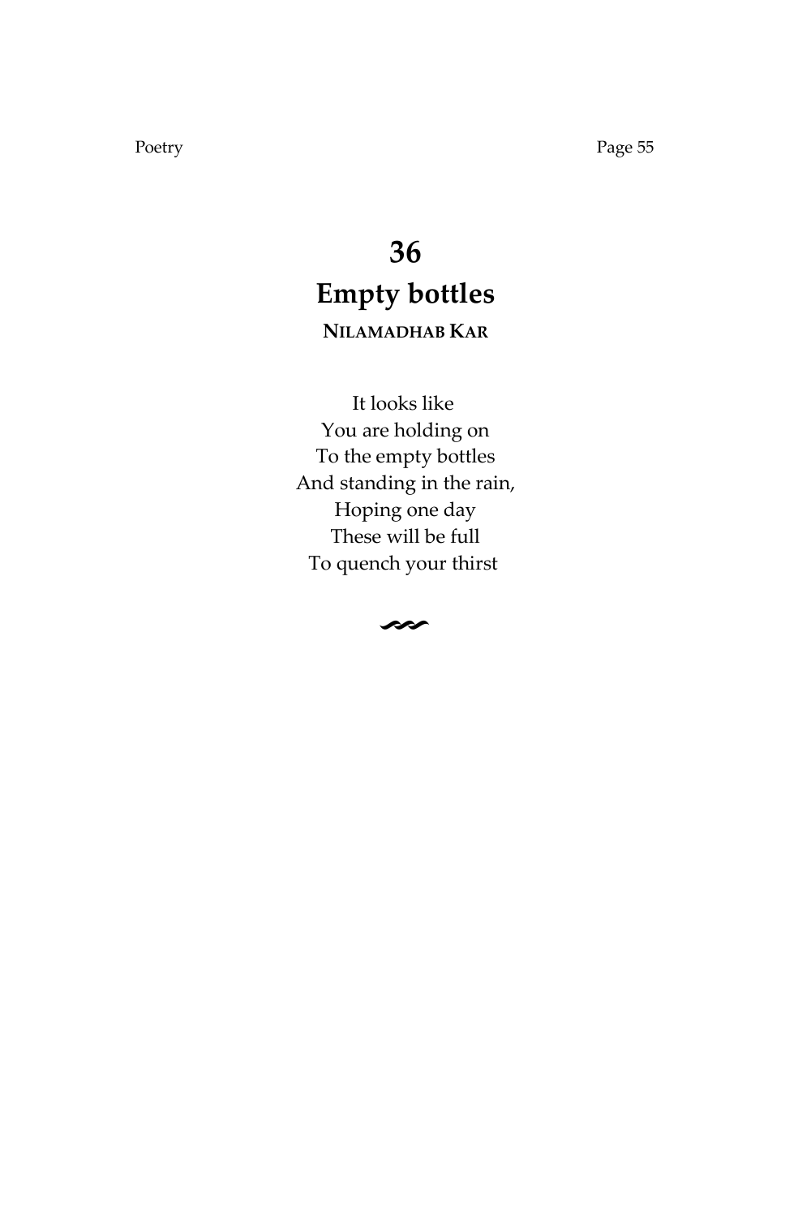# 36
# Empty bottles

**NILAMADHAB KAR**

It looks like  
You are holding on  
To the empty bottles  
And standing in the rain,  
Hoping one day  
These will be full  
To quench your thirst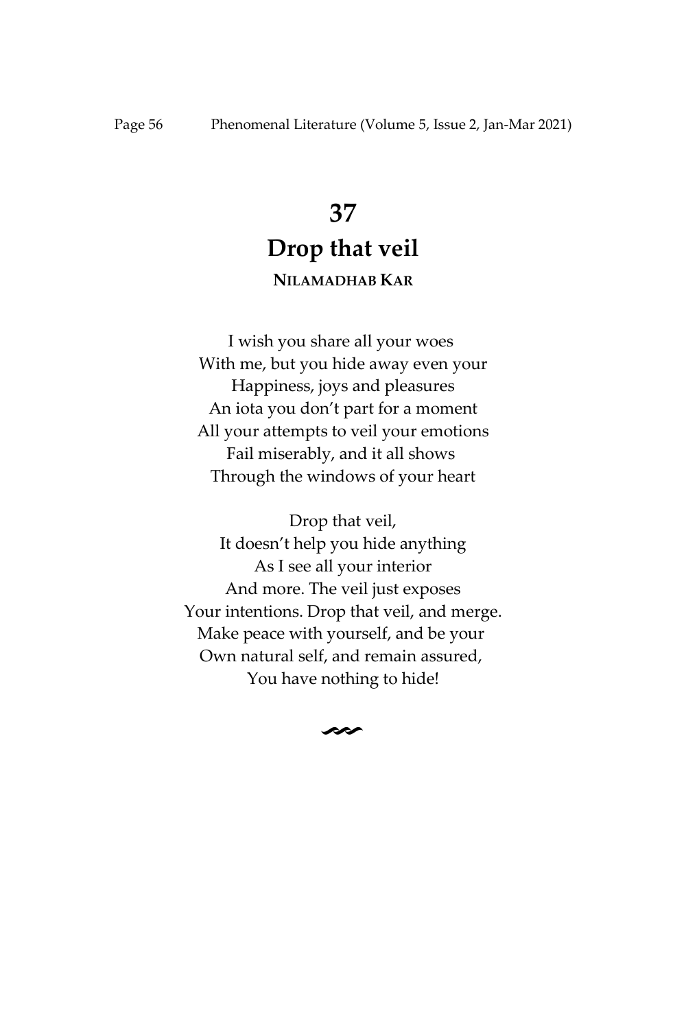# 37

# Drop that veil

**NILAMADHAB KAR**

I wish you share all your woes  
With me, but you hide away even your  
Happiness, joys and pleasures  
An iota you don't part for a moment  
All your attempts to veil your emotions  
Fail miserably, and it all shows  
Through the windows of your heart

Drop that veil,  
It doesn't help you hide anything  
As I see all your interior  
And more. The veil just exposes  
Your intentions. Drop that veil, and merge.  
Make peace with yourself, and be your  
Own natural self, and remain assured,  
You have nothing to hide!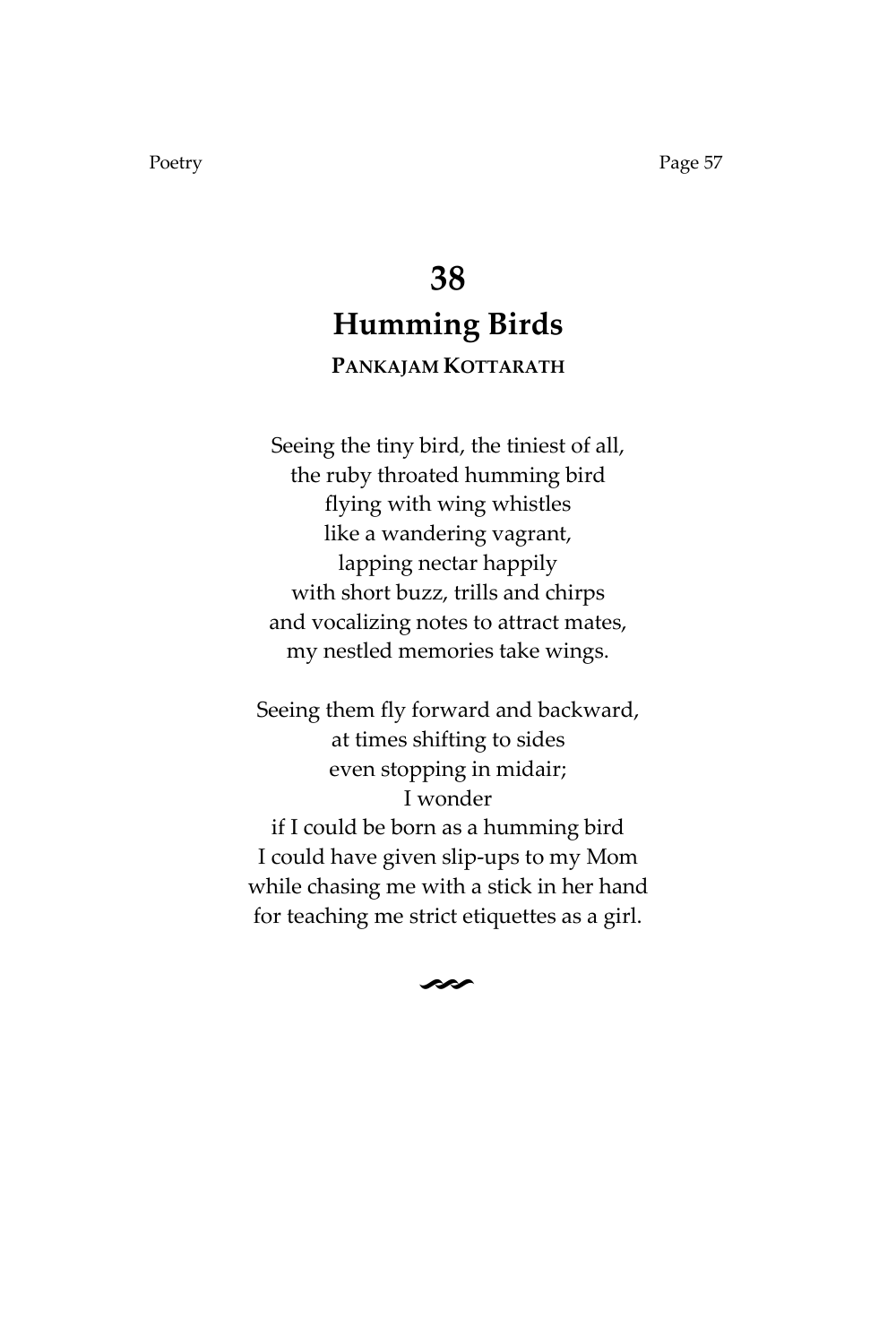# 38

# Humming Birds

**PANKAJAM KOTTARATH**

Seeing the tiny bird, the tiniest of all,
the ruby throated humming bird
flying with wing whistles
like a wandering vagrant,
lapping nectar happily
with short buzz, trills and chirps
and vocalizing notes to attract mates,
my nestled memories take wings.

Seeing them fly forward and backward,
at times shifting to sides
even stopping in midair;
I wonder
if I could be born as a humming bird
I could have given slip-ups to my Mom
while chasing me with a stick in her hand
for teaching me strict etiquettes as a girl.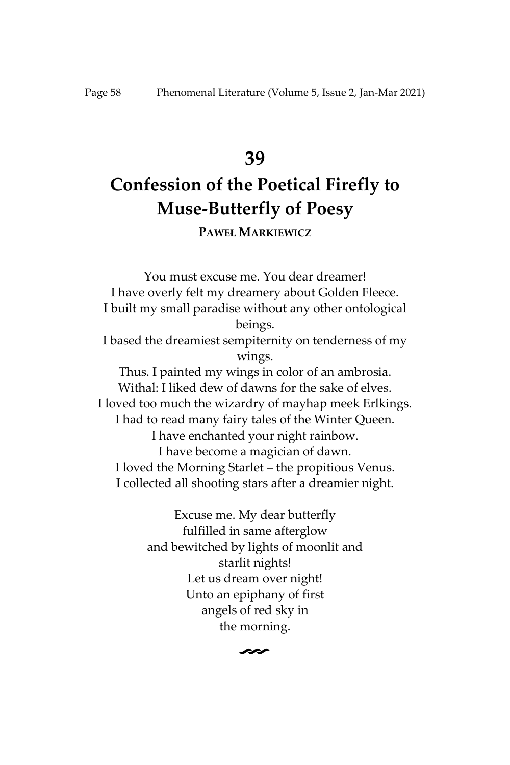# 39

# Confession of the Poetical Firefly to Muse-Butterfly of Poesy

**PAWEŁ MARKIEWICZ**

You must excuse me. You dear dreamer!
I have overly felt my dreamery about Golden Fleece.
I built my small paradise without any other ontological beings.
I based the dreamiest sempiternity on tenderness of my wings.
Thus. I painted my wings in color of an ambrosia.
Withal: I liked dew of dawns for the sake of elves.
I loved too much the wizardry of mayhap meek Erlkings.
I had to read many fairy tales of the Winter Queen.
I have enchanted your night rainbow.
I have become a magician of dawn.
I loved the Morning Starlet – the propitious Venus.
I collected all shooting stars after a dreamier night.

Excuse me. My dear butterfly
fulfilled in same afterglow
and bewitched by lights of moonlit and starlit nights!
Let us dream over night!
Unto an epiphany of first
angels of red sky in
the morning.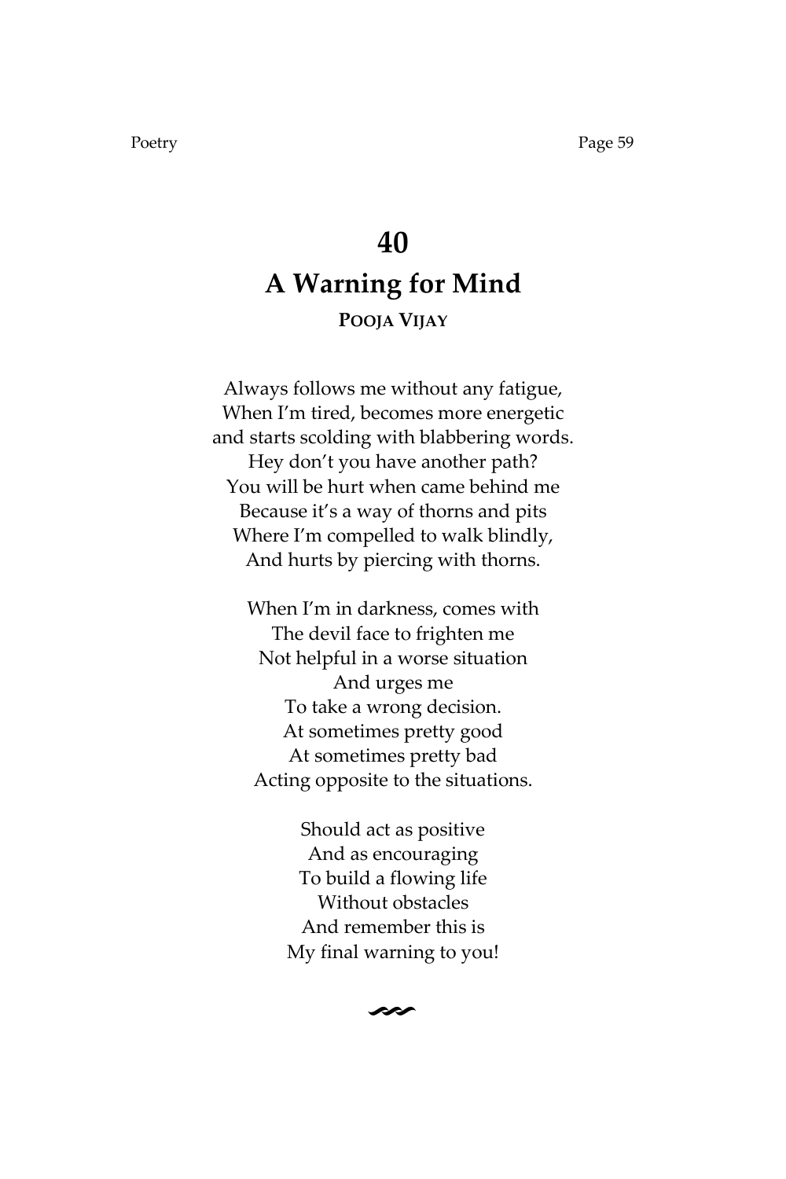# 40

## A Warning for Mind

**POOJA VIJAY**

Always follows me without any fatigue,  
When I'm tired, becomes more energetic  
and starts scolding with blabbering words.  
Hey don't you have another path?  
You will be hurt when came behind me  
Because it's a way of thorns and pits  
Where I'm compelled to walk blindly,  
And hurts by piercing with thorns.

When I'm in darkness, comes with  
The devil face to frighten me  
Not helpful in a worse situation  
And urges me  
To take a wrong decision.  
At sometimes pretty good  
At sometimes pretty bad  
Acting opposite to the situations.

Should act as positive  
And as encouraging  
To build a flowing life  
Without obstacles  
And remember this is  
My final warning to you!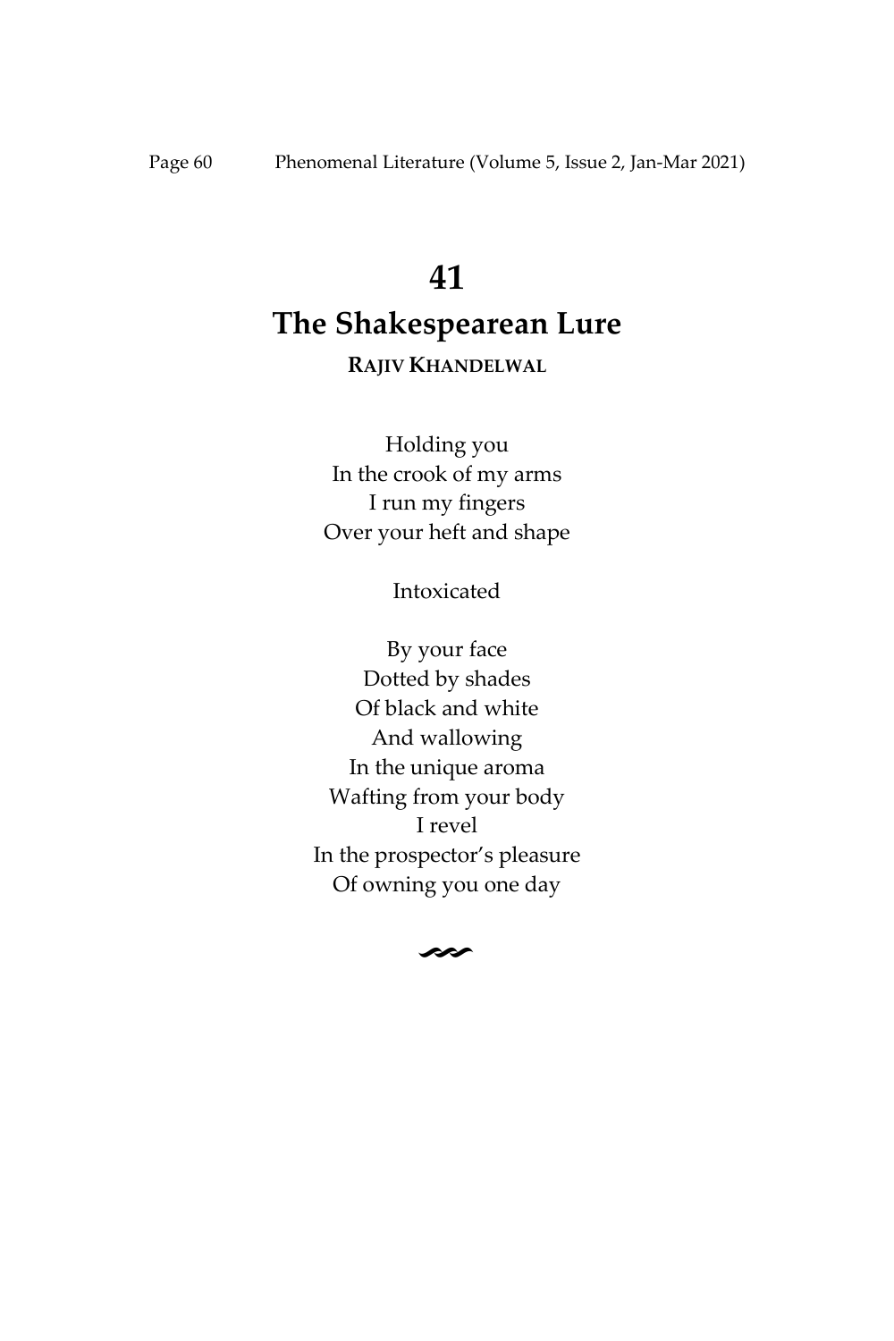# 41

# The Shakespearean Lure

**RAJIV KHANDELWAL**

Holding you  
In the crook of my arms  
I run my fingers  
Over your heft and shape

Intoxicated

By your face  
Dotted by shades  
Of black and white  
And wallowing  
In the unique aroma  
Wafting from your body  
I revel  
In the prospector's pleasure  
Of owning you one day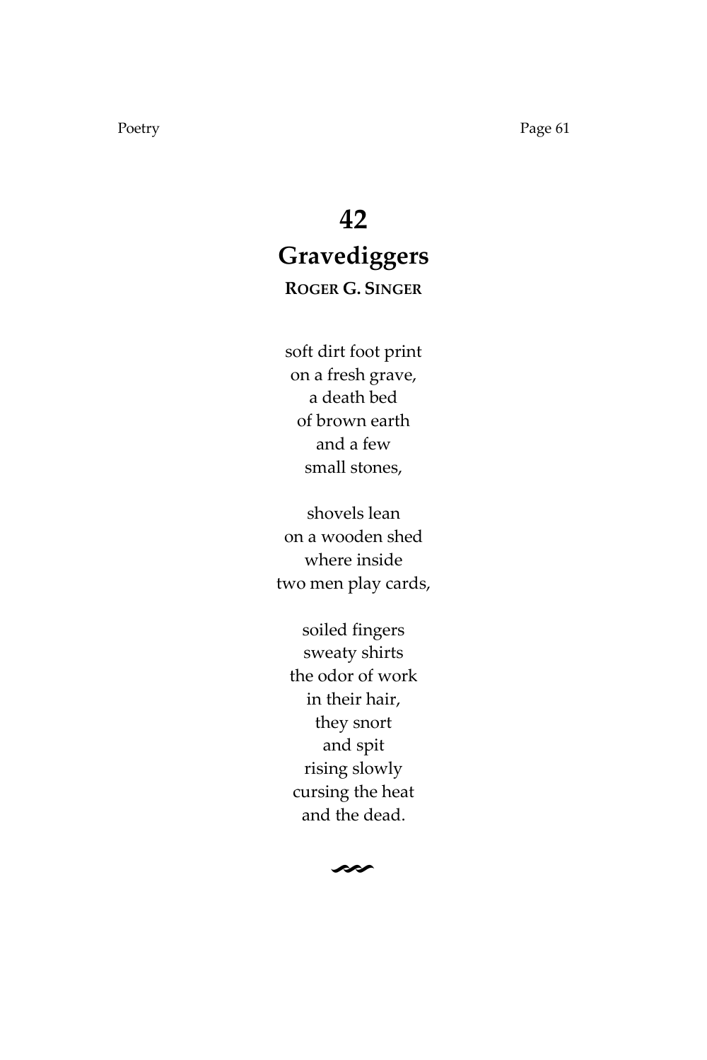# 42
# Gravediggers

**ROGER G. SINGER**

soft dirt foot print
on a fresh grave,
a death bed
of brown earth
and a few
small stones,

shovels lean
on a wooden shed
where inside
two men play cards,

soiled fingers
sweaty shirts
the odor of work
in their hair,
they snort
and spit
rising slowly
cursing the heat
and the dead.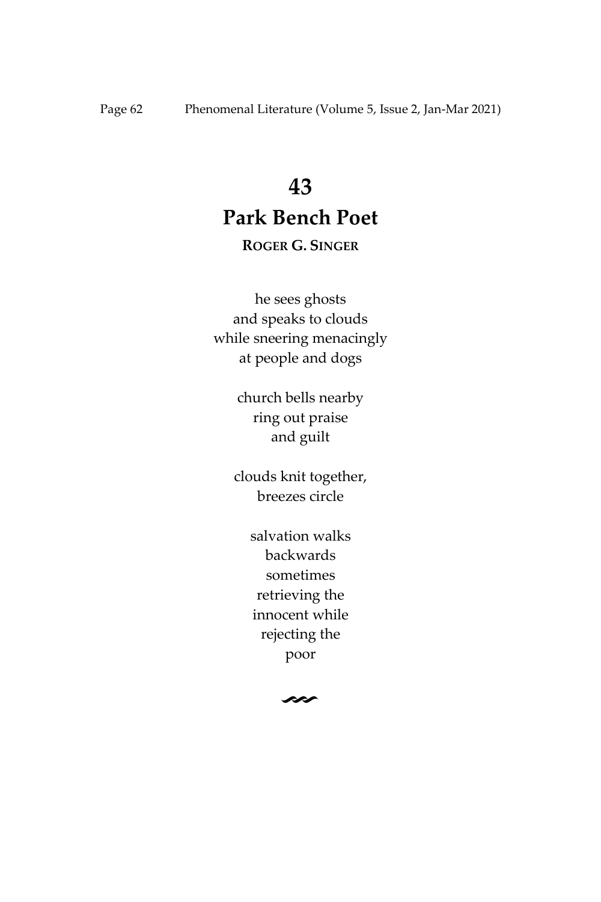# 43

# Park Bench Poet

**ROGER G. SINGER**

he sees ghosts  
and speaks to clouds  
while sneering menacingly  
at people and dogs

church bells nearby  
ring out praise  
and guilt

clouds knit together,  
breezes circle

salvation walks  
backwards  
sometimes  
retrieving the  
innocent while  
rejecting the  
poor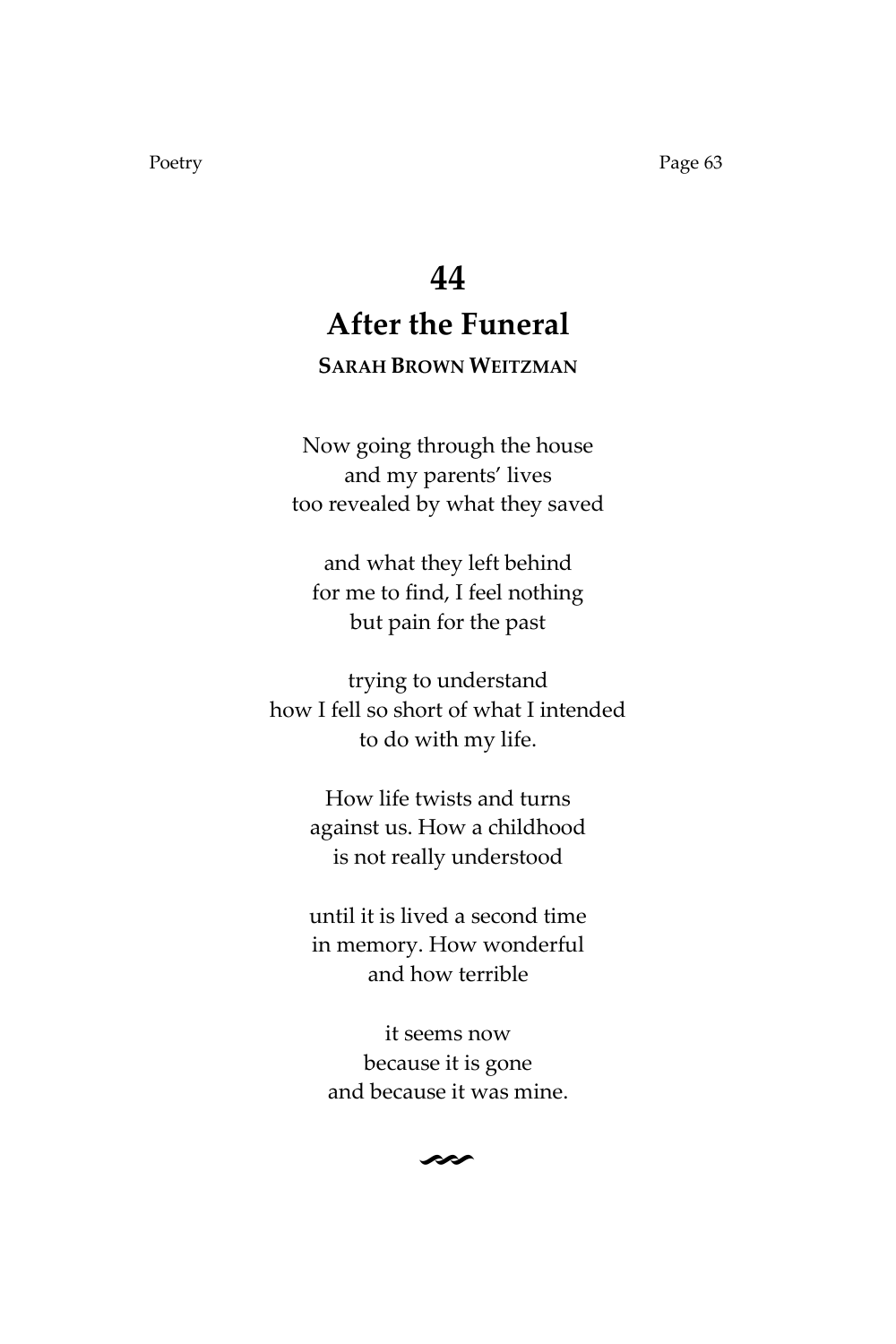# 44

## After the Funeral

**SARAH BROWN WEITZMAN**

Now going through the house  
and my parents' lives  
too revealed by what they saved

and what they left behind  
for me to find, I feel nothing  
but pain for the past

trying to understand  
how I fell so short of what I intended  
to do with my life.

How life twists and turns  
against us. How a childhood  
is not really understood

until it is lived a second time  
in memory. How wonderful  
and how terrible

it seems now  
because it is gone  
and because it was mine.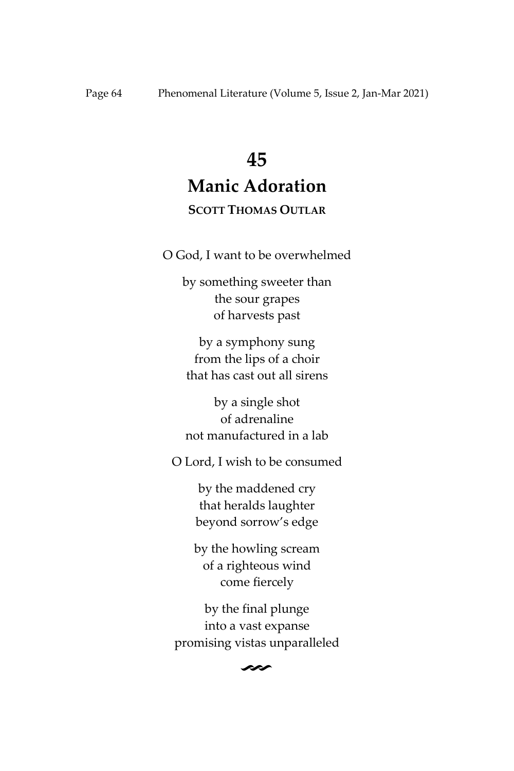# 45

## Manic Adoration

**SCOTT THOMAS OUTLAR**

O God, I want to be overwhelmed

by something sweeter than  
the sour grapes  
of harvests past

by a symphony sung  
from the lips of a choir  
that has cast out all sirens

by a single shot  
of adrenaline  
not manufactured in a lab

O Lord, I wish to be consumed

by the maddened cry  
that heralds laughter  
beyond sorrow's edge

by the howling scream  
of a righteous wind  
come fiercely

by the final plunge  
into a vast expanse  
promising vistas unparalleled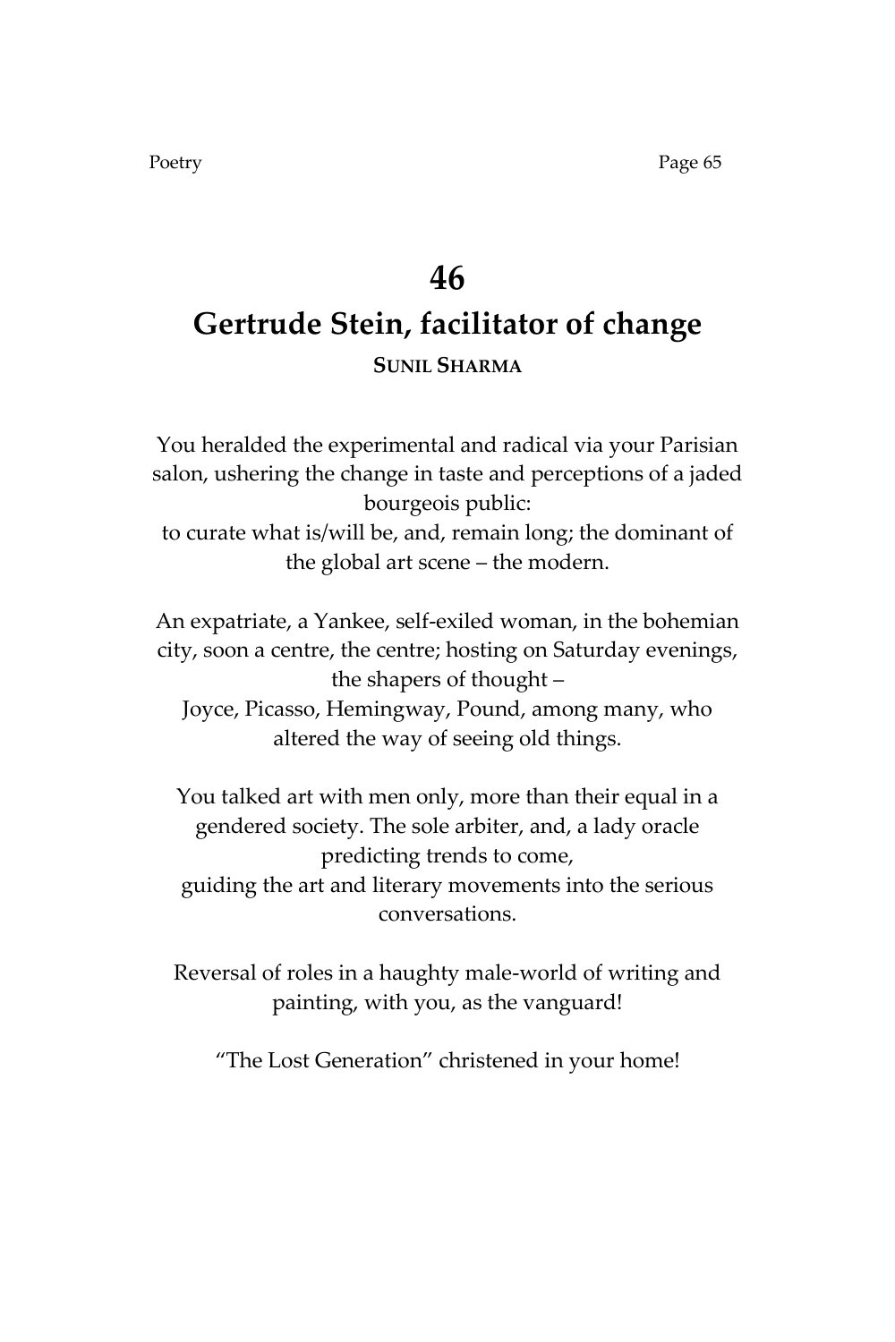# 46

# Gertrude Stein, facilitator of change

**SUNIL SHARMA**

You heralded the experimental and radical via your Parisian salon, ushering the change in taste and perceptions of a jaded bourgeois public:
to curate what is/will be, and, remain long; the dominant of the global art scene – the modern.

An expatriate, a Yankee, self-exiled woman, in the bohemian city, soon a centre, the centre; hosting on Saturday evenings, the shapers of thought –
Joyce, Picasso, Hemingway, Pound, among many, who altered the way of seeing old things.

You talked art with men only, more than their equal in a gendered society. The sole arbiter, and, a lady oracle predicting trends to come,
guiding the art and literary movements into the serious conversations.

Reversal of roles in a haughty male-world of writing and painting, with you, as the vanguard!

"The Lost Generation" christened in your home!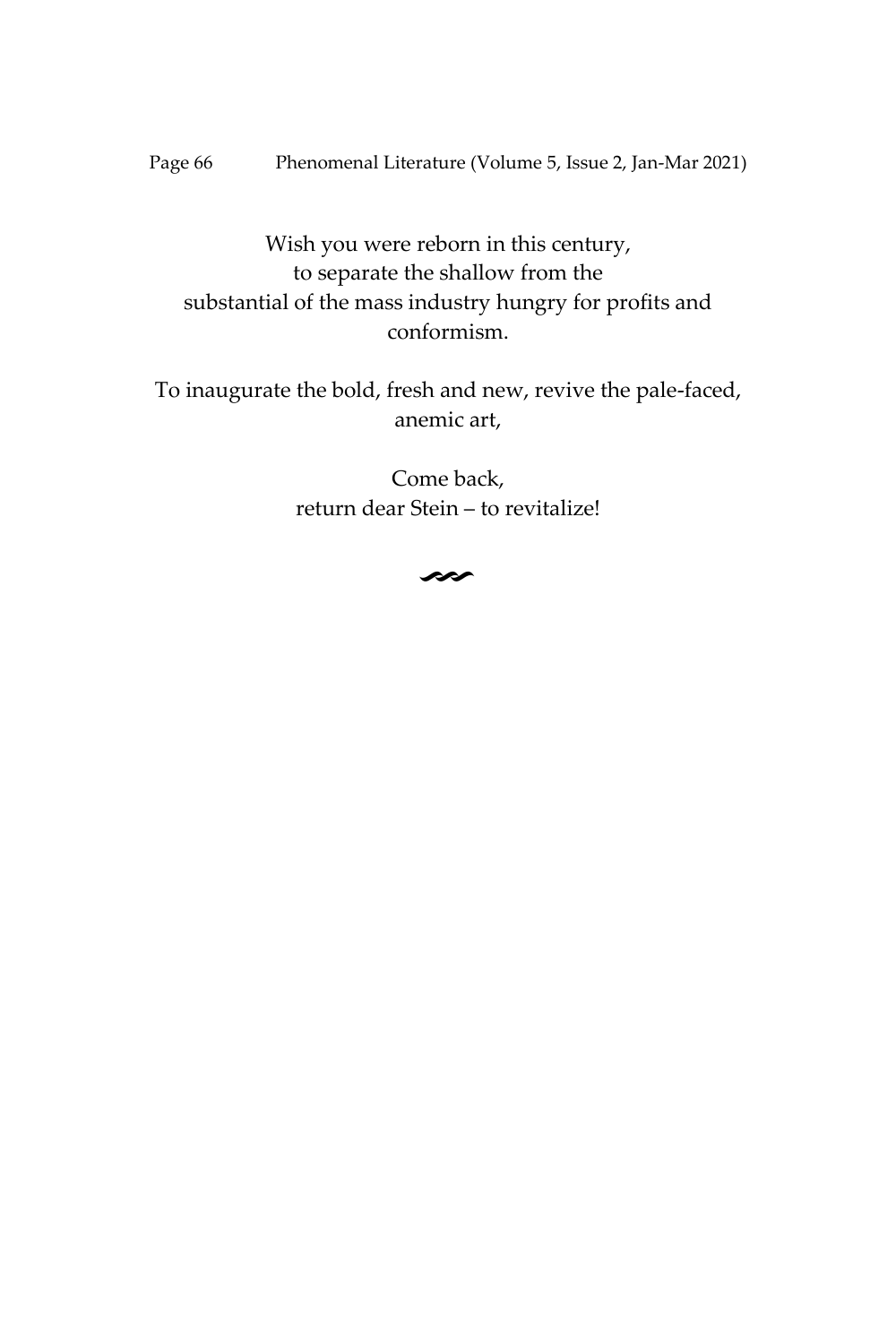Wish you were reborn in this century,  
to separate the shallow from the  
substantial of the mass industry hungry for profits and  
conformism.

To inaugurate the bold, fresh and new, revive the pale-faced,  
anemic art,

Come back,  
return dear Stein – to revitalize!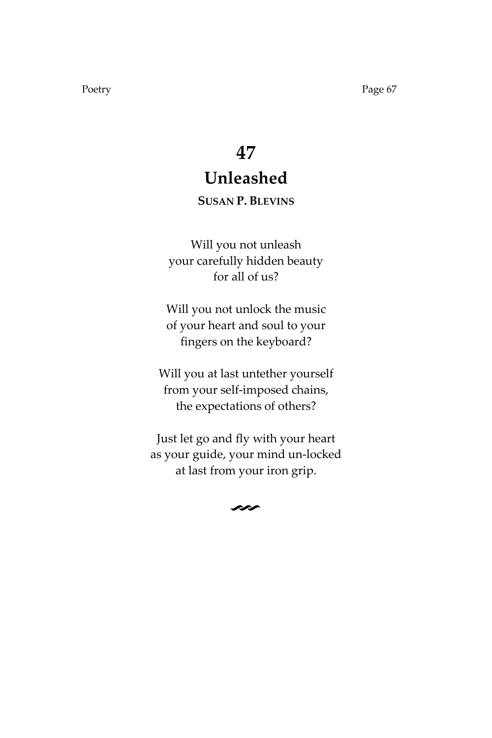# 47
## Unleashed
**SUSAN P. BLEVINS**

Will you not unleash
your carefully hidden beauty
for all of us?

Will you not unlock the music
of your heart and soul to your
fingers on the keyboard?

Will you at last untether yourself
from your self-imposed chains,
the expectations of others?

Just let go and fly with your heart
as your guide, your mind un-locked
at last from your iron grip.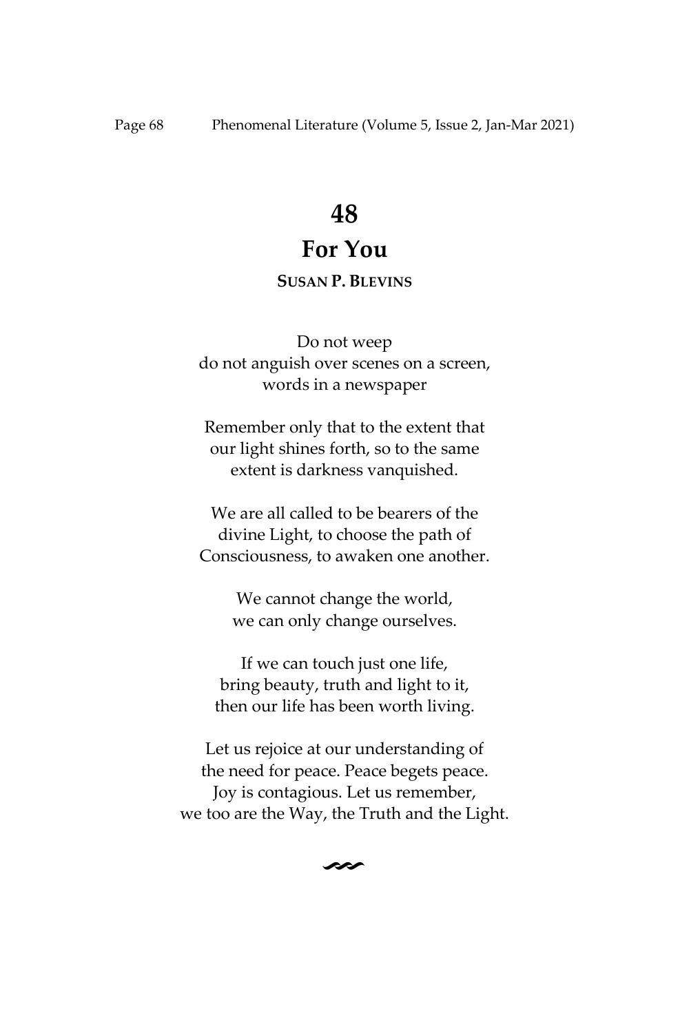# 48

## For You

**SUSAN P. BLEVINS**

Do not weep
do not anguish over scenes on a screen,
words in a newspaper

Remember only that to the extent that
our light shines forth, so to the same
extent is darkness vanquished.

We are all called to be bearers of the
divine Light, to choose the path of
Consciousness, to awaken one another.

We cannot change the world,
we can only change ourselves.

If we can touch just one life,
bring beauty, truth and light to it,
then our life has been worth living.

Let us rejoice at our understanding of
the need for peace. Peace begets peace.
Joy is contagious. Let us remember,
we too are the Way, the Truth and the Light.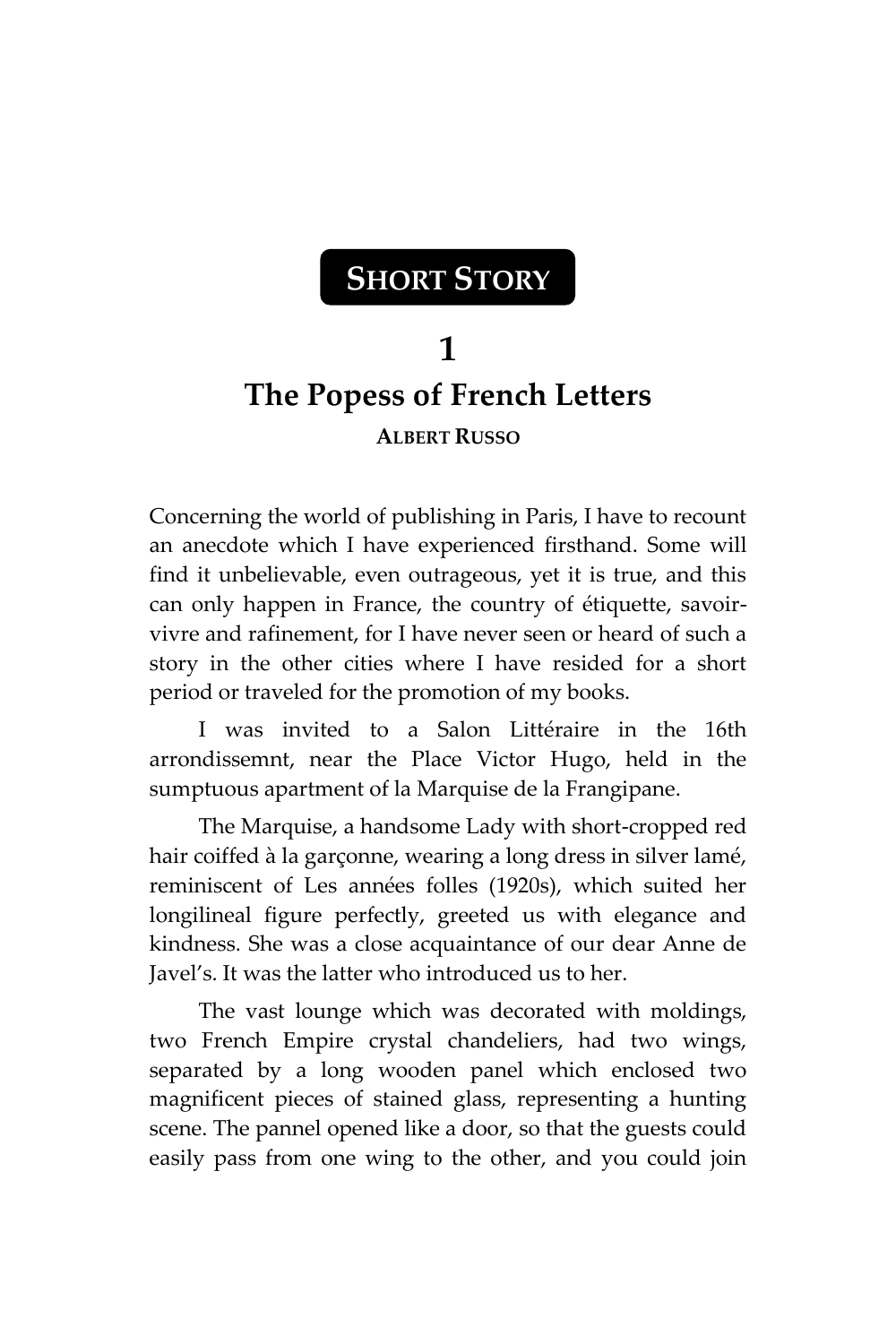**SHORT STORY**

# 1

## The Popess of French Letters

**ALBERT RUSSO**

Concerning the world of publishing in Paris, I have to recount an anecdote which I have experienced firsthand. Some will find it unbelievable, even outrageous, yet it is true, and this can only happen in France, the country of étiquette, savoir-vivre and rafinement, for I have never seen or heard of such a story in the other cities where I have resided for a short period or traveled for the promotion of my books.

I was invited to a Salon Littéraire in the 16th arrondissemnt, near the Place Victor Hugo, held in the sumptuous apartment of la Marquise de la Frangipane.

The Marquise, a handsome Lady with short-cropped red hair coiffed à la garçonne, wearing a long dress in silver lamé, reminiscent of Les années folles (1920s), which suited her longilineal figure perfectly, greeted us with elegance and kindness. She was a close acquaintance of our dear Anne de Javel's. It was the latter who introduced us to her.

The vast lounge which was decorated with moldings, two French Empire crystal chandeliers, had two wings, separated by a long wooden panel which enclosed two magnificent pieces of stained glass, representing a hunting scene. The pannel opened like a door, so that the guests could easily pass from one wing to the other, and you could join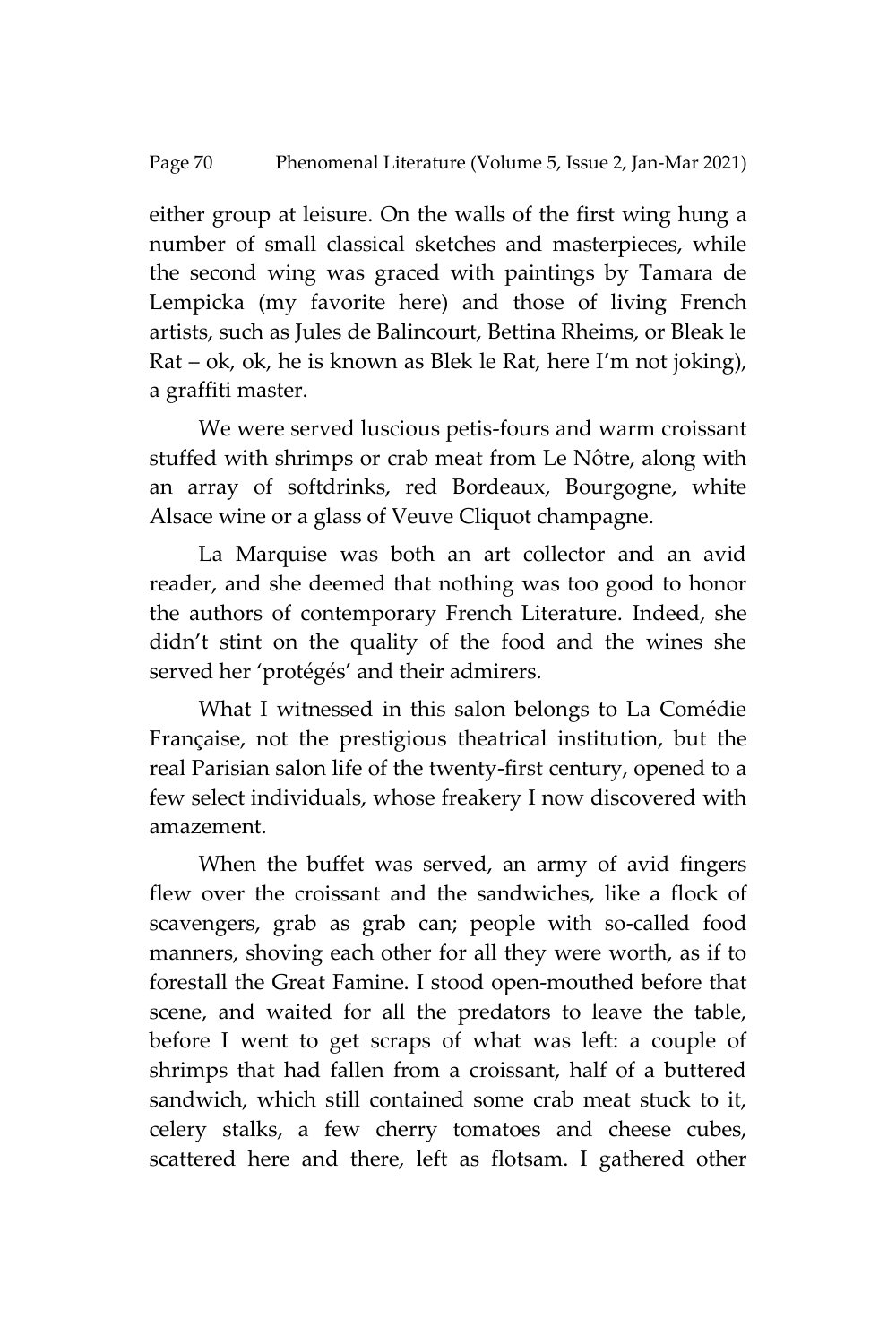either group at leisure. On the walls of the first wing hung a number of small classical sketches and masterpieces, while the second wing was graced with paintings by Tamara de Lempicka (my favorite here) and those of living French artists, such as Jules de Balincourt, Bettina Rheims, or Bleak le Rat – ok, ok, he is known as Blek le Rat, here I'm not joking), a graffiti master.

We were served luscious petis-fours and warm croissant stuffed with shrimps or crab meat from Le Nôtre, along with an array of softdrinks, red Bordeaux, Bourgogne, white Alsace wine or a glass of Veuve Cliquot champagne.

La Marquise was both an art collector and an avid reader, and she deemed that nothing was too good to honor the authors of contemporary French Literature. Indeed, she didn't stint on the quality of the food and the wines she served her 'protégés' and their admirers.

What I witnessed in this salon belongs to La Comédie Française, not the prestigious theatrical institution, but the real Parisian salon life of the twenty-first century, opened to a few select individuals, whose freakery I now discovered with amazement.

When the buffet was served, an army of avid fingers flew over the croissant and the sandwiches, like a flock of scavengers, grab as grab can; people with so-called food manners, shoving each other for all they were worth, as if to forestall the Great Famine. I stood open-mouthed before that scene, and waited for all the predators to leave the table, before I went to get scraps of what was left: a couple of shrimps that had fallen from a croissant, half of a buttered sandwich, which still contained some crab meat stuck to it, celery stalks, a few cherry tomatoes and cheese cubes, scattered here and there, left as flotsam. I gathered other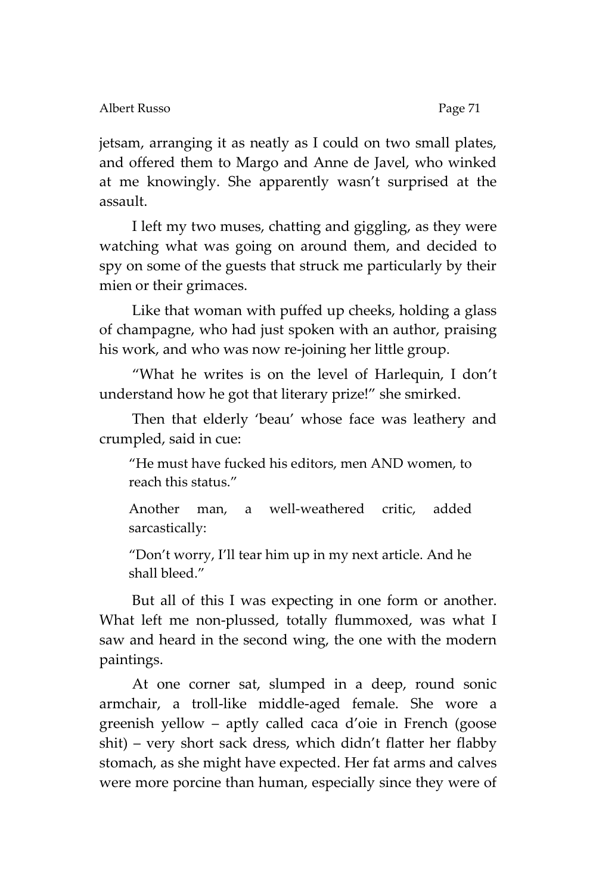jetsam, arranging it as neatly as I could on two small plates, and offered them to Margo and Anne de Javel, who winked at me knowingly. She apparently wasn't surprised at the assault.

I left my two muses, chatting and giggling, as they were watching what was going on around them, and decided to spy on some of the guests that struck me particularly by their mien or their grimaces.

Like that woman with puffed up cheeks, holding a glass of champagne, who had just spoken with an author, praising his work, and who was now re-joining her little group.

"What he writes is on the level of Harlequin, I don't understand how he got that literary prize!" she smirked.

Then that elderly 'beau' whose face was leathery and crumpled, said in cue:

> "He must have fucked his editors, men AND women, to reach this status."
>
> Another man, a well-weathered critic, added sarcastically:
>
> "Don't worry, I'll tear him up in my next article. And he shall bleed."

But all of this I was expecting in one form or another. What left me non-plussed, totally flummoxed, was what I saw and heard in the second wing, the one with the modern paintings.

At one corner sat, slumped in a deep, round sonic armchair, a troll-like middle-aged female. She wore a greenish yellow – aptly called caca d'oie in French (goose shit) – very short sack dress, which didn't flatter her flabby stomach, as she might have expected. Her fat arms and calves were more porcine than human, especially since they were of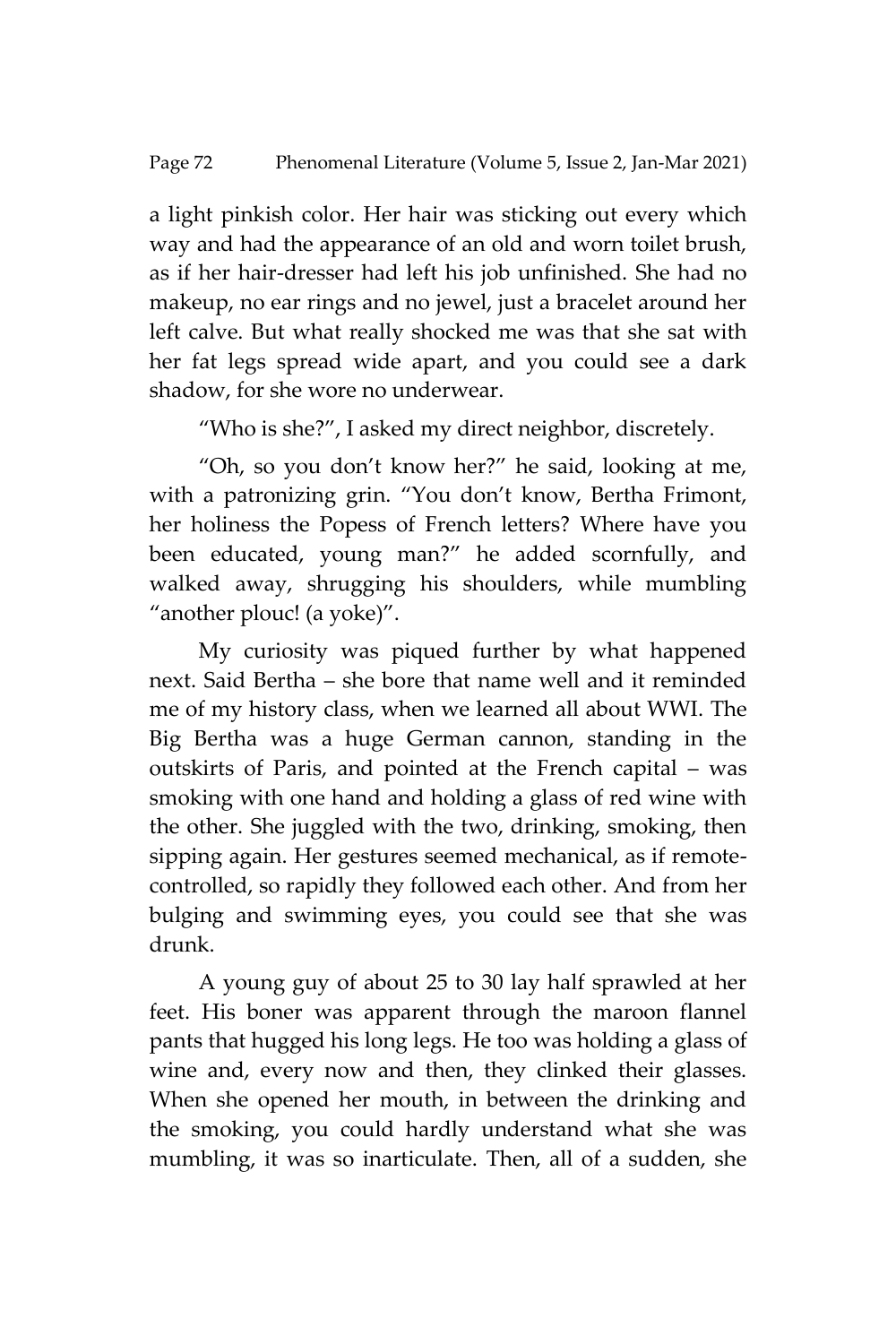a light pinkish color. Her hair was sticking out every which way and had the appearance of an old and worn toilet brush, as if her hair-dresser had left his job unfinished. She had no makeup, no ear rings and no jewel, just a bracelet around her left calve. But what really shocked me was that she sat with her fat legs spread wide apart, and you could see a dark shadow, for she wore no underwear.

"Who is she?", I asked my direct neighbor, discretely.

"Oh, so you don't know her?" he said, looking at me, with a patronizing grin. "You don't know, Bertha Frimont, her holiness the Popess of French letters? Where have you been educated, young man?" he added scornfully, and walked away, shrugging his shoulders, while mumbling "another plouc! (a yoke)".

My curiosity was piqued further by what happened next. Said Bertha – she bore that name well and it reminded me of my history class, when we learned all about WWI. The Big Bertha was a huge German cannon, standing in the outskirts of Paris, and pointed at the French capital – was smoking with one hand and holding a glass of red wine with the other. She juggled with the two, drinking, smoking, then sipping again. Her gestures seemed mechanical, as if remote-controlled, so rapidly they followed each other. And from her bulging and swimming eyes, you could see that she was drunk.

A young guy of about 25 to 30 lay half sprawled at her feet. His boner was apparent through the maroon flannel pants that hugged his long legs. He too was holding a glass of wine and, every now and then, they clinked their glasses. When she opened her mouth, in between the drinking and the smoking, you could hardly understand what she was mumbling, it was so inarticulate. Then, all of a sudden, she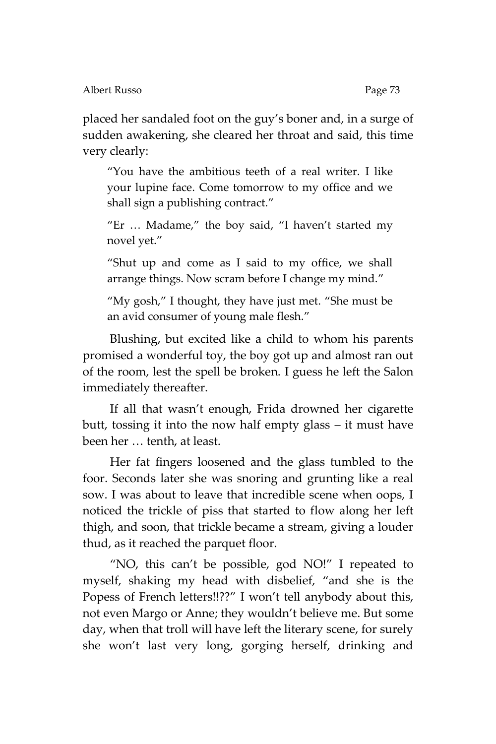placed her sandaled foot on the guy's boner and, in a surge of sudden awakening, she cleared her throat and said, this time very clearly:

> "You have the ambitious teeth of a real writer. I like your lupine face. Come tomorrow to my office and we shall sign a publishing contract."
>
> "Er … Madame," the boy said, "I haven't started my novel yet."
>
> "Shut up and come as I said to my office, we shall arrange things. Now scram before I change my mind."
>
> "My gosh," I thought, they have just met. "She must be an avid consumer of young male flesh."

Blushing, but excited like a child to whom his parents promised a wonderful toy, the boy got up and almost ran out of the room, lest the spell be broken. I guess he left the Salon immediately thereafter.

If all that wasn't enough, Frida drowned her cigarette butt, tossing it into the now half empty glass – it must have been her … tenth, at least.

Her fat fingers loosened and the glass tumbled to the foor. Seconds later she was snoring and grunting like a real sow. I was about to leave that incredible scene when oops, I noticed the trickle of piss that started to flow along her left thigh, and soon, that trickle became a stream, giving a louder thud, as it reached the parquet floor.

"NO, this can't be possible, god NO!" I repeated to myself, shaking my head with disbelief, "and she is the Popess of French letters!!??" I won't tell anybody about this, not even Margo or Anne; they wouldn't believe me. But some day, when that troll will have left the literary scene, for surely she won't last very long, gorging herself, drinking and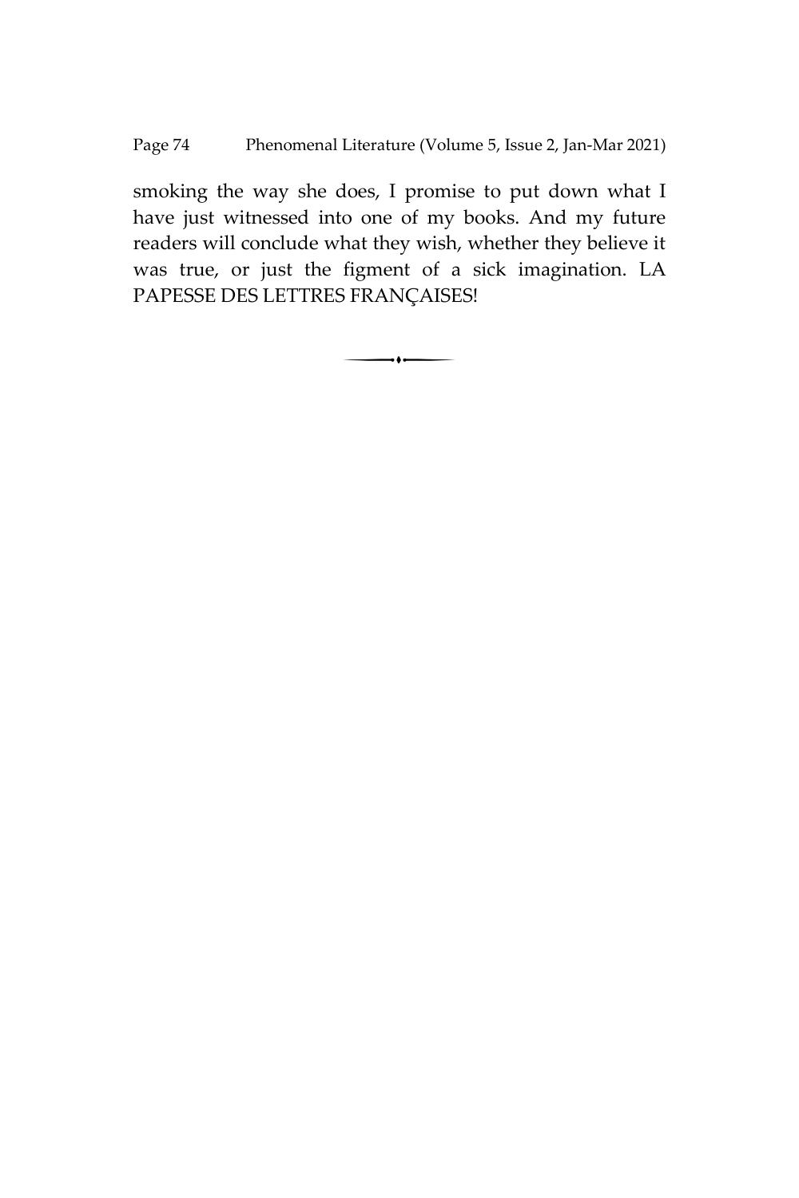smoking the way she does, I promise to put down what I have just witnessed into one of my books. And my future readers will conclude what they wish, whether they believe it was true, or just the figment of a sick imagination. LA PAPESSE DES LETTRES FRANÇAISES!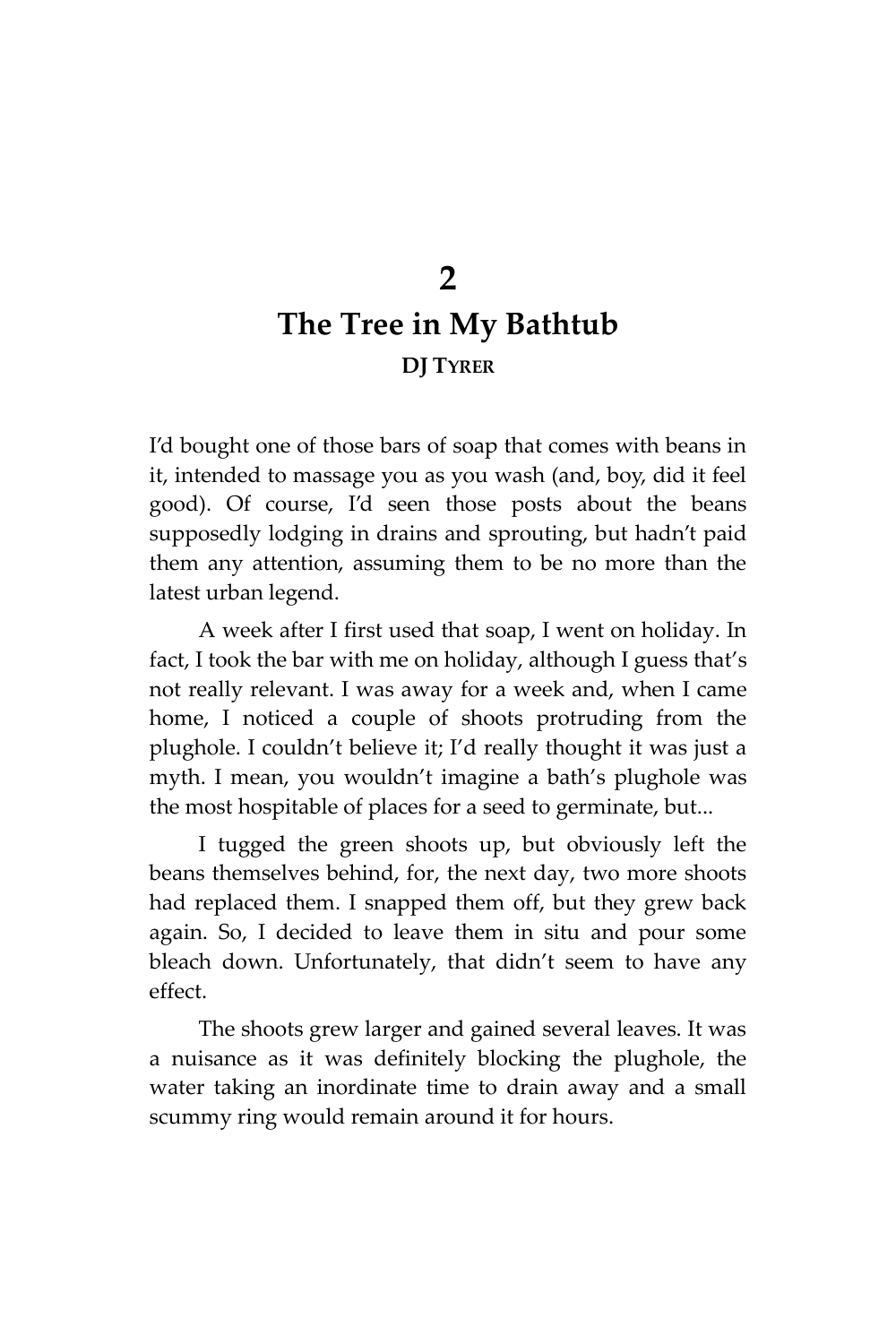# 2

# The Tree in My Bathtub

**DJ TYRER**

I'd bought one of those bars of soap that comes with beans in it, intended to massage you as you wash (and, boy, did it feel good). Of course, I'd seen those posts about the beans supposedly lodging in drains and sprouting, but hadn't paid them any attention, assuming them to be no more than the latest urban legend.

A week after I first used that soap, I went on holiday. In fact, I took the bar with me on holiday, although I guess that's not really relevant. I was away for a week and, when I came home, I noticed a couple of shoots protruding from the plughole. I couldn't believe it; I'd really thought it was just a myth. I mean, you wouldn't imagine a bath's plughole was the most hospitable of places for a seed to germinate, but...

I tugged the green shoots up, but obviously left the beans themselves behind, for, the next day, two more shoots had replaced them. I snapped them off, but they grew back again. So, I decided to leave them in situ and pour some bleach down. Unfortunately, that didn't seem to have any effect.

The shoots grew larger and gained several leaves. It was a nuisance as it was definitely blocking the plughole, the water taking an inordinate time to drain away and a small scummy ring would remain around it for hours.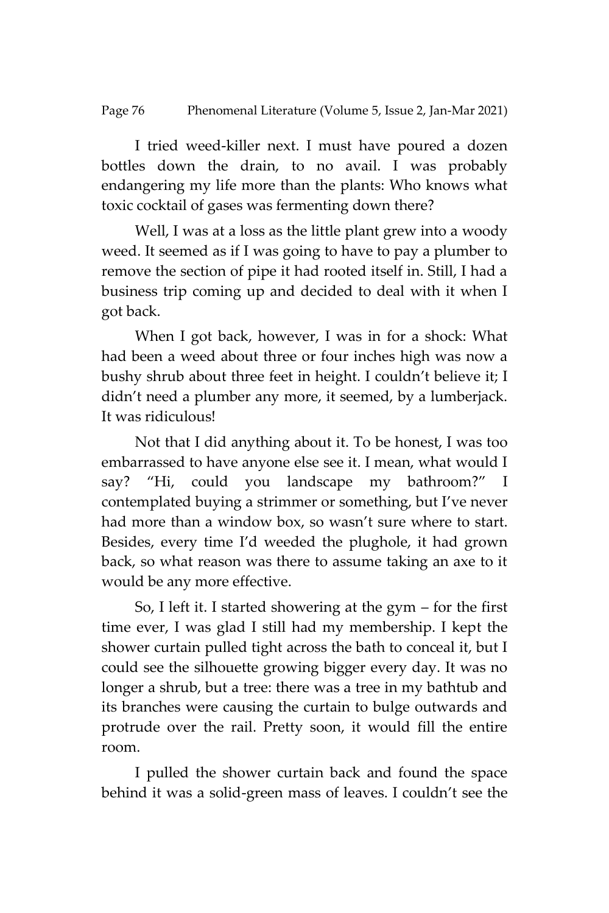I tried weed-killer next. I must have poured a dozen bottles down the drain, to no avail. I was probably endangering my life more than the plants: Who knows what toxic cocktail of gases was fermenting down there?

Well, I was at a loss as the little plant grew into a woody weed. It seemed as if I was going to have to pay a plumber to remove the section of pipe it had rooted itself in. Still, I had a business trip coming up and decided to deal with it when I got back.

When I got back, however, I was in for a shock: What had been a weed about three or four inches high was now a bushy shrub about three feet in height. I couldn't believe it; I didn't need a plumber any more, it seemed, by a lumberjack. It was ridiculous!

Not that I did anything about it. To be honest, I was too embarrassed to have anyone else see it. I mean, what would I say? "Hi, could you landscape my bathroom?" I contemplated buying a strimmer or something, but I've never had more than a window box, so wasn't sure where to start. Besides, every time I'd weeded the plughole, it had grown back, so what reason was there to assume taking an axe to it would be any more effective.

So, I left it. I started showering at the gym – for the first time ever, I was glad I still had my membership. I kept the shower curtain pulled tight across the bath to conceal it, but I could see the silhouette growing bigger every day. It was no longer a shrub, but a tree: there was a tree in my bathtub and its branches were causing the curtain to bulge outwards and protrude over the rail. Pretty soon, it would fill the entire room.

I pulled the shower curtain back and found the space behind it was a solid-green mass of leaves. I couldn't see the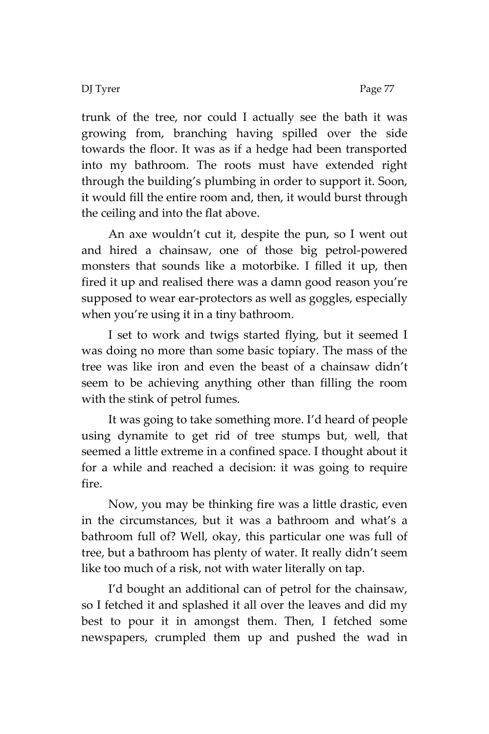trunk of the tree, nor could I actually see the bath it was growing from, branching having spilled over the side towards the floor. It was as if a hedge had been transported into my bathroom. The roots must have extended right through the building's plumbing in order to support it. Soon, it would fill the entire room and, then, it would burst through the ceiling and into the flat above.

An axe wouldn't cut it, despite the pun, so I went out and hired a chainsaw, one of those big petrol-powered monsters that sounds like a motorbike. I filled it up, then fired it up and realised there was a damn good reason you're supposed to wear ear-protectors as well as goggles, especially when you're using it in a tiny bathroom.

I set to work and twigs started flying, but it seemed I was doing no more than some basic topiary. The mass of the tree was like iron and even the beast of a chainsaw didn't seem to be achieving anything other than filling the room with the stink of petrol fumes.

It was going to take something more. I'd heard of people using dynamite to get rid of tree stumps but, well, that seemed a little extreme in a confined space. I thought about it for a while and reached a decision: it was going to require fire.

Now, you may be thinking fire was a little drastic, even in the circumstances, but it was a bathroom and what's a bathroom full of? Well, okay, this particular one was full of tree, but a bathroom has plenty of water. It really didn't seem like too much of a risk, not with water literally on tap.

I'd bought an additional can of petrol for the chainsaw, so I fetched it and splashed it all over the leaves and did my best to pour it in amongst them. Then, I fetched some newspapers, crumpled them up and pushed the wad in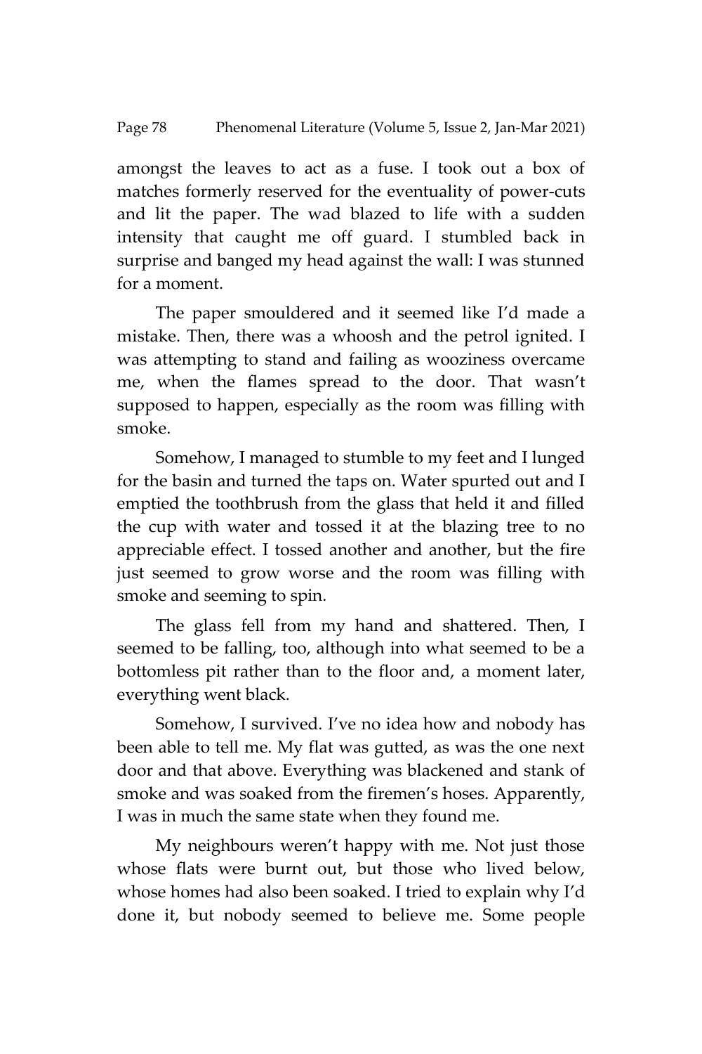amongst the leaves to act as a fuse. I took out a box of matches formerly reserved for the eventuality of power-cuts and lit the paper. The wad blazed to life with a sudden intensity that caught me off guard. I stumbled back in surprise and banged my head against the wall: I was stunned for a moment.

The paper smouldered and it seemed like I'd made a mistake. Then, there was a whoosh and the petrol ignited. I was attempting to stand and failing as wooziness overcame me, when the flames spread to the door. That wasn't supposed to happen, especially as the room was filling with smoke.

Somehow, I managed to stumble to my feet and I lunged for the basin and turned the taps on. Water spurted out and I emptied the toothbrush from the glass that held it and filled the cup with water and tossed it at the blazing tree to no appreciable effect. I tossed another and another, but the fire just seemed to grow worse and the room was filling with smoke and seeming to spin.

The glass fell from my hand and shattered. Then, I seemed to be falling, too, although into what seemed to be a bottomless pit rather than to the floor and, a moment later, everything went black.

Somehow, I survived. I've no idea how and nobody has been able to tell me. My flat was gutted, as was the one next door and that above. Everything was blackened and stank of smoke and was soaked from the firemen's hoses. Apparently, I was in much the same state when they found me.

My neighbours weren't happy with me. Not just those whose flats were burnt out, but those who lived below, whose homes had also been soaked. I tried to explain why I'd done it, but nobody seemed to believe me. Some people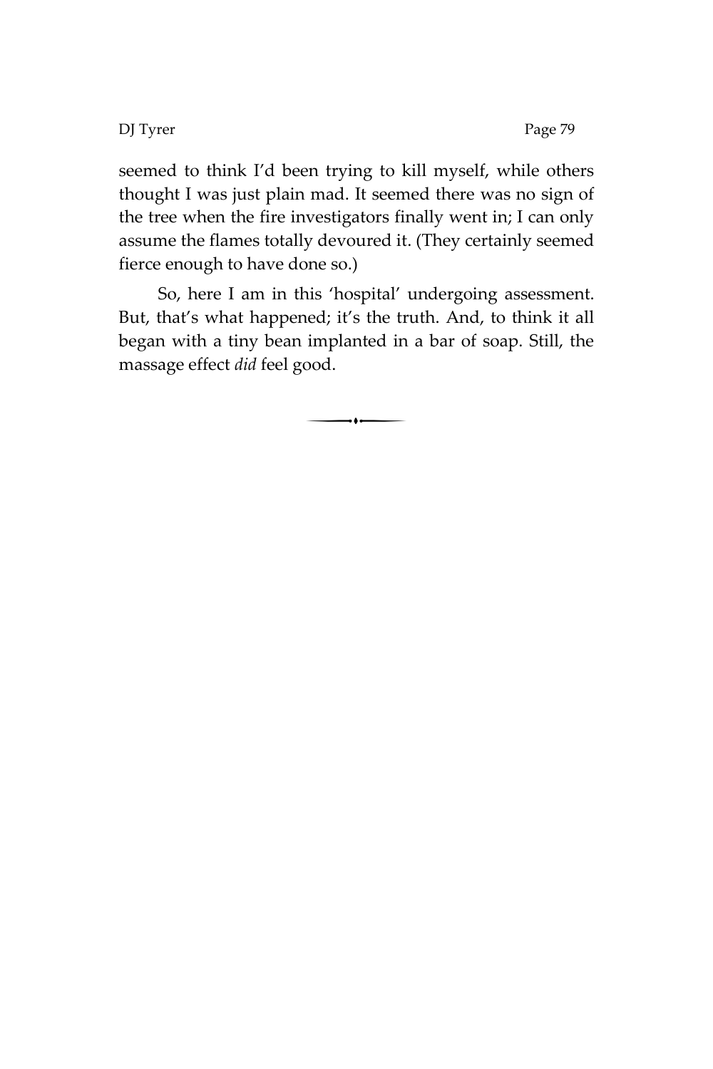seemed to think I'd been trying to kill myself, while others thought I was just plain mad. It seemed there was no sign of the tree when the fire investigators finally went in; I can only assume the flames totally devoured it. (They certainly seemed fierce enough to have done so.)

So, here I am in this 'hospital' undergoing assessment. But, that's what happened; it's the truth. And, to think it all began with a tiny bean implanted in a bar of soap. Still, the massage effect *did* feel good.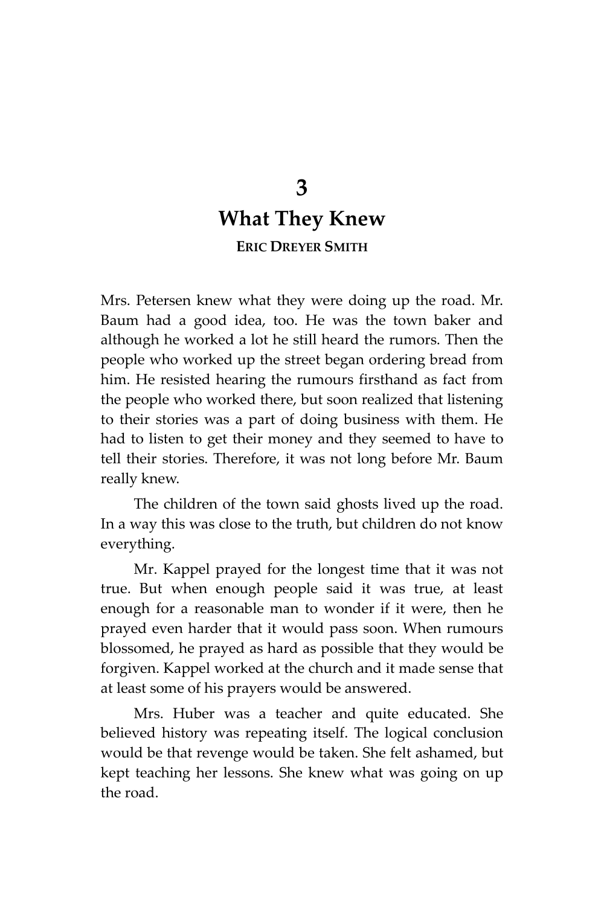# 3

# What They Knew

**ERIC DREYER SMITH**

Mrs. Petersen knew what they were doing up the road. Mr. Baum had a good idea, too. He was the town baker and although he worked a lot he still heard the rumors. Then the people who worked up the street began ordering bread from him. He resisted hearing the rumours firsthand as fact from the people who worked there, but soon realized that listening to their stories was a part of doing business with them. He had to listen to get their money and they seemed to have to tell their stories. Therefore, it was not long before Mr. Baum really knew.

The children of the town said ghosts lived up the road. In a way this was close to the truth, but children do not know everything.

Mr. Kappel prayed for the longest time that it was not true. But when enough people said it was true, at least enough for a reasonable man to wonder if it were, then he prayed even harder that it would pass soon. When rumours blossomed, he prayed as hard as possible that they would be forgiven. Kappel worked at the church and it made sense that at least some of his prayers would be answered.

Mrs. Huber was a teacher and quite educated. She believed history was repeating itself. The logical conclusion would be that revenge would be taken. She felt ashamed, but kept teaching her lessons. She knew what was going on up the road.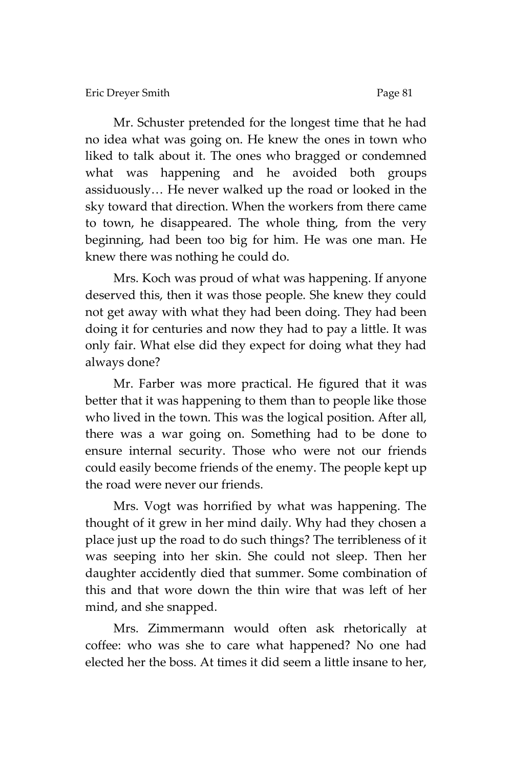Mr. Schuster pretended for the longest time that he had no idea what was going on. He knew the ones in town who liked to talk about it. The ones who bragged or condemned what was happening and he avoided both groups assiduously… He never walked up the road or looked in the sky toward that direction. When the workers from there came to town, he disappeared. The whole thing, from the very beginning, had been too big for him. He was one man. He knew there was nothing he could do.

Mrs. Koch was proud of what was happening. If anyone deserved this, then it was those people. She knew they could not get away with what they had been doing. They had been doing it for centuries and now they had to pay a little. It was only fair. What else did they expect for doing what they had always done?

Mr. Farber was more practical. He figured that it was better that it was happening to them than to people like those who lived in the town. This was the logical position. After all, there was a war going on. Something had to be done to ensure internal security. Those who were not our friends could easily become friends of the enemy. The people kept up the road were never our friends.

Mrs. Vogt was horrified by what was happening. The thought of it grew in her mind daily. Why had they chosen a place just up the road to do such things? The terribleness of it was seeping into her skin. She could not sleep. Then her daughter accidently died that summer. Some combination of this and that wore down the thin wire that was left of her mind, and she snapped.

Mrs. Zimmermann would often ask rhetorically at coffee: who was she to care what happened? No one had elected her the boss. At times it did seem a little insane to her,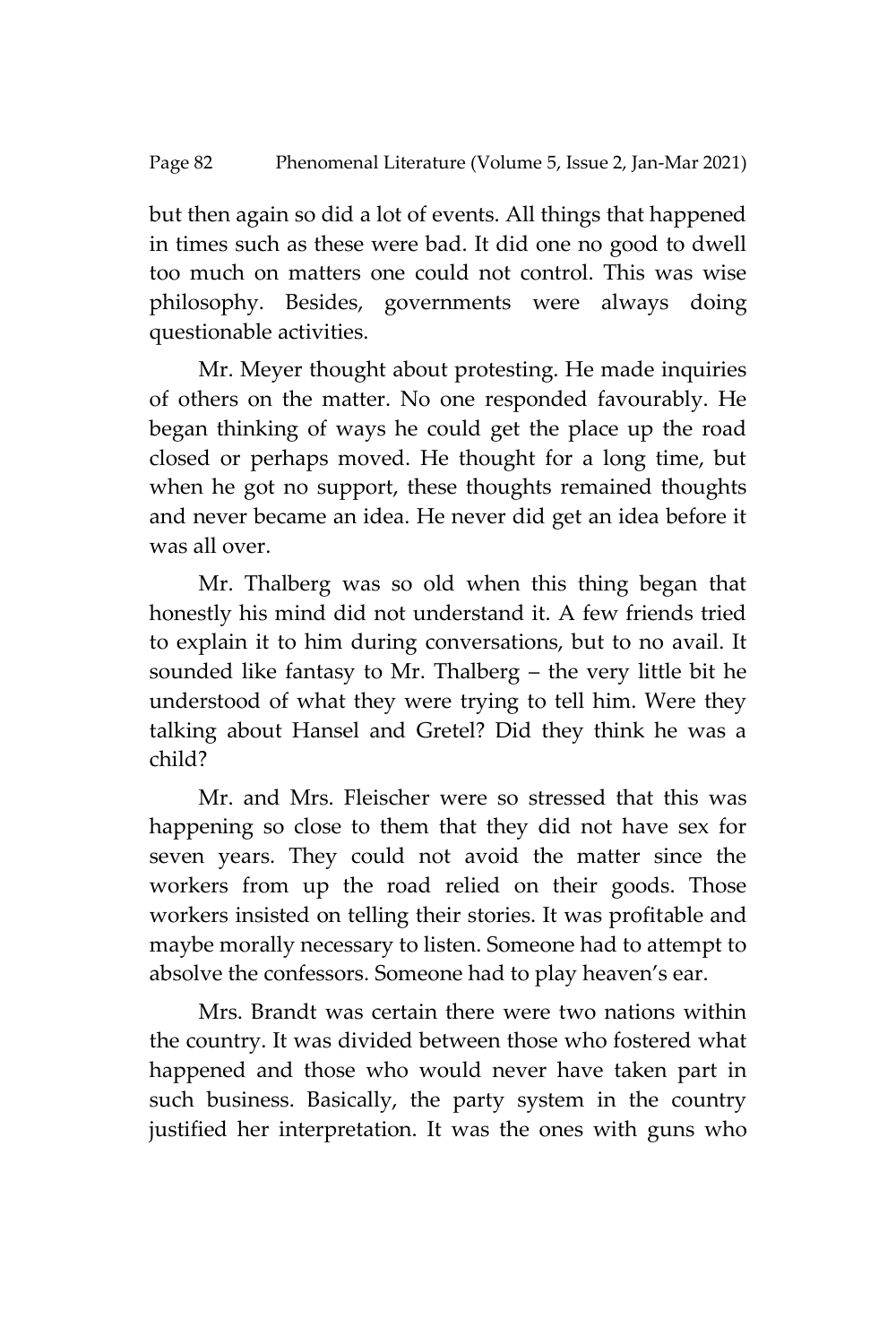but then again so did a lot of events. All things that happened in times such as these were bad. It did one no good to dwell too much on matters one could not control. This was wise philosophy. Besides, governments were always doing questionable activities.

Mr. Meyer thought about protesting. He made inquiries of others on the matter. No one responded favourably. He began thinking of ways he could get the place up the road closed or perhaps moved. He thought for a long time, but when he got no support, these thoughts remained thoughts and never became an idea. He never did get an idea before it was all over.

Mr. Thalberg was so old when this thing began that honestly his mind did not understand it. A few friends tried to explain it to him during conversations, but to no avail. It sounded like fantasy to Mr. Thalberg – the very little bit he understood of what they were trying to tell him. Were they talking about Hansel and Gretel? Did they think he was a child?

Mr. and Mrs. Fleischer were so stressed that this was happening so close to them that they did not have sex for seven years. They could not avoid the matter since the workers from up the road relied on their goods. Those workers insisted on telling their stories. It was profitable and maybe morally necessary to listen. Someone had to attempt to absolve the confessors. Someone had to play heaven's ear.

Mrs. Brandt was certain there were two nations within the country. It was divided between those who fostered what happened and those who would never have taken part in such business. Basically, the party system in the country justified her interpretation. It was the ones with guns who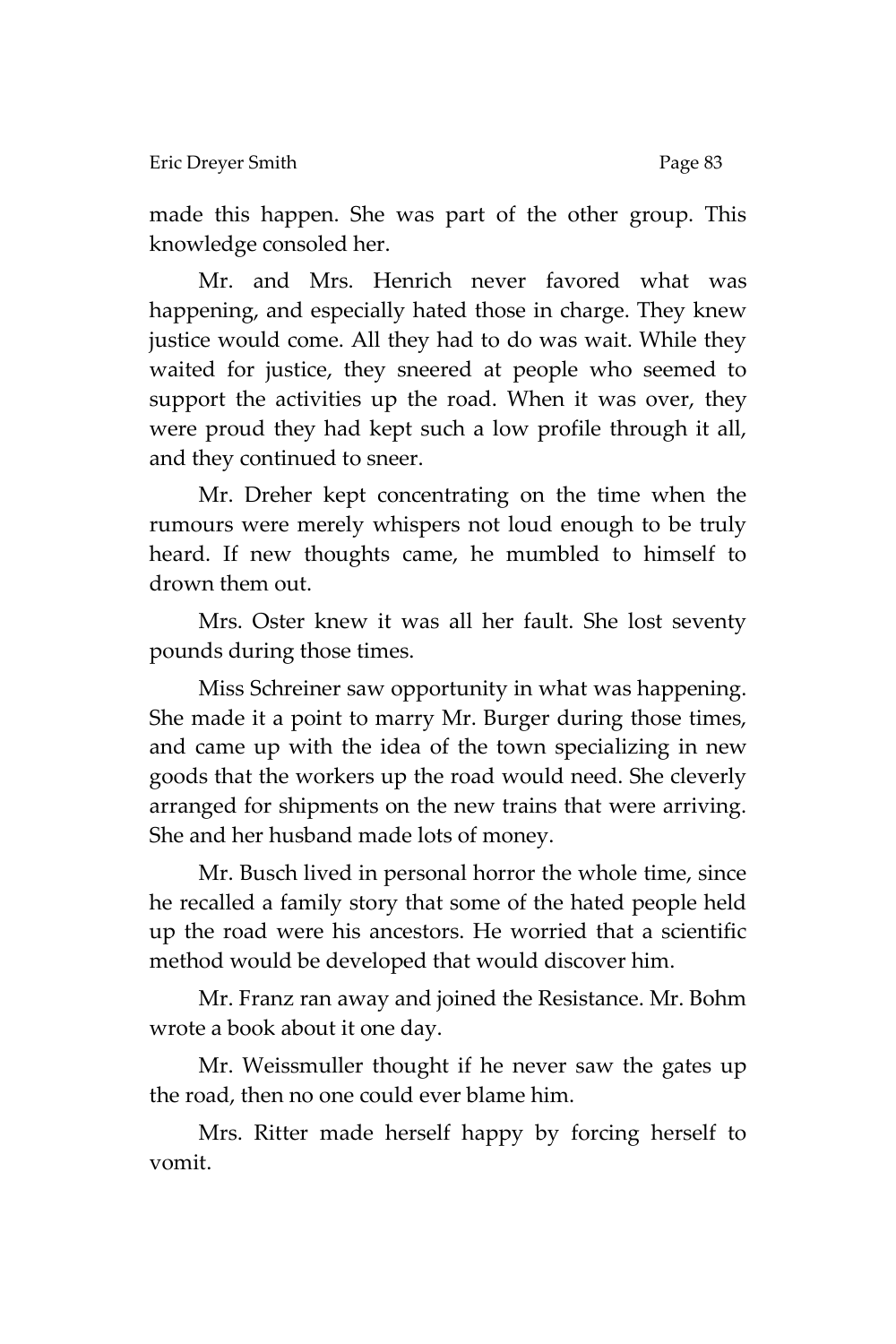made this happen. She was part of the other group. This knowledge consoled her.

Mr. and Mrs. Henrich never favored what was happening, and especially hated those in charge. They knew justice would come. All they had to do was wait. While they waited for justice, they sneered at people who seemed to support the activities up the road. When it was over, they were proud they had kept such a low profile through it all, and they continued to sneer.

Mr. Dreher kept concentrating on the time when the rumours were merely whispers not loud enough to be truly heard. If new thoughts came, he mumbled to himself to drown them out.

Mrs. Oster knew it was all her fault. She lost seventy pounds during those times.

Miss Schreiner saw opportunity in what was happening. She made it a point to marry Mr. Burger during those times, and came up with the idea of the town specializing in new goods that the workers up the road would need. She cleverly arranged for shipments on the new trains that were arriving. She and her husband made lots of money.

Mr. Busch lived in personal horror the whole time, since he recalled a family story that some of the hated people held up the road were his ancestors. He worried that a scientific method would be developed that would discover him.

Mr. Franz ran away and joined the Resistance. Mr. Bohm wrote a book about it one day.

Mr. Weissmuller thought if he never saw the gates up the road, then no one could ever blame him.

Mrs. Ritter made herself happy by forcing herself to vomit.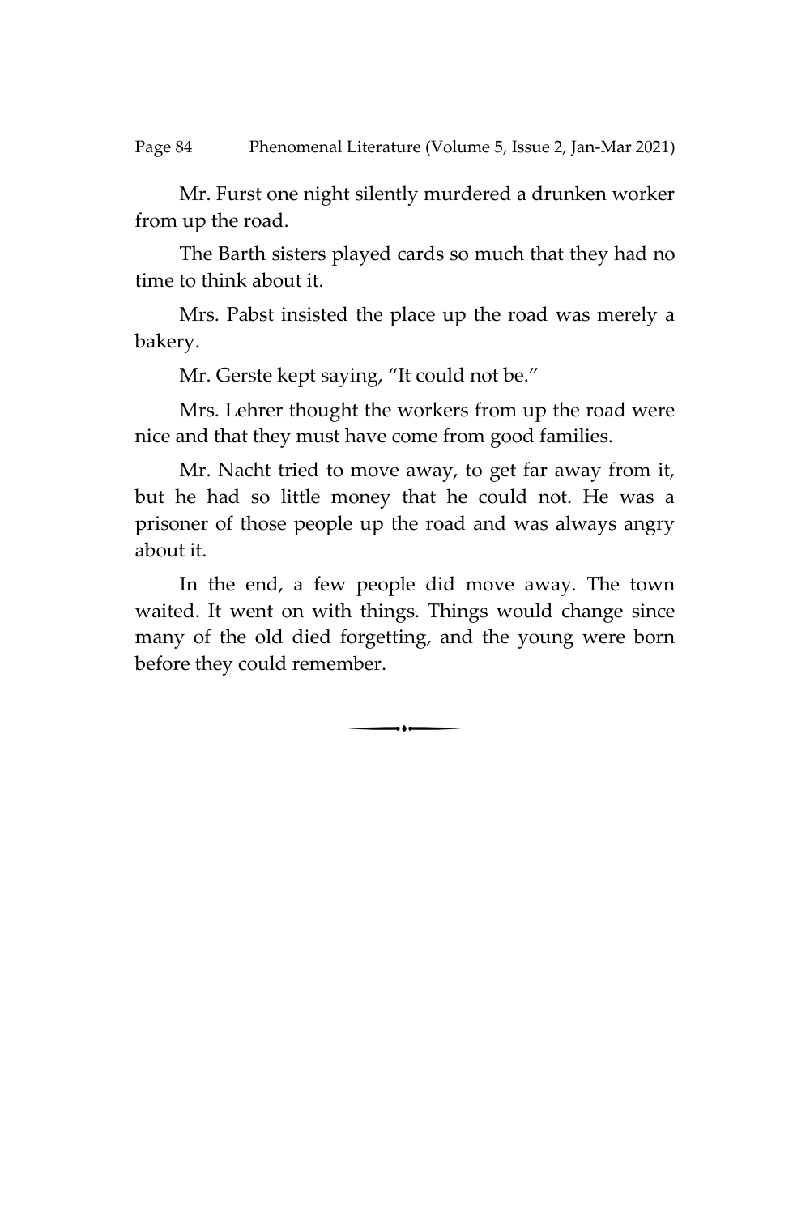Mr. Furst one night silently murdered a drunken worker from up the road.

The Barth sisters played cards so much that they had no time to think about it.

Mrs. Pabst insisted the place up the road was merely a bakery.

Mr. Gerste kept saying, "It could not be."

Mrs. Lehrer thought the workers from up the road were nice and that they must have come from good families.

Mr. Nacht tried to move away, to get far away from it, but he had so little money that he could not. He was a prisoner of those people up the road and was always angry about it.

In the end, a few people did move away. The town waited. It went on with things. Things would change since many of the old died forgetting, and the young were born before they could remember.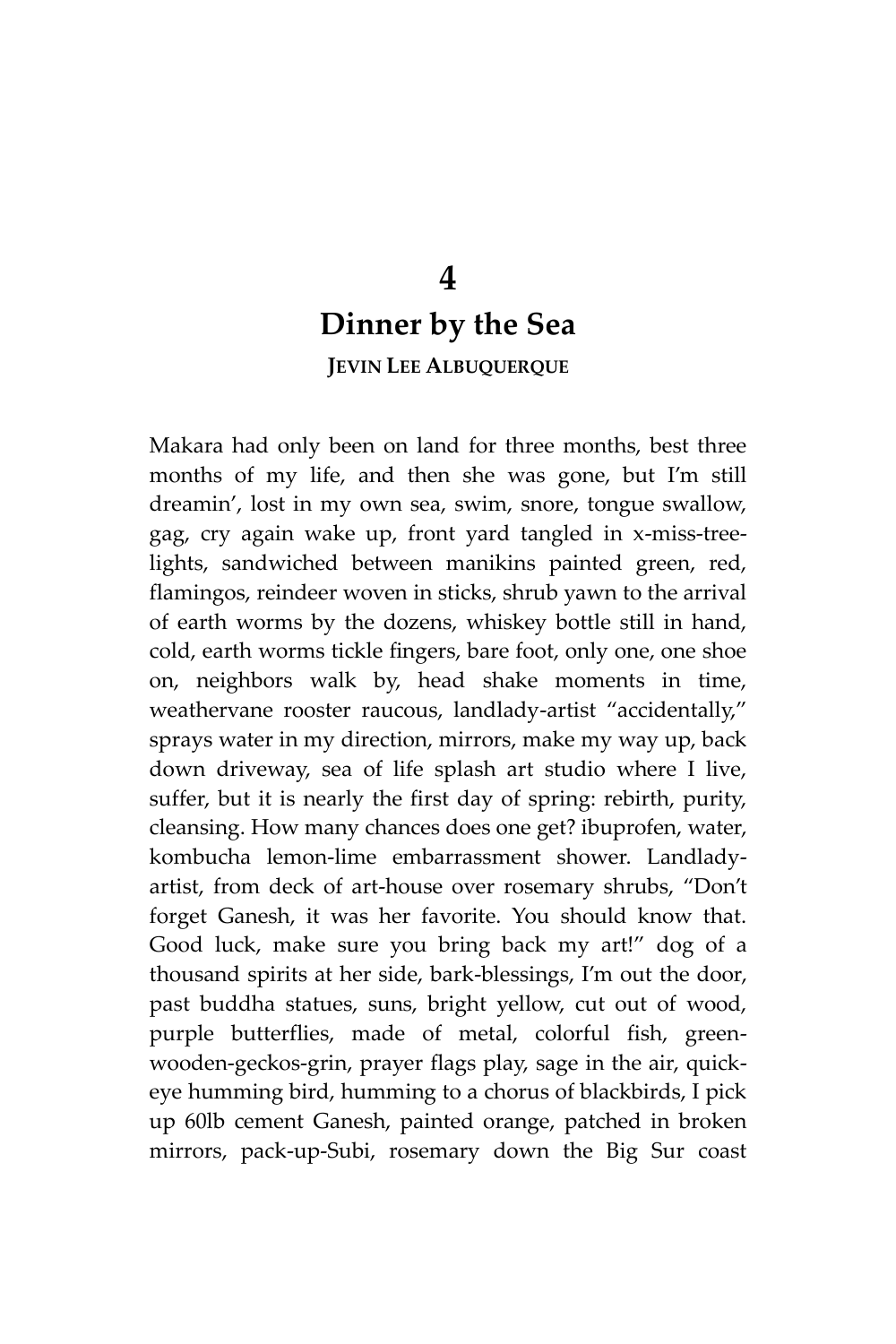# 4

# Dinner by the Sea

**JEVIN LEE ALBUQUERQUE**

Makara had only been on land for three months, best three months of my life, and then she was gone, but I'm still dreamin', lost in my own sea, swim, snore, tongue swallow, gag, cry again wake up, front yard tangled in x-miss-tree-lights, sandwiched between manikins painted green, red, flamingos, reindeer woven in sticks, shrub yawn to the arrival of earth worms by the dozens, whiskey bottle still in hand, cold, earth worms tickle fingers, bare foot, only one, one shoe on, neighbors walk by, head shake moments in time, weathervane rooster raucous, landlady-artist "accidentally," sprays water in my direction, mirrors, make my way up, back down driveway, sea of life splash art studio where I live, suffer, but it is nearly the first day of spring: rebirth, purity, cleansing. How many chances does one get? ibuprofen, water, kombucha lemon-lime embarrassment shower. Landlady-artist, from deck of art-house over rosemary shrubs, "Don't forget Ganesh, it was her favorite. You should know that. Good luck, make sure you bring back my art!" dog of a thousand spirits at her side, bark-blessings, I'm out the door, past buddha statues, suns, bright yellow, cut out of wood, purple butterflies, made of metal, colorful fish, green-wooden-geckos-grin, prayer flags play, sage in the air, quick-eye humming bird, humming to a chorus of blackbirds, I pick up 60lb cement Ganesh, painted orange, patched in broken mirrors, pack-up-Subi, rosemary down the Big Sur coast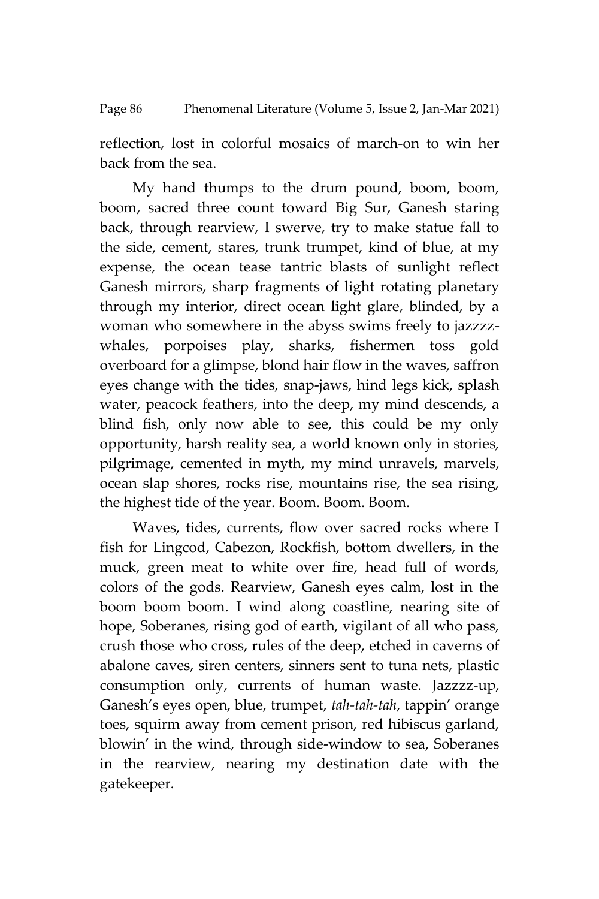reflection, lost in colorful mosaics of march-on to win her back from the sea.

My hand thumps to the drum pound, boom, boom, boom, sacred three count toward Big Sur, Ganesh staring back, through rearview, I swerve, try to make statue fall to the side, cement, stares, trunk trumpet, kind of blue, at my expense, the ocean tease tantric blasts of sunlight reflect Ganesh mirrors, sharp fragments of light rotating planetary through my interior, direct ocean light glare, blinded, by a woman who somewhere in the abyss swims freely to jazzzz-whales, porpoises play, sharks, fishermen toss gold overboard for a glimpse, blond hair flow in the waves, saffron eyes change with the tides, snap-jaws, hind legs kick, splash water, peacock feathers, into the deep, my mind descends, a blind fish, only now able to see, this could be my only opportunity, harsh reality sea, a world known only in stories, pilgrimage, cemented in myth, my mind unravels, marvels, ocean slap shores, rocks rise, mountains rise, the sea rising, the highest tide of the year. Boom. Boom. Boom.

Waves, tides, currents, flow over sacred rocks where I fish for Lingcod, Cabezon, Rockfish, bottom dwellers, in the muck, green meat to white over fire, head full of words, colors of the gods. Rearview, Ganesh eyes calm, lost in the boom boom boom. I wind along coastline, nearing site of hope, Soberanes, rising god of earth, vigilant of all who pass, crush those who cross, rules of the deep, etched in caverns of abalone caves, siren centers, sinners sent to tuna nets, plastic consumption only, currents of human waste. Jazzzz-up, Ganesh's eyes open, blue, trumpet, *tah-tah-tah*, tappin' orange toes, squirm away from cement prison, red hibiscus garland, blowin' in the wind, through side-window to sea, Soberanes in the rearview, nearing my destination date with the gatekeeper.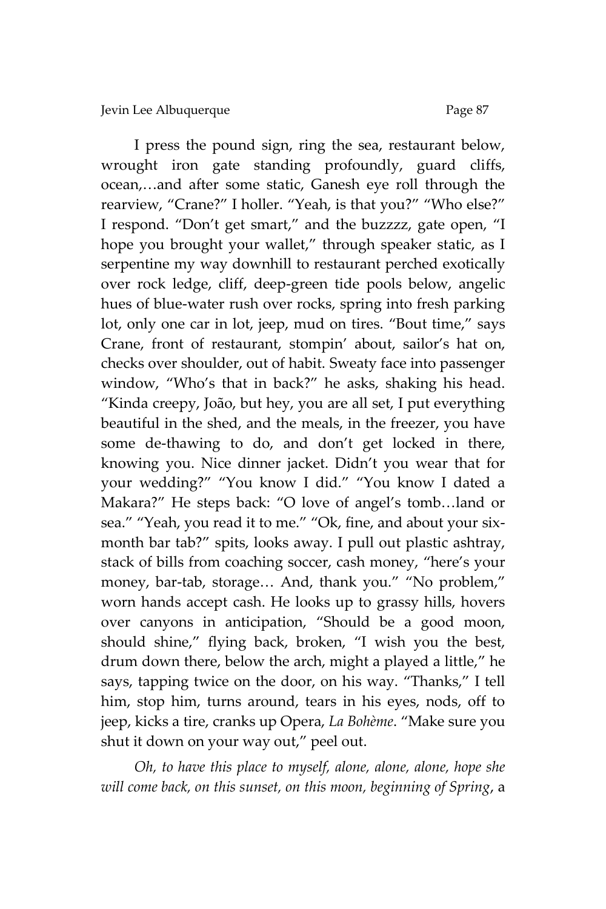I press the pound sign, ring the sea, restaurant below, wrought iron gate standing profoundly, guard cliffs, ocean,…and after some static, Ganesh eye roll through the rearview, "Crane?" I holler. "Yeah, is that you?" "Who else?" I respond. "Don't get smart," and the buzzzz, gate open, "I hope you brought your wallet," through speaker static, as I serpentine my way downhill to restaurant perched exotically over rock ledge, cliff, deep-green tide pools below, angelic hues of blue-water rush over rocks, spring into fresh parking lot, only one car in lot, jeep, mud on tires. "Bout time," says Crane, front of restaurant, stompin' about, sailor's hat on, checks over shoulder, out of habit. Sweaty face into passenger window, "Who's that in back?" he asks, shaking his head. "Kinda creepy, João, but hey, you are all set, I put everything beautiful in the shed, and the meals, in the freezer, you have some de-thawing to do, and don't get locked in there, knowing you. Nice dinner jacket. Didn't you wear that for your wedding?" "You know I did." "You know I dated a Makara?" He steps back: "O love of angel's tomb…land or sea." "Yeah, you read it to me." "Ok, fine, and about your six-month bar tab?" spits, looks away. I pull out plastic ashtray, stack of bills from coaching soccer, cash money, "here's your money, bar-tab, storage… And, thank you." "No problem," worn hands accept cash. He looks up to grassy hills, hovers over canyons in anticipation, "Should be a good moon, should shine," flying back, broken, "I wish you the best, drum down there, below the arch, might a played a little," he says, tapping twice on the door, on his way. "Thanks," I tell him, stop him, turns around, tears in his eyes, nods, off to jeep, kicks a tire, cranks up Opera, *La Bohème*. "Make sure you shut it down on your way out," peel out.

*Oh, to have this place to myself, alone, alone, alone, hope she will come back, on this sunset, on this moon, beginning of Spring*, a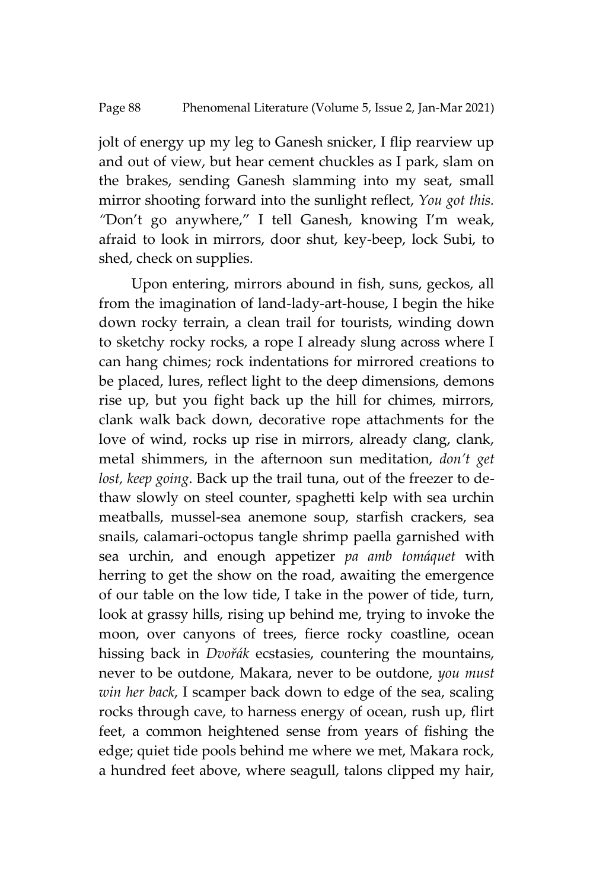jolt of energy up my leg to Ganesh snicker, I flip rearview up and out of view, but hear cement chuckles as I park, slam on the brakes, sending Ganesh slamming into my seat, small mirror shooting forward into the sunlight reflect, *You got this.* "Don't go anywhere," I tell Ganesh, knowing I'm weak, afraid to look in mirrors, door shut, key-beep, lock Subi, to shed, check on supplies.

Upon entering, mirrors abound in fish, suns, geckos, all from the imagination of land-lady-art-house, I begin the hike down rocky terrain, a clean trail for tourists, winding down to sketchy rocky rocks, a rope I already slung across where I can hang chimes; rock indentations for mirrored creations to be placed, lures, reflect light to the deep dimensions, demons rise up, but you fight back up the hill for chimes, mirrors, clank walk back down, decorative rope attachments for the love of wind, rocks up rise in mirrors, already clang, clank, metal shimmers, in the afternoon sun meditation, *don't get lost, keep going*. Back up the trail tuna, out of the freezer to de-thaw slowly on steel counter, spaghetti kelp with sea urchin meatballs, mussel-sea anemone soup, starfish crackers, sea snails, calamari-octopus tangle shrimp paella garnished with sea urchin, and enough appetizer *pa amb tomáquet* with herring to get the show on the road, awaiting the emergence of our table on the low tide, I take in the power of tide, turn, look at grassy hills, rising up behind me, trying to invoke the moon, over canyons of trees, fierce rocky coastline, ocean hissing back in *Dvořák* ecstasies, countering the mountains, never to be outdone, Makara, never to be outdone, *you must win her back*, I scamper back down to edge of the sea, scaling rocks through cave, to harness energy of ocean, rush up, flirt feet, a common heightened sense from years of fishing the edge; quiet tide pools behind me where we met, Makara rock, a hundred feet above, where seagull, talons clipped my hair,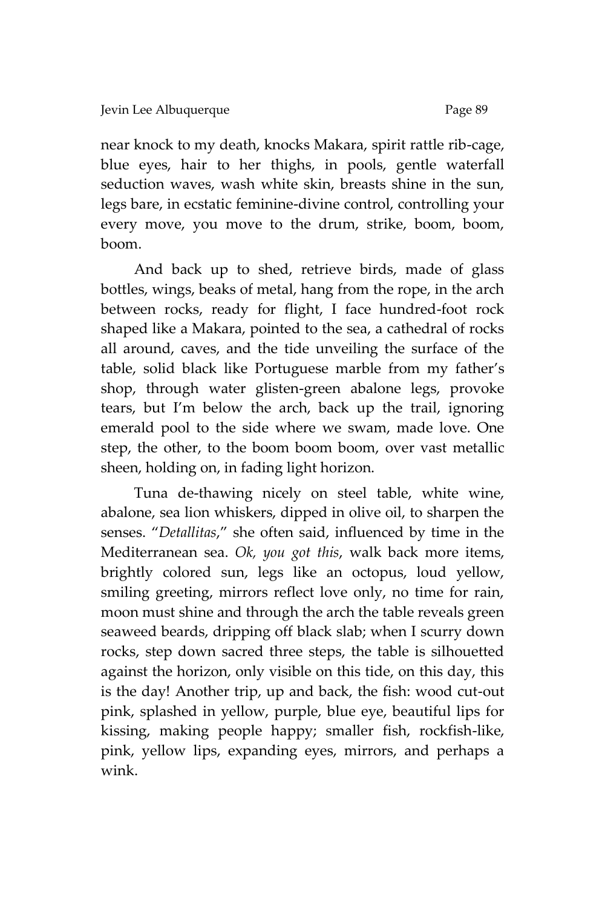near knock to my death, knocks Makara, spirit rattle rib-cage, blue eyes, hair to her thighs, in pools, gentle waterfall seduction waves, wash white skin, breasts shine in the sun, legs bare, in ecstatic feminine-divine control, controlling your every move, you move to the drum, strike, boom, boom, boom.

And back up to shed, retrieve birds, made of glass bottles, wings, beaks of metal, hang from the rope, in the arch between rocks, ready for flight, I face hundred-foot rock shaped like a Makara, pointed to the sea, a cathedral of rocks all around, caves, and the tide unveiling the surface of the table, solid black like Portuguese marble from my father's shop, through water glisten-green abalone legs, provoke tears, but I'm below the arch, back up the trail, ignoring emerald pool to the side where we swam, made love. One step, the other, to the boom boom boom, over vast metallic sheen, holding on, in fading light horizon.

Tuna de-thawing nicely on steel table, white wine, abalone, sea lion whiskers, dipped in olive oil, to sharpen the senses. "*Detallitas*," she often said, influenced by time in the Mediterranean sea. *Ok, you got this*, walk back more items, brightly colored sun, legs like an octopus, loud yellow, smiling greeting, mirrors reflect love only, no time for rain, moon must shine and through the arch the table reveals green seaweed beards, dripping off black slab; when I scurry down rocks, step down sacred three steps, the table is silhouetted against the horizon, only visible on this tide, on this day, this is the day! Another trip, up and back, the fish: wood cut-out pink, splashed in yellow, purple, blue eye, beautiful lips for kissing, making people happy; smaller fish, rockfish-like, pink, yellow lips, expanding eyes, mirrors, and perhaps a wink.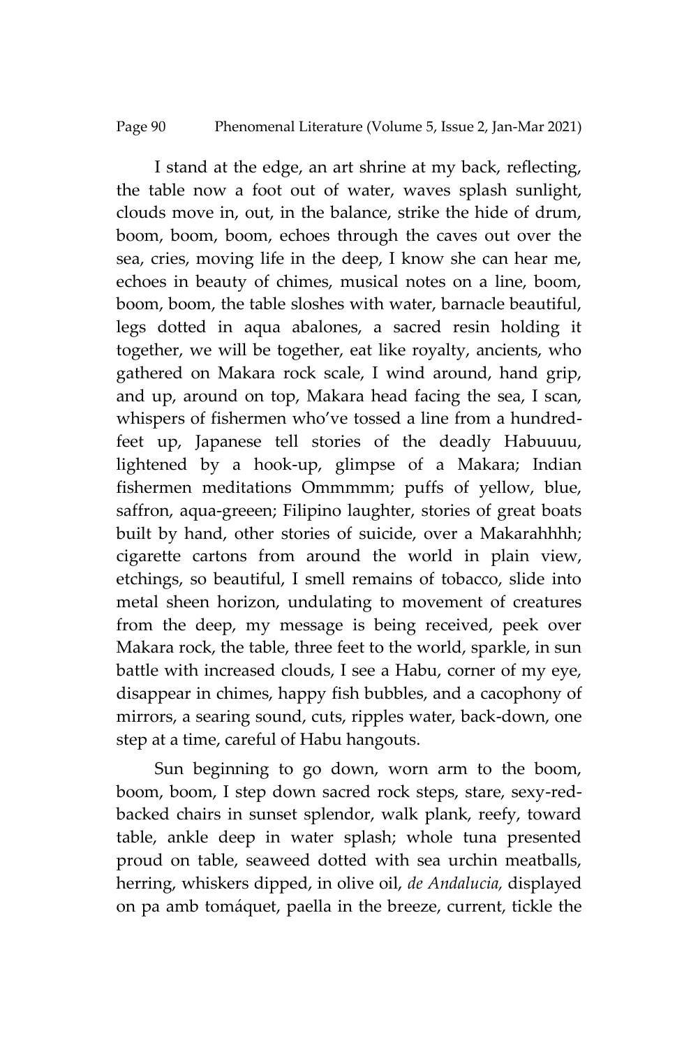I stand at the edge, an art shrine at my back, reflecting, the table now a foot out of water, waves splash sunlight, clouds move in, out, in the balance, strike the hide of drum, boom, boom, boom, echoes through the caves out over the sea, cries, moving life in the deep, I know she can hear me, echoes in beauty of chimes, musical notes on a line, boom, boom, boom, the table sloshes with water, barnacle beautiful, legs dotted in aqua abalones, a sacred resin holding it together, we will be together, eat like royalty, ancients, who gathered on Makara rock scale, I wind around, hand grip, and up, around on top, Makara head facing the sea, I scan, whispers of fishermen who've tossed a line from a hundred-feet up, Japanese tell stories of the deadly Habuuuu, lightened by a hook-up, glimpse of a Makara; Indian fishermen meditations Ommmmm; puffs of yellow, blue, saffron, aqua-greeen; Filipino laughter, stories of great boats built by hand, other stories of suicide, over a Makarahhhh; cigarette cartons from around the world in plain view, etchings, so beautiful, I smell remains of tobacco, slide into metal sheen horizon, undulating to movement of creatures from the deep, my message is being received, peek over Makara rock, the table, three feet to the world, sparkle, in sun battle with increased clouds, I see a Habu, corner of my eye, disappear in chimes, happy fish bubbles, and a cacophony of mirrors, a searing sound, cuts, ripples water, back-down, one step at a time, careful of Habu hangouts.

Sun beginning to go down, worn arm to the boom, boom, boom, I step down sacred rock steps, stare, sexy-red-backed chairs in sunset splendor, walk plank, reefy, toward table, ankle deep in water splash; whole tuna presented proud on table, seaweed dotted with sea urchin meatballs, herring, whiskers dipped, in olive oil, *de Andalucia,* displayed on pa amb tomáquet, paella in the breeze, current, tickle the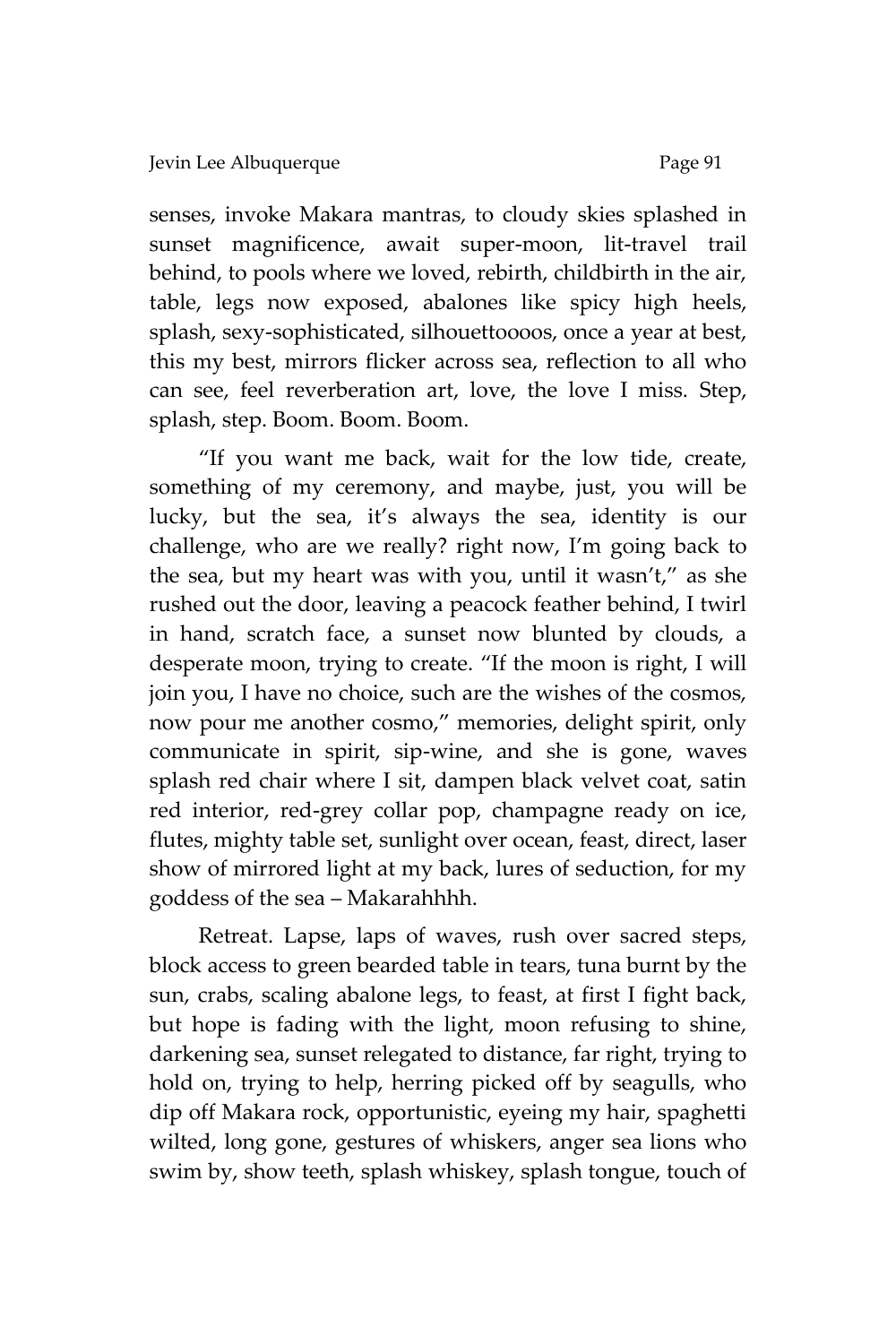senses, invoke Makara mantras, to cloudy skies splashed in sunset magnificence, await super-moon, lit-travel trail behind, to pools where we loved, rebirth, childbirth in the air, table, legs now exposed, abalones like spicy high heels, splash, sexy-sophisticated, silhouettoooos, once a year at best, this my best, mirrors flicker across sea, reflection to all who can see, feel reverberation art, love, the love I miss. Step, splash, step. Boom. Boom. Boom.

"If you want me back, wait for the low tide, create, something of my ceremony, and maybe, just, you will be lucky, but the sea, it's always the sea, identity is our challenge, who are we really? right now, I'm going back to the sea, but my heart was with you, until it wasn't," as she rushed out the door, leaving a peacock feather behind, I twirl in hand, scratch face, a sunset now blunted by clouds, a desperate moon, trying to create. "If the moon is right, I will join you, I have no choice, such are the wishes of the cosmos, now pour me another cosmo," memories, delight spirit, only communicate in spirit, sip-wine, and she is gone, waves splash red chair where I sit, dampen black velvet coat, satin red interior, red-grey collar pop, champagne ready on ice, flutes, mighty table set, sunlight over ocean, feast, direct, laser show of mirrored light at my back, lures of seduction, for my goddess of the sea – Makarahhhh.

Retreat. Lapse, laps of waves, rush over sacred steps, block access to green bearded table in tears, tuna burnt by the sun, crabs, scaling abalone legs, to feast, at first I fight back, but hope is fading with the light, moon refusing to shine, darkening sea, sunset relegated to distance, far right, trying to hold on, trying to help, herring picked off by seagulls, who dip off Makara rock, opportunistic, eyeing my hair, spaghetti wilted, long gone, gestures of whiskers, anger sea lions who swim by, show teeth, splash whiskey, splash tongue, touch of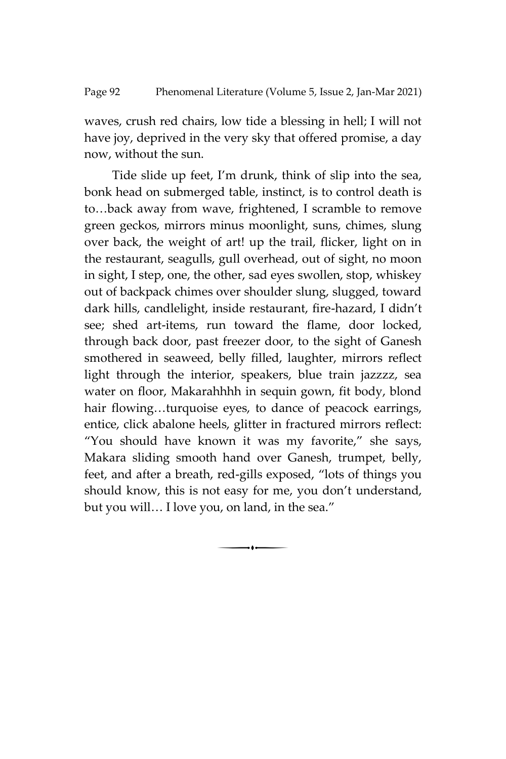waves, crush red chairs, low tide a blessing in hell; I will not have joy, deprived in the very sky that offered promise, a day now, without the sun.

Tide slide up feet, I'm drunk, think of slip into the sea, bonk head on submerged table, instinct, is to control death is to…back away from wave, frightened, I scramble to remove green geckos, mirrors minus moonlight, suns, chimes, slung over back, the weight of art! up the trail, flicker, light on in the restaurant, seagulls, gull overhead, out of sight, no moon in sight, I step, one, the other, sad eyes swollen, stop, whiskey out of backpack chimes over shoulder slung, slugged, toward dark hills, candlelight, inside restaurant, fire-hazard, I didn't see; shed art-items, run toward the flame, door locked, through back door, past freezer door, to the sight of Ganesh smothered in seaweed, belly filled, laughter, mirrors reflect light through the interior, speakers, blue train jazzzz, sea water on floor, Makarahhhh in sequin gown, fit body, blond hair flowing…turquoise eyes, to dance of peacock earrings, entice, click abalone heels, glitter in fractured mirrors reflect: "You should have known it was my favorite," she says, Makara sliding smooth hand over Ganesh, trumpet, belly, feet, and after a breath, red-gills exposed, "lots of things you should know, this is not easy for me, you don't understand, but you will… I love you, on land, in the sea."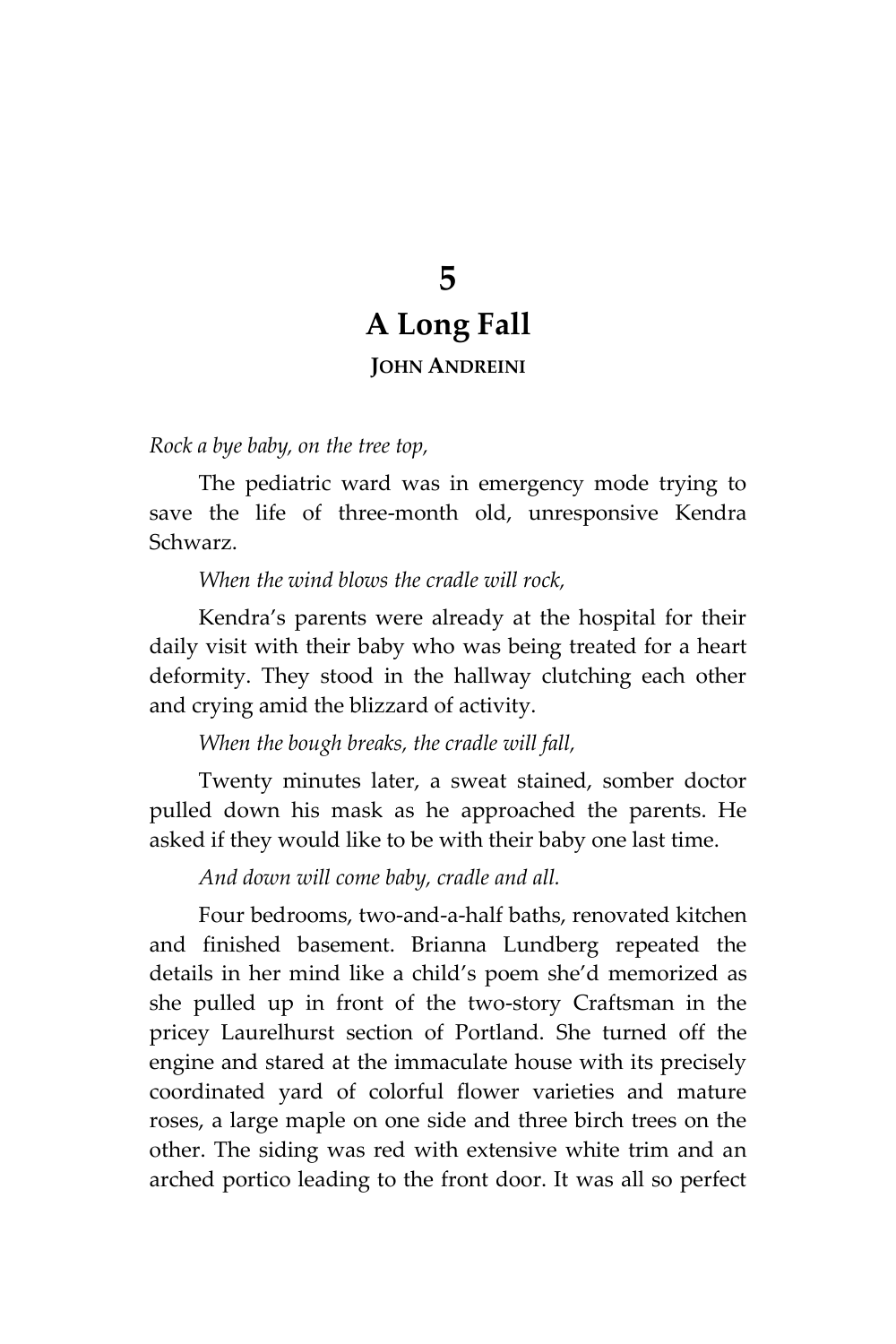# 5

# A Long Fall

**JOHN ANDREINI**

*Rock a bye baby, on the tree top,*

The pediatric ward was in emergency mode trying to save the life of three-month old, unresponsive Kendra Schwarz.

*When the wind blows the cradle will rock,*

Kendra's parents were already at the hospital for their daily visit with their baby who was being treated for a heart deformity. They stood in the hallway clutching each other and crying amid the blizzard of activity.

*When the bough breaks, the cradle will fall,*

Twenty minutes later, a sweat stained, somber doctor pulled down his mask as he approached the parents. He asked if they would like to be with their baby one last time.

*And down will come baby, cradle and all.*

Four bedrooms, two-and-a-half baths, renovated kitchen and finished basement. Brianna Lundberg repeated the details in her mind like a child's poem she'd memorized as she pulled up in front of the two-story Craftsman in the pricey Laurelhurst section of Portland. She turned off the engine and stared at the immaculate house with its precisely coordinated yard of colorful flower varieties and mature roses, a large maple on one side and three birch trees on the other. The siding was red with extensive white trim and an arched portico leading to the front door. It was all so perfect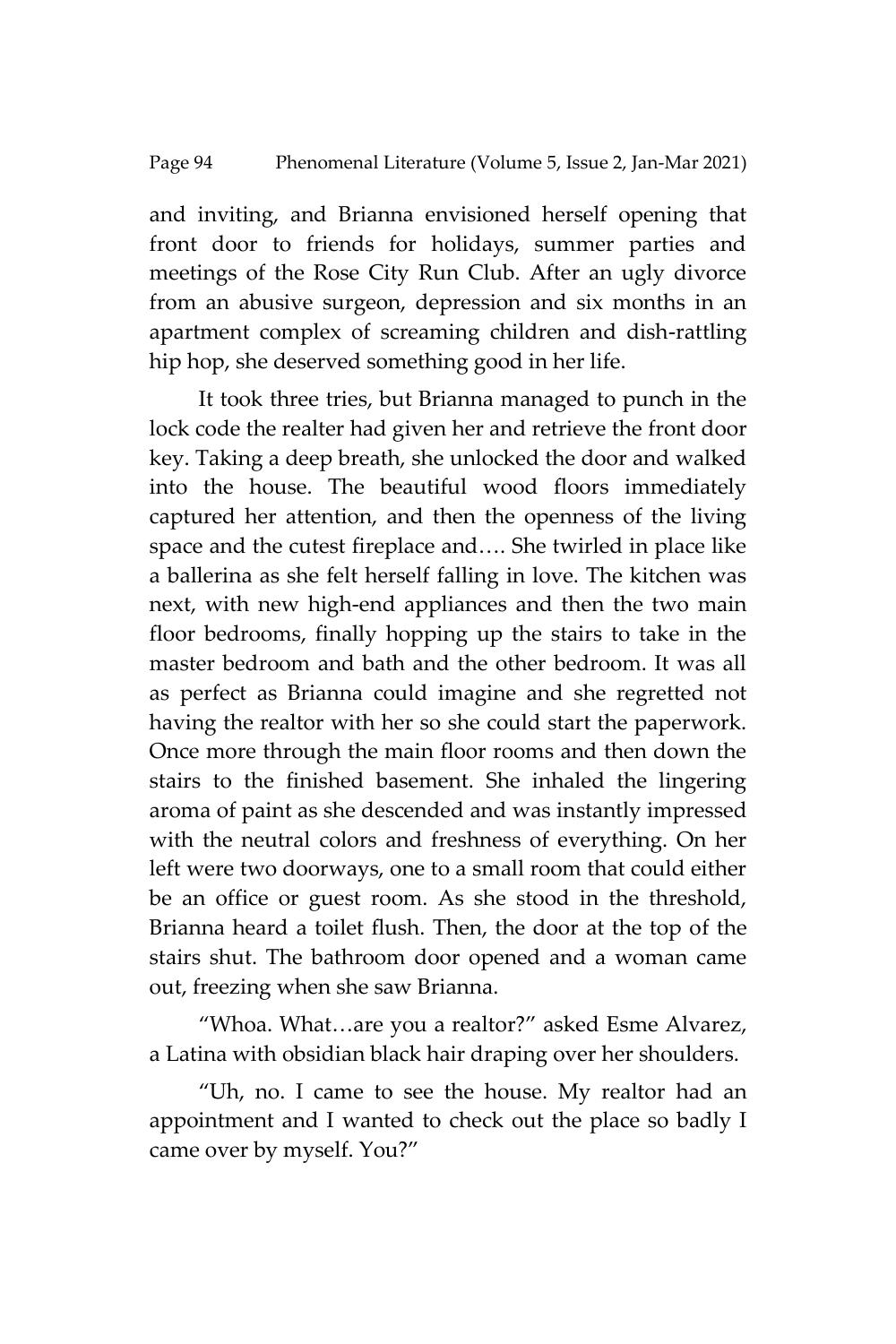and inviting, and Brianna envisioned herself opening that front door to friends for holidays, summer parties and meetings of the Rose City Run Club. After an ugly divorce from an abusive surgeon, depression and six months in an apartment complex of screaming children and dish-rattling hip hop, she deserved something good in her life.

It took three tries, but Brianna managed to punch in the lock code the realter had given her and retrieve the front door key. Taking a deep breath, she unlocked the door and walked into the house. The beautiful wood floors immediately captured her attention, and then the openness of the living space and the cutest fireplace and…. She twirled in place like a ballerina as she felt herself falling in love. The kitchen was next, with new high-end appliances and then the two main floor bedrooms, finally hopping up the stairs to take in the master bedroom and bath and the other bedroom. It was all as perfect as Brianna could imagine and she regretted not having the realtor with her so she could start the paperwork. Once more through the main floor rooms and then down the stairs to the finished basement. She inhaled the lingering aroma of paint as she descended and was instantly impressed with the neutral colors and freshness of everything. On her left were two doorways, one to a small room that could either be an office or guest room. As she stood in the threshold, Brianna heard a toilet flush. Then, the door at the top of the stairs shut. The bathroom door opened and a woman came out, freezing when she saw Brianna.

"Whoa. What…are you a realtor?" asked Esme Alvarez, a Latina with obsidian black hair draping over her shoulders.

"Uh, no. I came to see the house. My realtor had an appointment and I wanted to check out the place so badly I came over by myself. You?"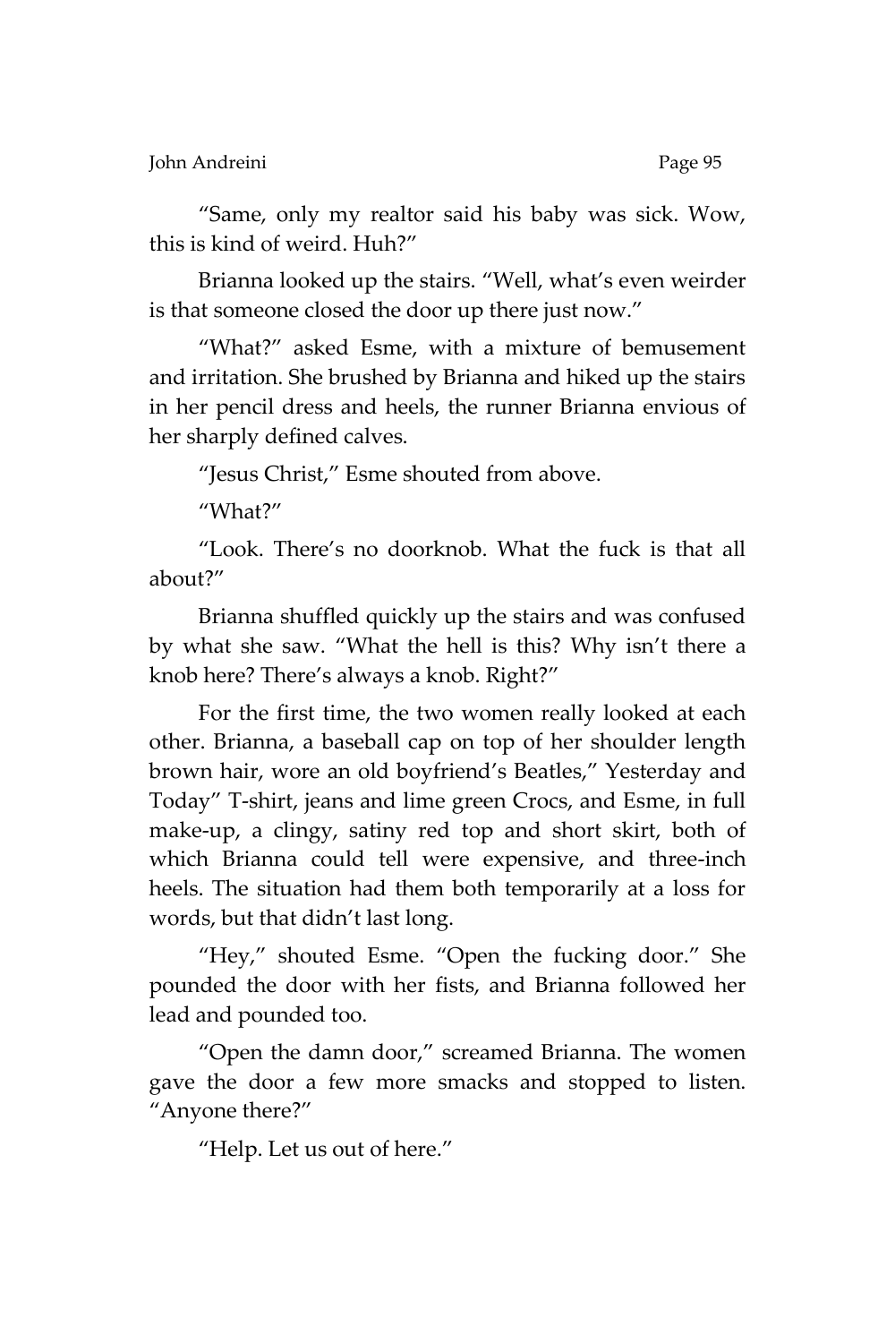"Same, only my realtor said his baby was sick. Wow, this is kind of weird. Huh?"

Brianna looked up the stairs. "Well, what's even weirder is that someone closed the door up there just now."

"What?" asked Esme, with a mixture of bemusement and irritation. She brushed by Brianna and hiked up the stairs in her pencil dress and heels, the runner Brianna envious of her sharply defined calves.

"Jesus Christ," Esme shouted from above.

"What?"

"Look. There's no doorknob. What the fuck is that all about?"

Brianna shuffled quickly up the stairs and was confused by what she saw. "What the hell is this? Why isn't there a knob here? There's always a knob. Right?"

For the first time, the two women really looked at each other. Brianna, a baseball cap on top of her shoulder length brown hair, wore an old boyfriend's Beatles," Yesterday and Today" T-shirt, jeans and lime green Crocs, and Esme, in full make-up, a clingy, satiny red top and short skirt, both of which Brianna could tell were expensive, and three-inch heels. The situation had them both temporarily at a loss for words, but that didn't last long.

"Hey," shouted Esme. "Open the fucking door." She pounded the door with her fists, and Brianna followed her lead and pounded too.

"Open the damn door," screamed Brianna. The women gave the door a few more smacks and stopped to listen. "Anyone there?"

"Help. Let us out of here."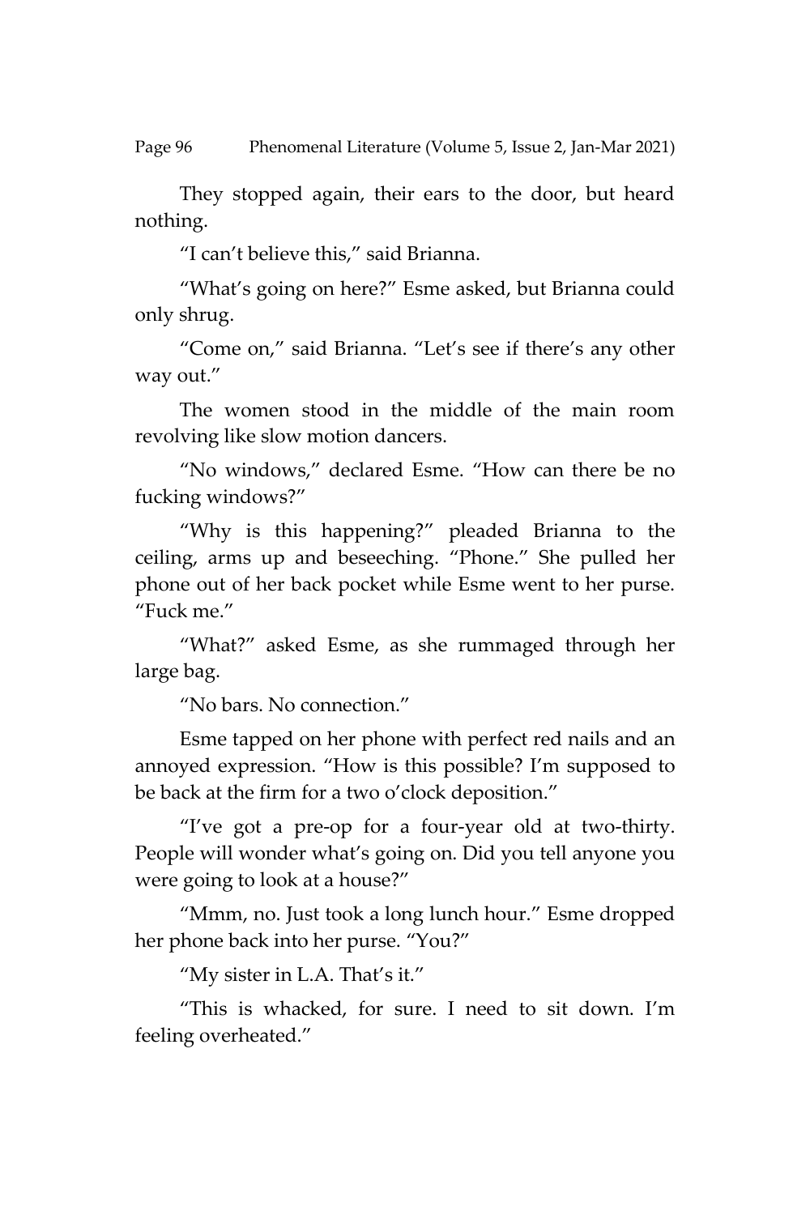They stopped again, their ears to the door, but heard nothing.

"I can't believe this," said Brianna.

"What's going on here?" Esme asked, but Brianna could only shrug.

"Come on," said Brianna. "Let's see if there's any other way out."

The women stood in the middle of the main room revolving like slow motion dancers.

"No windows," declared Esme. "How can there be no fucking windows?"

"Why is this happening?" pleaded Brianna to the ceiling, arms up and beseeching. "Phone." She pulled her phone out of her back pocket while Esme went to her purse. "Fuck me."

"What?" asked Esme, as she rummaged through her large bag.

"No bars. No connection."

Esme tapped on her phone with perfect red nails and an annoyed expression. "How is this possible? I'm supposed to be back at the firm for a two o'clock deposition."

"I've got a pre-op for a four-year old at two-thirty. People will wonder what's going on. Did you tell anyone you were going to look at a house?"

"Mmm, no. Just took a long lunch hour." Esme dropped her phone back into her purse. "You?"

"My sister in L.A. That's it."

"This is whacked, for sure. I need to sit down. I'm feeling overheated."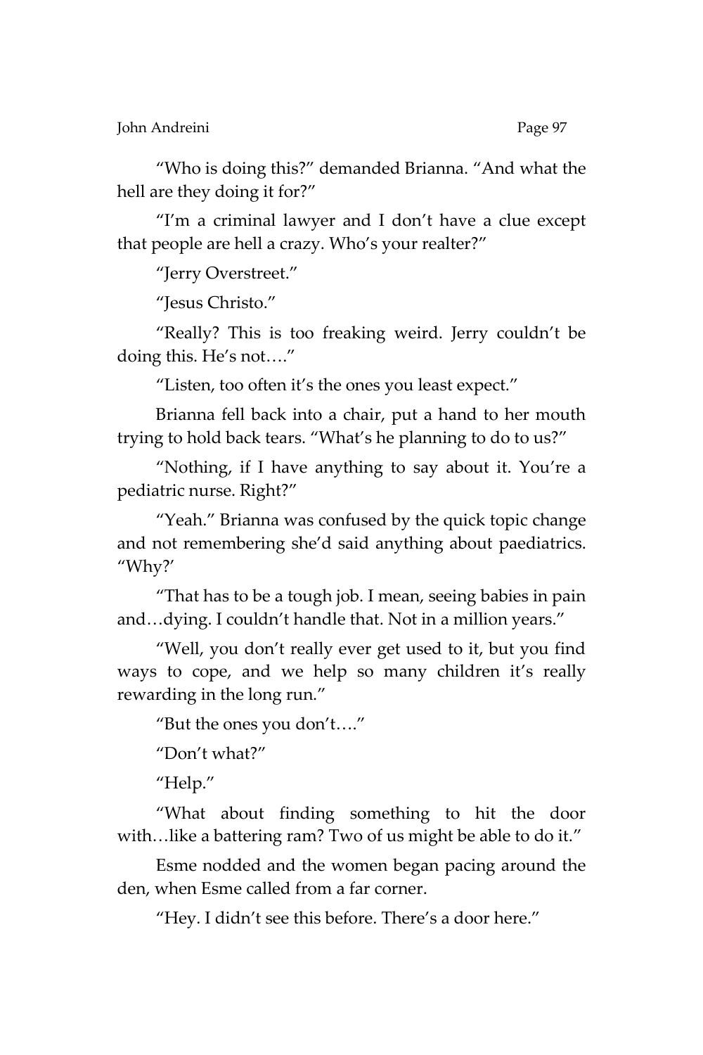"Who is doing this?" demanded Brianna. "And what the hell are they doing it for?"

"I'm a criminal lawyer and I don't have a clue except that people are hell a crazy. Who's your realter?"

"Jerry Overstreet."

"Jesus Christo."

"Really? This is too freaking weird. Jerry couldn't be doing this. He's not…."

"Listen, too often it's the ones you least expect."

Brianna fell back into a chair, put a hand to her mouth trying to hold back tears. "What's he planning to do to us?"

"Nothing, if I have anything to say about it. You're a pediatric nurse. Right?"

"Yeah." Brianna was confused by the quick topic change and not remembering she'd said anything about paediatrics. "Why?'

"That has to be a tough job. I mean, seeing babies in pain and…dying. I couldn't handle that. Not in a million years."

"Well, you don't really ever get used to it, but you find ways to cope, and we help so many children it's really rewarding in the long run."

"But the ones you don't…."

"Don't what?"

"Help."

"What about finding something to hit the door with…like a battering ram? Two of us might be able to do it."

Esme nodded and the women began pacing around the den, when Esme called from a far corner.

"Hey. I didn't see this before. There's a door here."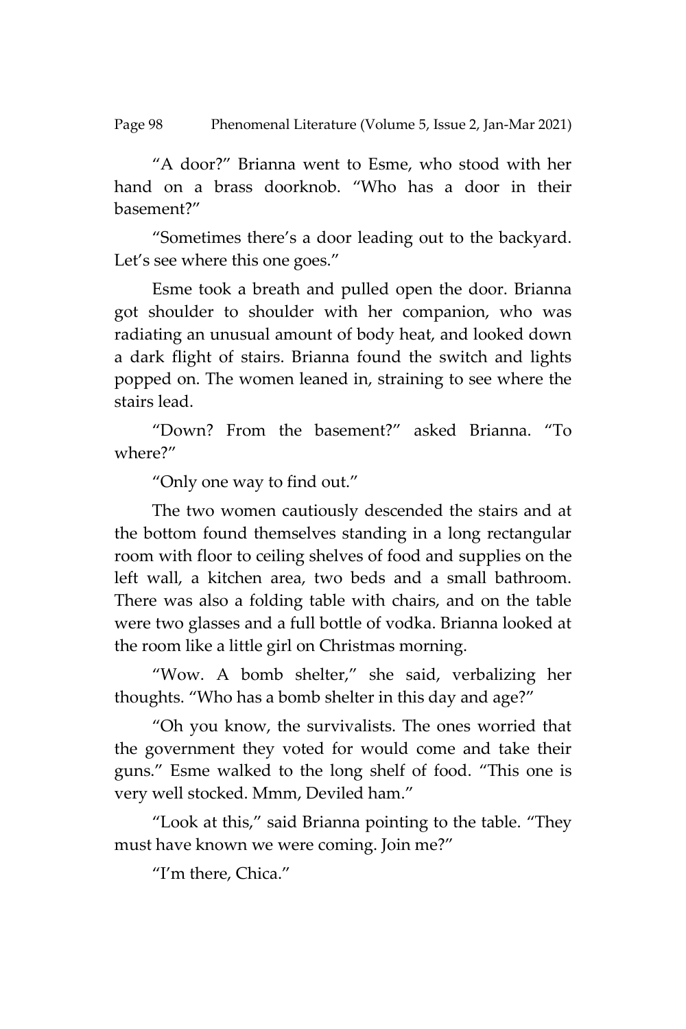"A door?" Brianna went to Esme, who stood with her hand on a brass doorknob. "Who has a door in their basement?"

"Sometimes there's a door leading out to the backyard. Let's see where this one goes."

Esme took a breath and pulled open the door. Brianna got shoulder to shoulder with her companion, who was radiating an unusual amount of body heat, and looked down a dark flight of stairs. Brianna found the switch and lights popped on. The women leaned in, straining to see where the stairs lead.

"Down? From the basement?" asked Brianna. "To where?"

"Only one way to find out."

The two women cautiously descended the stairs and at the bottom found themselves standing in a long rectangular room with floor to ceiling shelves of food and supplies on the left wall, a kitchen area, two beds and a small bathroom. There was also a folding table with chairs, and on the table were two glasses and a full bottle of vodka. Brianna looked at the room like a little girl on Christmas morning.

"Wow. A bomb shelter," she said, verbalizing her thoughts. "Who has a bomb shelter in this day and age?"

"Oh you know, the survivalists. The ones worried that the government they voted for would come and take their guns." Esme walked to the long shelf of food. "This one is very well stocked. Mmm, Deviled ham."

"Look at this," said Brianna pointing to the table. "They must have known we were coming. Join me?"

"I'm there, Chica."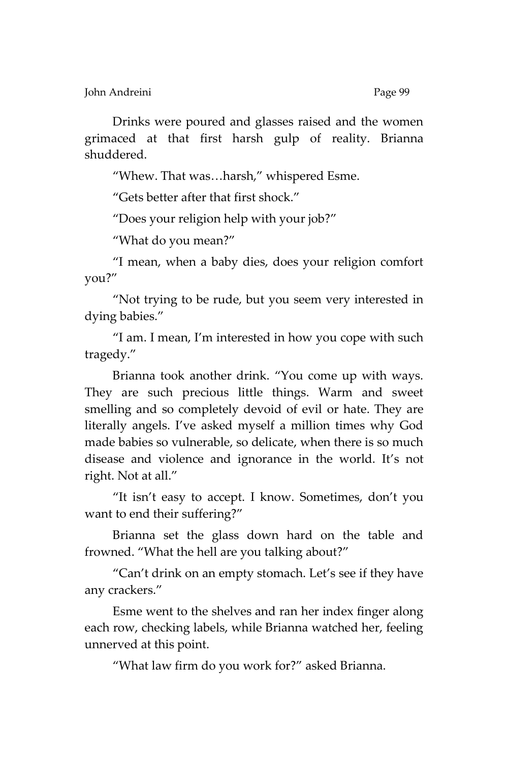Drinks were poured and glasses raised and the women grimaced at that first harsh gulp of reality. Brianna shuddered.

"Whew. That was…harsh," whispered Esme.

"Gets better after that first shock."

"Does your religion help with your job?"

"What do you mean?"

"I mean, when a baby dies, does your religion comfort you?"

"Not trying to be rude, but you seem very interested in dying babies."

"I am. I mean, I'm interested in how you cope with such tragedy."

Brianna took another drink. "You come up with ways. They are such precious little things. Warm and sweet smelling and so completely devoid of evil or hate. They are literally angels. I've asked myself a million times why God made babies so vulnerable, so delicate, when there is so much disease and violence and ignorance in the world. It's not right. Not at all."

"It isn't easy to accept. I know. Sometimes, don't you want to end their suffering?"

Brianna set the glass down hard on the table and frowned. "What the hell are you talking about?"

"Can't drink on an empty stomach. Let's see if they have any crackers."

Esme went to the shelves and ran her index finger along each row, checking labels, while Brianna watched her, feeling unnerved at this point.

"What law firm do you work for?" asked Brianna.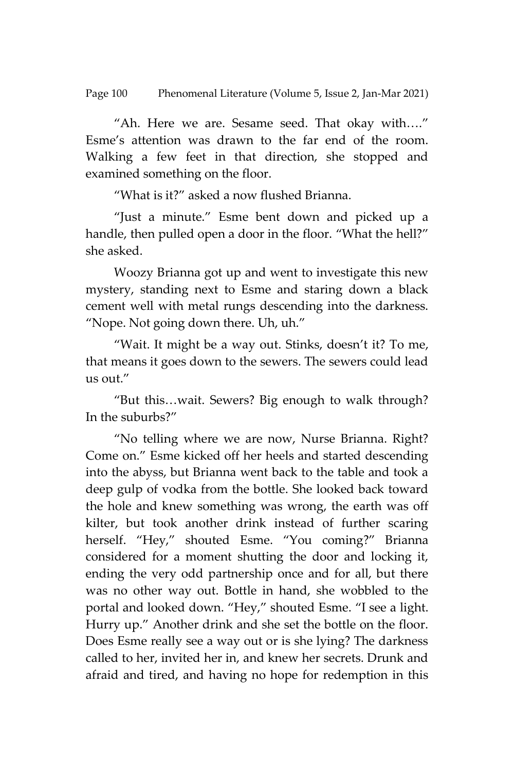"Ah. Here we are. Sesame seed. That okay with…." Esme's attention was drawn to the far end of the room. Walking a few feet in that direction, she stopped and examined something on the floor.

"What is it?" asked a now flushed Brianna.

"Just a minute." Esme bent down and picked up a handle, then pulled open a door in the floor. "What the hell?" she asked.

Woozy Brianna got up and went to investigate this new mystery, standing next to Esme and staring down a black cement well with metal rungs descending into the darkness. "Nope. Not going down there. Uh, uh."

"Wait. It might be a way out. Stinks, doesn't it? To me, that means it goes down to the sewers. The sewers could lead us out."

"But this…wait. Sewers? Big enough to walk through? In the suburbs?"

"No telling where we are now, Nurse Brianna. Right? Come on." Esme kicked off her heels and started descending into the abyss, but Brianna went back to the table and took a deep gulp of vodka from the bottle. She looked back toward the hole and knew something was wrong, the earth was off kilter, but took another drink instead of further scaring herself. "Hey," shouted Esme. "You coming?" Brianna considered for a moment shutting the door and locking it, ending the very odd partnership once and for all, but there was no other way out. Bottle in hand, she wobbled to the portal and looked down. "Hey," shouted Esme. "I see a light. Hurry up." Another drink and she set the bottle on the floor. Does Esme really see a way out or is she lying? The darkness called to her, invited her in, and knew her secrets. Drunk and afraid and tired, and having no hope for redemption in this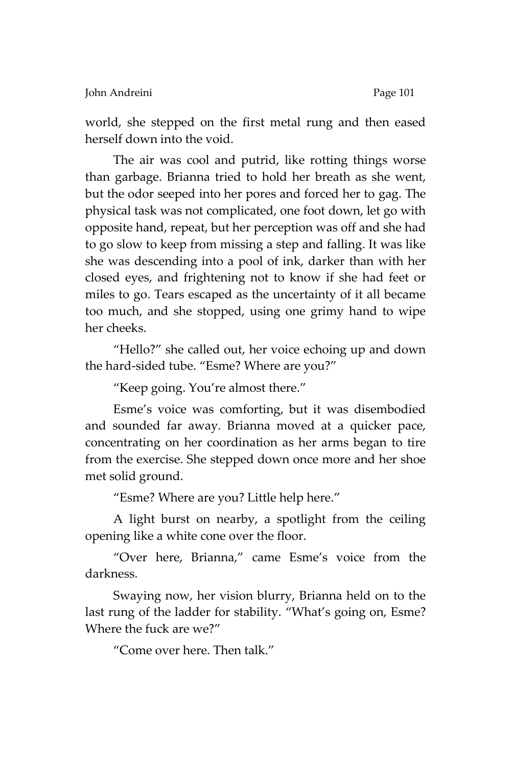world, she stepped on the first metal rung and then eased herself down into the void.

The air was cool and putrid, like rotting things worse than garbage. Brianna tried to hold her breath as she went, but the odor seeped into her pores and forced her to gag. The physical task was not complicated, one foot down, let go with opposite hand, repeat, but her perception was off and she had to go slow to keep from missing a step and falling. It was like she was descending into a pool of ink, darker than with her closed eyes, and frightening not to know if she had feet or miles to go. Tears escaped as the uncertainty of it all became too much, and she stopped, using one grimy hand to wipe her cheeks.

"Hello?" she called out, her voice echoing up and down the hard-sided tube. "Esme? Where are you?"

"Keep going. You're almost there."

Esme's voice was comforting, but it was disembodied and sounded far away. Brianna moved at a quicker pace, concentrating on her coordination as her arms began to tire from the exercise. She stepped down once more and her shoe met solid ground.

"Esme? Where are you? Little help here."

A light burst on nearby, a spotlight from the ceiling opening like a white cone over the floor.

"Over here, Brianna," came Esme's voice from the darkness.

Swaying now, her vision blurry, Brianna held on to the last rung of the ladder for stability. "What's going on, Esme? Where the fuck are we?"

"Come over here. Then talk."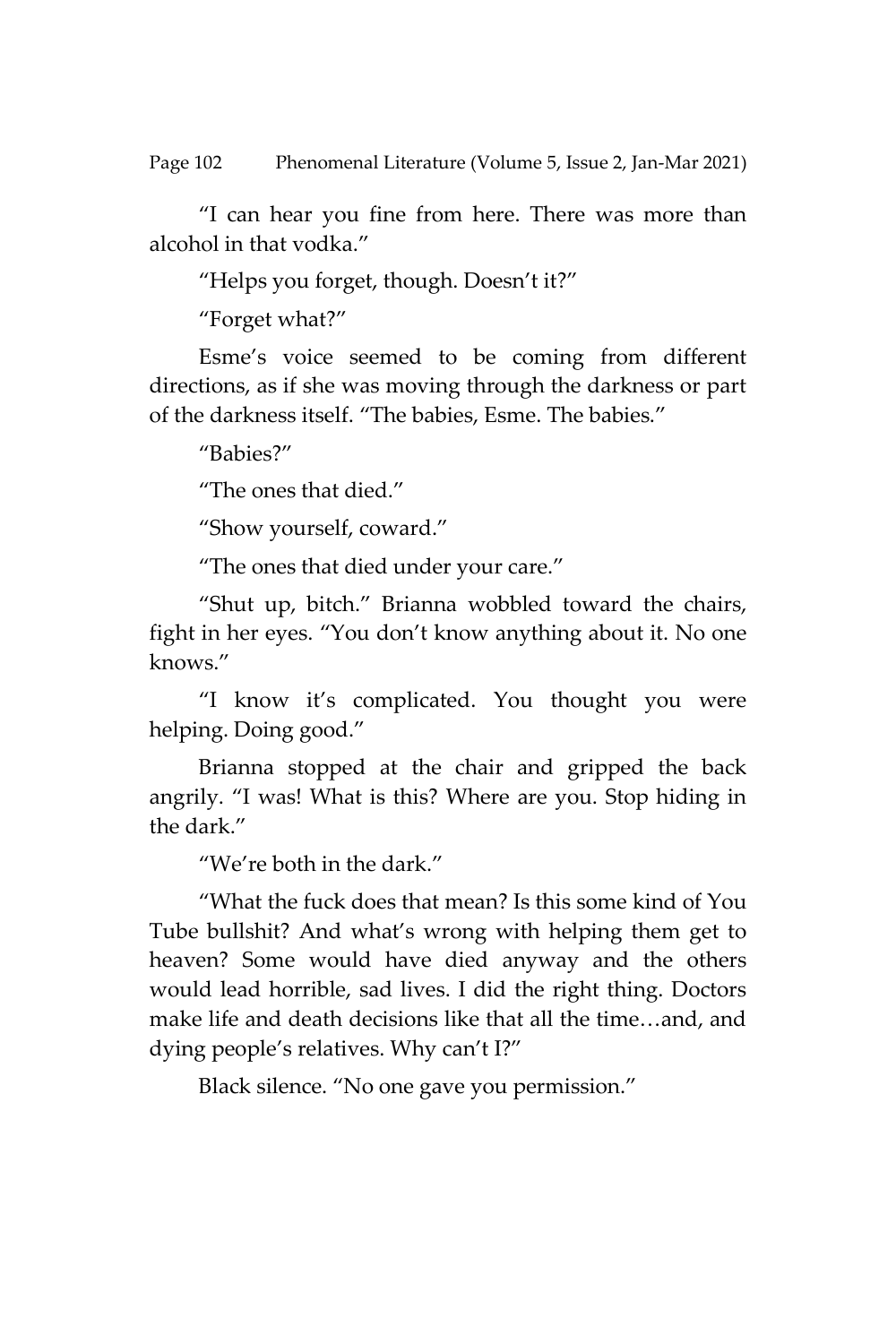"I can hear you fine from here. There was more than alcohol in that vodka."

"Helps you forget, though. Doesn't it?"

"Forget what?"

Esme's voice seemed to be coming from different directions, as if she was moving through the darkness or part of the darkness itself. "The babies, Esme. The babies."

"Babies?"

"The ones that died."

"Show yourself, coward."

"The ones that died under your care."

"Shut up, bitch." Brianna wobbled toward the chairs, fight in her eyes. "You don't know anything about it. No one knows."

"I know it's complicated. You thought you were helping. Doing good."

Brianna stopped at the chair and gripped the back angrily. "I was! What is this? Where are you. Stop hiding in the dark."

"We're both in the dark."

"What the fuck does that mean? Is this some kind of You Tube bullshit? And what's wrong with helping them get to heaven? Some would have died anyway and the others would lead horrible, sad lives. I did the right thing. Doctors make life and death decisions like that all the time…and, and dying people's relatives. Why can't I?"

Black silence. "No one gave you permission."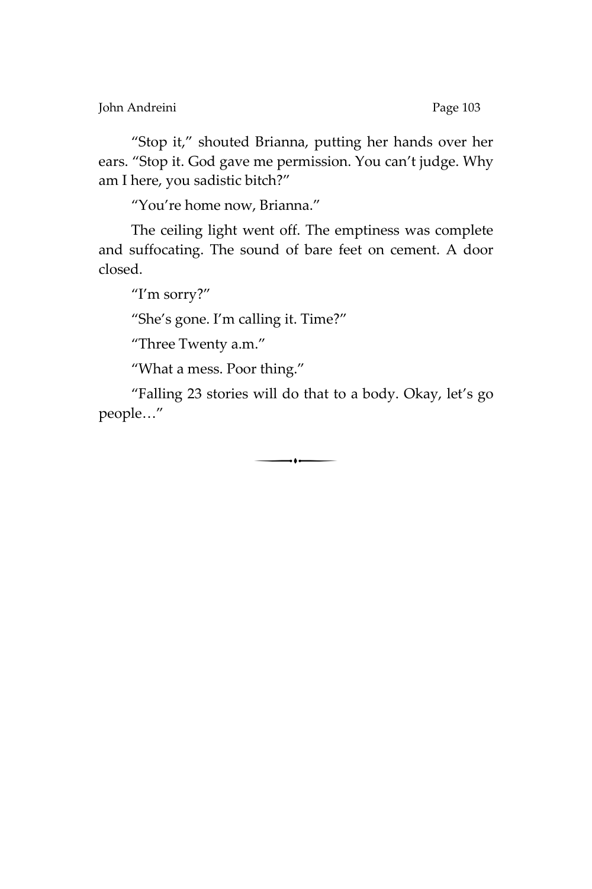"Stop it," shouted Brianna, putting her hands over her ears. "Stop it. God gave me permission. You can't judge. Why am I here, you sadistic bitch?"

"You're home now, Brianna."

The ceiling light went off. The emptiness was complete and suffocating. The sound of bare feet on cement. A door closed.

"I'm sorry?"

"She's gone. I'm calling it. Time?"

"Three Twenty a.m."

"What a mess. Poor thing."

"Falling 23 stories will do that to a body. Okay, let's go people…"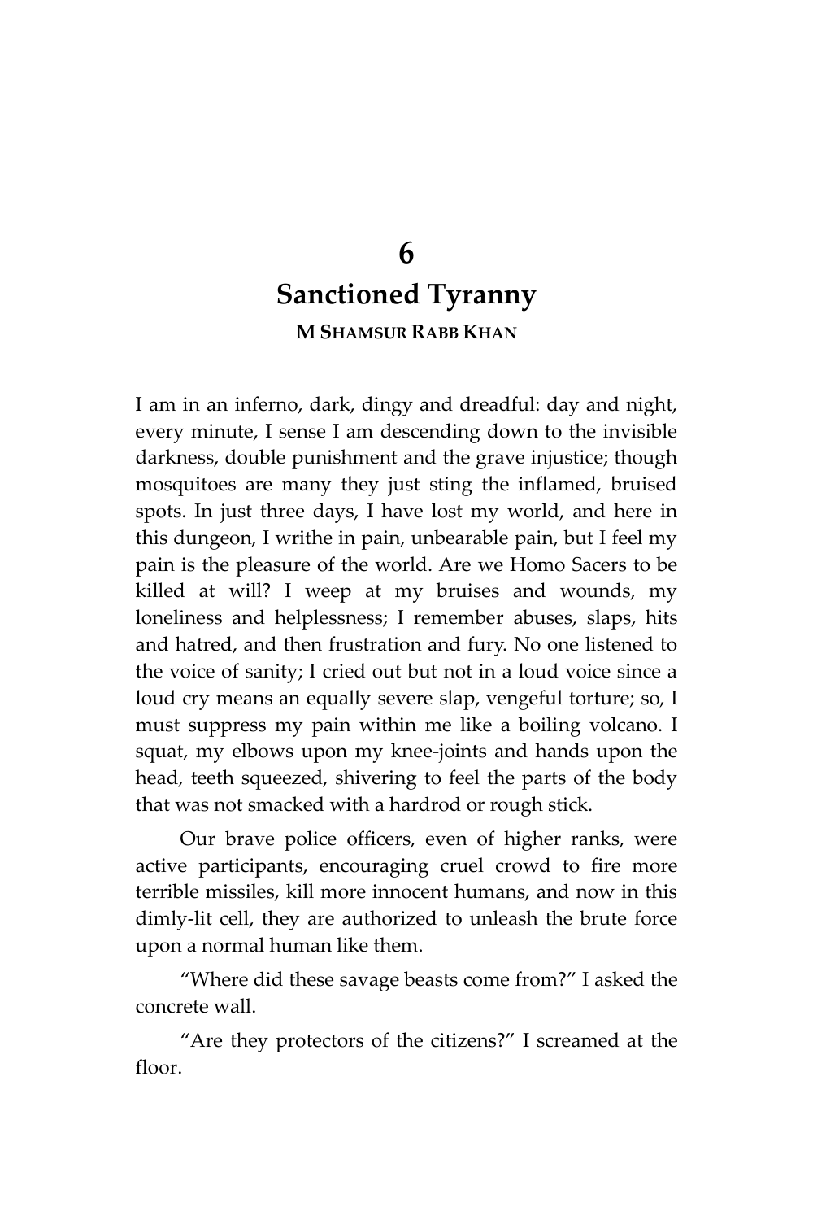# 6

# Sanctioned Tyranny

**M SHAMSUR RABB KHAN**

I am in an inferno, dark, dingy and dreadful: day and night, every minute, I sense I am descending down to the invisible darkness, double punishment and the grave injustice; though mosquitoes are many they just sting the inflamed, bruised spots. In just three days, I have lost my world, and here in this dungeon, I writhe in pain, unbearable pain, but I feel my pain is the pleasure of the world. Are we Homo Sacers to be killed at will? I weep at my bruises and wounds, my loneliness and helplessness; I remember abuses, slaps, hits and hatred, and then frustration and fury. No one listened to the voice of sanity; I cried out but not in a loud voice since a loud cry means an equally severe slap, vengeful torture; so, I must suppress my pain within me like a boiling volcano. I squat, my elbows upon my knee-joints and hands upon the head, teeth squeezed, shivering to feel the parts of the body that was not smacked with a hardrod or rough stick.

Our brave police officers, even of higher ranks, were active participants, encouraging cruel crowd to fire more terrible missiles, kill more innocent humans, and now in this dimly-lit cell, they are authorized to unleash the brute force upon a normal human like them.

"Where did these savage beasts come from?" I asked the concrete wall.

"Are they protectors of the citizens?" I screamed at the floor.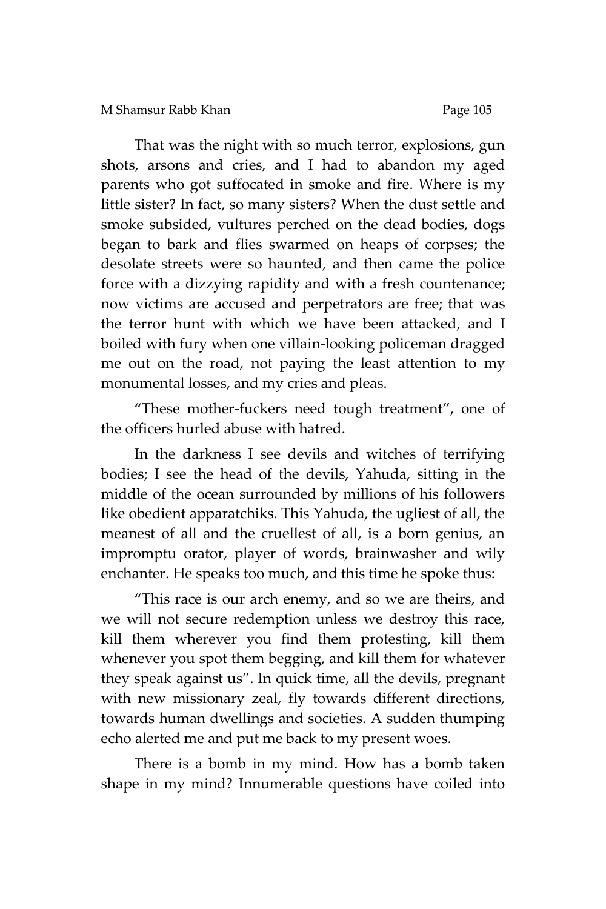That was the night with so much terror, explosions, gun shots, arsons and cries, and I had to abandon my aged parents who got suffocated in smoke and fire. Where is my little sister? In fact, so many sisters? When the dust settle and smoke subsided, vultures perched on the dead bodies, dogs began to bark and flies swarmed on heaps of corpses; the desolate streets were so haunted, and then came the police force with a dizzying rapidity and with a fresh countenance; now victims are accused and perpetrators are free; that was the terror hunt with which we have been attacked, and I boiled with fury when one villain-looking policeman dragged me out on the road, not paying the least attention to my monumental losses, and my cries and pleas.

"These mother-fuckers need tough treatment", one of the officers hurled abuse with hatred.

In the darkness I see devils and witches of terrifying bodies; I see the head of the devils, Yahuda, sitting in the middle of the ocean surrounded by millions of his followers like obedient apparatchiks. This Yahuda, the ugliest of all, the meanest of all and the cruellest of all, is a born genius, an impromptu orator, player of words, brainwasher and wily enchanter. He speaks too much, and this time he spoke thus:

"This race is our arch enemy, and so we are theirs, and we will not secure redemption unless we destroy this race, kill them wherever you find them protesting, kill them whenever you spot them begging, and kill them for whatever they speak against us". In quick time, all the devils, pregnant with new missionary zeal, fly towards different directions, towards human dwellings and societies. A sudden thumping echo alerted me and put me back to my present woes.

There is a bomb in my mind. How has a bomb taken shape in my mind? Innumerable questions have coiled into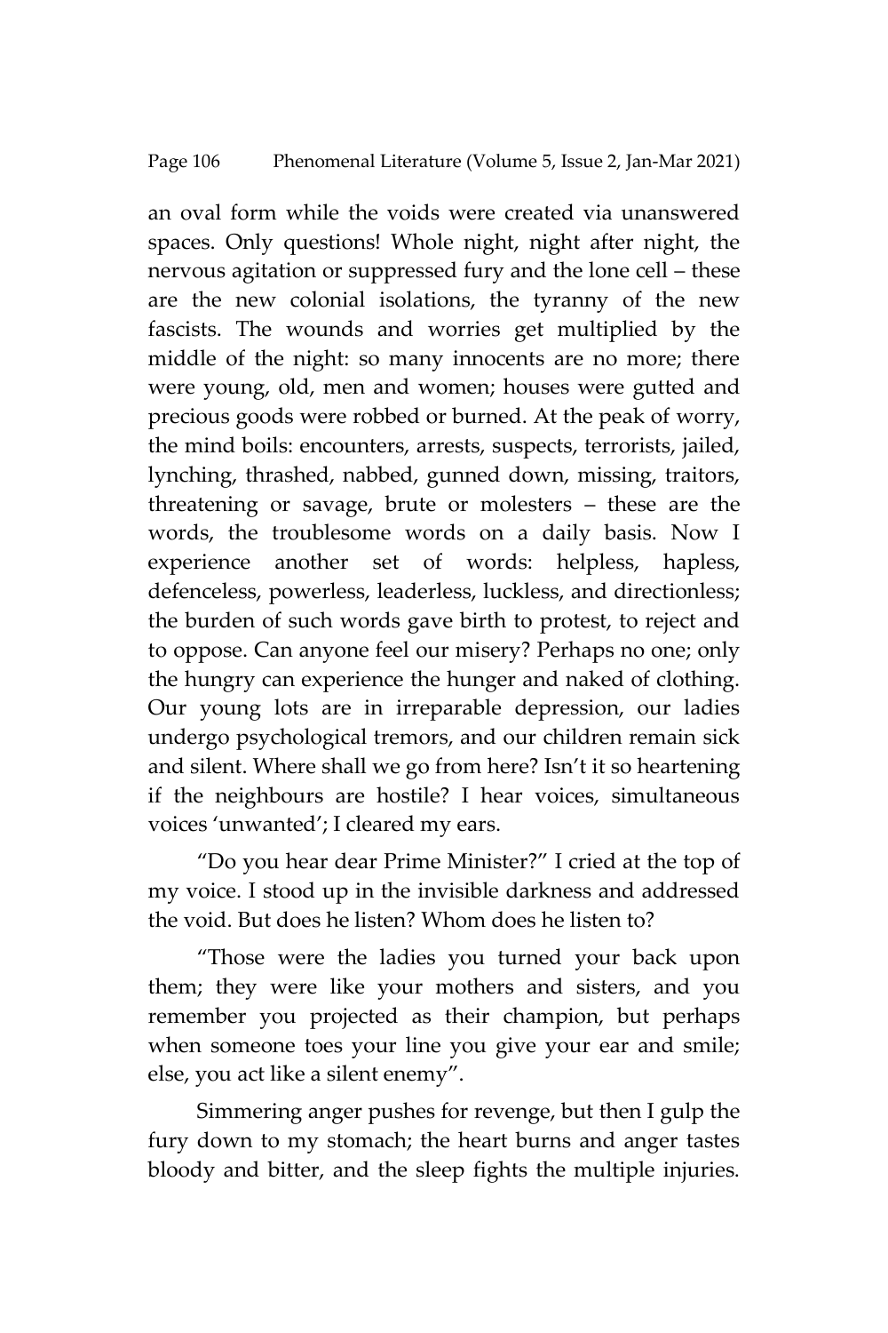an oval form while the voids were created via unanswered spaces. Only questions! Whole night, night after night, the nervous agitation or suppressed fury and the lone cell – these are the new colonial isolations, the tyranny of the new fascists. The wounds and worries get multiplied by the middle of the night: so many innocents are no more; there were young, old, men and women; houses were gutted and precious goods were robbed or burned. At the peak of worry, the mind boils: encounters, arrests, suspects, terrorists, jailed, lynching, thrashed, nabbed, gunned down, missing, traitors, threatening or savage, brute or molesters – these are the words, the troublesome words on a daily basis. Now I experience another set of words: helpless, hapless, defenceless, powerless, leaderless, luckless, and directionless; the burden of such words gave birth to protest, to reject and to oppose. Can anyone feel our misery? Perhaps no one; only the hungry can experience the hunger and naked of clothing. Our young lots are in irreparable depression, our ladies undergo psychological tremors, and our children remain sick and silent. Where shall we go from here? Isn't it so heartening if the neighbours are hostile? I hear voices, simultaneous voices 'unwanted'; I cleared my ears.

"Do you hear dear Prime Minister?" I cried at the top of my voice. I stood up in the invisible darkness and addressed the void. But does he listen? Whom does he listen to?

"Those were the ladies you turned your back upon them; they were like your mothers and sisters, and you remember you projected as their champion, but perhaps when someone toes your line you give your ear and smile; else, you act like a silent enemy".

Simmering anger pushes for revenge, but then I gulp the fury down to my stomach; the heart burns and anger tastes bloody and bitter, and the sleep fights the multiple injuries.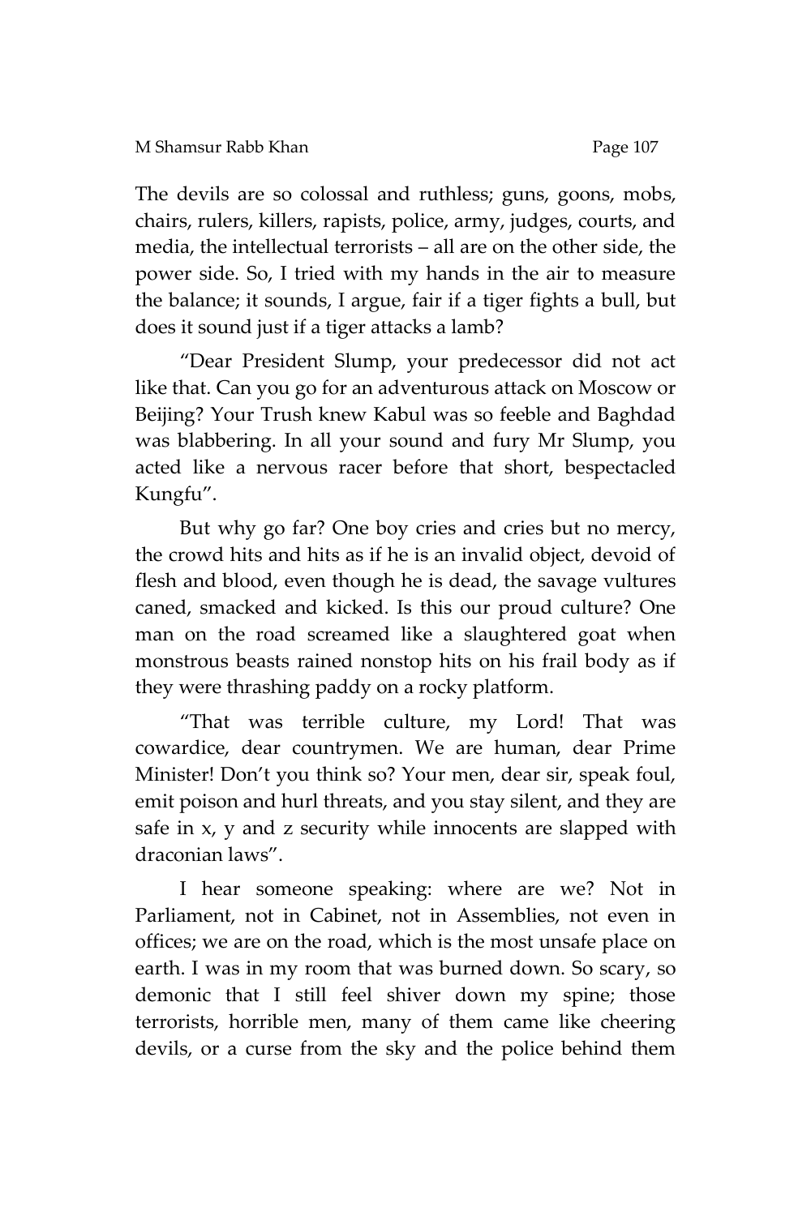The devils are so colossal and ruthless; guns, goons, mobs, chairs, rulers, killers, rapists, police, army, judges, courts, and media, the intellectual terrorists – all are on the other side, the power side. So, I tried with my hands in the air to measure the balance; it sounds, I argue, fair if a tiger fights a bull, but does it sound just if a tiger attacks a lamb?

"Dear President Slump, your predecessor did not act like that. Can you go for an adventurous attack on Moscow or Beijing? Your Trush knew Kabul was so feeble and Baghdad was blabbering. In all your sound and fury Mr Slump, you acted like a nervous racer before that short, bespectacled Kungfu".

But why go far? One boy cries and cries but no mercy, the crowd hits and hits as if he is an invalid object, devoid of flesh and blood, even though he is dead, the savage vultures caned, smacked and kicked. Is this our proud culture? One man on the road screamed like a slaughtered goat when monstrous beasts rained nonstop hits on his frail body as if they were thrashing paddy on a rocky platform.

"That was terrible culture, my Lord! That was cowardice, dear countrymen. We are human, dear Prime Minister! Don't you think so? Your men, dear sir, speak foul, emit poison and hurl threats, and you stay silent, and they are safe in x, y and z security while innocents are slapped with draconian laws".

I hear someone speaking: where are we? Not in Parliament, not in Cabinet, not in Assemblies, not even in offices; we are on the road, which is the most unsafe place on earth. I was in my room that was burned down. So scary, so demonic that I still feel shiver down my spine; those terrorists, horrible men, many of them came like cheering devils, or a curse from the sky and the police behind them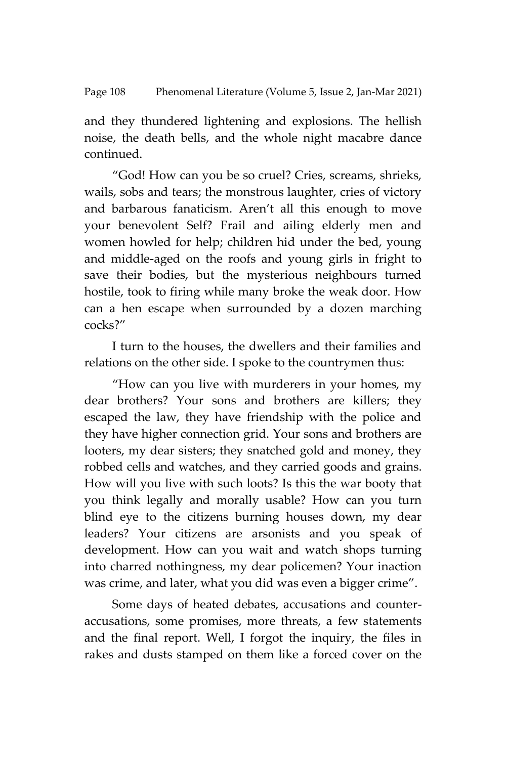and they thundered lightening and explosions. The hellish noise, the death bells, and the whole night macabre dance continued.

"God! How can you be so cruel? Cries, screams, shrieks, wails, sobs and tears; the monstrous laughter, cries of victory and barbarous fanaticism. Aren't all this enough to move your benevolent Self? Frail and ailing elderly men and women howled for help; children hid under the bed, young and middle-aged on the roofs and young girls in fright to save their bodies, but the mysterious neighbours turned hostile, took to firing while many broke the weak door. How can a hen escape when surrounded by a dozen marching cocks?"

I turn to the houses, the dwellers and their families and relations on the other side. I spoke to the countrymen thus:

"How can you live with murderers in your homes, my dear brothers? Your sons and brothers are killers; they escaped the law, they have friendship with the police and they have higher connection grid. Your sons and brothers are looters, my dear sisters; they snatched gold and money, they robbed cells and watches, and they carried goods and grains. How will you live with such loots? Is this the war booty that you think legally and morally usable? How can you turn blind eye to the citizens burning houses down, my dear leaders? Your citizens are arsonists and you speak of development. How can you wait and watch shops turning into charred nothingness, my dear policemen? Your inaction was crime, and later, what you did was even a bigger crime".

Some days of heated debates, accusations and counter-accusations, some promises, more threats, a few statements and the final report. Well, I forgot the inquiry, the files in rakes and dusts stamped on them like a forced cover on the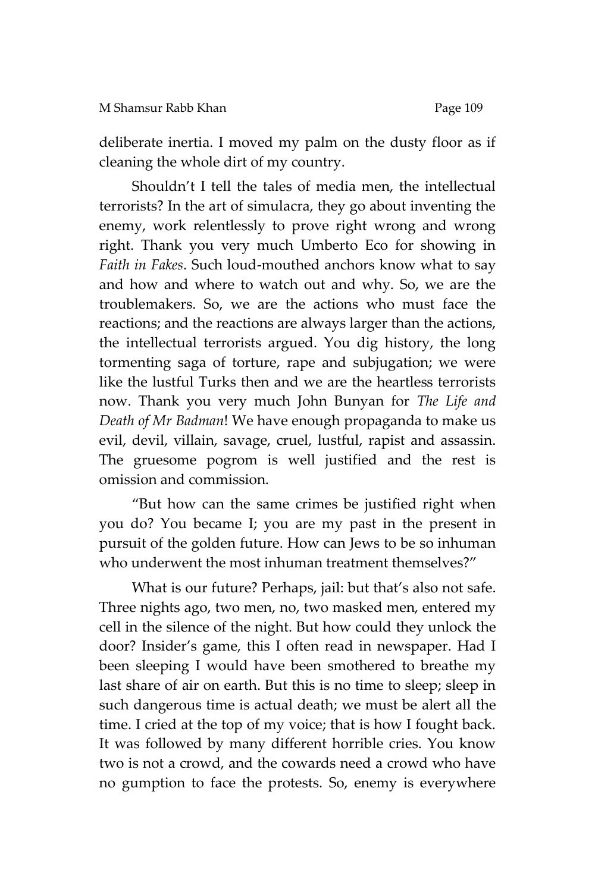deliberate inertia. I moved my palm on the dusty floor as if cleaning the whole dirt of my country.

Shouldn't I tell the tales of media men, the intellectual terrorists? In the art of simulacra, they go about inventing the enemy, work relentlessly to prove right wrong and wrong right. Thank you very much Umberto Eco for showing in *Faith in Fakes*. Such loud-mouthed anchors know what to say and how and where to watch out and why. So, we are the troublemakers. So, we are the actions who must face the reactions; and the reactions are always larger than the actions, the intellectual terrorists argued. You dig history, the long tormenting saga of torture, rape and subjugation; we were like the lustful Turks then and we are the heartless terrorists now. Thank you very much John Bunyan for *The Life and Death of Mr Badman*! We have enough propaganda to make us evil, devil, villain, savage, cruel, lustful, rapist and assassin. The gruesome pogrom is well justified and the rest is omission and commission.

"But how can the same crimes be justified right when you do? You became I; you are my past in the present in pursuit of the golden future. How can Jews to be so inhuman who underwent the most inhuman treatment themselves?"

What is our future? Perhaps, jail: but that's also not safe. Three nights ago, two men, no, two masked men, entered my cell in the silence of the night. But how could they unlock the door? Insider's game, this I often read in newspaper. Had I been sleeping I would have been smothered to breathe my last share of air on earth. But this is no time to sleep; sleep in such dangerous time is actual death; we must be alert all the time. I cried at the top of my voice; that is how I fought back. It was followed by many different horrible cries. You know two is not a crowd, and the cowards need a crowd who have no gumption to face the protests. So, enemy is everywhere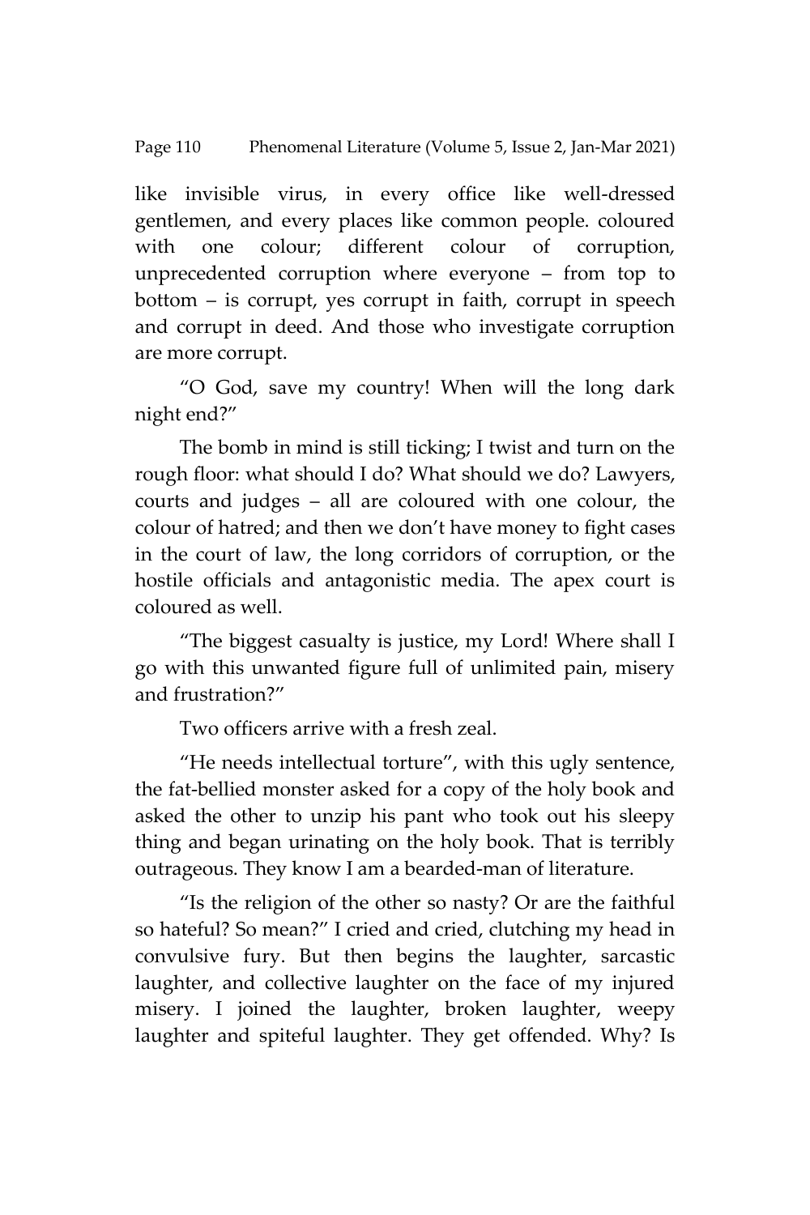like invisible virus, in every office like well-dressed gentlemen, and every places like common people. coloured with one colour; different colour of corruption, unprecedented corruption where everyone – from top to bottom – is corrupt, yes corrupt in faith, corrupt in speech and corrupt in deed. And those who investigate corruption are more corrupt.

"O God, save my country! When will the long dark night end?"

The bomb in mind is still ticking; I twist and turn on the rough floor: what should I do? What should we do? Lawyers, courts and judges – all are coloured with one colour, the colour of hatred; and then we don't have money to fight cases in the court of law, the long corridors of corruption, or the hostile officials and antagonistic media. The apex court is coloured as well.

"The biggest casualty is justice, my Lord! Where shall I go with this unwanted figure full of unlimited pain, misery and frustration?"

Two officers arrive with a fresh zeal.

"He needs intellectual torture", with this ugly sentence, the fat-bellied monster asked for a copy of the holy book and asked the other to unzip his pant who took out his sleepy thing and began urinating on the holy book. That is terribly outrageous. They know I am a bearded-man of literature.

"Is the religion of the other so nasty? Or are the faithful so hateful? So mean?" I cried and cried, clutching my head in convulsive fury. But then begins the laughter, sarcastic laughter, and collective laughter on the face of my injured misery. I joined the laughter, broken laughter, weepy laughter and spiteful laughter. They get offended. Why? Is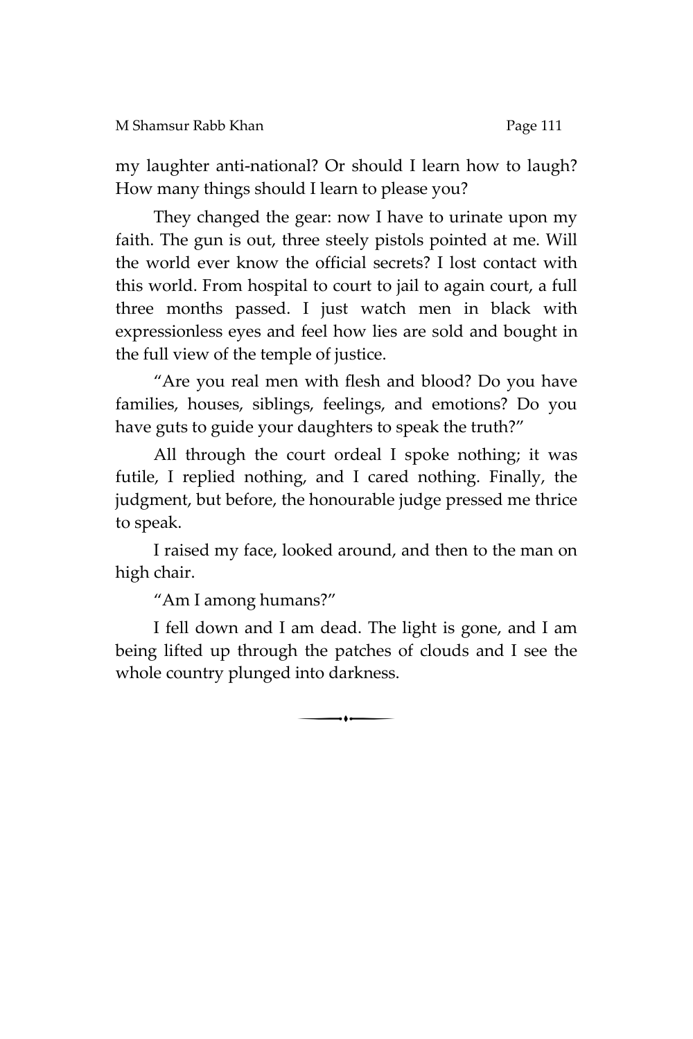my laughter anti-national? Or should I learn how to laugh? How many things should I learn to please you?

They changed the gear: now I have to urinate upon my faith. The gun is out, three steely pistols pointed at me. Will the world ever know the official secrets? I lost contact with this world. From hospital to court to jail to again court, a full three months passed. I just watch men in black with expressionless eyes and feel how lies are sold and bought in the full view of the temple of justice.

"Are you real men with flesh and blood? Do you have families, houses, siblings, feelings, and emotions? Do you have guts to guide your daughters to speak the truth?"

All through the court ordeal I spoke nothing; it was futile, I replied nothing, and I cared nothing. Finally, the judgment, but before, the honourable judge pressed me thrice to speak.

I raised my face, looked around, and then to the man on high chair.

"Am I among humans?"

I fell down and I am dead. The light is gone, and I am being lifted up through the patches of clouds and I see the whole country plunged into darkness.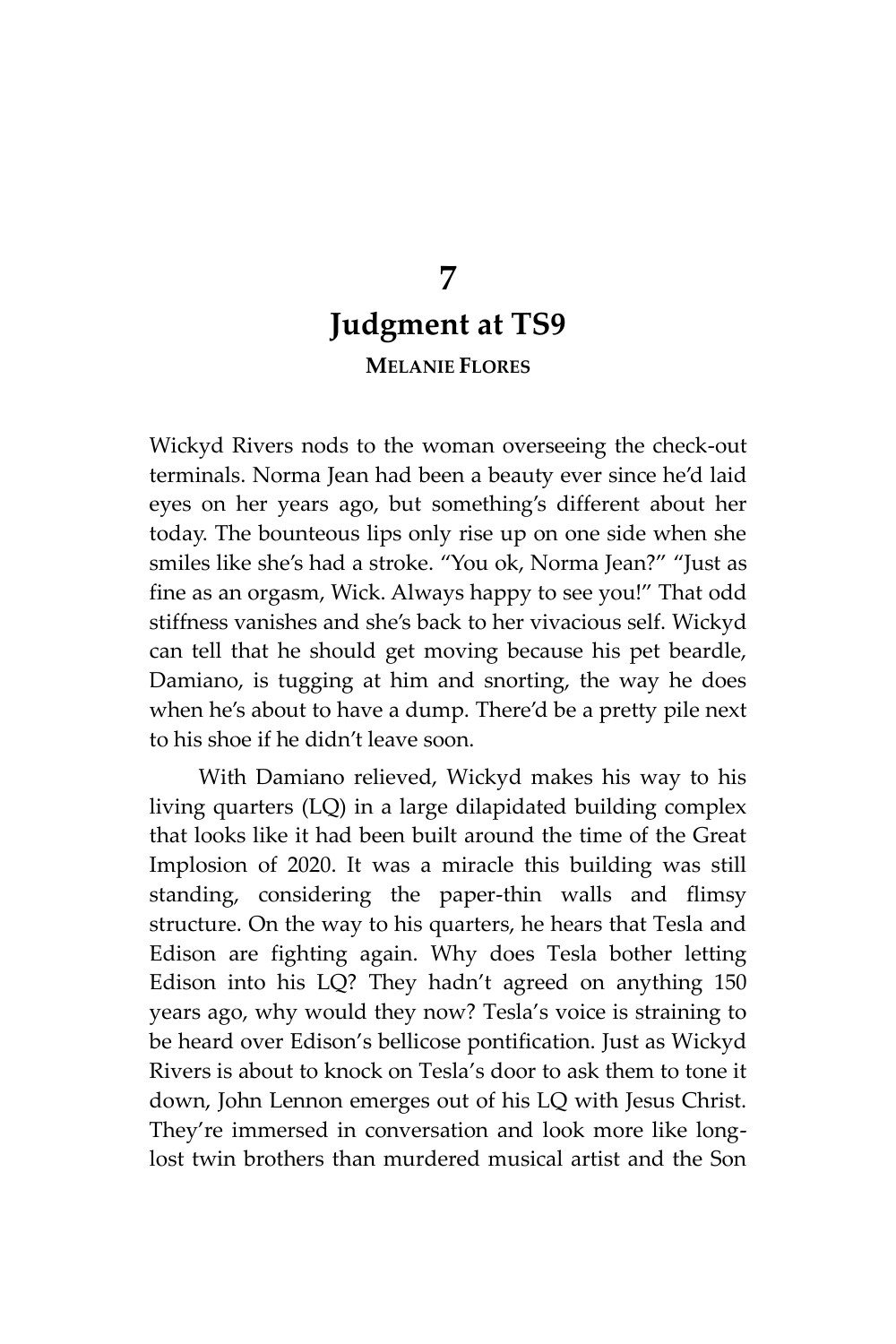# 7

# Judgment at TS9

**MELANIE FLORES**

Wickyd Rivers nods to the woman overseeing the check-out terminals. Norma Jean had been a beauty ever since he'd laid eyes on her years ago, but something's different about her today. The bounteous lips only rise up on one side when she smiles like she's had a stroke. "You ok, Norma Jean?" "Just as fine as an orgasm, Wick. Always happy to see you!" That odd stiffness vanishes and she's back to her vivacious self. Wickyd can tell that he should get moving because his pet beardle, Damiano, is tugging at him and snorting, the way he does when he's about to have a dump. There'd be a pretty pile next to his shoe if he didn't leave soon.

With Damiano relieved, Wickyd makes his way to his living quarters (LQ) in a large dilapidated building complex that looks like it had been built around the time of the Great Implosion of 2020. It was a miracle this building was still standing, considering the paper-thin walls and flimsy structure. On the way to his quarters, he hears that Tesla and Edison are fighting again. Why does Tesla bother letting Edison into his LQ? They hadn't agreed on anything 150 years ago, why would they now? Tesla's voice is straining to be heard over Edison's bellicose pontification. Just as Wickyd Rivers is about to knock on Tesla's door to ask them to tone it down, John Lennon emerges out of his LQ with Jesus Christ. They're immersed in conversation and look more like long-lost twin brothers than murdered musical artist and the Son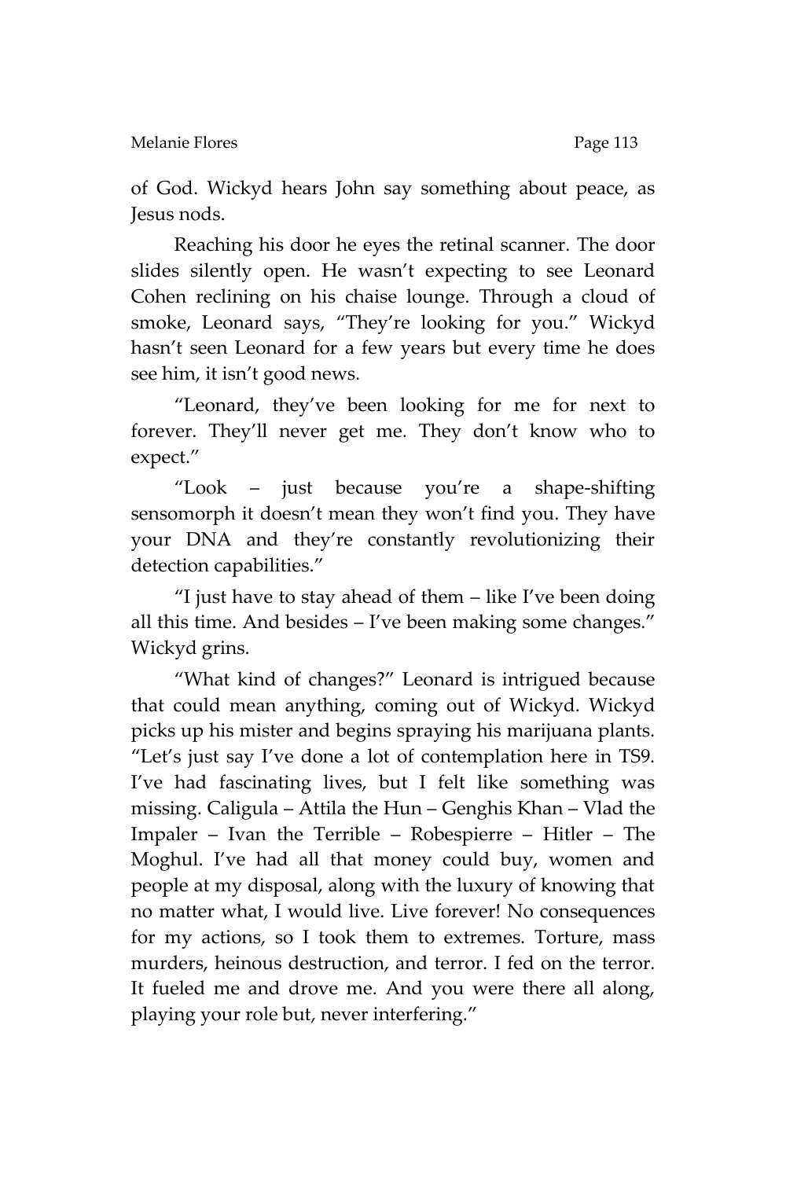of God. Wickyd hears John say something about peace, as Jesus nods.

Reaching his door he eyes the retinal scanner. The door slides silently open. He wasn't expecting to see Leonard Cohen reclining on his chaise lounge. Through a cloud of smoke, Leonard says, "They're looking for you." Wickyd hasn't seen Leonard for a few years but every time he does see him, it isn't good news.

"Leonard, they've been looking for me for next to forever. They'll never get me. They don't know who to expect."

"Look – just because you're a shape-shifting sensomorph it doesn't mean they won't find you. They have your DNA and they're constantly revolutionizing their detection capabilities."

"I just have to stay ahead of them – like I've been doing all this time. And besides – I've been making some changes." Wickyd grins.

"What kind of changes?" Leonard is intrigued because that could mean anything, coming out of Wickyd. Wickyd picks up his mister and begins spraying his marijuana plants. "Let's just say I've done a lot of contemplation here in TS9. I've had fascinating lives, but I felt like something was missing. Caligula – Attila the Hun – Genghis Khan – Vlad the Impaler – Ivan the Terrible – Robespierre – Hitler – The Moghul. I've had all that money could buy, women and people at my disposal, along with the luxury of knowing that no matter what, I would live. Live forever! No consequences for my actions, so I took them to extremes. Torture, mass murders, heinous destruction, and terror. I fed on the terror. It fueled me and drove me. And you were there all along, playing your role but, never interfering."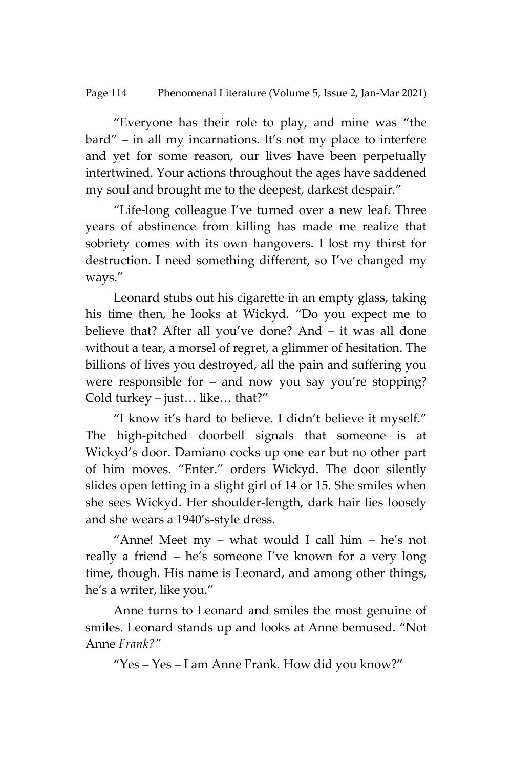"Everyone has their role to play, and mine was "the bard" – in all my incarnations. It's not my place to interfere and yet for some reason, our lives have been perpetually intertwined. Your actions throughout the ages have saddened my soul and brought me to the deepest, darkest despair."

"Life-long colleague I've turned over a new leaf. Three years of abstinence from killing has made me realize that sobriety comes with its own hangovers. I lost my thirst for destruction. I need something different, so I've changed my ways."

Leonard stubs out his cigarette in an empty glass, taking his time then, he looks at Wickyd. "Do you expect me to believe that? After all you've done? And – it was all done without a tear, a morsel of regret, a glimmer of hesitation. The billions of lives you destroyed, all the pain and suffering you were responsible for – and now you say you're stopping? Cold turkey – just… like… that?"

"I know it's hard to believe. I didn't believe it myself." The high-pitched doorbell signals that someone is at Wickyd's door. Damiano cocks up one ear but no other part of him moves. "Enter." orders Wickyd. The door silently slides open letting in a slight girl of 14 or 15. She smiles when she sees Wickyd. Her shoulder-length, dark hair lies loosely and she wears a 1940's-style dress.

"Anne! Meet my – what would I call him – he's not really a friend – he's someone I've known for a very long time, though. His name is Leonard, and among other things, he's a writer, like you."

Anne turns to Leonard and smiles the most genuine of smiles. Leonard stands up and looks at Anne bemused. "Not Anne *Frank?"*

"Yes – Yes – I am Anne Frank. How did you know?"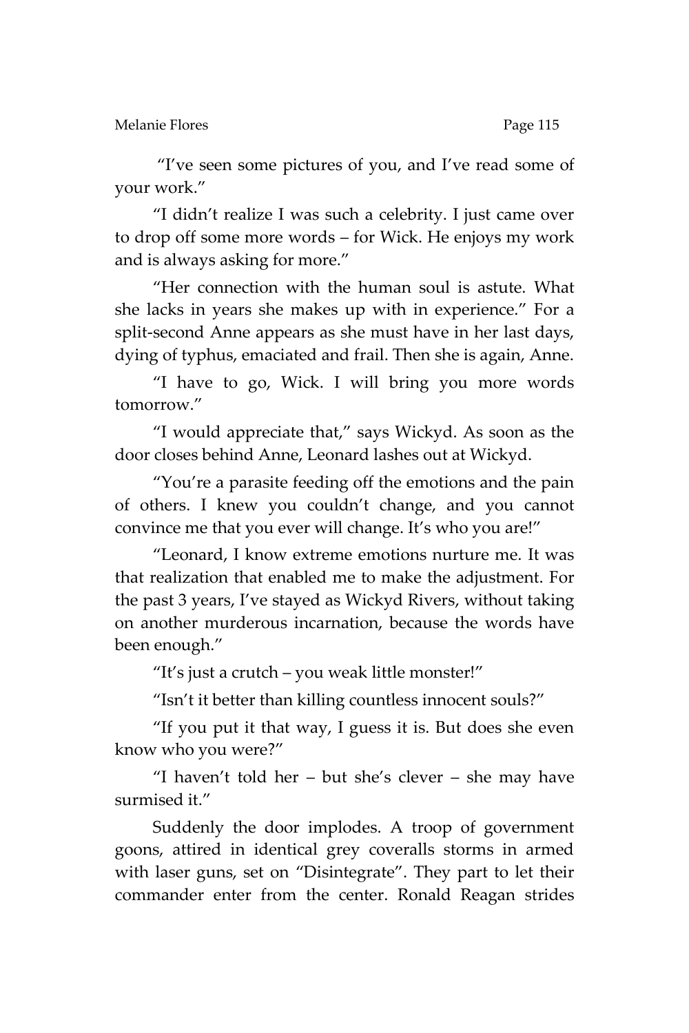"I've seen some pictures of you, and I've read some of your work."

"I didn't realize I was such a celebrity. I just came over to drop off some more words – for Wick. He enjoys my work and is always asking for more."

"Her connection with the human soul is astute. What she lacks in years she makes up with in experience." For a split-second Anne appears as she must have in her last days, dying of typhus, emaciated and frail. Then she is again, Anne.

"I have to go, Wick. I will bring you more words tomorrow."

"I would appreciate that," says Wickyd. As soon as the door closes behind Anne, Leonard lashes out at Wickyd.

"You're a parasite feeding off the emotions and the pain of others. I knew you couldn't change, and you cannot convince me that you ever will change. It's who you are!"

"Leonard, I know extreme emotions nurture me. It was that realization that enabled me to make the adjustment. For the past 3 years, I've stayed as Wickyd Rivers, without taking on another murderous incarnation, because the words have been enough."

"It's just a crutch – you weak little monster!"

"Isn't it better than killing countless innocent souls?"

"If you put it that way, I guess it is. But does she even know who you were?"

"I haven't told her – but she's clever – she may have surmised it."

Suddenly the door implodes. A troop of government goons, attired in identical grey coveralls storms in armed with laser guns, set on "Disintegrate". They part to let their commander enter from the center. Ronald Reagan strides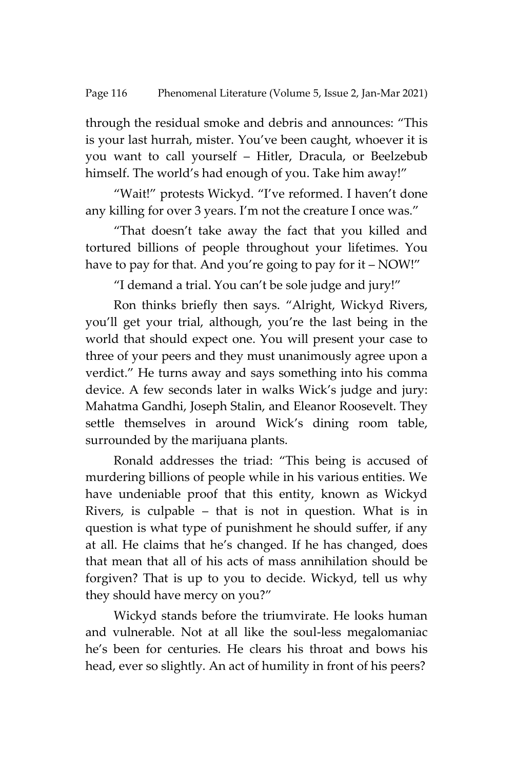through the residual smoke and debris and announces: "This is your last hurrah, mister. You've been caught, whoever it is you want to call yourself – Hitler, Dracula, or Beelzebub himself. The world's had enough of you. Take him away!"

"Wait!" protests Wickyd. "I've reformed. I haven't done any killing for over 3 years. I'm not the creature I once was."

"That doesn't take away the fact that you killed and tortured billions of people throughout your lifetimes. You have to pay for that. And you're going to pay for it – NOW!"

"I demand a trial. You can't be sole judge and jury!"

Ron thinks briefly then says. "Alright, Wickyd Rivers, you'll get your trial, although, you're the last being in the world that should expect one. You will present your case to three of your peers and they must unanimously agree upon a verdict." He turns away and says something into his comma device. A few seconds later in walks Wick's judge and jury: Mahatma Gandhi, Joseph Stalin, and Eleanor Roosevelt. They settle themselves in around Wick's dining room table, surrounded by the marijuana plants.

Ronald addresses the triad: "This being is accused of murdering billions of people while in his various entities. We have undeniable proof that this entity, known as Wickyd Rivers, is culpable – that is not in question. What is in question is what type of punishment he should suffer, if any at all. He claims that he's changed. If he has changed, does that mean that all of his acts of mass annihilation should be forgiven? That is up to you to decide. Wickyd, tell us why they should have mercy on you?"

Wickyd stands before the triumvirate. He looks human and vulnerable. Not at all like the soul-less megalomaniac he's been for centuries. He clears his throat and bows his head, ever so slightly. An act of humility in front of his peers?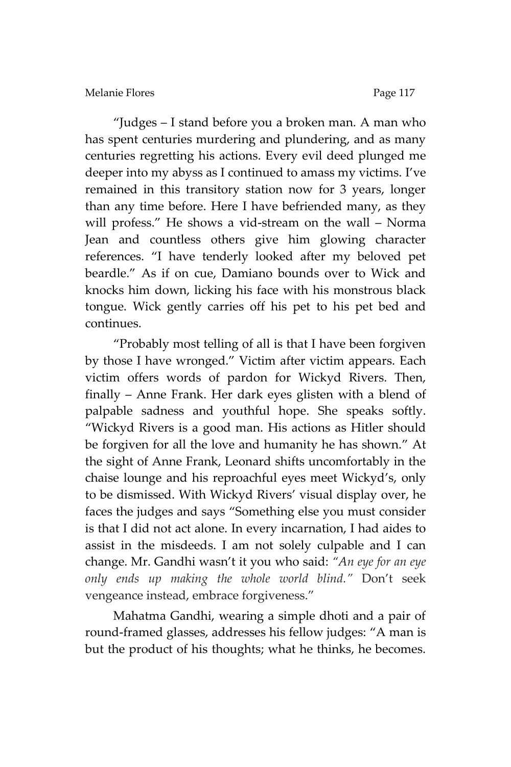"Judges – I stand before you a broken man. A man who has spent centuries murdering and plundering, and as many centuries regretting his actions. Every evil deed plunged me deeper into my abyss as I continued to amass my victims. I've remained in this transitory station now for 3 years, longer than any time before. Here I have befriended many, as they will profess." He shows a vid-stream on the wall – Norma Jean and countless others give him glowing character references. "I have tenderly looked after my beloved pet beardle." As if on cue, Damiano bounds over to Wick and knocks him down, licking his face with his monstrous black tongue. Wick gently carries off his pet to his pet bed and continues.

"Probably most telling of all is that I have been forgiven by those I have wronged." Victim after victim appears. Each victim offers words of pardon for Wickyd Rivers. Then, finally – Anne Frank. Her dark eyes glisten with a blend of palpable sadness and youthful hope. She speaks softly. "Wickyd Rivers is a good man. His actions as Hitler should be forgiven for all the love and humanity he has shown." At the sight of Anne Frank, Leonard shifts uncomfortably in the chaise lounge and his reproachful eyes meet Wickyd's, only to be dismissed. With Wickyd Rivers' visual display over, he faces the judges and says "Something else you must consider is that I did not act alone. In every incarnation, I had aides to assist in the misdeeds. I am not solely culpable and I can change. Mr. Gandhi wasn't it you who said: *"An eye for an eye only ends up making the whole world blind."* Don't seek vengeance instead, embrace forgiveness."

Mahatma Gandhi, wearing a simple dhoti and a pair of round-framed glasses, addresses his fellow judges: "A man is but the product of his thoughts; what he thinks, he becomes.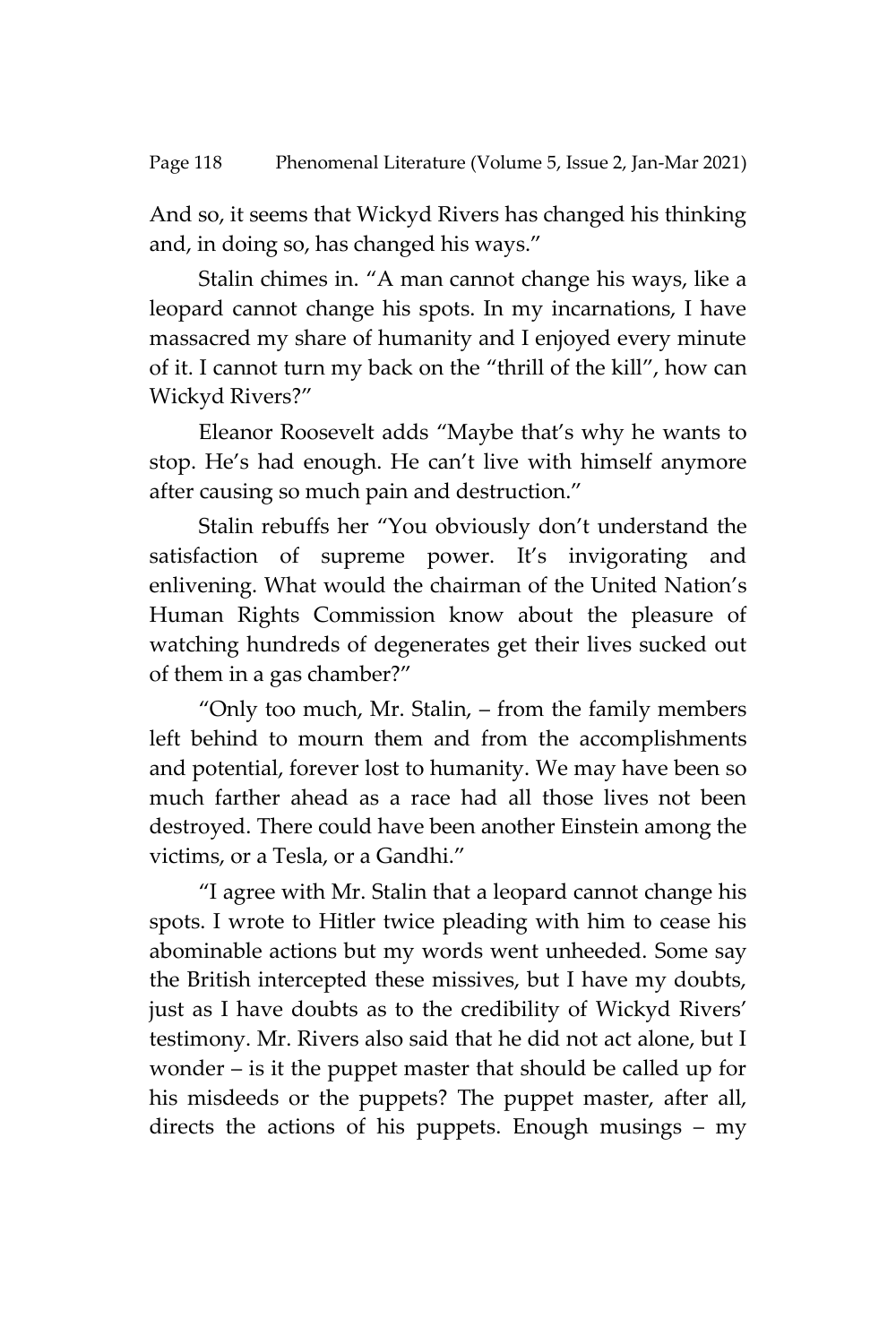And so, it seems that Wickyd Rivers has changed his thinking and, in doing so, has changed his ways."

Stalin chimes in. "A man cannot change his ways, like a leopard cannot change his spots. In my incarnations, I have massacred my share of humanity and I enjoyed every minute of it. I cannot turn my back on the "thrill of the kill", how can Wickyd Rivers?"

Eleanor Roosevelt adds "Maybe that's why he wants to stop. He's had enough. He can't live with himself anymore after causing so much pain and destruction."

Stalin rebuffs her "You obviously don't understand the satisfaction of supreme power. It's invigorating and enlivening. What would the chairman of the United Nation's Human Rights Commission know about the pleasure of watching hundreds of degenerates get their lives sucked out of them in a gas chamber?"

"Only too much, Mr. Stalin, – from the family members left behind to mourn them and from the accomplishments and potential, forever lost to humanity. We may have been so much farther ahead as a race had all those lives not been destroyed. There could have been another Einstein among the victims, or a Tesla, or a Gandhi."

"I agree with Mr. Stalin that a leopard cannot change his spots. I wrote to Hitler twice pleading with him to cease his abominable actions but my words went unheeded. Some say the British intercepted these missives, but I have my doubts, just as I have doubts as to the credibility of Wickyd Rivers' testimony. Mr. Rivers also said that he did not act alone, but I wonder – is it the puppet master that should be called up for his misdeeds or the puppets? The puppet master, after all, directs the actions of his puppets. Enough musings – my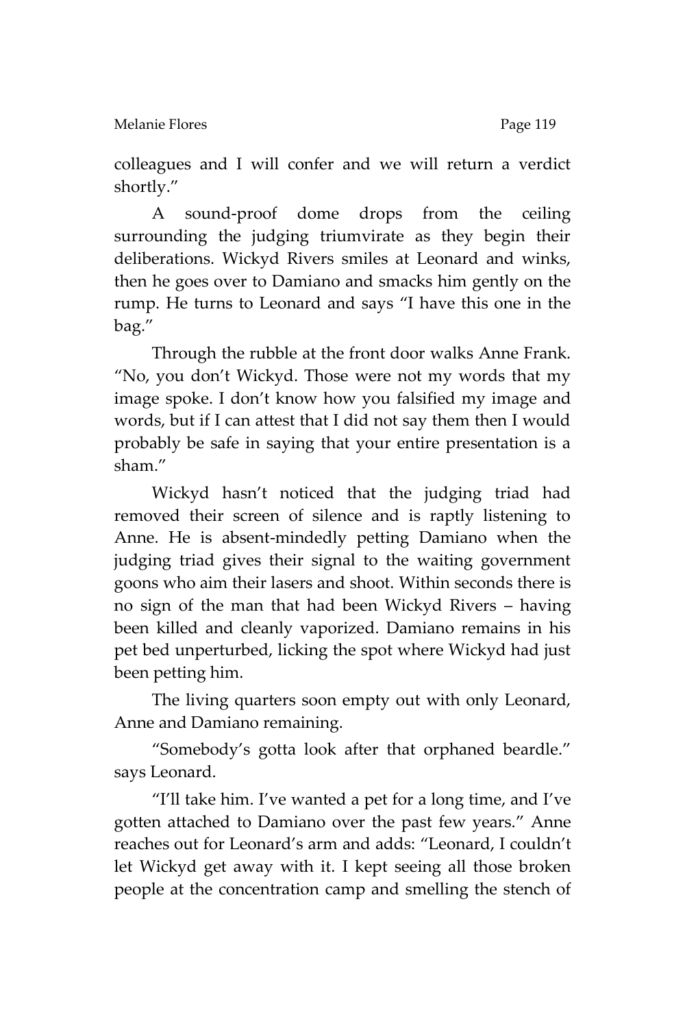colleagues and I will confer and we will return a verdict shortly."

A sound-proof dome drops from the ceiling surrounding the judging triumvirate as they begin their deliberations. Wickyd Rivers smiles at Leonard and winks, then he goes over to Damiano and smacks him gently on the rump. He turns to Leonard and says "I have this one in the bag."

Through the rubble at the front door walks Anne Frank. "No, you don't Wickyd. Those were not my words that my image spoke. I don't know how you falsified my image and words, but if I can attest that I did not say them then I would probably be safe in saying that your entire presentation is a sham."

Wickyd hasn't noticed that the judging triad had removed their screen of silence and is raptly listening to Anne. He is absent-mindedly petting Damiano when the judging triad gives their signal to the waiting government goons who aim their lasers and shoot. Within seconds there is no sign of the man that had been Wickyd Rivers – having been killed and cleanly vaporized. Damiano remains in his pet bed unperturbed, licking the spot where Wickyd had just been petting him.

The living quarters soon empty out with only Leonard, Anne and Damiano remaining.

"Somebody's gotta look after that orphaned beardle." says Leonard.

"I'll take him. I've wanted a pet for a long time, and I've gotten attached to Damiano over the past few years." Anne reaches out for Leonard's arm and adds: "Leonard, I couldn't let Wickyd get away with it. I kept seeing all those broken people at the concentration camp and smelling the stench of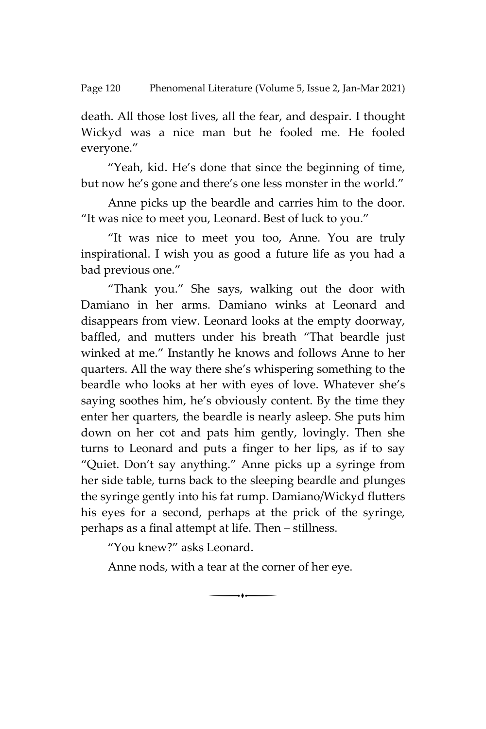death. All those lost lives, all the fear, and despair. I thought Wickyd was a nice man but he fooled me. He fooled everyone."

"Yeah, kid. He's done that since the beginning of time, but now he's gone and there's one less monster in the world."

Anne picks up the beardle and carries him to the door. "It was nice to meet you, Leonard. Best of luck to you."

"It was nice to meet you too, Anne. You are truly inspirational. I wish you as good a future life as you had a bad previous one."

"Thank you." She says, walking out the door with Damiano in her arms. Damiano winks at Leonard and disappears from view. Leonard looks at the empty doorway, baffled, and mutters under his breath "That beardle just winked at me." Instantly he knows and follows Anne to her quarters. All the way there she's whispering something to the beardle who looks at her with eyes of love. Whatever she's saying soothes him, he's obviously content. By the time they enter her quarters, the beardle is nearly asleep. She puts him down on her cot and pats him gently, lovingly. Then she turns to Leonard and puts a finger to her lips, as if to say "Quiet. Don't say anything." Anne picks up a syringe from her side table, turns back to the sleeping beardle and plunges the syringe gently into his fat rump. Damiano/Wickyd flutters his eyes for a second, perhaps at the prick of the syringe, perhaps as a final attempt at life. Then – stillness.

"You knew?" asks Leonard.

Anne nods, with a tear at the corner of her eye.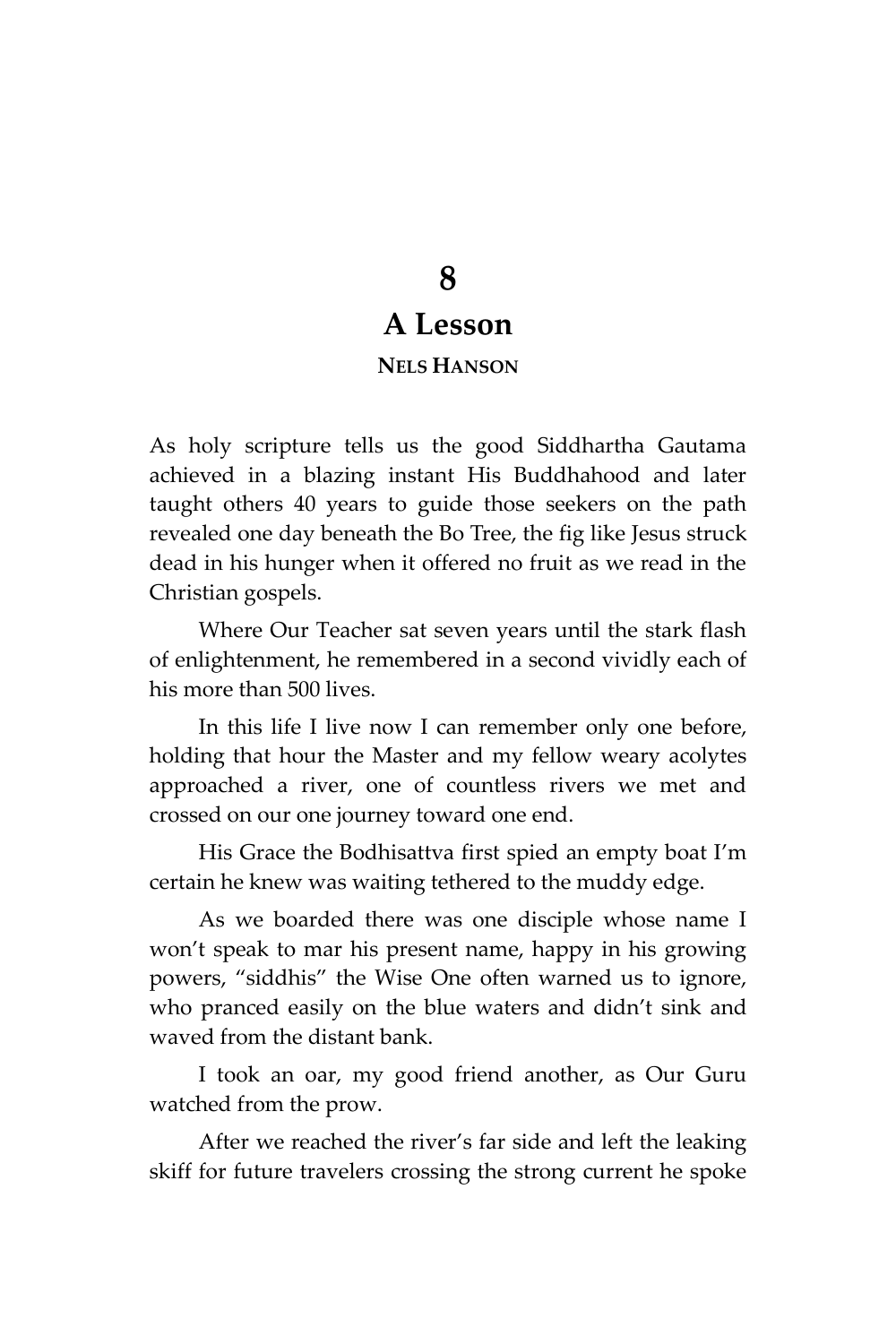# 8

## A Lesson

**NELS HANSON**

As holy scripture tells us the good Siddhartha Gautama achieved in a blazing instant His Buddhahood and later taught others 40 years to guide those seekers on the path revealed one day beneath the Bo Tree, the fig like Jesus struck dead in his hunger when it offered no fruit as we read in the Christian gospels.

Where Our Teacher sat seven years until the stark flash of enlightenment, he remembered in a second vividly each of his more than 500 lives.

In this life I live now I can remember only one before, holding that hour the Master and my fellow weary acolytes approached a river, one of countless rivers we met and crossed on our one journey toward one end.

His Grace the Bodhisattva first spied an empty boat I'm certain he knew was waiting tethered to the muddy edge.

As we boarded there was one disciple whose name I won't speak to mar his present name, happy in his growing powers, "siddhis" the Wise One often warned us to ignore, who pranced easily on the blue waters and didn't sink and waved from the distant bank.

I took an oar, my good friend another, as Our Guru watched from the prow.

After we reached the river's far side and left the leaking skiff for future travelers crossing the strong current he spoke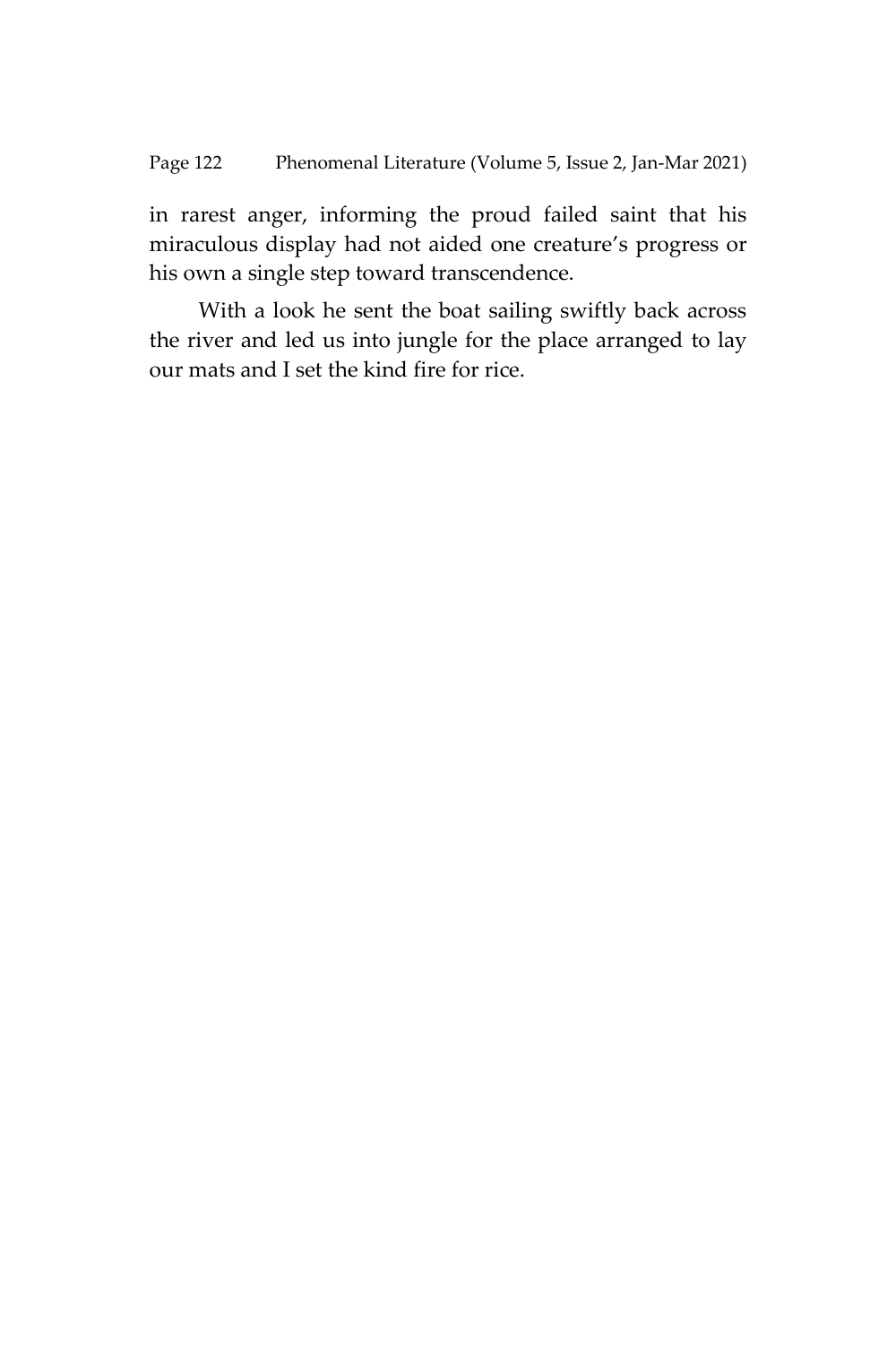in rarest anger, informing the proud failed saint that his miraculous display had not aided one creature's progress or his own a single step toward transcendence.

With a look he sent the boat sailing swiftly back across the river and led us into jungle for the place arranged to lay our mats and I set the kind fire for rice.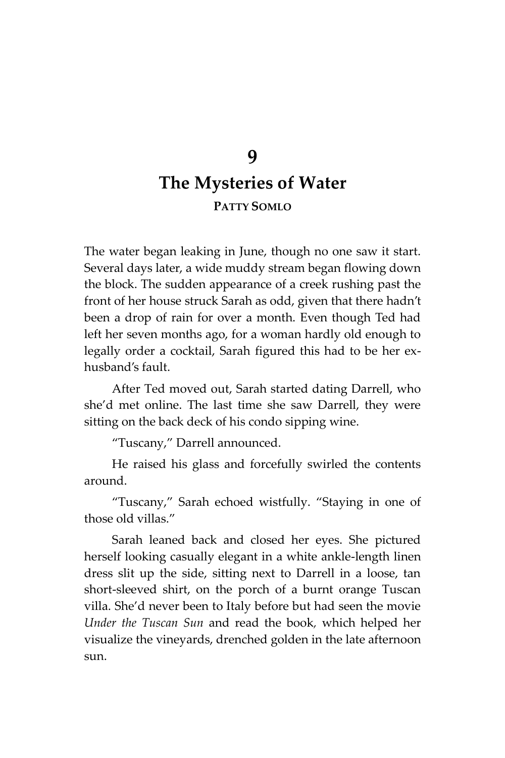# 9

# The Mysteries of Water

**PATTY SOMLO**

The water began leaking in June, though no one saw it start. Several days later, a wide muddy stream began flowing down the block. The sudden appearance of a creek rushing past the front of her house struck Sarah as odd, given that there hadn't been a drop of rain for over a month. Even though Ted had left her seven months ago, for a woman hardly old enough to legally order a cocktail, Sarah figured this had to be her ex-husband's fault.

After Ted moved out, Sarah started dating Darrell, who she'd met online. The last time she saw Darrell, they were sitting on the back deck of his condo sipping wine.

"Tuscany," Darrell announced.

He raised his glass and forcefully swirled the contents around.

"Tuscany," Sarah echoed wistfully. "Staying in one of those old villas."

Sarah leaned back and closed her eyes. She pictured herself looking casually elegant in a white ankle-length linen dress slit up the side, sitting next to Darrell in a loose, tan short-sleeved shirt, on the porch of a burnt orange Tuscan villa. She'd never been to Italy before but had seen the movie *Under the Tuscan Sun* and read the book, which helped her visualize the vineyards, drenched golden in the late afternoon sun.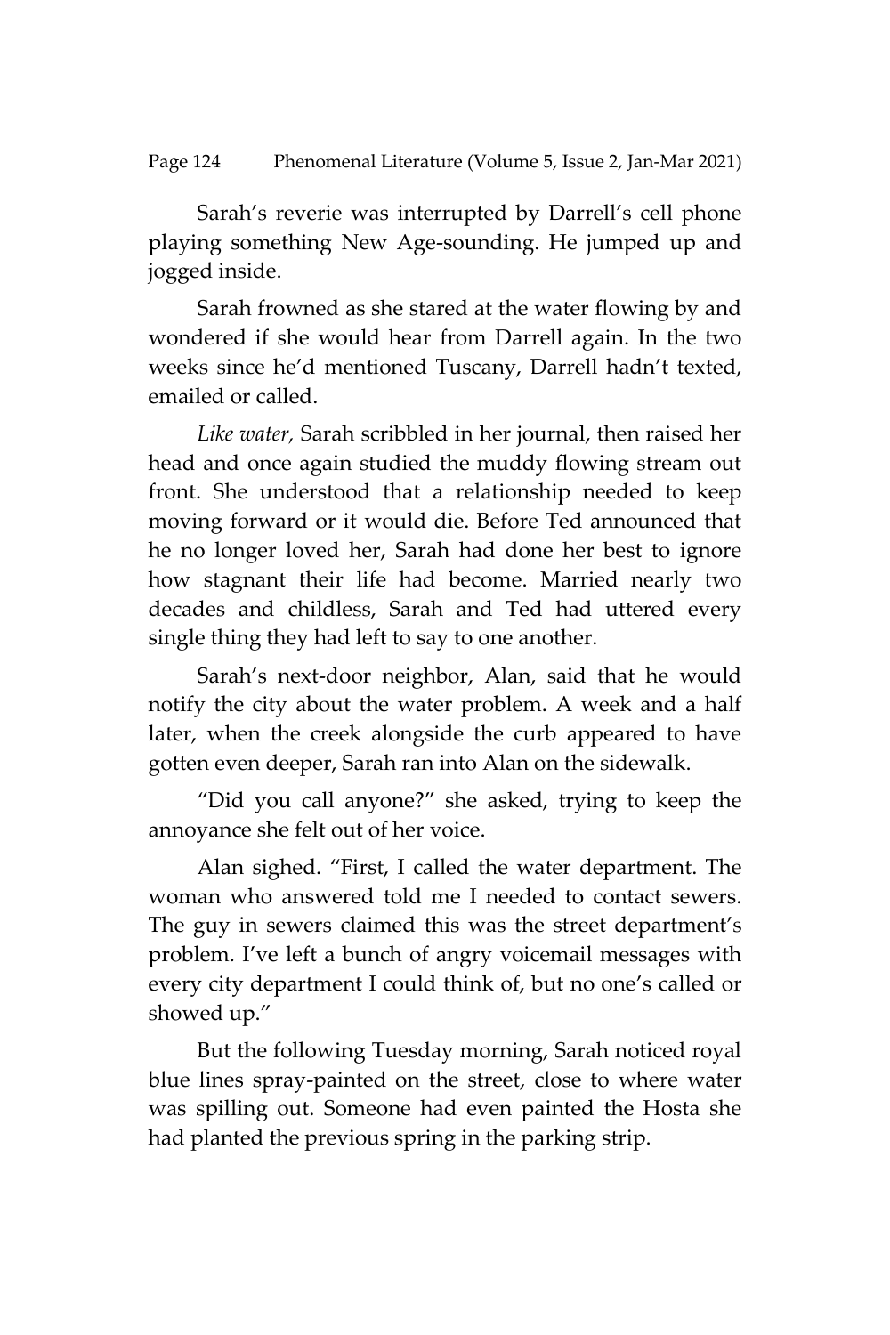Sarah's reverie was interrupted by Darrell's cell phone playing something New Age-sounding. He jumped up and jogged inside.

Sarah frowned as she stared at the water flowing by and wondered if she would hear from Darrell again. In the two weeks since he'd mentioned Tuscany, Darrell hadn't texted, emailed or called.

*Like water,* Sarah scribbled in her journal, then raised her head and once again studied the muddy flowing stream out front. She understood that a relationship needed to keep moving forward or it would die. Before Ted announced that he no longer loved her, Sarah had done her best to ignore how stagnant their life had become. Married nearly two decades and childless, Sarah and Ted had uttered every single thing they had left to say to one another.

Sarah's next-door neighbor, Alan, said that he would notify the city about the water problem. A week and a half later, when the creek alongside the curb appeared to have gotten even deeper, Sarah ran into Alan on the sidewalk.

"Did you call anyone?" she asked, trying to keep the annoyance she felt out of her voice.

Alan sighed. "First, I called the water department. The woman who answered told me I needed to contact sewers. The guy in sewers claimed this was the street department's problem. I've left a bunch of angry voicemail messages with every city department I could think of, but no one's called or showed up."

But the following Tuesday morning, Sarah noticed royal blue lines spray-painted on the street, close to where water was spilling out. Someone had even painted the Hosta she had planted the previous spring in the parking strip.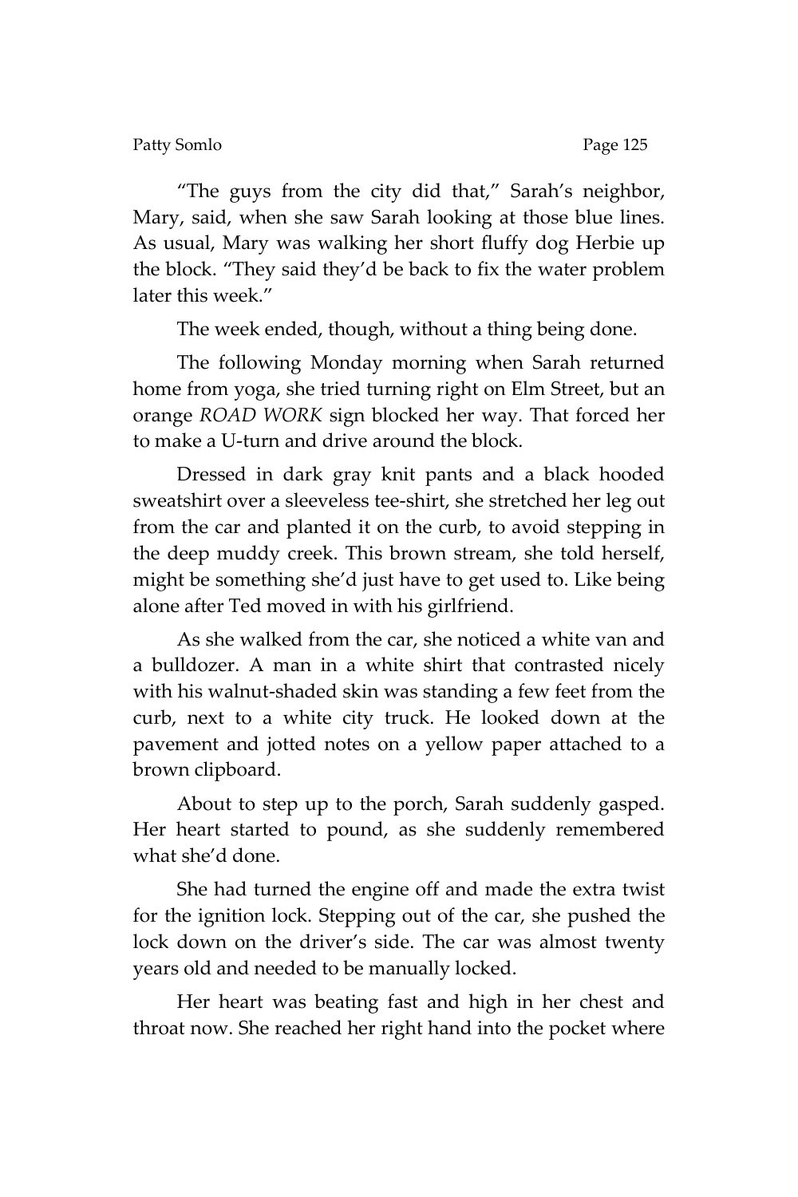"The guys from the city did that," Sarah's neighbor, Mary, said, when she saw Sarah looking at those blue lines. As usual, Mary was walking her short fluffy dog Herbie up the block. "They said they'd be back to fix the water problem later this week."

The week ended, though, without a thing being done.

The following Monday morning when Sarah returned home from yoga, she tried turning right on Elm Street, but an orange *ROAD WORK* sign blocked her way. That forced her to make a U-turn and drive around the block.

Dressed in dark gray knit pants and a black hooded sweatshirt over a sleeveless tee-shirt, she stretched her leg out from the car and planted it on the curb, to avoid stepping in the deep muddy creek. This brown stream, she told herself, might be something she'd just have to get used to. Like being alone after Ted moved in with his girlfriend.

As she walked from the car, she noticed a white van and a bulldozer. A man in a white shirt that contrasted nicely with his walnut-shaded skin was standing a few feet from the curb, next to a white city truck. He looked down at the pavement and jotted notes on a yellow paper attached to a brown clipboard.

About to step up to the porch, Sarah suddenly gasped. Her heart started to pound, as she suddenly remembered what she'd done.

She had turned the engine off and made the extra twist for the ignition lock. Stepping out of the car, she pushed the lock down on the driver's side. The car was almost twenty years old and needed to be manually locked.

Her heart was beating fast and high in her chest and throat now. She reached her right hand into the pocket where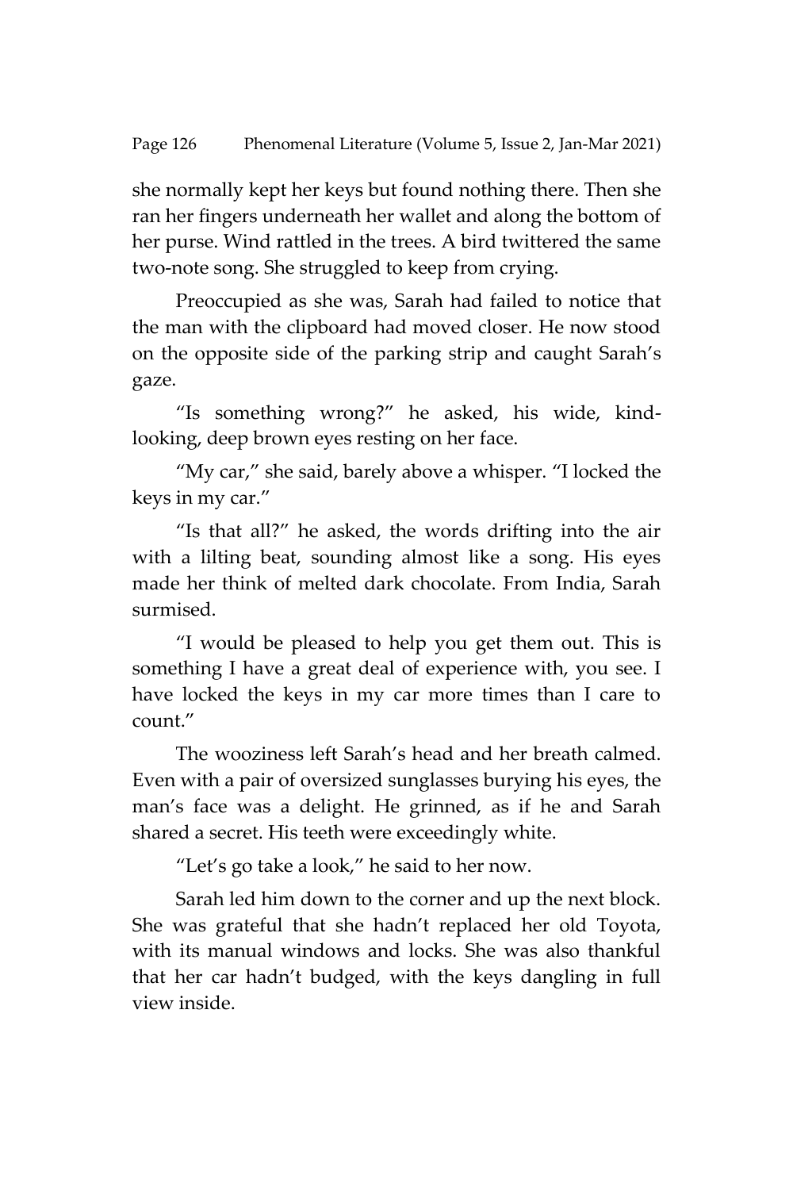she normally kept her keys but found nothing there. Then she ran her fingers underneath her wallet and along the bottom of her purse. Wind rattled in the trees. A bird twittered the same two-note song. She struggled to keep from crying.

Preoccupied as she was, Sarah had failed to notice that the man with the clipboard had moved closer. He now stood on the opposite side of the parking strip and caught Sarah's gaze.

"Is something wrong?" he asked, his wide, kind-looking, deep brown eyes resting on her face.

"My car," she said, barely above a whisper. "I locked the keys in my car."

"Is that all?" he asked, the words drifting into the air with a lilting beat, sounding almost like a song. His eyes made her think of melted dark chocolate. From India, Sarah surmised.

"I would be pleased to help you get them out. This is something I have a great deal of experience with, you see. I have locked the keys in my car more times than I care to count."

The wooziness left Sarah's head and her breath calmed. Even with a pair of oversized sunglasses burying his eyes, the man's face was a delight. He grinned, as if he and Sarah shared a secret. His teeth were exceedingly white.

"Let's go take a look," he said to her now.

Sarah led him down to the corner and up the next block. She was grateful that she hadn't replaced her old Toyota, with its manual windows and locks. She was also thankful that her car hadn't budged, with the keys dangling in full view inside.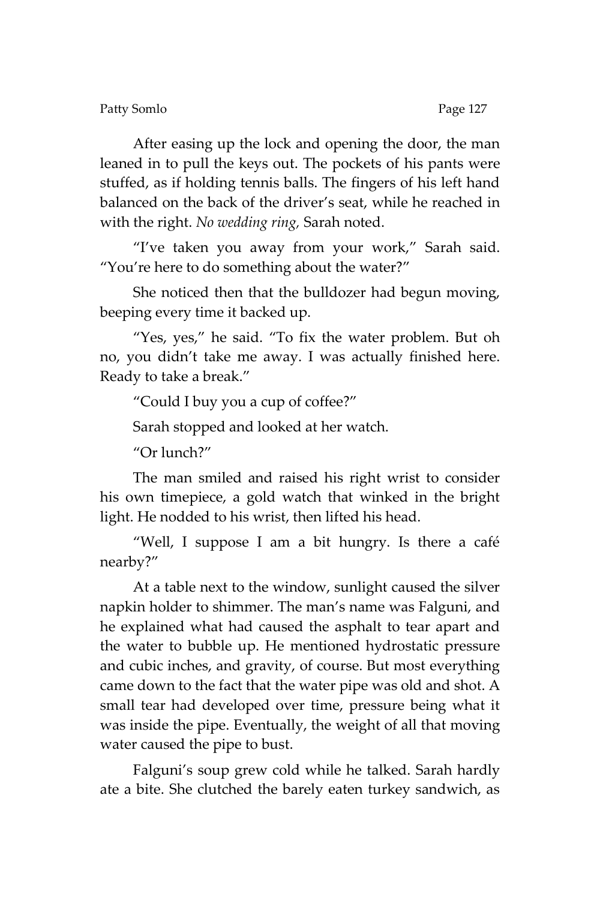After easing up the lock and opening the door, the man leaned in to pull the keys out. The pockets of his pants were stuffed, as if holding tennis balls. The fingers of his left hand balanced on the back of the driver's seat, while he reached in with the right. *No wedding ring,* Sarah noted.

"I've taken you away from your work," Sarah said. "You're here to do something about the water?"

She noticed then that the bulldozer had begun moving, beeping every time it backed up.

"Yes, yes," he said. "To fix the water problem. But oh no, you didn't take me away. I was actually finished here. Ready to take a break."

"Could I buy you a cup of coffee?"

Sarah stopped and looked at her watch.

"Or lunch?"

The man smiled and raised his right wrist to consider his own timepiece, a gold watch that winked in the bright light. He nodded to his wrist, then lifted his head.

"Well, I suppose I am a bit hungry. Is there a café nearby?"

At a table next to the window, sunlight caused the silver napkin holder to shimmer. The man's name was Falguni, and he explained what had caused the asphalt to tear apart and the water to bubble up. He mentioned hydrostatic pressure and cubic inches, and gravity, of course. But most everything came down to the fact that the water pipe was old and shot. A small tear had developed over time, pressure being what it was inside the pipe. Eventually, the weight of all that moving water caused the pipe to bust.

Falguni's soup grew cold while he talked. Sarah hardly ate a bite. She clutched the barely eaten turkey sandwich, as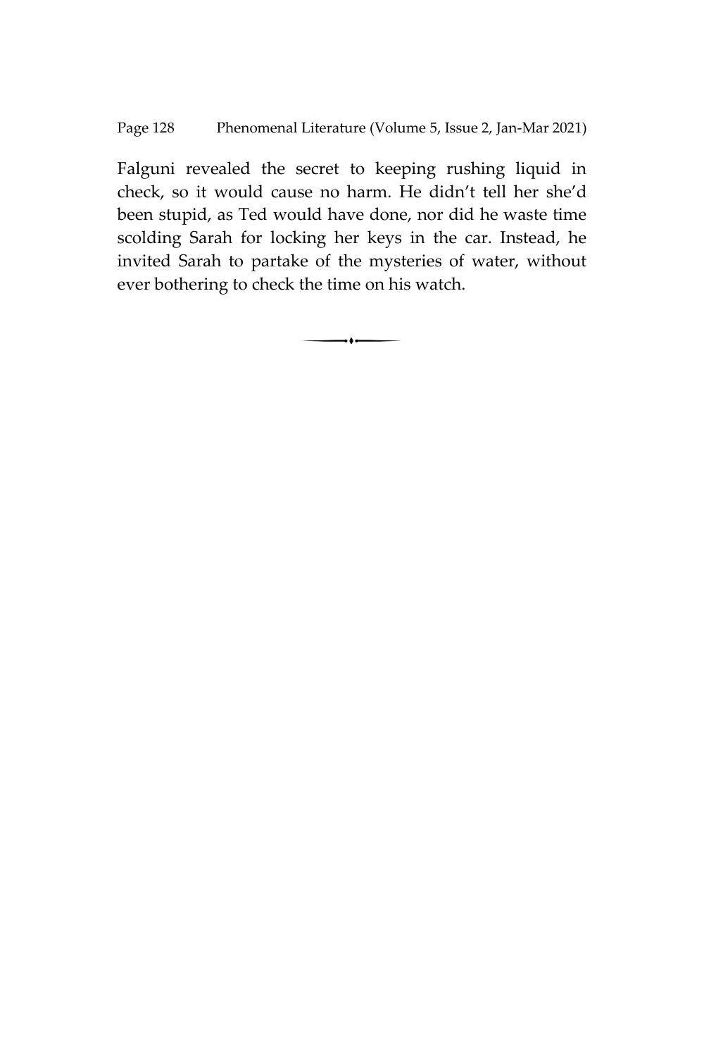Falguni revealed the secret to keeping rushing liquid in check, so it would cause no harm. He didn't tell her she'd been stupid, as Ted would have done, nor did he waste time scolding Sarah for locking her keys in the car. Instead, he invited Sarah to partake of the mysteries of water, without ever bothering to check the time on his watch.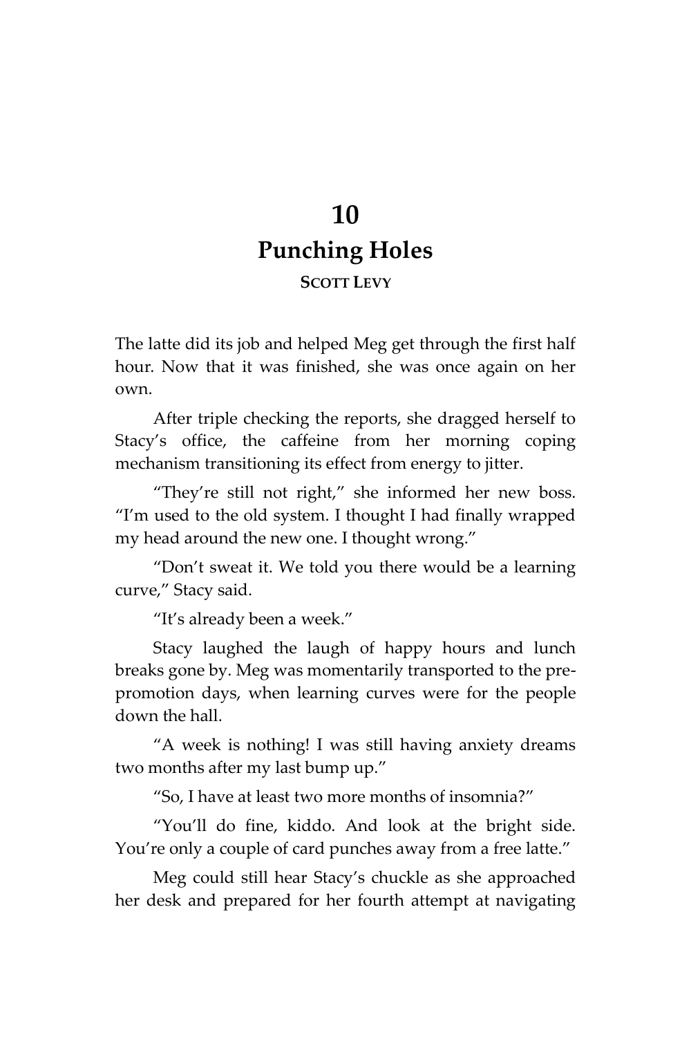# 10
# Punching Holes

**SCOTT LEVY**

The latte did its job and helped Meg get through the first half hour. Now that it was finished, she was once again on her own.

After triple checking the reports, she dragged herself to Stacy's office, the caffeine from her morning coping mechanism transitioning its effect from energy to jitter.

"They're still not right," she informed her new boss. "I'm used to the old system. I thought I had finally wrapped my head around the new one. I thought wrong."

"Don't sweat it. We told you there would be a learning curve," Stacy said.

"It's already been a week."

Stacy laughed the laugh of happy hours and lunch breaks gone by. Meg was momentarily transported to the pre-promotion days, when learning curves were for the people down the hall.

"A week is nothing! I was still having anxiety dreams two months after my last bump up."

"So, I have at least two more months of insomnia?"

"You'll do fine, kiddo. And look at the bright side. You're only a couple of card punches away from a free latte."

Meg could still hear Stacy's chuckle as she approached her desk and prepared for her fourth attempt at navigating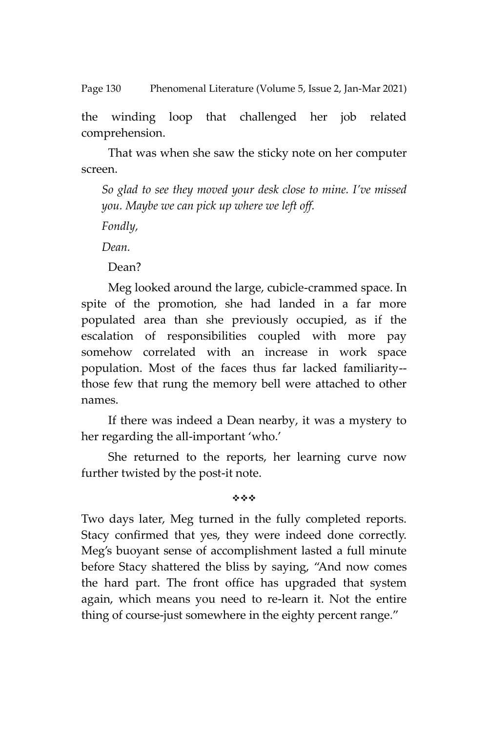the winding loop that challenged her job related comprehension.

That was when she saw the sticky note on her computer screen.

*So glad to see they moved your desk close to mine. I've missed you. Maybe we can pick up where we left off.*

*Fondly,*

*Dean.*

Dean?

Meg looked around the large, cubicle-crammed space. In spite of the promotion, she had landed in a far more populated area than she previously occupied, as if the escalation of responsibilities coupled with more pay somehow correlated with an increase in work space population. Most of the faces thus far lacked familiarity--those few that rung the memory bell were attached to other names.

If there was indeed a Dean nearby, it was a mystery to her regarding the all-important 'who.'

She returned to the reports, her learning curve now further twisted by the post-it note.

❖❖❖

Two days later, Meg turned in the fully completed reports. Stacy confirmed that yes, they were indeed done correctly. Meg's buoyant sense of accomplishment lasted a full minute before Stacy shattered the bliss by saying, "And now comes the hard part. The front office has upgraded that system again, which means you need to re-learn it. Not the entire thing of course-just somewhere in the eighty percent range."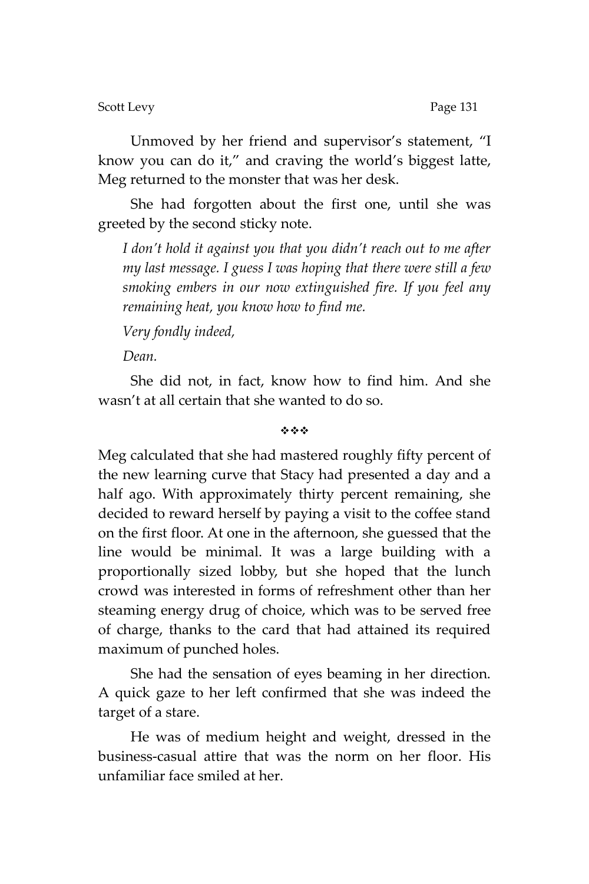Unmoved by her friend and supervisor's statement, "I know you can do it," and craving the world's biggest latte, Meg returned to the monster that was her desk.

She had forgotten about the first one, until she was greeted by the second sticky note.

*I don't hold it against you that you didn't reach out to me after my last message. I guess I was hoping that there were still a few smoking embers in our now extinguished fire. If you feel any remaining heat, you know how to find me.*

*Very fondly indeed,*

*Dean.*

She did not, in fact, know how to find him. And she wasn't at all certain that she wanted to do so.

❖❖❖

Meg calculated that she had mastered roughly fifty percent of the new learning curve that Stacy had presented a day and a half ago. With approximately thirty percent remaining, she decided to reward herself by paying a visit to the coffee stand on the first floor. At one in the afternoon, she guessed that the line would be minimal. It was a large building with a proportionally sized lobby, but she hoped that the lunch crowd was interested in forms of refreshment other than her steaming energy drug of choice, which was to be served free of charge, thanks to the card that had attained its required maximum of punched holes.

She had the sensation of eyes beaming in her direction. A quick gaze to her left confirmed that she was indeed the target of a stare.

He was of medium height and weight, dressed in the business-casual attire that was the norm on her floor. His unfamiliar face smiled at her.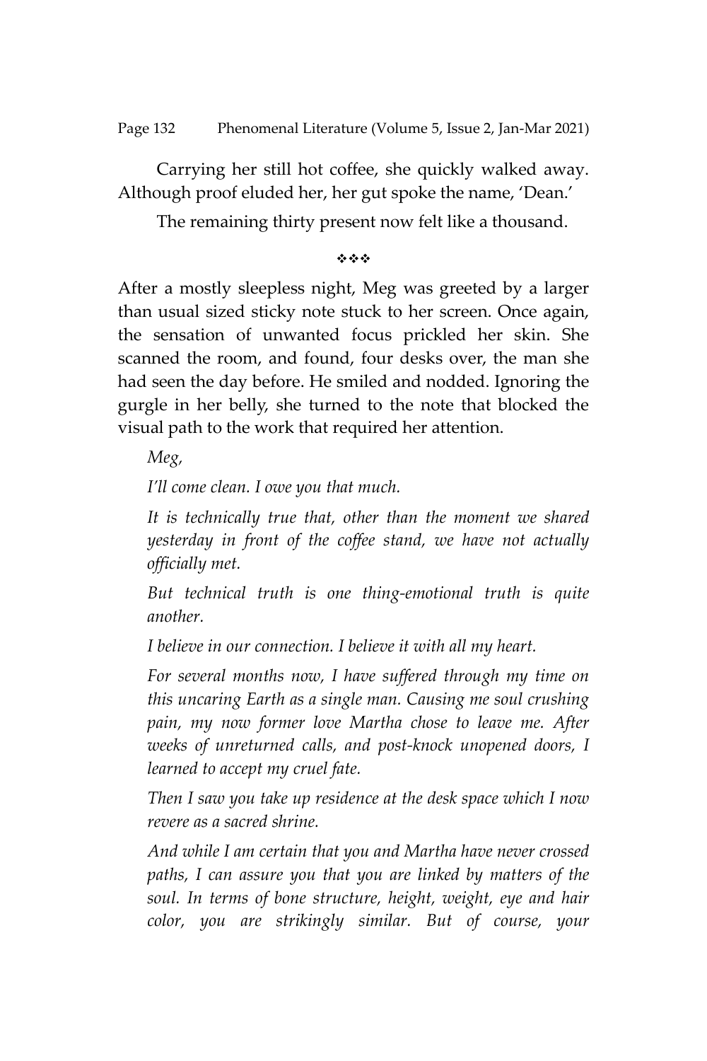Carrying her still hot coffee, she quickly walked away. Although proof eluded her, her gut spoke the name, 'Dean.'

The remaining thirty present now felt like a thousand.

❖❖❖

After a mostly sleepless night, Meg was greeted by a larger than usual sized sticky note stuck to her screen. Once again, the sensation of unwanted focus prickled her skin. She scanned the room, and found, four desks over, the man she had seen the day before. He smiled and nodded. Ignoring the gurgle in her belly, she turned to the note that blocked the visual path to the work that required her attention.

*Meg,*

*I'll come clean. I owe you that much.*

*It is technically true that, other than the moment we shared yesterday in front of the coffee stand, we have not actually officially met.*

*But technical truth is one thing-emotional truth is quite another.*

*I believe in our connection. I believe it with all my heart.*

*For several months now, I have suffered through my time on this uncaring Earth as a single man. Causing me soul crushing pain, my now former love Martha chose to leave me. After weeks of unreturned calls, and post-knock unopened doors, I learned to accept my cruel fate.*

*Then I saw you take up residence at the desk space which I now revere as a sacred shrine.*

*And while I am certain that you and Martha have never crossed paths, I can assure you that you are linked by matters of the soul. In terms of bone structure, height, weight, eye and hair color, you are strikingly similar. But of course, your*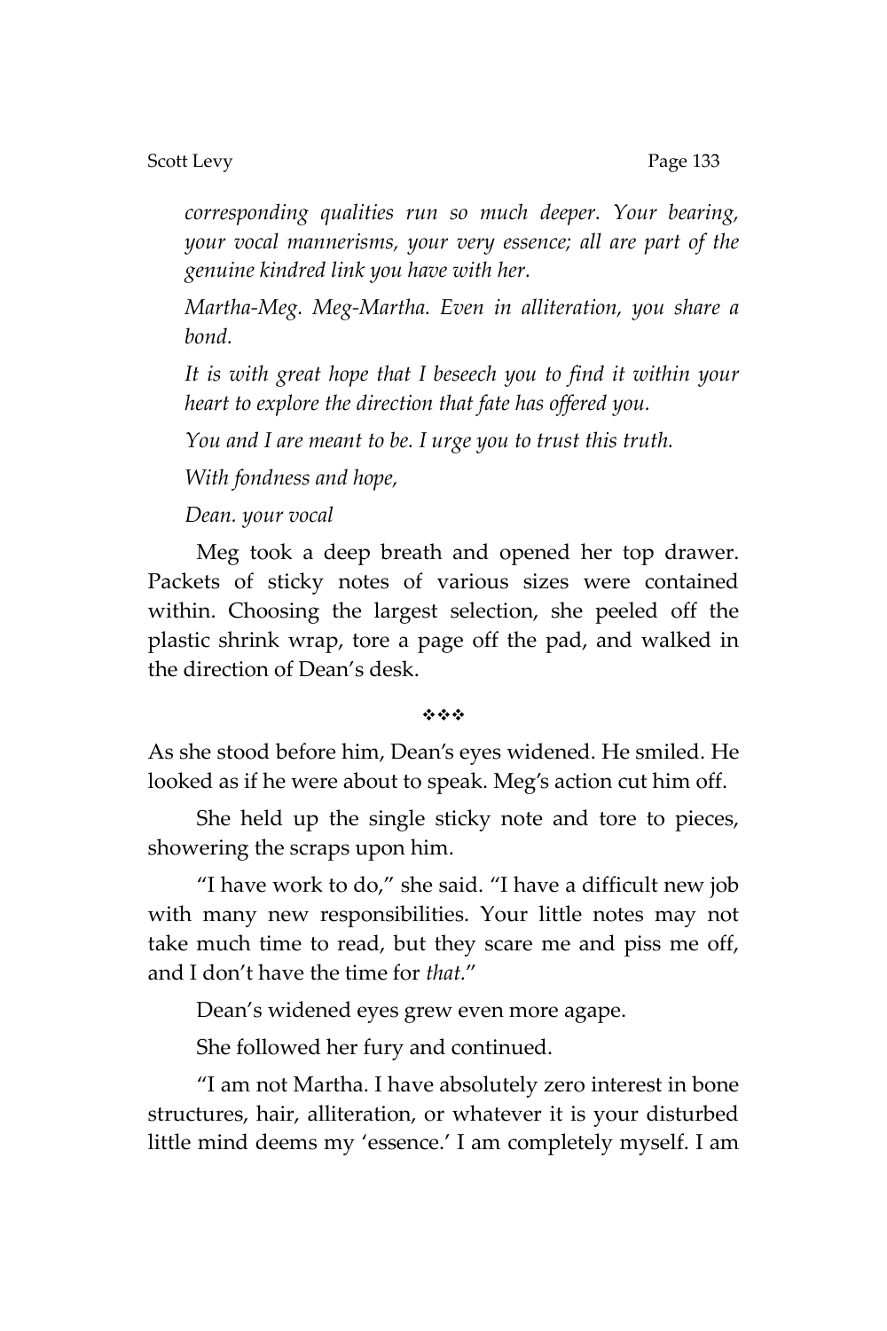*corresponding qualities run so much deeper. Your bearing, your vocal mannerisms, your very essence; all are part of the genuine kindred link you have with her.*

*Martha-Meg. Meg-Martha. Even in alliteration, you share a bond.*

*It is with great hope that I beseech you to find it within your heart to explore the direction that fate has offered you.*

*You and I are meant to be. I urge you to trust this truth.*

*With fondness and hope,*

*Dean. your vocal*

Meg took a deep breath and opened her top drawer. Packets of sticky notes of various sizes were contained within. Choosing the largest selection, she peeled off the plastic shrink wrap, tore a page off the pad, and walked in the direction of Dean's desk.

❖❖❖

As she stood before him, Dean's eyes widened. He smiled. He looked as if he were about to speak. Meg's action cut him off.

She held up the single sticky note and tore to pieces, showering the scraps upon him.

"I have work to do," she said. "I have a difficult new job with many new responsibilities. Your little notes may not take much time to read, but they scare me and piss me off, and I don't have the time for *that*."

Dean's widened eyes grew even more agape.

She followed her fury and continued.

"I am not Martha. I have absolutely zero interest in bone structures, hair, alliteration, or whatever it is your disturbed little mind deems my 'essence.' I am completely myself. I am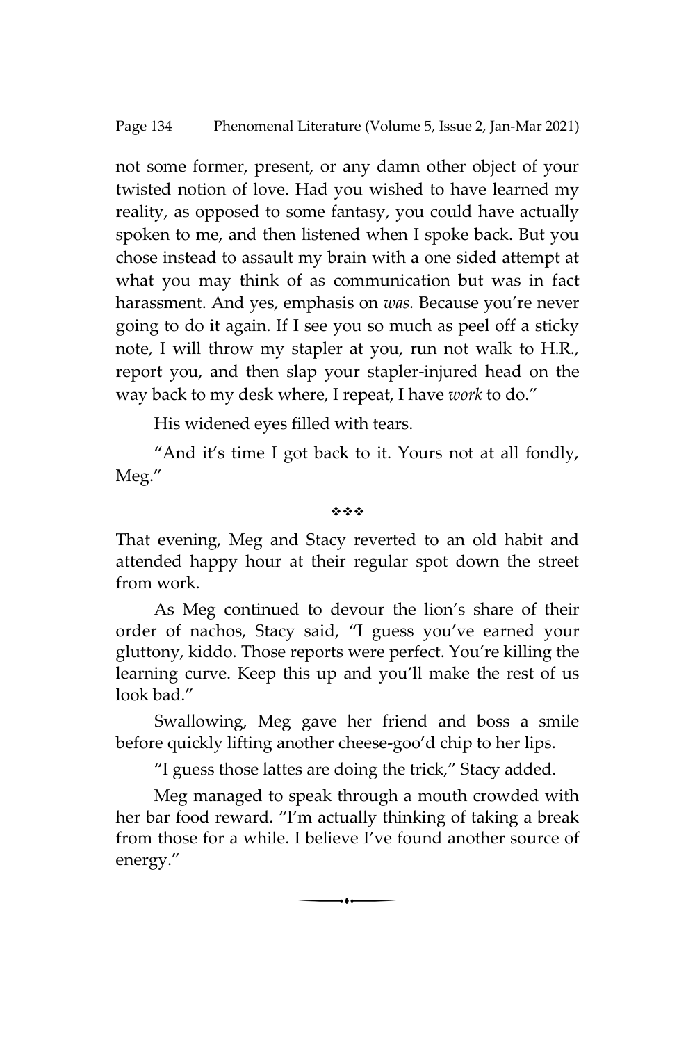not some former, present, or any damn other object of your twisted notion of love. Had you wished to have learned my reality, as opposed to some fantasy, you could have actually spoken to me, and then listened when I spoke back. But you chose instead to assault my brain with a one sided attempt at what you may think of as communication but was in fact harassment. And yes, emphasis on *was.* Because you're never going to do it again. If I see you so much as peel off a sticky note, I will throw my stapler at you, run not walk to H.R., report you, and then slap your stapler-injured head on the way back to my desk where, I repeat, I have *work* to do."

His widened eyes filled with tears.

"And it's time I got back to it. Yours not at all fondly, Meg."

❖❖❖

That evening, Meg and Stacy reverted to an old habit and attended happy hour at their regular spot down the street from work.

As Meg continued to devour the lion's share of their order of nachos, Stacy said, "I guess you've earned your gluttony, kiddo. Those reports were perfect. You're killing the learning curve. Keep this up and you'll make the rest of us look bad."

Swallowing, Meg gave her friend and boss a smile before quickly lifting another cheese-goo'd chip to her lips.

"I guess those lattes are doing the trick," Stacy added.

Meg managed to speak through a mouth crowded with her bar food reward. "I'm actually thinking of taking a break from those for a while. I believe I've found another source of energy."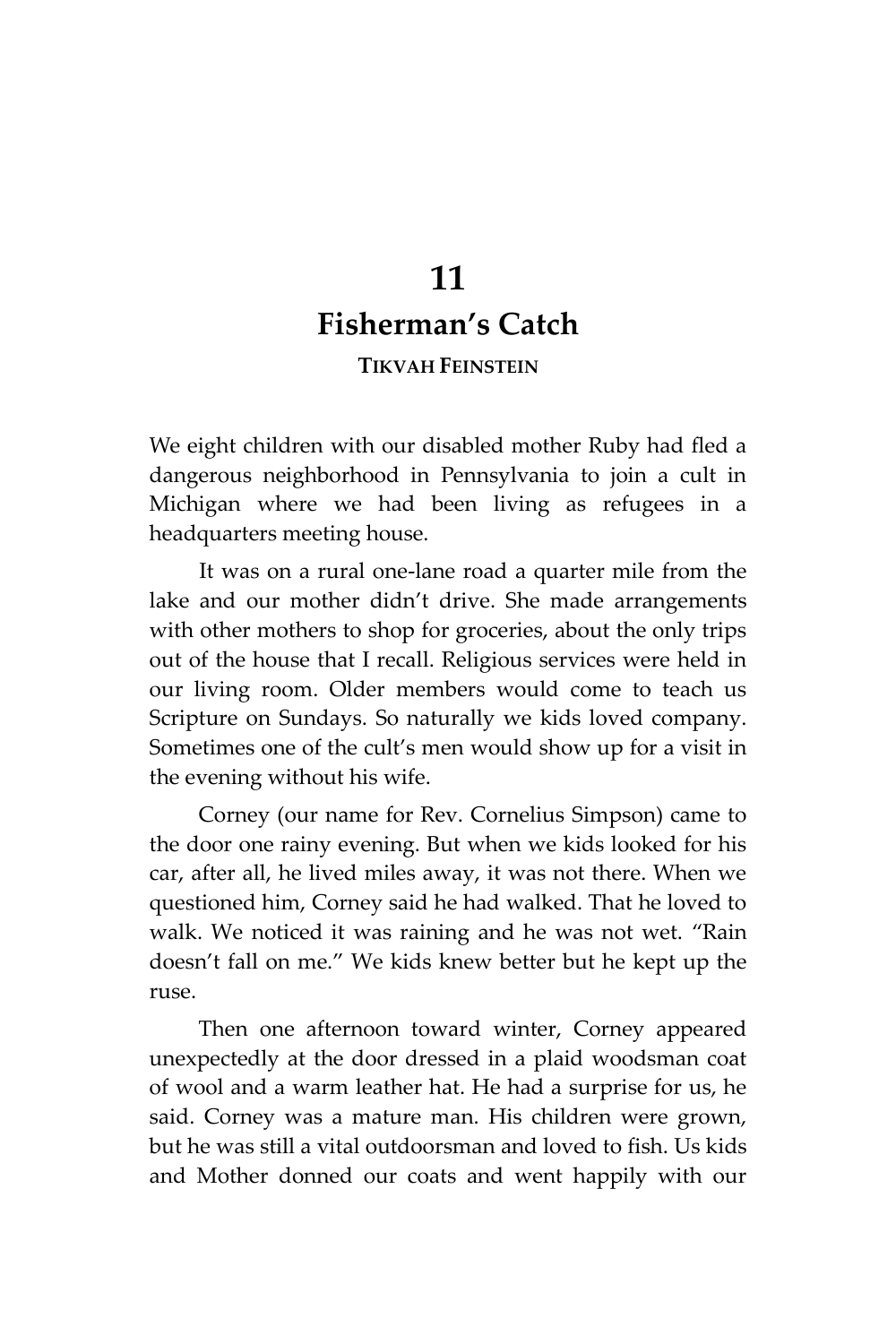# 11

## Fisherman's Catch

**TIKVAH FEINSTEIN**

We eight children with our disabled mother Ruby had fled a dangerous neighborhood in Pennsylvania to join a cult in Michigan where we had been living as refugees in a headquarters meeting house.

It was on a rural one-lane road a quarter mile from the lake and our mother didn't drive. She made arrangements with other mothers to shop for groceries, about the only trips out of the house that I recall. Religious services were held in our living room. Older members would come to teach us Scripture on Sundays. So naturally we kids loved company. Sometimes one of the cult's men would show up for a visit in the evening without his wife.

Corney (our name for Rev. Cornelius Simpson) came to the door one rainy evening. But when we kids looked for his car, after all, he lived miles away, it was not there. When we questioned him, Corney said he had walked. That he loved to walk. We noticed it was raining and he was not wet. "Rain doesn't fall on me." We kids knew better but he kept up the ruse.

Then one afternoon toward winter, Corney appeared unexpectedly at the door dressed in a plaid woodsman coat of wool and a warm leather hat. He had a surprise for us, he said. Corney was a mature man. His children were grown, but he was still a vital outdoorsman and loved to fish. Us kids and Mother donned our coats and went happily with our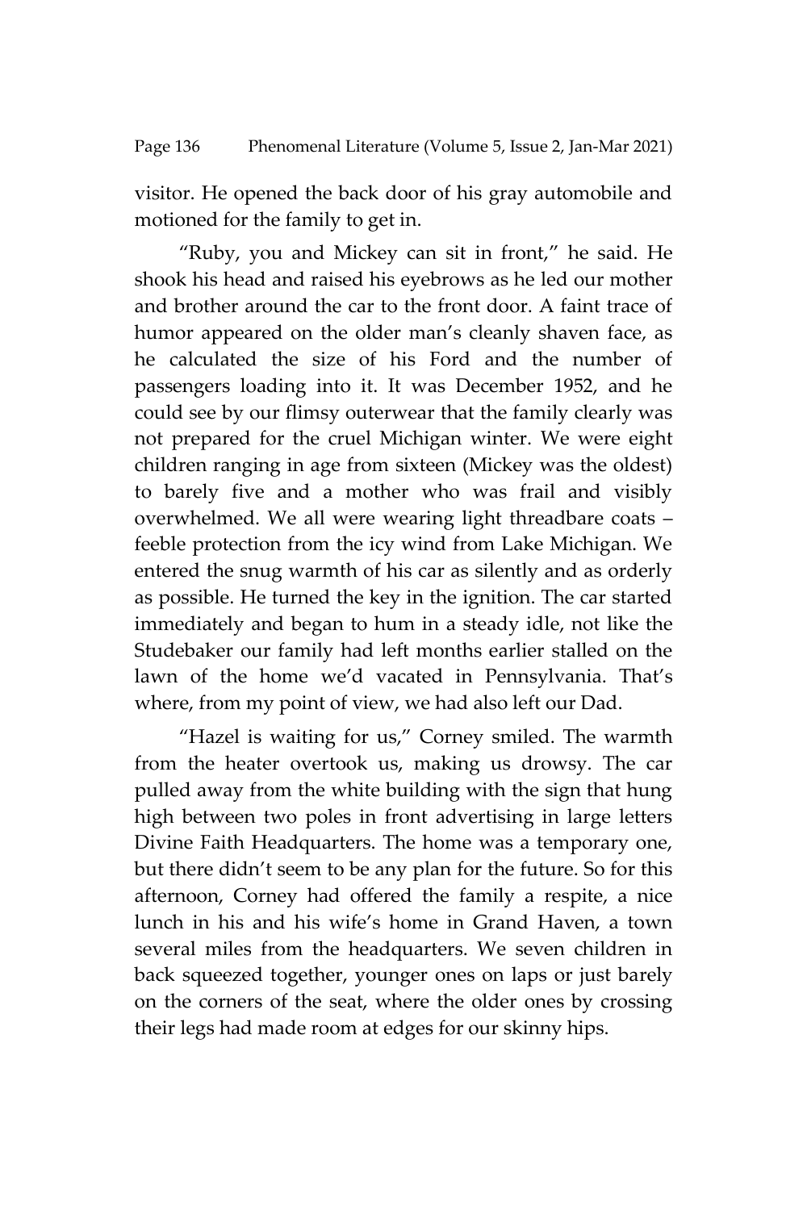visitor. He opened the back door of his gray automobile and motioned for the family to get in.

"Ruby, you and Mickey can sit in front," he said. He shook his head and raised his eyebrows as he led our mother and brother around the car to the front door. A faint trace of humor appeared on the older man's cleanly shaven face, as he calculated the size of his Ford and the number of passengers loading into it. It was December 1952, and he could see by our flimsy outerwear that the family clearly was not prepared for the cruel Michigan winter. We were eight children ranging in age from sixteen (Mickey was the oldest) to barely five and a mother who was frail and visibly overwhelmed. We all were wearing light threadbare coats – feeble protection from the icy wind from Lake Michigan. We entered the snug warmth of his car as silently and as orderly as possible. He turned the key in the ignition. The car started immediately and began to hum in a steady idle, not like the Studebaker our family had left months earlier stalled on the lawn of the home we'd vacated in Pennsylvania. That's where, from my point of view, we had also left our Dad.

"Hazel is waiting for us," Corney smiled. The warmth from the heater overtook us, making us drowsy. The car pulled away from the white building with the sign that hung high between two poles in front advertising in large letters Divine Faith Headquarters. The home was a temporary one, but there didn't seem to be any plan for the future. So for this afternoon, Corney had offered the family a respite, a nice lunch in his and his wife's home in Grand Haven, a town several miles from the headquarters. We seven children in back squeezed together, younger ones on laps or just barely on the corners of the seat, where the older ones by crossing their legs had made room at edges for our skinny hips.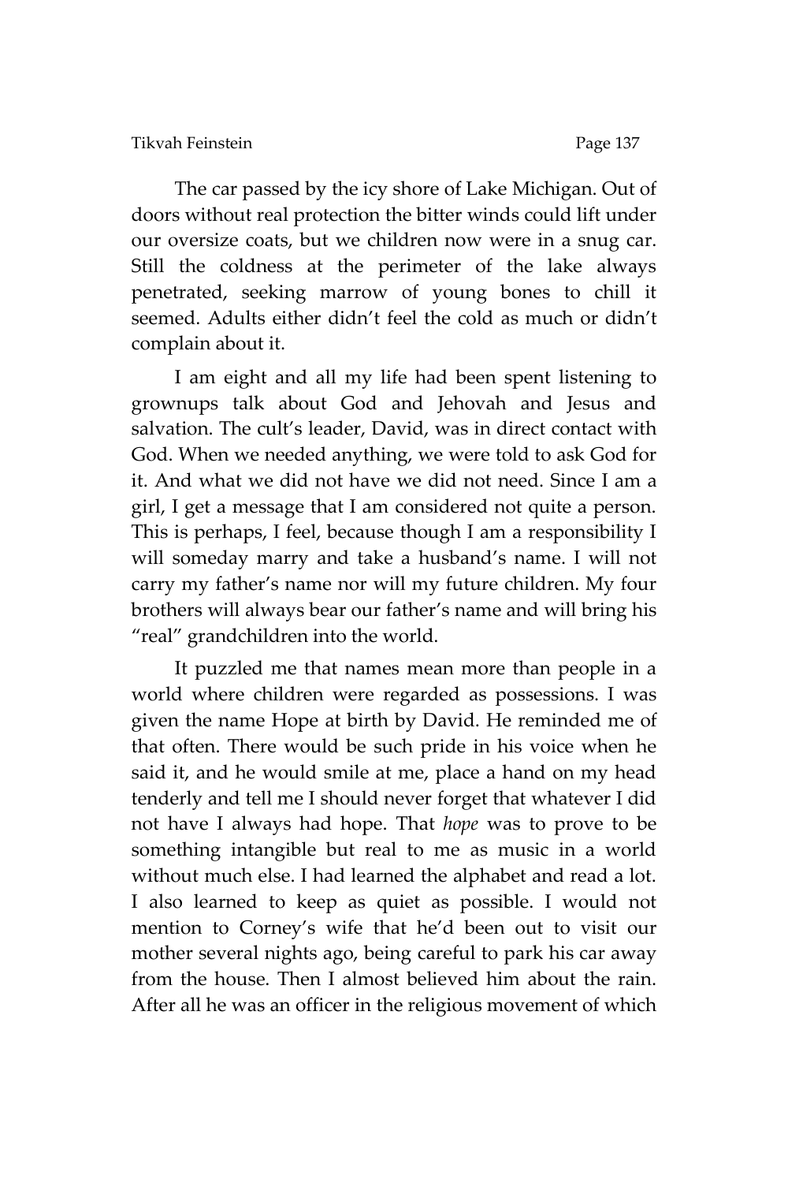The car passed by the icy shore of Lake Michigan. Out of doors without real protection the bitter winds could lift under our oversize coats, but we children now were in a snug car. Still the coldness at the perimeter of the lake always penetrated, seeking marrow of young bones to chill it seemed. Adults either didn't feel the cold as much or didn't complain about it.

I am eight and all my life had been spent listening to grownups talk about God and Jehovah and Jesus and salvation. The cult's leader, David, was in direct contact with God. When we needed anything, we were told to ask God for it. And what we did not have we did not need. Since I am a girl, I get a message that I am considered not quite a person. This is perhaps, I feel, because though I am a responsibility I will someday marry and take a husband's name. I will not carry my father's name nor will my future children. My four brothers will always bear our father's name and will bring his "real" grandchildren into the world.

It puzzled me that names mean more than people in a world where children were regarded as possessions. I was given the name Hope at birth by David. He reminded me of that often. There would be such pride in his voice when he said it, and he would smile at me, place a hand on my head tenderly and tell me I should never forget that whatever I did not have I always had hope. That *hope* was to prove to be something intangible but real to me as music in a world without much else. I had learned the alphabet and read a lot. I also learned to keep as quiet as possible. I would not mention to Corney's wife that he'd been out to visit our mother several nights ago, being careful to park his car away from the house. Then I almost believed him about the rain. After all he was an officer in the religious movement of which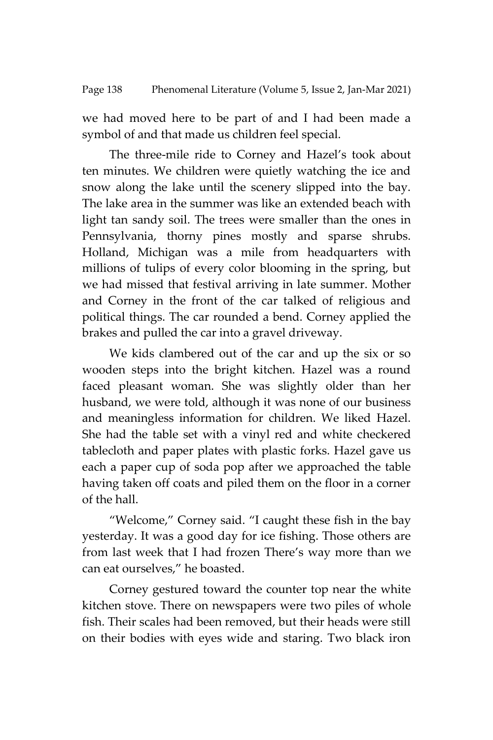we had moved here to be part of and I had been made a symbol of and that made us children feel special.

The three-mile ride to Corney and Hazel's took about ten minutes. We children were quietly watching the ice and snow along the lake until the scenery slipped into the bay. The lake area in the summer was like an extended beach with light tan sandy soil. The trees were smaller than the ones in Pennsylvania, thorny pines mostly and sparse shrubs. Holland, Michigan was a mile from headquarters with millions of tulips of every color blooming in the spring, but we had missed that festival arriving in late summer. Mother and Corney in the front of the car talked of religious and political things. The car rounded a bend. Corney applied the brakes and pulled the car into a gravel driveway.

We kids clambered out of the car and up the six or so wooden steps into the bright kitchen. Hazel was a round faced pleasant woman. She was slightly older than her husband, we were told, although it was none of our business and meaningless information for children. We liked Hazel. She had the table set with a vinyl red and white checkered tablecloth and paper plates with plastic forks. Hazel gave us each a paper cup of soda pop after we approached the table having taken off coats and piled them on the floor in a corner of the hall.

"Welcome," Corney said. "I caught these fish in the bay yesterday. It was a good day for ice fishing. Those others are from last week that I had frozen There's way more than we can eat ourselves," he boasted.

Corney gestured toward the counter top near the white kitchen stove. There on newspapers were two piles of whole fish. Their scales had been removed, but their heads were still on their bodies with eyes wide and staring. Two black iron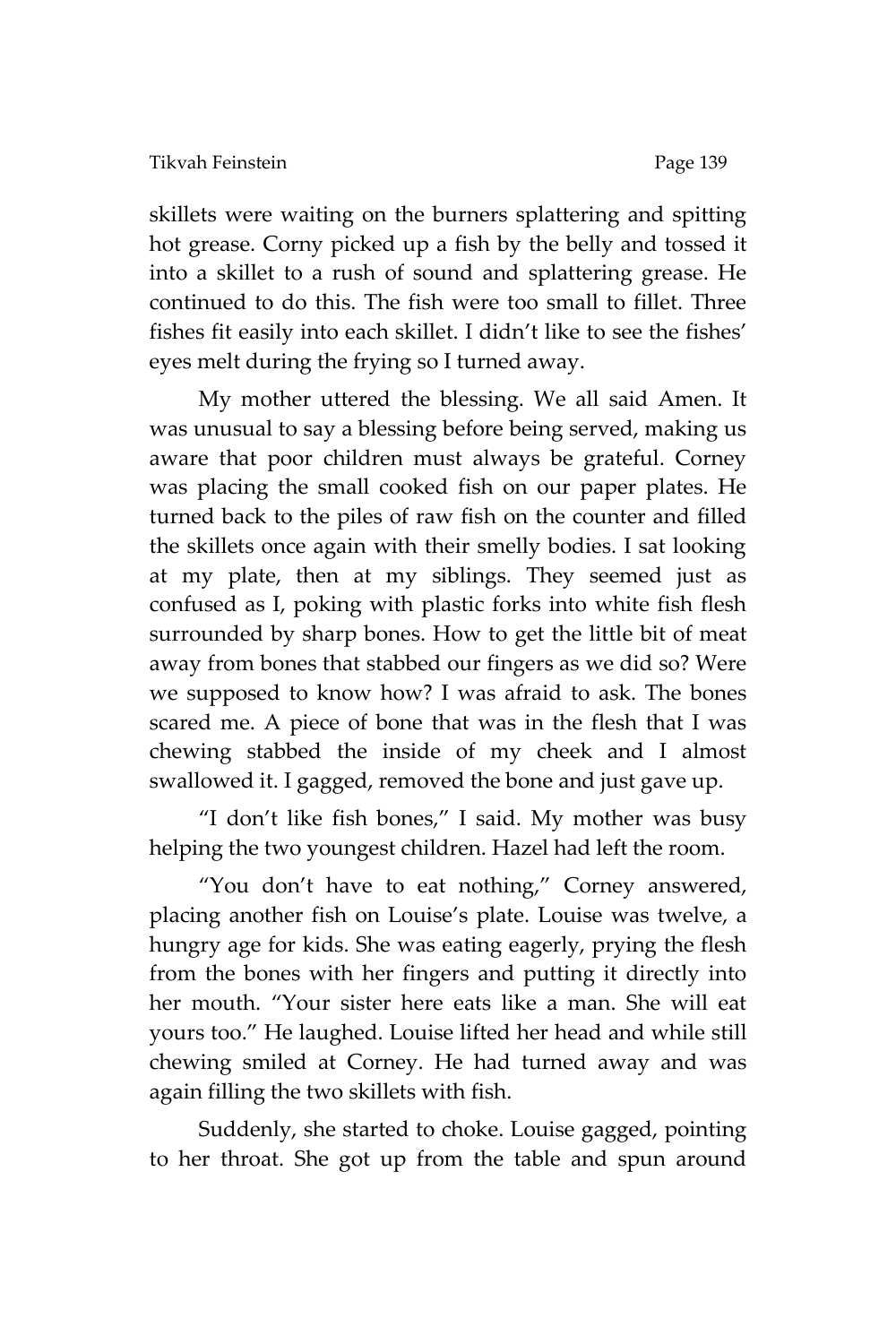skillets were waiting on the burners splattering and spitting hot grease. Corny picked up a fish by the belly and tossed it into a skillet to a rush of sound and splattering grease. He continued to do this. The fish were too small to fillet. Three fishes fit easily into each skillet. I didn't like to see the fishes' eyes melt during the frying so I turned away.

My mother uttered the blessing. We all said Amen. It was unusual to say a blessing before being served, making us aware that poor children must always be grateful. Corney was placing the small cooked fish on our paper plates. He turned back to the piles of raw fish on the counter and filled the skillets once again with their smelly bodies. I sat looking at my plate, then at my siblings. They seemed just as confused as I, poking with plastic forks into white fish flesh surrounded by sharp bones. How to get the little bit of meat away from bones that stabbed our fingers as we did so? Were we supposed to know how? I was afraid to ask. The bones scared me. A piece of bone that was in the flesh that I was chewing stabbed the inside of my cheek and I almost swallowed it. I gagged, removed the bone and just gave up.

"I don't like fish bones," I said. My mother was busy helping the two youngest children. Hazel had left the room.

"You don't have to eat nothing," Corney answered, placing another fish on Louise's plate. Louise was twelve, a hungry age for kids. She was eating eagerly, prying the flesh from the bones with her fingers and putting it directly into her mouth. "Your sister here eats like a man. She will eat yours too." He laughed. Louise lifted her head and while still chewing smiled at Corney. He had turned away and was again filling the two skillets with fish.

Suddenly, she started to choke. Louise gagged, pointing to her throat. She got up from the table and spun around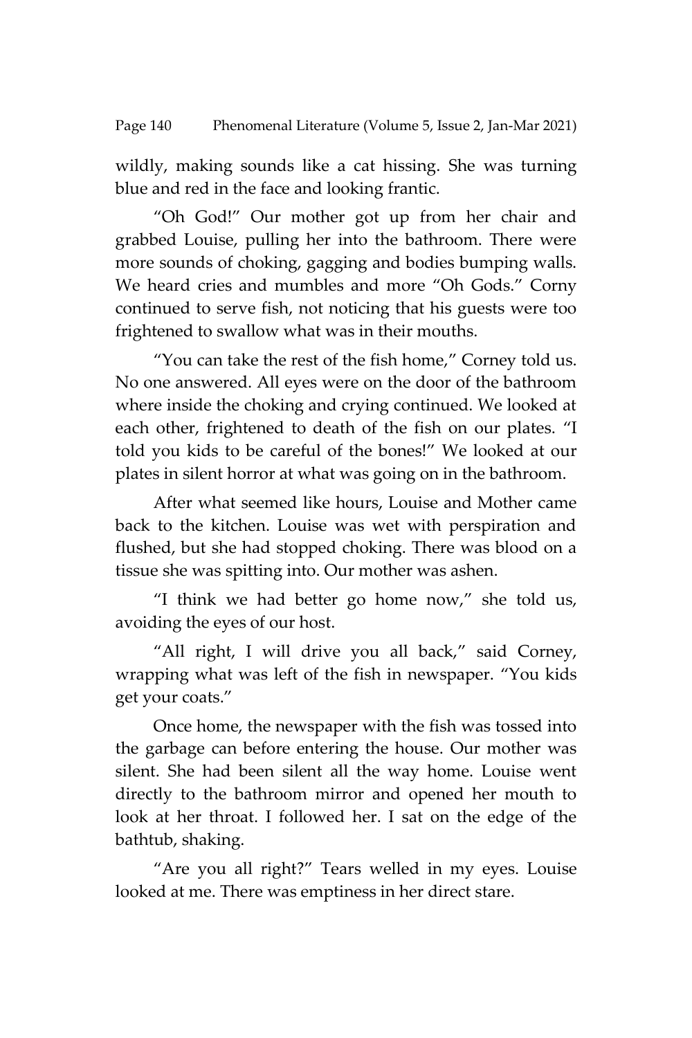wildly, making sounds like a cat hissing. She was turning blue and red in the face and looking frantic.

"Oh God!" Our mother got up from her chair and grabbed Louise, pulling her into the bathroom. There were more sounds of choking, gagging and bodies bumping walls. We heard cries and mumbles and more "Oh Gods." Corny continued to serve fish, not noticing that his guests were too frightened to swallow what was in their mouths.

"You can take the rest of the fish home," Corney told us. No one answered. All eyes were on the door of the bathroom where inside the choking and crying continued. We looked at each other, frightened to death of the fish on our plates. "I told you kids to be careful of the bones!" We looked at our plates in silent horror at what was going on in the bathroom.

After what seemed like hours, Louise and Mother came back to the kitchen. Louise was wet with perspiration and flushed, but she had stopped choking. There was blood on a tissue she was spitting into. Our mother was ashen.

"I think we had better go home now," she told us, avoiding the eyes of our host.

"All right, I will drive you all back," said Corney, wrapping what was left of the fish in newspaper. "You kids get your coats."

Once home, the newspaper with the fish was tossed into the garbage can before entering the house. Our mother was silent. She had been silent all the way home. Louise went directly to the bathroom mirror and opened her mouth to look at her throat. I followed her. I sat on the edge of the bathtub, shaking.

"Are you all right?" Tears welled in my eyes. Louise looked at me. There was emptiness in her direct stare.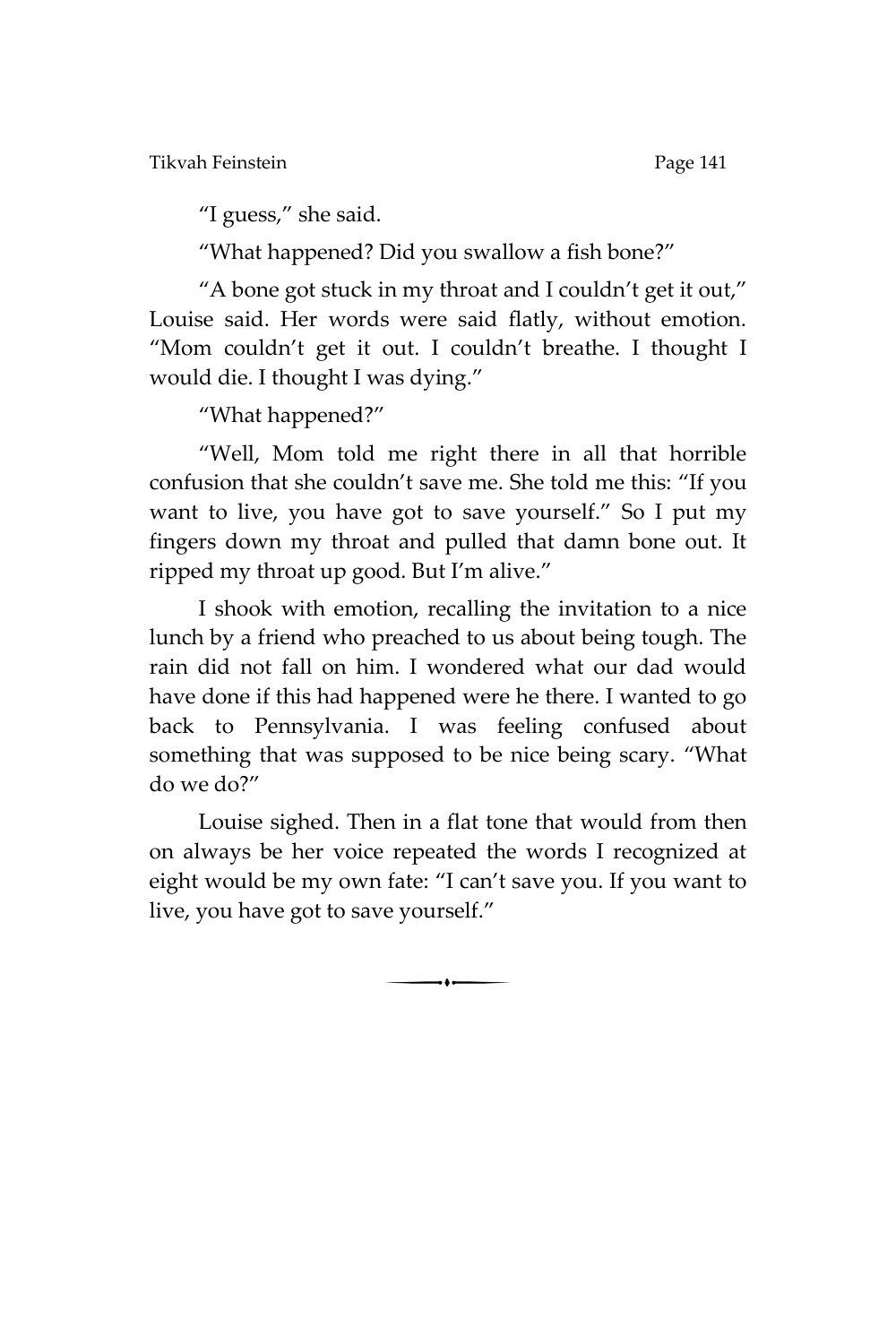"I guess," she said.

"What happened? Did you swallow a fish bone?"

"A bone got stuck in my throat and I couldn't get it out," Louise said. Her words were said flatly, without emotion. "Mom couldn't get it out. I couldn't breathe. I thought I would die. I thought I was dying."

"What happened?"

"Well, Mom told me right there in all that horrible confusion that she couldn't save me. She told me this: "If you want to live, you have got to save yourself." So I put my fingers down my throat and pulled that damn bone out. It ripped my throat up good. But I'm alive."

I shook with emotion, recalling the invitation to a nice lunch by a friend who preached to us about being tough. The rain did not fall on him. I wondered what our dad would have done if this had happened were he there. I wanted to go back to Pennsylvania. I was feeling confused about something that was supposed to be nice being scary. "What do we do?"

Louise sighed. Then in a flat tone that would from then on always be her voice repeated the words I recognized at eight would be my own fate: "I can't save you. If you want to live, you have got to save yourself."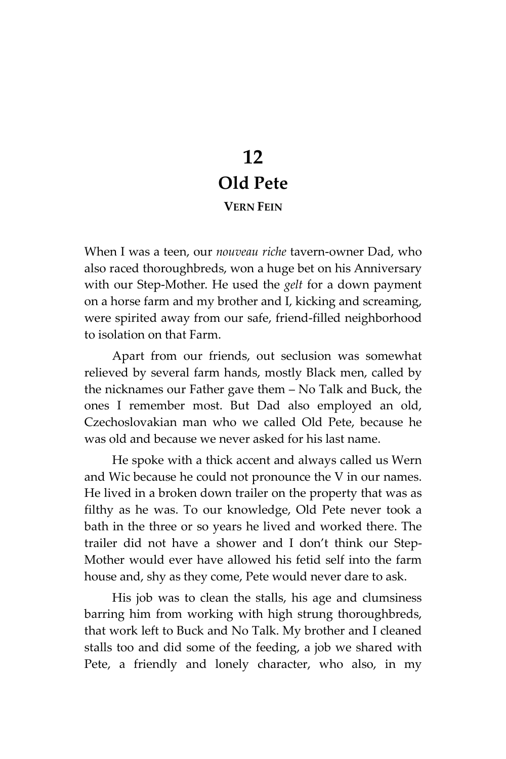# 12
# Old Pete

**VERN FEIN**

When I was a teen, our *nouveau riche* tavern-owner Dad, who also raced thoroughbreds, won a huge bet on his Anniversary with our Step-Mother. He used the *gelt* for a down payment on a horse farm and my brother and I, kicking and screaming, were spirited away from our safe, friend-filled neighborhood to isolation on that Farm.

Apart from our friends, out seclusion was somewhat relieved by several farm hands, mostly Black men, called by the nicknames our Father gave them – No Talk and Buck, the ones I remember most. But Dad also employed an old, Czechoslovakian man who we called Old Pete, because he was old and because we never asked for his last name.

He spoke with a thick accent and always called us Wern and Wic because he could not pronounce the V in our names. He lived in a broken down trailer on the property that was as filthy as he was. To our knowledge, Old Pete never took a bath in the three or so years he lived and worked there. The trailer did not have a shower and I don't think our Step-Mother would ever have allowed his fetid self into the farm house and, shy as they come, Pete would never dare to ask.

His job was to clean the stalls, his age and clumsiness barring him from working with high strung thoroughbreds, that work left to Buck and No Talk. My brother and I cleaned stalls too and did some of the feeding, a job we shared with Pete, a friendly and lonely character, who also, in my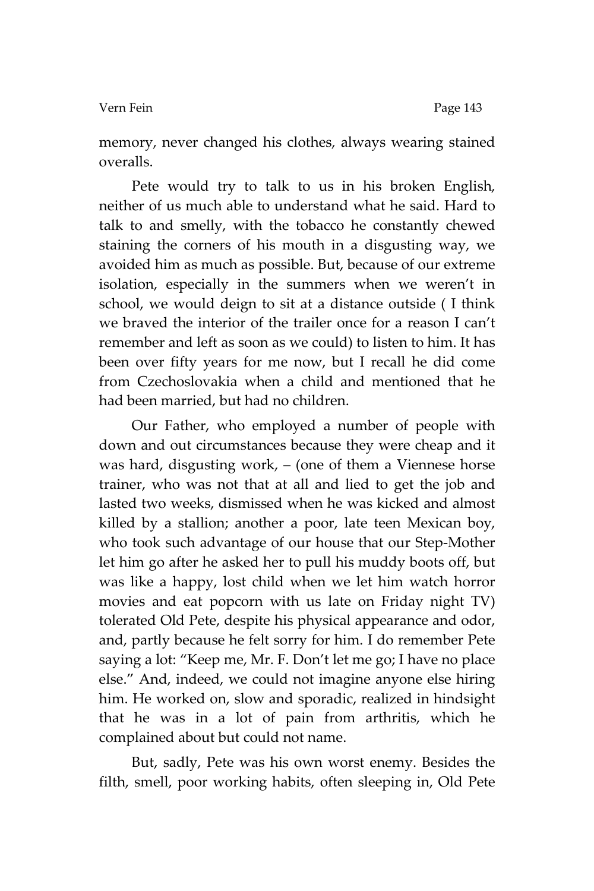memory, never changed his clothes, always wearing stained overalls.

Pete would try to talk to us in his broken English, neither of us much able to understand what he said. Hard to talk to and smelly, with the tobacco he constantly chewed staining the corners of his mouth in a disgusting way, we avoided him as much as possible. But, because of our extreme isolation, especially in the summers when we weren't in school, we would deign to sit at a distance outside ( I think we braved the interior of the trailer once for a reason I can't remember and left as soon as we could) to listen to him. It has been over fifty years for me now, but I recall he did come from Czechoslovakia when a child and mentioned that he had been married, but had no children.

Our Father, who employed a number of people with down and out circumstances because they were cheap and it was hard, disgusting work, – (one of them a Viennese horse trainer, who was not that at all and lied to get the job and lasted two weeks, dismissed when he was kicked and almost killed by a stallion; another a poor, late teen Mexican boy, who took such advantage of our house that our Step-Mother let him go after he asked her to pull his muddy boots off, but was like a happy, lost child when we let him watch horror movies and eat popcorn with us late on Friday night TV) tolerated Old Pete, despite his physical appearance and odor, and, partly because he felt sorry for him. I do remember Pete saying a lot: "Keep me, Mr. F. Don't let me go; I have no place else." And, indeed, we could not imagine anyone else hiring him. He worked on, slow and sporadic, realized in hindsight that he was in a lot of pain from arthritis, which he complained about but could not name.

But, sadly, Pete was his own worst enemy. Besides the filth, smell, poor working habits, often sleeping in, Old Pete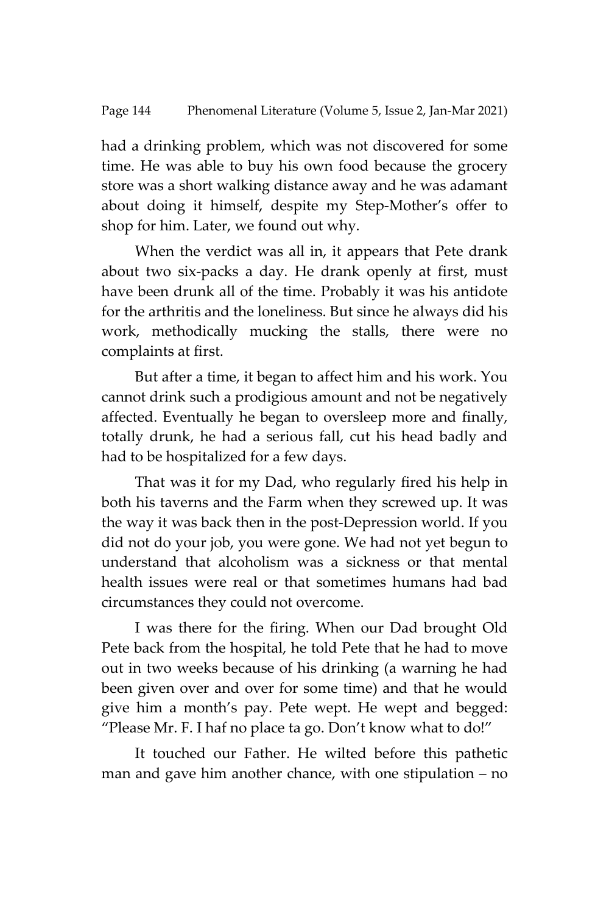had a drinking problem, which was not discovered for some time. He was able to buy his own food because the grocery store was a short walking distance away and he was adamant about doing it himself, despite my Step-Mother's offer to shop for him. Later, we found out why.

When the verdict was all in, it appears that Pete drank about two six-packs a day. He drank openly at first, must have been drunk all of the time. Probably it was his antidote for the arthritis and the loneliness. But since he always did his work, methodically mucking the stalls, there were no complaints at first.

But after a time, it began to affect him and his work. You cannot drink such a prodigious amount and not be negatively affected. Eventually he began to oversleep more and finally, totally drunk, he had a serious fall, cut his head badly and had to be hospitalized for a few days.

That was it for my Dad, who regularly fired his help in both his taverns and the Farm when they screwed up. It was the way it was back then in the post-Depression world. If you did not do your job, you were gone. We had not yet begun to understand that alcoholism was a sickness or that mental health issues were real or that sometimes humans had bad circumstances they could not overcome.

I was there for the firing. When our Dad brought Old Pete back from the hospital, he told Pete that he had to move out in two weeks because of his drinking (a warning he had been given over and over for some time) and that he would give him a month's pay. Pete wept. He wept and begged: "Please Mr. F. I haf no place ta go. Don't know what to do!"

It touched our Father. He wilted before this pathetic man and gave him another chance, with one stipulation – no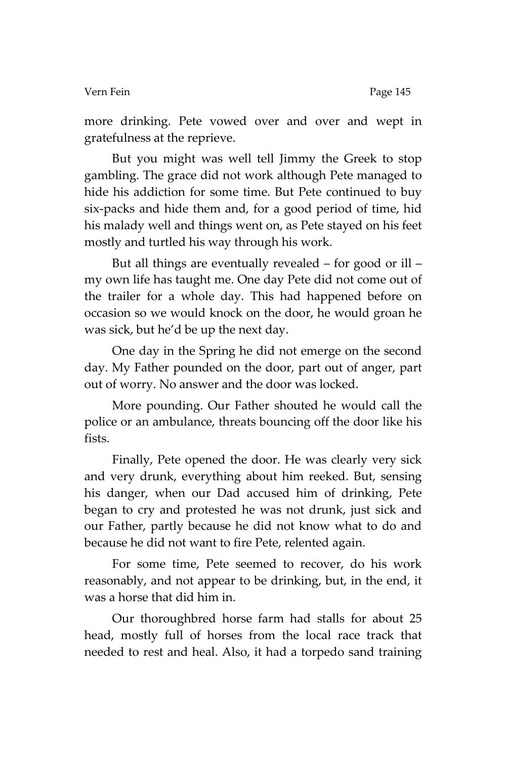more drinking. Pete vowed over and over and wept in gratefulness at the reprieve.

But you might was well tell Jimmy the Greek to stop gambling. The grace did not work although Pete managed to hide his addiction for some time. But Pete continued to buy six-packs and hide them and, for a good period of time, hid his malady well and things went on, as Pete stayed on his feet mostly and turtled his way through his work.

But all things are eventually revealed – for good or ill – my own life has taught me. One day Pete did not come out of the trailer for a whole day. This had happened before on occasion so we would knock on the door, he would groan he was sick, but he'd be up the next day.

One day in the Spring he did not emerge on the second day. My Father pounded on the door, part out of anger, part out of worry. No answer and the door was locked.

More pounding. Our Father shouted he would call the police or an ambulance, threats bouncing off the door like his fists.

Finally, Pete opened the door. He was clearly very sick and very drunk, everything about him reeked. But, sensing his danger, when our Dad accused him of drinking, Pete began to cry and protested he was not drunk, just sick and our Father, partly because he did not know what to do and because he did not want to fire Pete, relented again.

For some time, Pete seemed to recover, do his work reasonably, and not appear to be drinking, but, in the end, it was a horse that did him in.

Our thoroughbred horse farm had stalls for about 25 head, mostly full of horses from the local race track that needed to rest and heal. Also, it had a torpedo sand training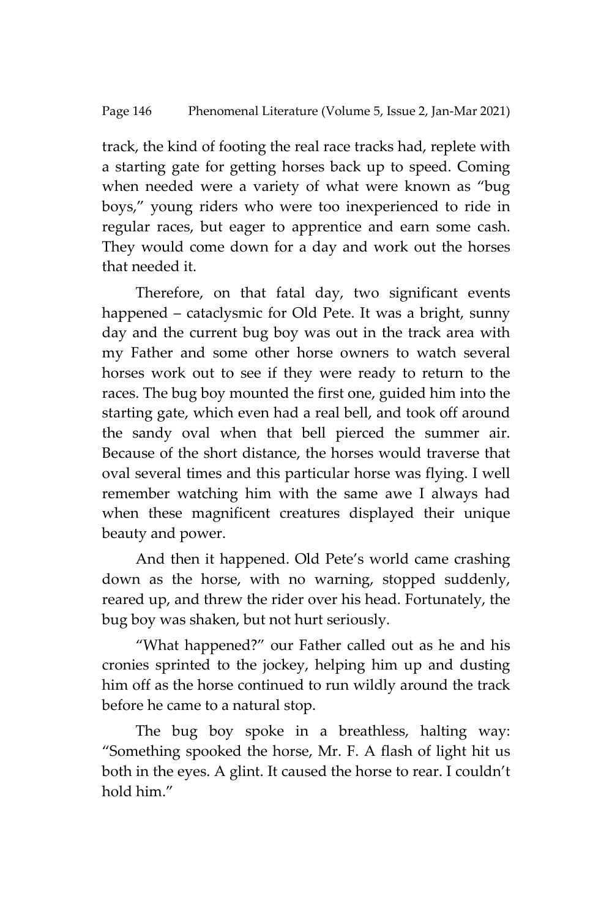track, the kind of footing the real race tracks had, replete with a starting gate for getting horses back up to speed. Coming when needed were a variety of what were known as "bug boys," young riders who were too inexperienced to ride in regular races, but eager to apprentice and earn some cash. They would come down for a day and work out the horses that needed it.

Therefore, on that fatal day, two significant events happened – cataclysmic for Old Pete. It was a bright, sunny day and the current bug boy was out in the track area with my Father and some other horse owners to watch several horses work out to see if they were ready to return to the races. The bug boy mounted the first one, guided him into the starting gate, which even had a real bell, and took off around the sandy oval when that bell pierced the summer air. Because of the short distance, the horses would traverse that oval several times and this particular horse was flying. I well remember watching him with the same awe I always had when these magnificent creatures displayed their unique beauty and power.

And then it happened. Old Pete's world came crashing down as the horse, with no warning, stopped suddenly, reared up, and threw the rider over his head. Fortunately, the bug boy was shaken, but not hurt seriously.

"What happened?" our Father called out as he and his cronies sprinted to the jockey, helping him up and dusting him off as the horse continued to run wildly around the track before he came to a natural stop.

The bug boy spoke in a breathless, halting way: "Something spooked the horse, Mr. F. A flash of light hit us both in the eyes. A glint. It caused the horse to rear. I couldn't hold him."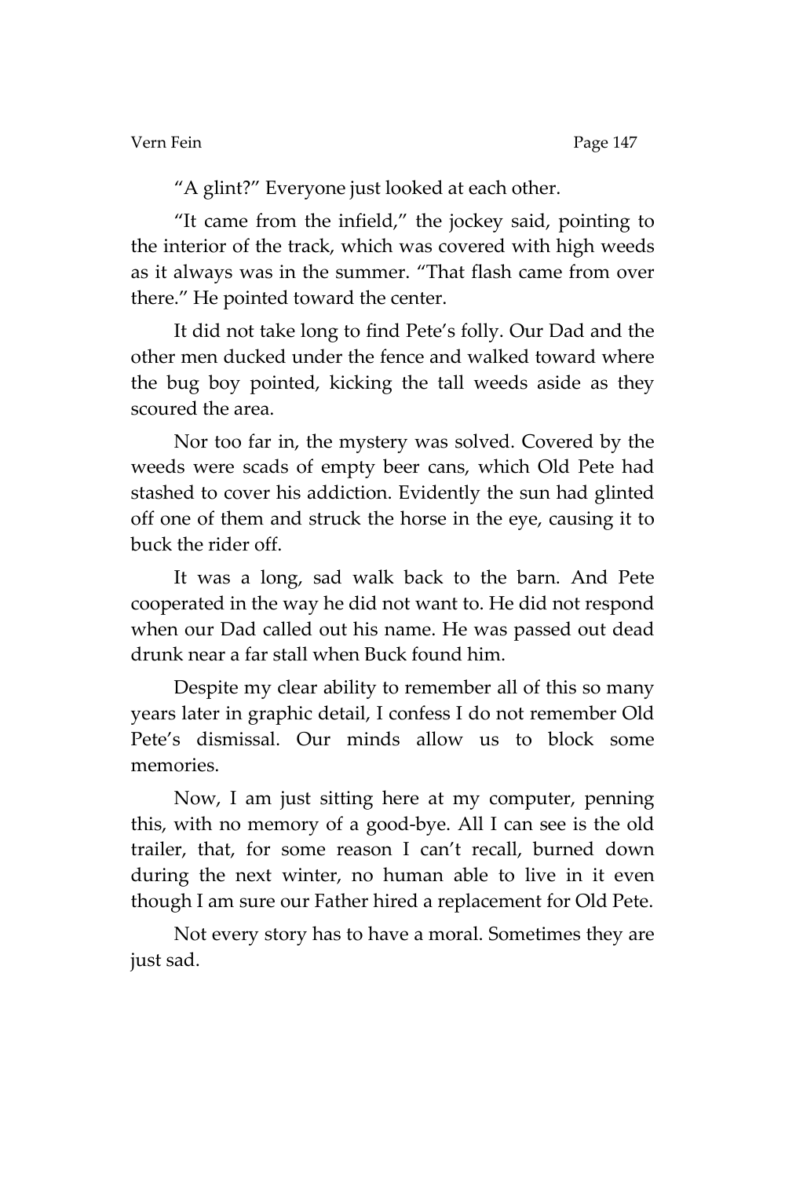"A glint?" Everyone just looked at each other.

"It came from the infield," the jockey said, pointing to the interior of the track, which was covered with high weeds as it always was in the summer. "That flash came from over there." He pointed toward the center.

It did not take long to find Pete's folly. Our Dad and the other men ducked under the fence and walked toward where the bug boy pointed, kicking the tall weeds aside as they scoured the area.

Nor too far in, the mystery was solved. Covered by the weeds were scads of empty beer cans, which Old Pete had stashed to cover his addiction. Evidently the sun had glinted off one of them and struck the horse in the eye, causing it to buck the rider off.

It was a long, sad walk back to the barn. And Pete cooperated in the way he did not want to. He did not respond when our Dad called out his name. He was passed out dead drunk near a far stall when Buck found him.

Despite my clear ability to remember all of this so many years later in graphic detail, I confess I do not remember Old Pete's dismissal. Our minds allow us to block some memories.

Now, I am just sitting here at my computer, penning this, with no memory of a good-bye. All I can see is the old trailer, that, for some reason I can't recall, burned down during the next winter, no human able to live in it even though I am sure our Father hired a replacement for Old Pete.

Not every story has to have a moral. Sometimes they are just sad.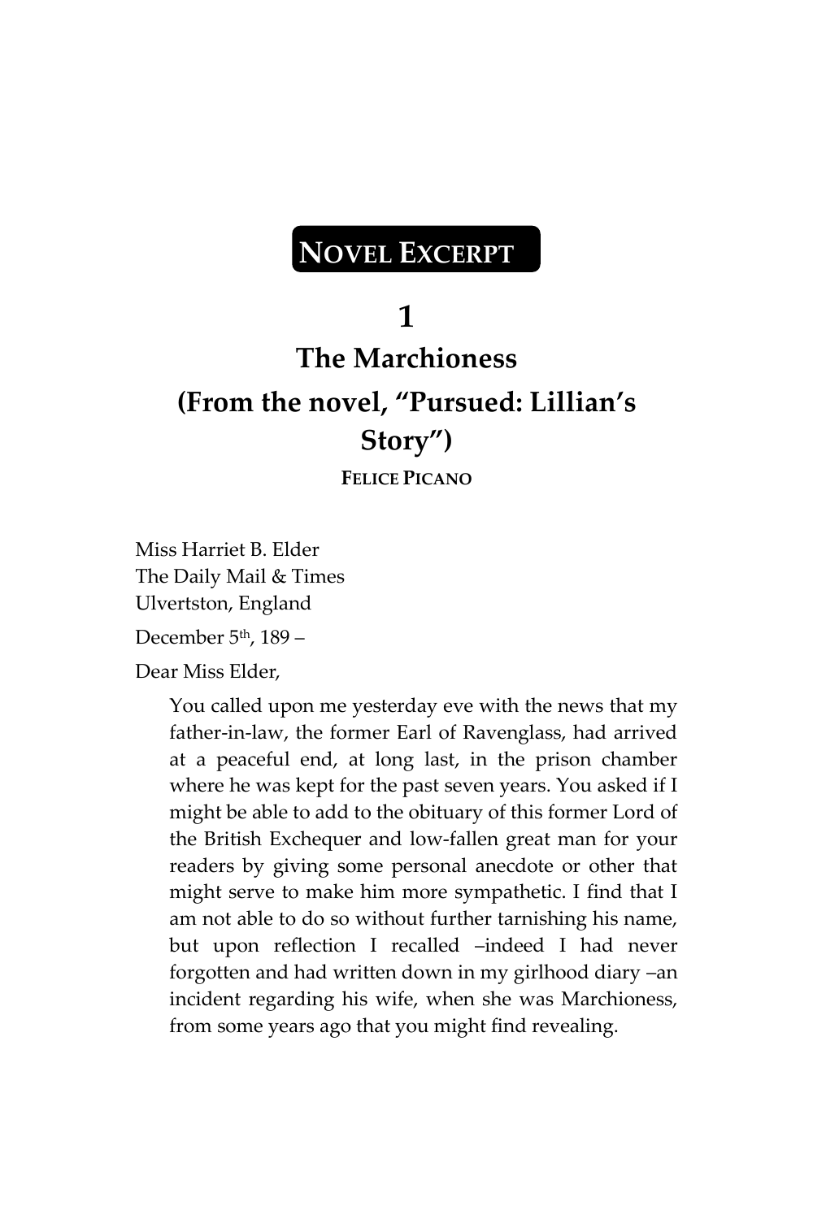**NOVEL EXCERPT**

# 1
# The Marchioness
# (From the novel, "Pursued: Lillian's Story")

**FELICE PICANO**

Miss Harriet B. Elder
The Daily Mail & Times
Ulvertston, England

December 5th, 189 –

Dear Miss Elder,

> You called upon me yesterday eve with the news that my father-in-law, the former Earl of Ravenglass, had arrived at a peaceful end, at long last, in the prison chamber where he was kept for the past seven years. You asked if I might be able to add to the obituary of this former Lord of the British Exchequer and low-fallen great man for your readers by giving some personal anecdote or other that might serve to make him more sympathetic. I find that I am not able to do so without further tarnishing his name, but upon reflection I recalled –indeed I had never forgotten and had written down in my girlhood diary –an incident regarding his wife, when she was Marchioness, from some years ago that you might find revealing.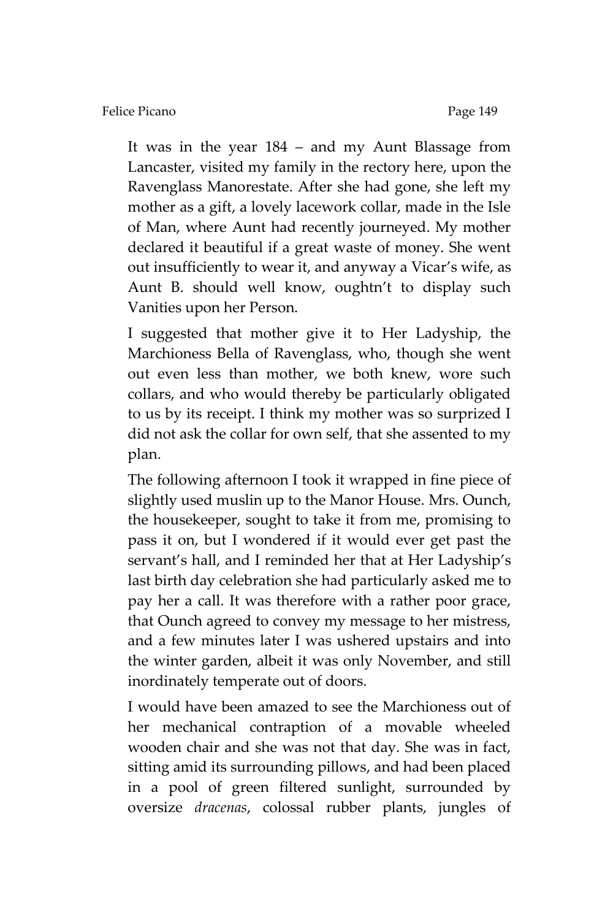It was in the year 184 – and my Aunt Blassage from Lancaster, visited my family in the rectory here, upon the Ravenglass Manorestate. After she had gone, she left my mother as a gift, a lovely lacework collar, made in the Isle of Man, where Aunt had recently journeyed. My mother declared it beautiful if a great waste of money. She went out insufficiently to wear it, and anyway a Vicar's wife, as Aunt B. should well know, oughtn't to display such Vanities upon her Person.

I suggested that mother give it to Her Ladyship, the Marchioness Bella of Ravenglass, who, though she went out even less than mother, we both knew, wore such collars, and who would thereby be particularly obligated to us by its receipt. I think my mother was so surprized I did not ask the collar for own self, that she assented to my plan.

The following afternoon I took it wrapped in fine piece of slightly used muslin up to the Manor House. Mrs. Ounch, the housekeeper, sought to take it from me, promising to pass it on, but I wondered if it would ever get past the servant's hall, and I reminded her that at Her Ladyship's last birth day celebration she had particularly asked me to pay her a call. It was therefore with a rather poor grace, that Ounch agreed to convey my message to her mistress, and a few minutes later I was ushered upstairs and into the winter garden, albeit it was only November, and still inordinately temperate out of doors.

I would have been amazed to see the Marchioness out of her mechanical contraption of a movable wheeled wooden chair and she was not that day. She was in fact, sitting amid its surrounding pillows, and had been placed in a pool of green filtered sunlight, surrounded by oversize *dracenas*, colossal rubber plants, jungles of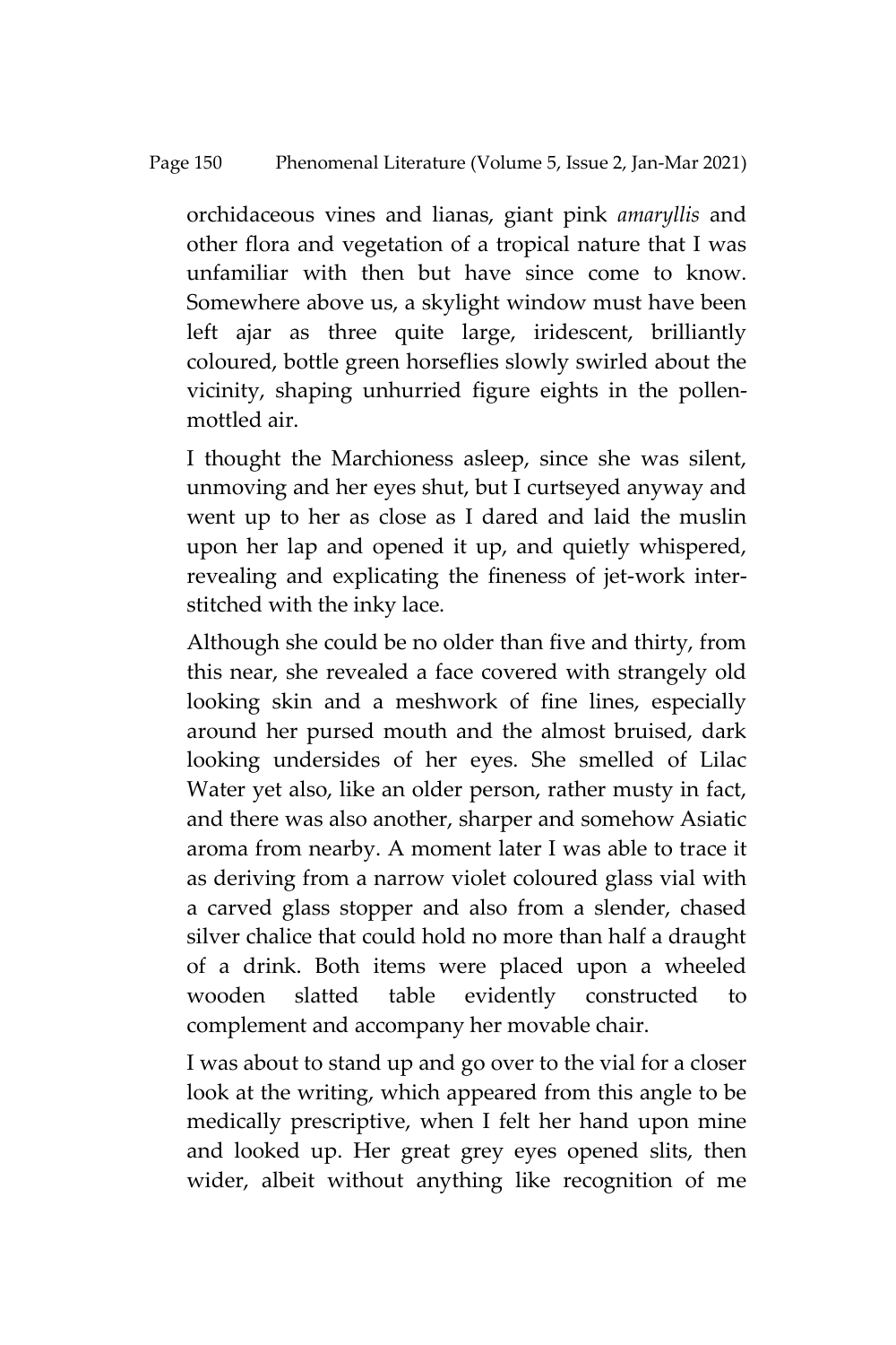orchidaceous vines and lianas, giant pink *amaryllis* and other flora and vegetation of a tropical nature that I was unfamiliar with then but have since come to know. Somewhere above us, a skylight window must have been left ajar as three quite large, iridescent, brilliantly coloured, bottle green horseflies slowly swirled about the vicinity, shaping unhurried figure eights in the pollen-mottled air.

I thought the Marchioness asleep, since she was silent, unmoving and her eyes shut, but I curtseyed anyway and went up to her as close as I dared and laid the muslin upon her lap and opened it up, and quietly whispered, revealing and explicating the fineness of jet-work inter-stitched with the inky lace.

Although she could be no older than five and thirty, from this near, she revealed a face covered with strangely old looking skin and a meshwork of fine lines, especially around her pursed mouth and the almost bruised, dark looking undersides of her eyes. She smelled of Lilac Water yet also, like an older person, rather musty in fact, and there was also another, sharper and somehow Asiatic aroma from nearby. A moment later I was able to trace it as deriving from a narrow violet coloured glass vial with a carved glass stopper and also from a slender, chased silver chalice that could hold no more than half a draught of a drink. Both items were placed upon a wheeled wooden slatted table evidently constructed to complement and accompany her movable chair.

I was about to stand up and go over to the vial for a closer look at the writing, which appeared from this angle to be medically prescriptive, when I felt her hand upon mine and looked up. Her great grey eyes opened slits, then wider, albeit without anything like recognition of me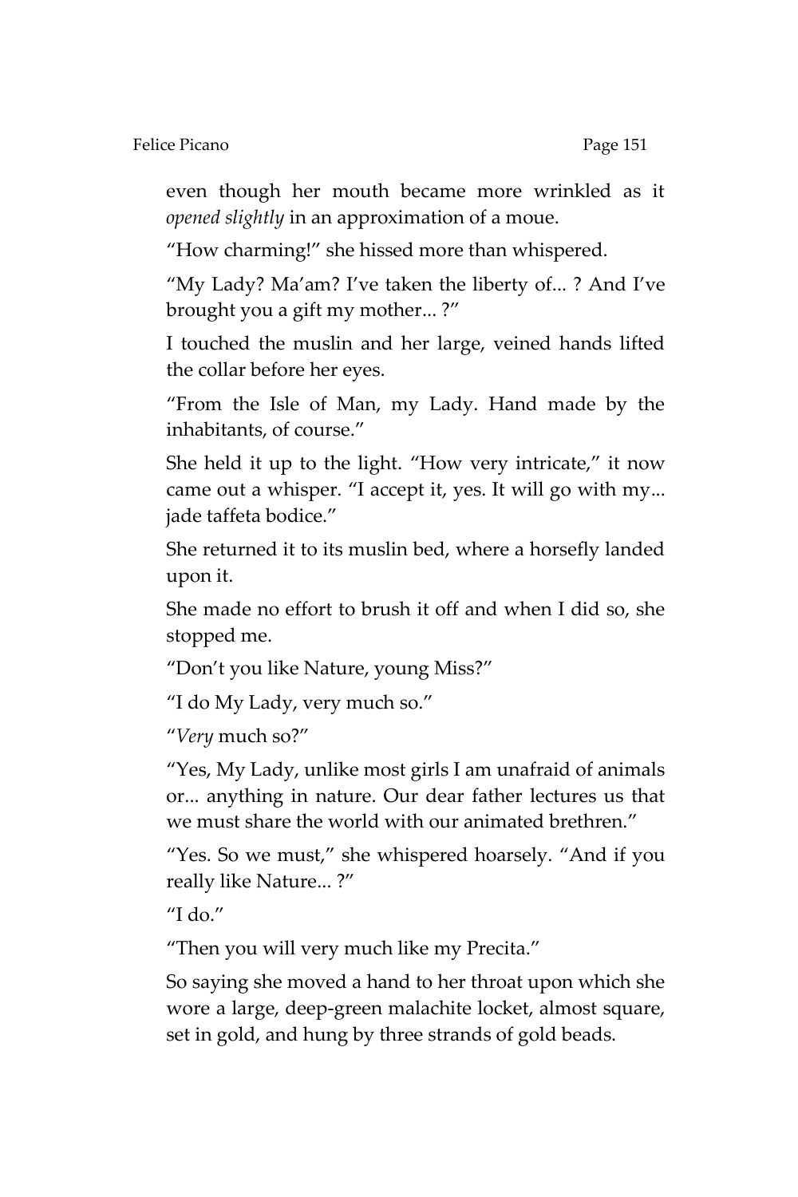even though her mouth became more wrinkled as it *opened slightly* in an approximation of a moue.

"How charming!" she hissed more than whispered.

"My Lady? Ma'am? I've taken the liberty of... ? And I've brought you a gift my mother... ?"

I touched the muslin and her large, veined hands lifted the collar before her eyes.

"From the Isle of Man, my Lady. Hand made by the inhabitants, of course."

She held it up to the light. "How very intricate," it now came out a whisper. "I accept it, yes. It will go with my... jade taffeta bodice."

She returned it to its muslin bed, where a horsefly landed upon it.

She made no effort to brush it off and when I did so, she stopped me.

"Don't you like Nature, young Miss?"

"I do My Lady, very much so."

"*Very* much so?"

"Yes, My Lady, unlike most girls I am unafraid of animals or... anything in nature. Our dear father lectures us that we must share the world with our animated brethren."

"Yes. So we must," she whispered hoarsely. "And if you really like Nature... ?"

"I do."

"Then you will very much like my Precita."

So saying she moved a hand to her throat upon which she wore a large, deep-green malachite locket, almost square, set in gold, and hung by three strands of gold beads.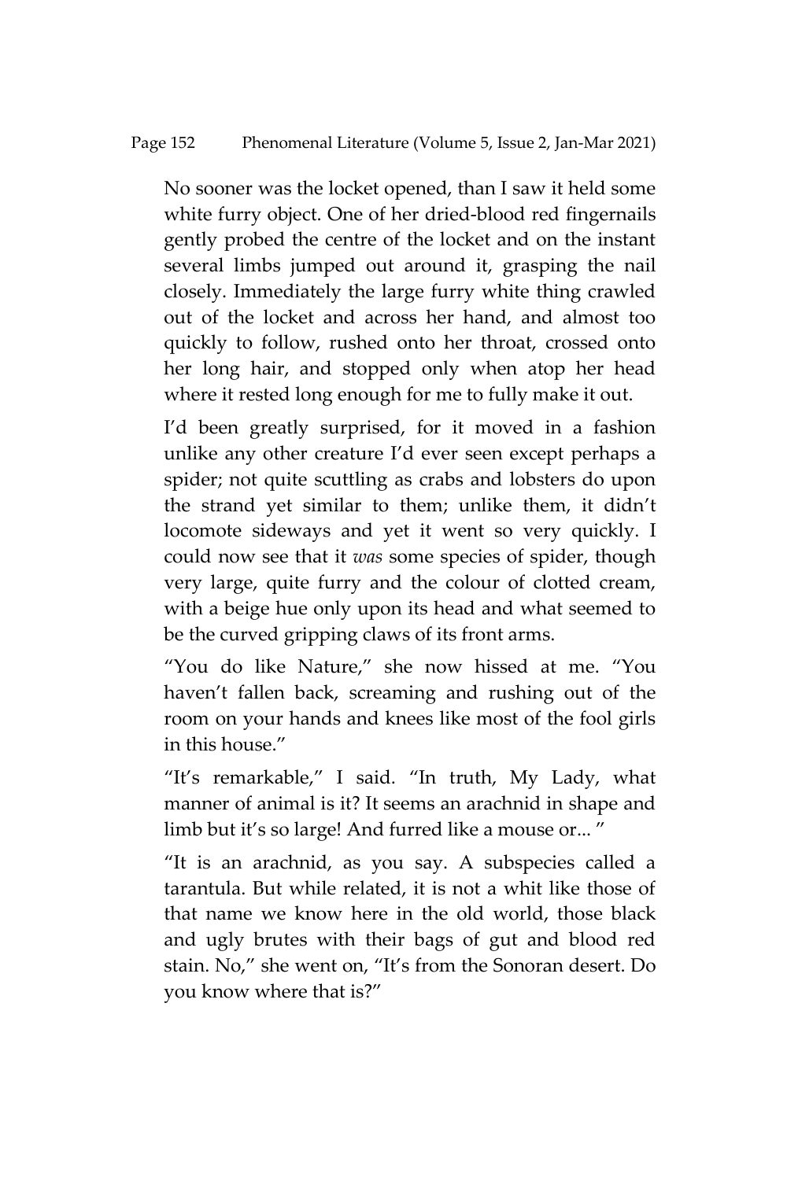No sooner was the locket opened, than I saw it held some white furry object. One of her dried-blood red fingernails gently probed the centre of the locket and on the instant several limbs jumped out around it, grasping the nail closely. Immediately the large furry white thing crawled out of the locket and across her hand, and almost too quickly to follow, rushed onto her throat, crossed onto her long hair, and stopped only when atop her head where it rested long enough for me to fully make it out.

I'd been greatly surprised, for it moved in a fashion unlike any other creature I'd ever seen except perhaps a spider; not quite scuttling as crabs and lobsters do upon the strand yet similar to them; unlike them, it didn't locomote sideways and yet it went so very quickly. I could now see that it *was* some species of spider, though very large, quite furry and the colour of clotted cream, with a beige hue only upon its head and what seemed to be the curved gripping claws of its front arms.

"You do like Nature," she now hissed at me. "You haven't fallen back, screaming and rushing out of the room on your hands and knees like most of the fool girls in this house."

"It's remarkable," I said. "In truth, My Lady, what manner of animal is it? It seems an arachnid in shape and limb but it's so large! And furred like a mouse or... "

"It is an arachnid, as you say. A subspecies called a tarantula. But while related, it is not a whit like those of that name we know here in the old world, those black and ugly brutes with their bags of gut and blood red stain. No," she went on, "It's from the Sonoran desert. Do you know where that is?"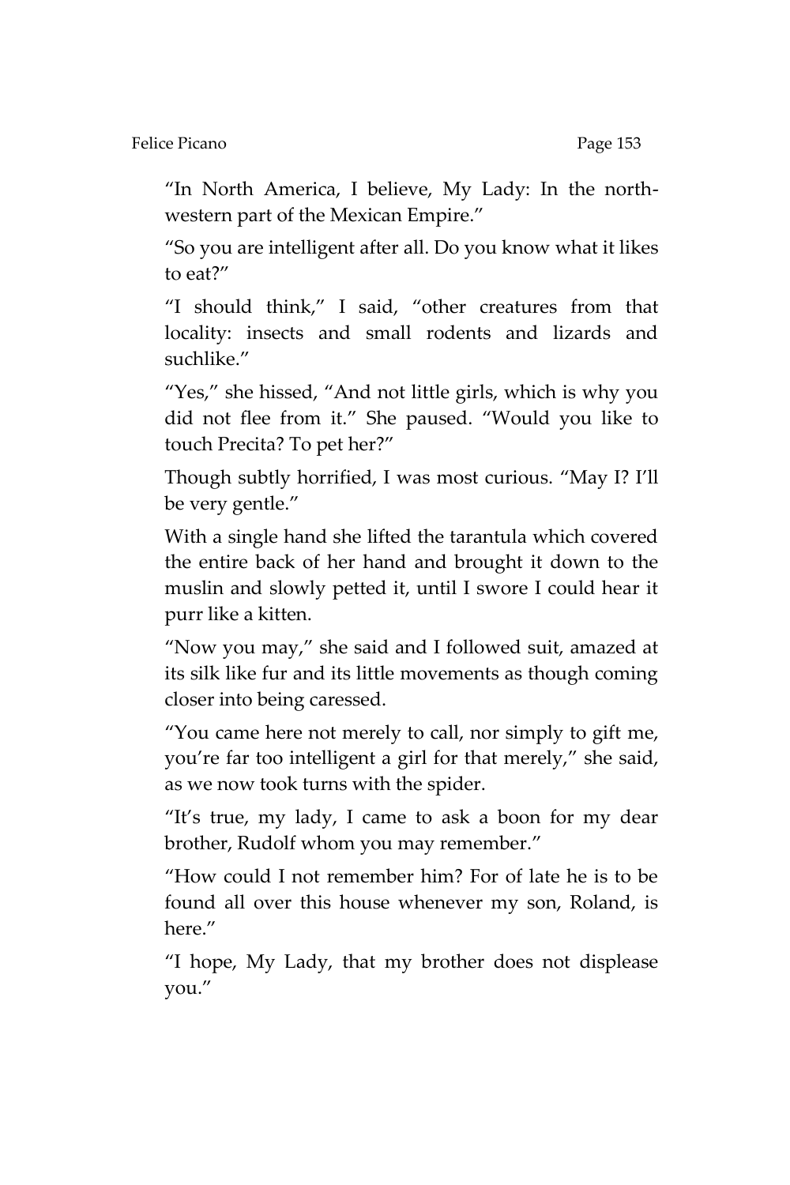"In North America, I believe, My Lady: In the north-western part of the Mexican Empire."

"So you are intelligent after all. Do you know what it likes to eat?"

"I should think," I said, "other creatures from that locality: insects and small rodents and lizards and suchlike."

"Yes," she hissed, "And not little girls, which is why you did not flee from it." She paused. "Would you like to touch Precita? To pet her?"

Though subtly horrified, I was most curious. "May I? I'll be very gentle."

With a single hand she lifted the tarantula which covered the entire back of her hand and brought it down to the muslin and slowly petted it, until I swore I could hear it purr like a kitten.

"Now you may," she said and I followed suit, amazed at its silk like fur and its little movements as though coming closer into being caressed.

"You came here not merely to call, nor simply to gift me, you're far too intelligent a girl for that merely," she said, as we now took turns with the spider.

"It's true, my lady, I came to ask a boon for my dear brother, Rudolf whom you may remember."

"How could I not remember him? For of late he is to be found all over this house whenever my son, Roland, is here."

"I hope, My Lady, that my brother does not displease you."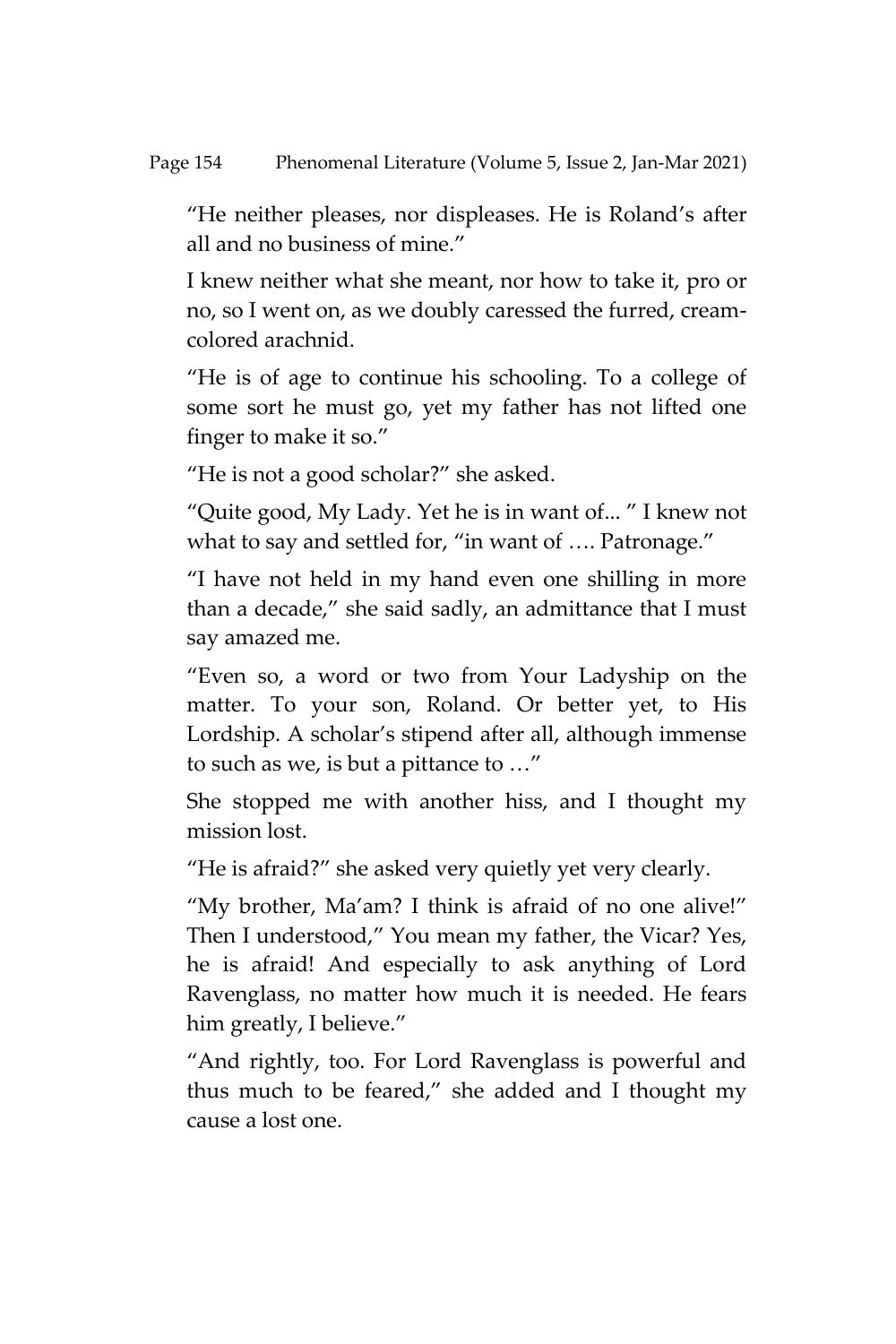"He neither pleases, nor displeases. He is Roland's after all and no business of mine."

I knew neither what she meant, nor how to take it, pro or no, so I went on, as we doubly caressed the furred, cream-colored arachnid.

"He is of age to continue his schooling. To a college of some sort he must go, yet my father has not lifted one finger to make it so."

"He is not a good scholar?" she asked.

"Quite good, My Lady. Yet he is in want of... " I knew not what to say and settled for, "in want of …. Patronage."

"I have not held in my hand even one shilling in more than a decade," she said sadly, an admittance that I must say amazed me.

"Even so, a word or two from Your Ladyship on the matter. To your son, Roland. Or better yet, to His Lordship. A scholar's stipend after all, although immense to such as we, is but a pittance to …"

She stopped me with another hiss, and I thought my mission lost.

"He is afraid?" she asked very quietly yet very clearly.

"My brother, Ma'am? I think is afraid of no one alive!" Then I understood," You mean my father, the Vicar? Yes, he is afraid! And especially to ask anything of Lord Ravenglass, no matter how much it is needed. He fears him greatly, I believe."

"And rightly, too. For Lord Ravenglass is powerful and thus much to be feared," she added and I thought my cause a lost one.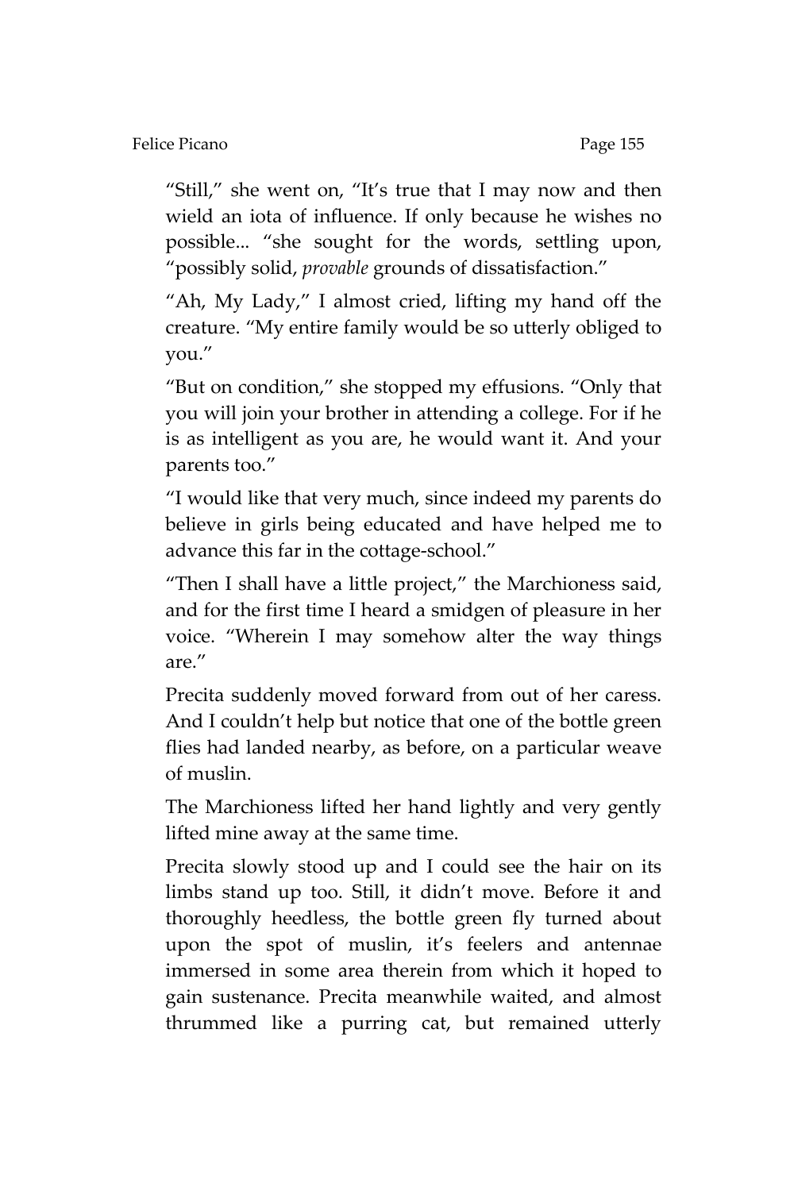"Still," she went on, "It's true that I may now and then wield an iota of influence. If only because he wishes no possible... "she sought for the words, settling upon, "possibly solid, *provable* grounds of dissatisfaction."

"Ah, My Lady," I almost cried, lifting my hand off the creature. "My entire family would be so utterly obliged to you."

"But on condition," she stopped my effusions. "Only that you will join your brother in attending a college. For if he is as intelligent as you are, he would want it. And your parents too."

"I would like that very much, since indeed my parents do believe in girls being educated and have helped me to advance this far in the cottage-school."

"Then I shall have a little project," the Marchioness said, and for the first time I heard a smidgen of pleasure in her voice. "Wherein I may somehow alter the way things are."

Precita suddenly moved forward from out of her caress. And I couldn't help but notice that one of the bottle green flies had landed nearby, as before, on a particular weave of muslin.

The Marchioness lifted her hand lightly and very gently lifted mine away at the same time.

Precita slowly stood up and I could see the hair on its limbs stand up too. Still, it didn't move. Before it and thoroughly heedless, the bottle green fly turned about upon the spot of muslin, it's feelers and antennae immersed in some area therein from which it hoped to gain sustenance. Precita meanwhile waited, and almost thrummed like a purring cat, but remained utterly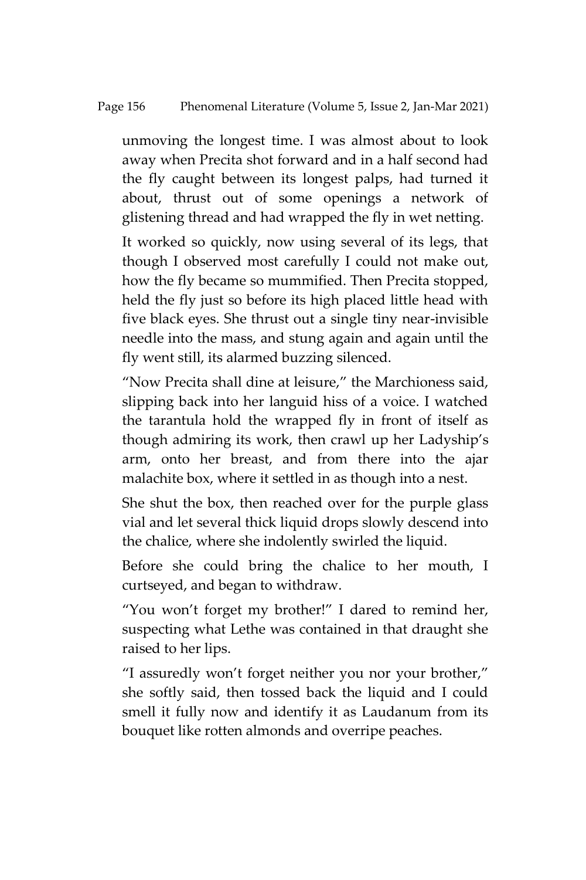unmoving the longest time. I was almost about to look away when Precita shot forward and in a half second had the fly caught between its longest palps, had turned it about, thrust out of some openings a network of glistening thread and had wrapped the fly in wet netting.

It worked so quickly, now using several of its legs, that though I observed most carefully I could not make out, how the fly became so mummified. Then Precita stopped, held the fly just so before its high placed little head with five black eyes. She thrust out a single tiny near-invisible needle into the mass, and stung again and again until the fly went still, its alarmed buzzing silenced.

"Now Precita shall dine at leisure," the Marchioness said, slipping back into her languid hiss of a voice. I watched the tarantula hold the wrapped fly in front of itself as though admiring its work, then crawl up her Ladyship's arm, onto her breast, and from there into the ajar malachite box, where it settled in as though into a nest.

She shut the box, then reached over for the purple glass vial and let several thick liquid drops slowly descend into the chalice, where she indolently swirled the liquid.

Before she could bring the chalice to her mouth, I curtseyed, and began to withdraw.

"You won't forget my brother!" I dared to remind her, suspecting what Lethe was contained in that draught she raised to her lips.

"I assuredly won't forget neither you nor your brother," she softly said, then tossed back the liquid and I could smell it fully now and identify it as Laudanum from its bouquet like rotten almonds and overripe peaches.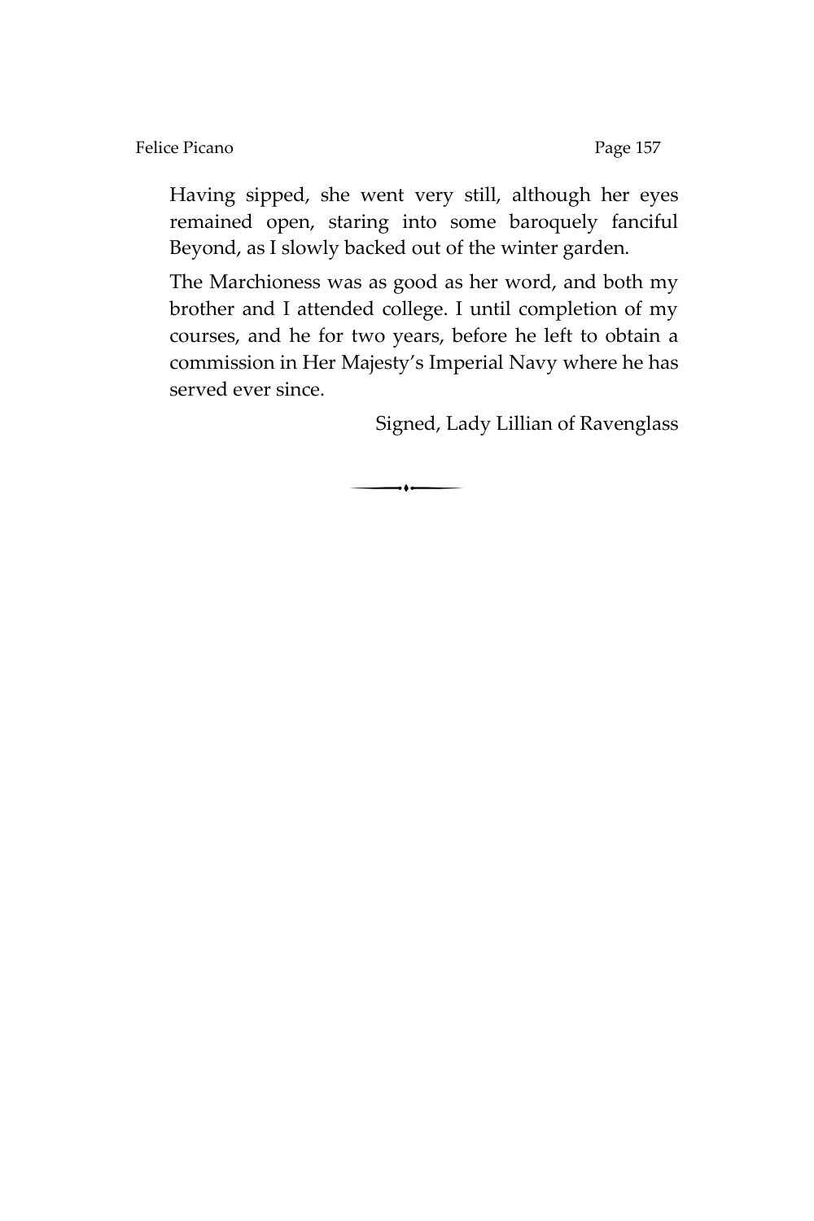Having sipped, she went very still, although her eyes remained open, staring into some baroquely fanciful Beyond, as I slowly backed out of the winter garden.

The Marchioness was as good as her word, and both my brother and I attended college. I until completion of my courses, and he for two years, before he left to obtain a commission in Her Majesty's Imperial Navy where he has served ever since.

Signed, Lady Lillian of Ravenglass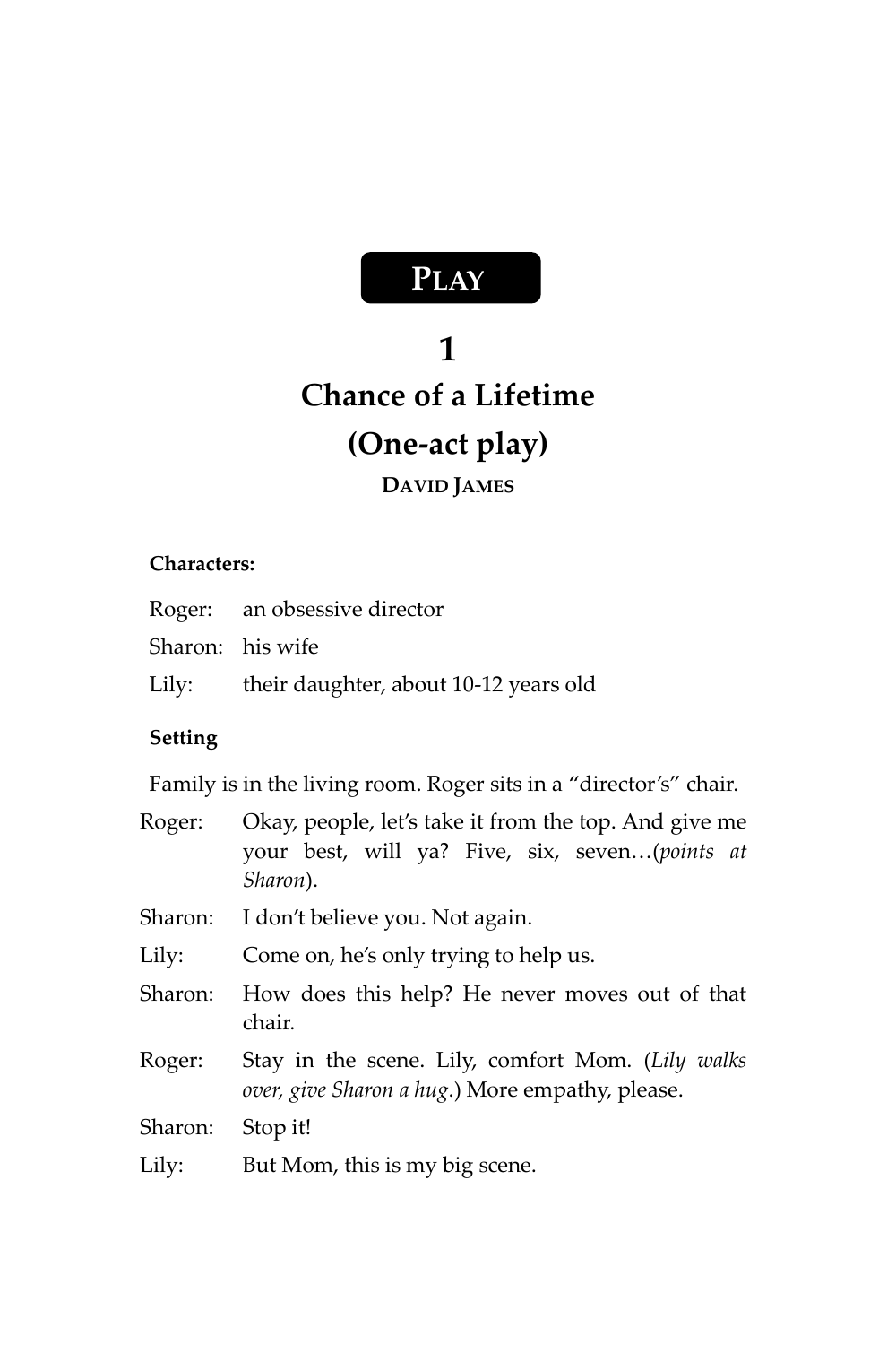**PLAY**

# 1
# Chance of a Lifetime
# (One-act play)

**DAVID JAMES**

**Characters:**

| | |
|---|---|
| Roger: | an obsessive director |
| Sharon: | his wife |
| Lily: | their daughter, about 10-12 years old |

**Setting**

Family is in the living room. Roger sits in a "director's" chair.

Roger: Okay, people, let's take it from the top. And give me your best, will ya? Five, six, seven…(*points at Sharon*).

Sharon: I don't believe you. Not again.

Lily: Come on, he's only trying to help us.

Sharon: How does this help? He never moves out of that chair.

Roger: Stay in the scene. Lily, comfort Mom. (*Lily walks over, give Sharon a hug*.) More empathy, please.

Sharon: Stop it!

Lily: But Mom, this is my big scene.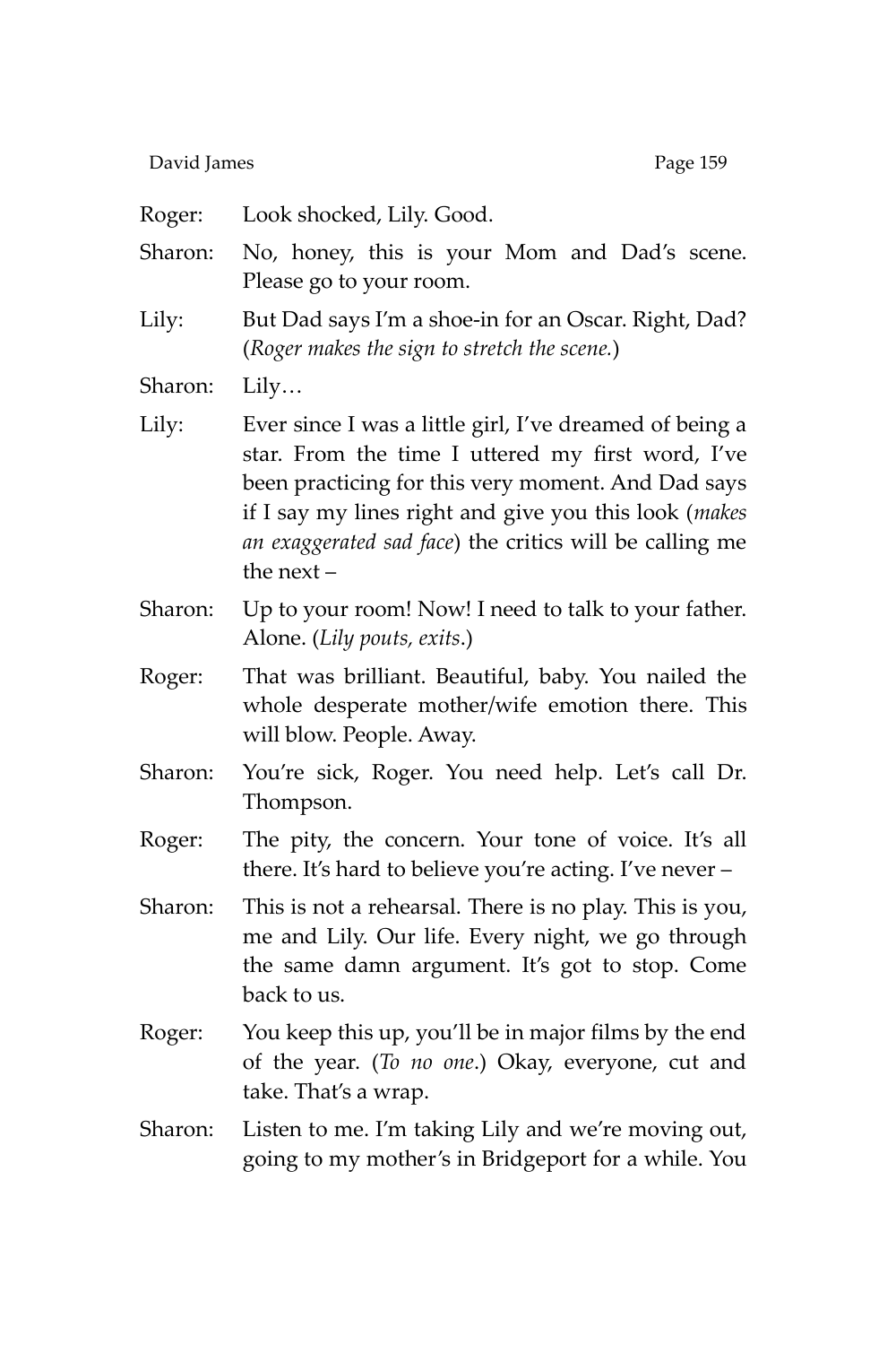Roger: Look shocked, Lily. Good.

Sharon: No, honey, this is your Mom and Dad's scene. Please go to your room.

Lily: But Dad says I'm a shoe-in for an Oscar. Right, Dad? (*Roger makes the sign to stretch the scene.*)

Sharon: Lily…

Lily: Ever since I was a little girl, I've dreamed of being a star. From the time I uttered my first word, I've been practicing for this very moment. And Dad says if I say my lines right and give you this look (*makes an exaggerated sad face*) the critics will be calling me the next –

Sharon: Up to your room! Now! I need to talk to your father. Alone. (*Lily pouts, exits*.)

Roger: That was brilliant. Beautiful, baby. You nailed the whole desperate mother/wife emotion there. This will blow. People. Away.

Sharon: You're sick, Roger. You need help. Let's call Dr. Thompson.

Roger: The pity, the concern. Your tone of voice. It's all there. It's hard to believe you're acting. I've never –

Sharon: This is not a rehearsal. There is no play. This is you, me and Lily. Our life. Every night, we go through the same damn argument. It's got to stop. Come back to us.

Roger: You keep this up, you'll be in major films by the end of the year. (*To no one*.) Okay, everyone, cut and take. That's a wrap.

Sharon: Listen to me. I'm taking Lily and we're moving out, going to my mother's in Bridgeport for a while. You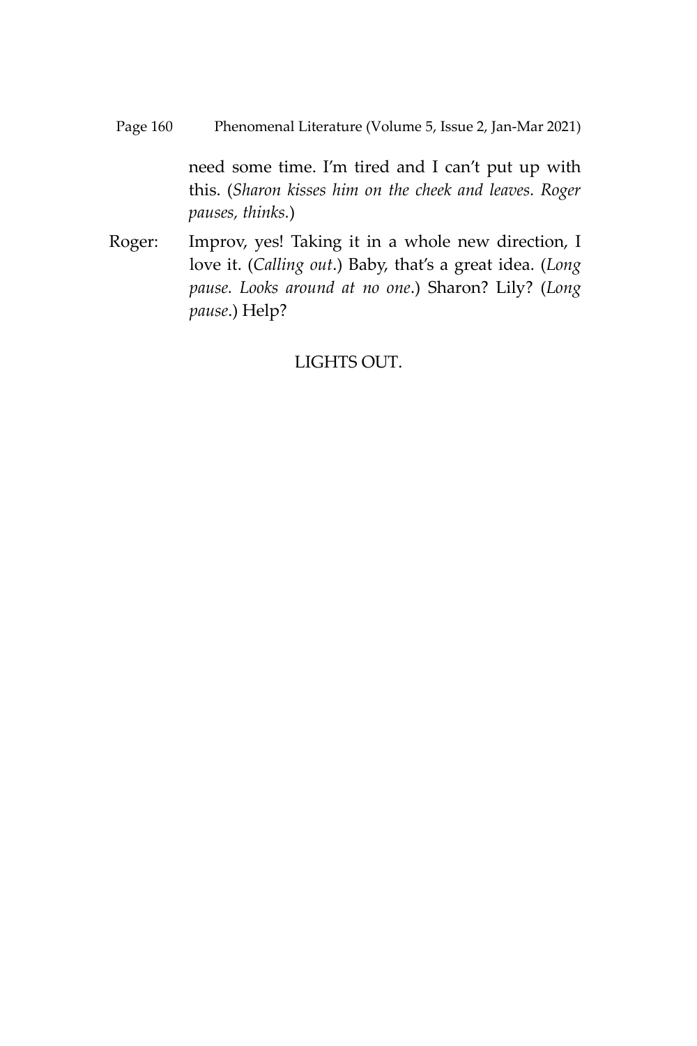need some time. I'm tired and I can't put up with this. (*Sharon kisses him on the cheek and leaves. Roger pauses, thinks.*)

Roger: Improv, yes! Taking it in a whole new direction, I love it. (*Calling out*.) Baby, that's a great idea. (*Long pause. Looks around at no one*.) Sharon? Lily? (*Long pause*.) Help?

LIGHTS OUT.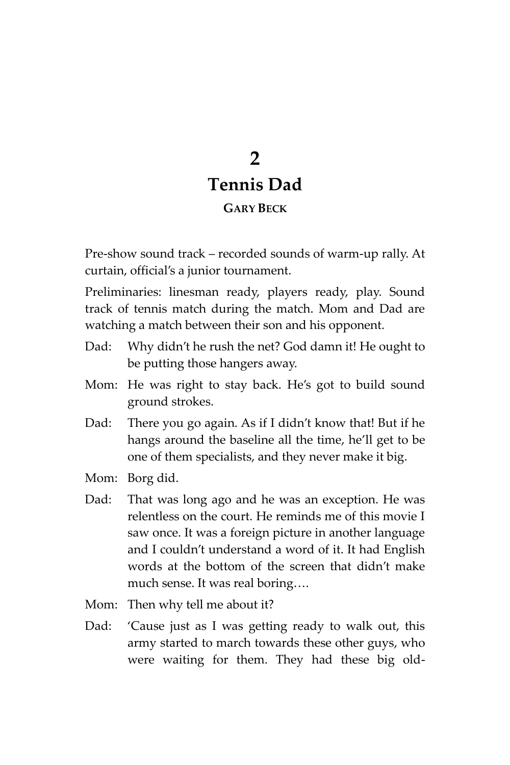# 2

# Tennis Dad

**GARY BECK**

Pre-show sound track – recorded sounds of warm-up rally. At curtain, official's a junior tournament.

Preliminaries: linesman ready, players ready, play. Sound track of tennis match during the match. Mom and Dad are watching a match between their son and his opponent.

Dad: Why didn't he rush the net? God damn it! He ought to be putting those hangers away.

Mom: He was right to stay back. He's got to build sound ground strokes.

Dad: There you go again. As if I didn't know that! But if he hangs around the baseline all the time, he'll get to be one of them specialists, and they never make it big.

Mom: Borg did.

Dad: That was long ago and he was an exception. He was relentless on the court. He reminds me of this movie I saw once. It was a foreign picture in another language and I couldn't understand a word of it. It had English words at the bottom of the screen that didn't make much sense. It was real boring….

Mom: Then why tell me about it?

Dad: 'Cause just as I was getting ready to walk out, this army started to march towards these other guys, who were waiting for them. They had these big old-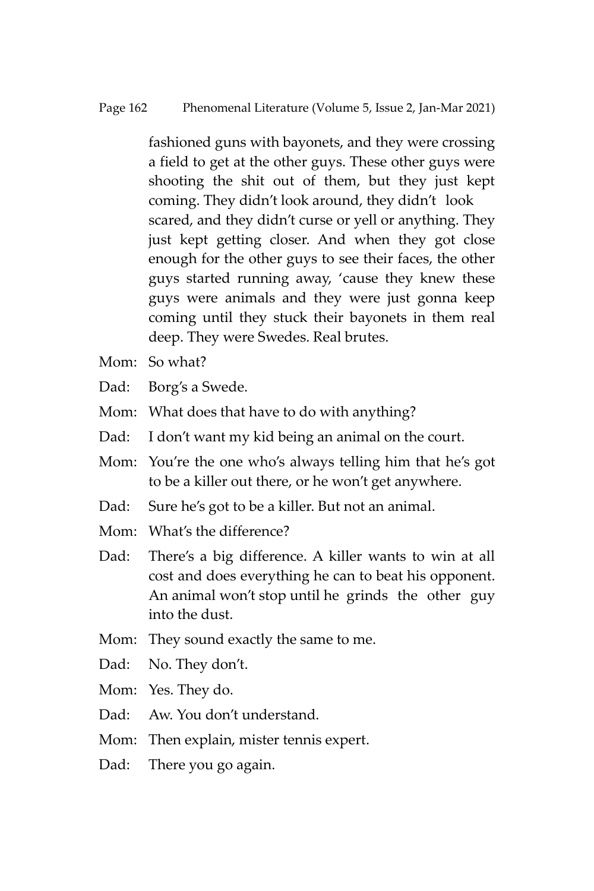fashioned guns with bayonets, and they were crossing a field to get at the other guys. These other guys were shooting the shit out of them, but they just kept coming. They didn't look around, they didn't look scared, and they didn't curse or yell or anything. They just kept getting closer. And when they got close enough for the other guys to see their faces, the other guys started running away, 'cause they knew these guys were animals and they were just gonna keep coming until they stuck their bayonets in them real deep. They were Swedes. Real brutes.

Mom: So what?

Dad: Borg's a Swede.

Mom: What does that have to do with anything?

Dad: I don't want my kid being an animal on the court.

Mom: You're the one who's always telling him that he's got to be a killer out there, or he won't get anywhere.

Dad: Sure he's got to be a killer. But not an animal.

Mom: What's the difference?

Dad: There's a big difference. A killer wants to win at all cost and does everything he can to beat his opponent. An animal won't stop until he grinds the other guy into the dust.

Mom: They sound exactly the same to me.

Dad: No. They don't.

Mom: Yes. They do.

Dad: Aw. You don't understand.

Mom: Then explain, mister tennis expert.

Dad: There you go again.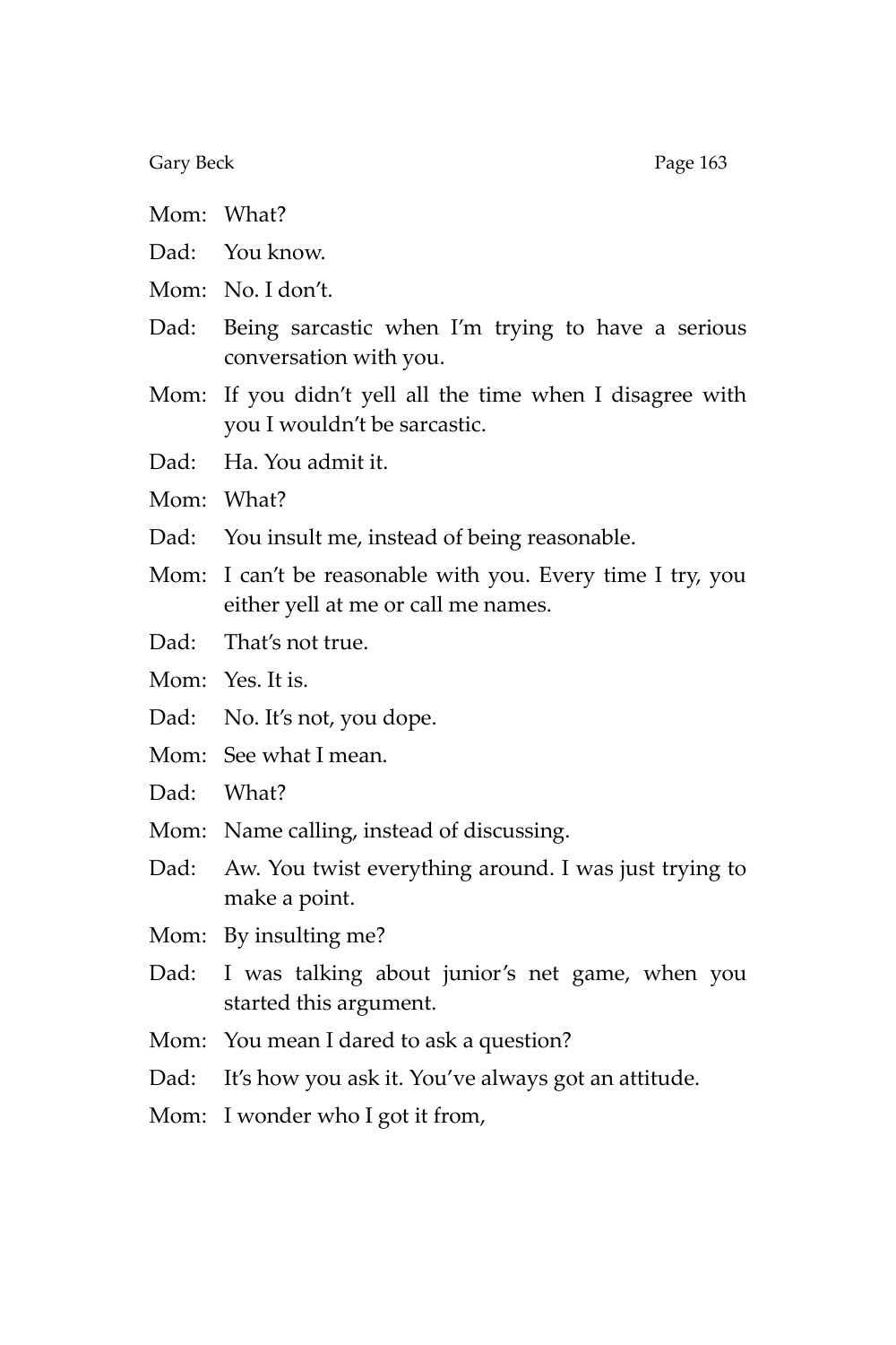Mom: What?

Dad: You know.

Mom: No. I don't.

Dad: Being sarcastic when I'm trying to have a serious conversation with you.

Mom: If you didn't yell all the time when I disagree with you I wouldn't be sarcastic.

Dad: Ha. You admit it.

Mom: What?

Dad: You insult me, instead of being reasonable.

Mom: I can't be reasonable with you. Every time I try, you either yell at me or call me names.

Dad: That's not true.

Mom: Yes. It is.

Dad: No. It's not, you dope.

Mom: See what I mean.

Dad: What?

Mom: Name calling, instead of discussing.

Dad: Aw. You twist everything around. I was just trying to make a point.

Mom: By insulting me?

Dad: I was talking about junior's net game, when you started this argument.

Mom: You mean I dared to ask a question?

Dad: It's how you ask it. You've always got an attitude.

Mom: I wonder who I got it from,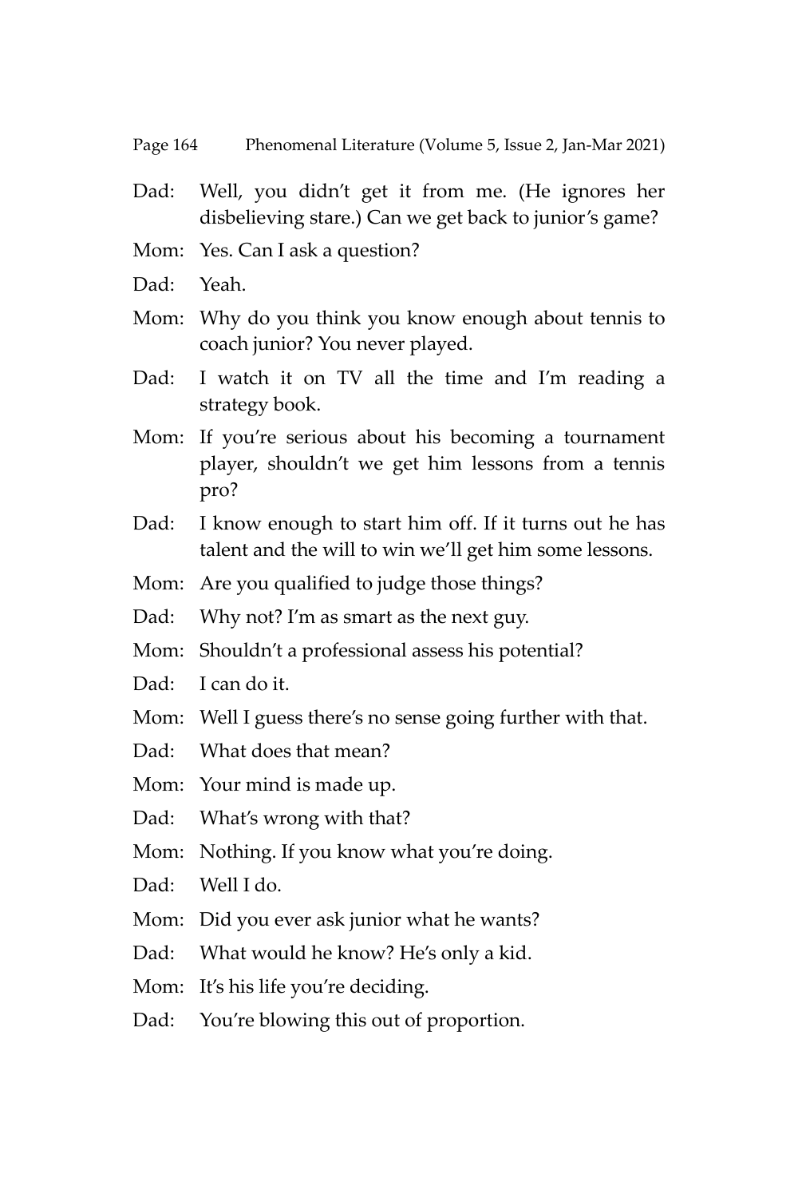Dad: Well, you didn't get it from me. (He ignores her disbelieving stare.) Can we get back to junior's game?

Mom: Yes. Can I ask a question?

Dad: Yeah.

Mom: Why do you think you know enough about tennis to coach junior? You never played.

Dad: I watch it on TV all the time and I'm reading a strategy book.

Mom: If you're serious about his becoming a tournament player, shouldn't we get him lessons from a tennis pro?

Dad: I know enough to start him off. If it turns out he has talent and the will to win we'll get him some lessons.

Mom: Are you qualified to judge those things?

Dad: Why not? I'm as smart as the next guy.

Mom: Shouldn't a professional assess his potential?

Dad: I can do it.

Mom: Well I guess there's no sense going further with that.

Dad: What does that mean?

Mom: Your mind is made up.

Dad: What's wrong with that?

Mom: Nothing. If you know what you're doing.

Dad: Well I do.

Mom: Did you ever ask junior what he wants?

Dad: What would he know? He's only a kid.

Mom: It's his life you're deciding.

Dad: You're blowing this out of proportion.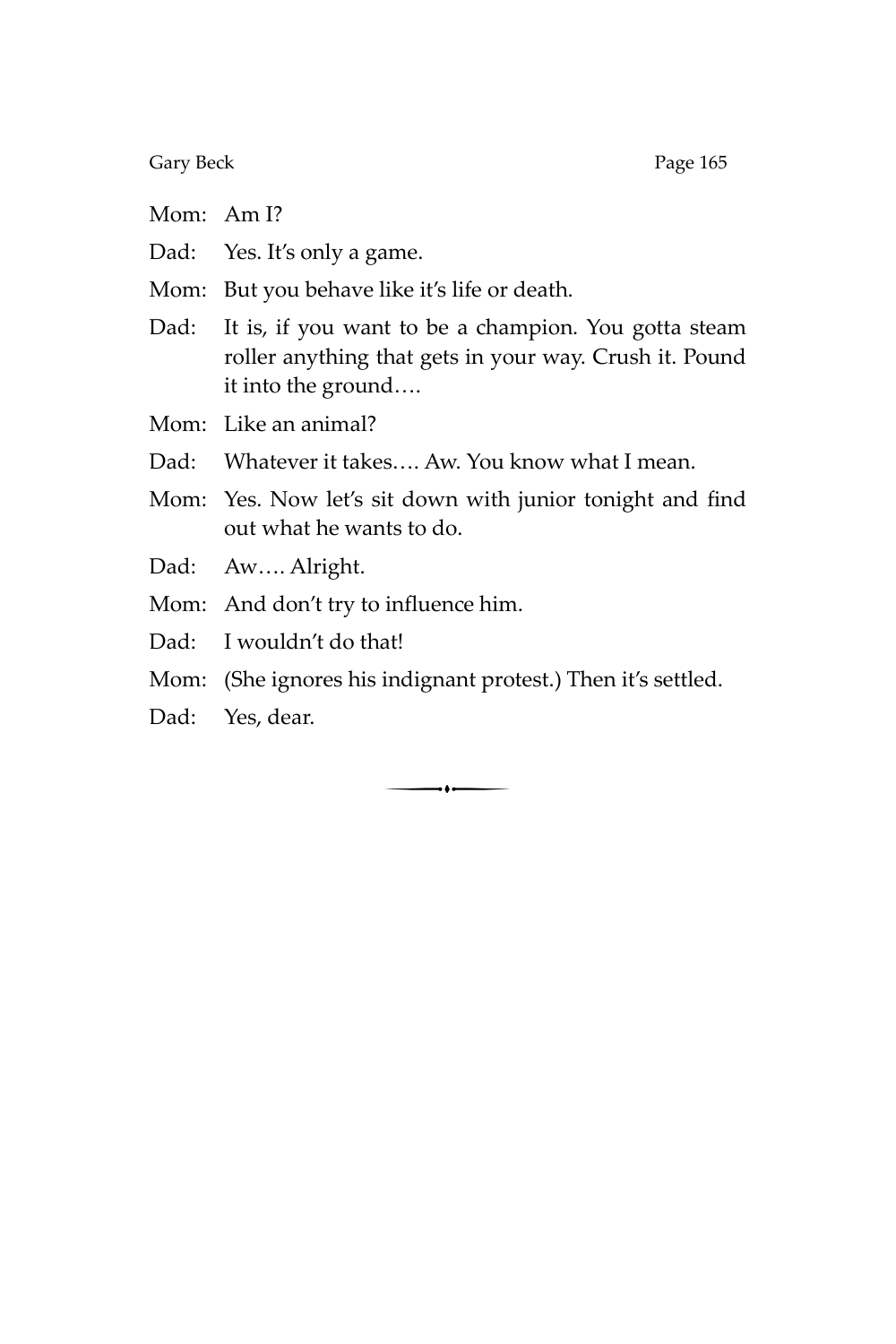Mom: Am I?

Dad: Yes. It's only a game.

Mom: But you behave like it's life or death.

Dad: It is, if you want to be a champion. You gotta steam roller anything that gets in your way. Crush it. Pound it into the ground….

Mom: Like an animal?

Dad: Whatever it takes…. Aw. You know what I mean.

Mom: Yes. Now let's sit down with junior tonight and find out what he wants to do.

Dad: Aw…. Alright.

Mom: And don't try to influence him.

Dad: I wouldn't do that!

Mom: (She ignores his indignant protest.) Then it's settled.

Dad: Yes, dear.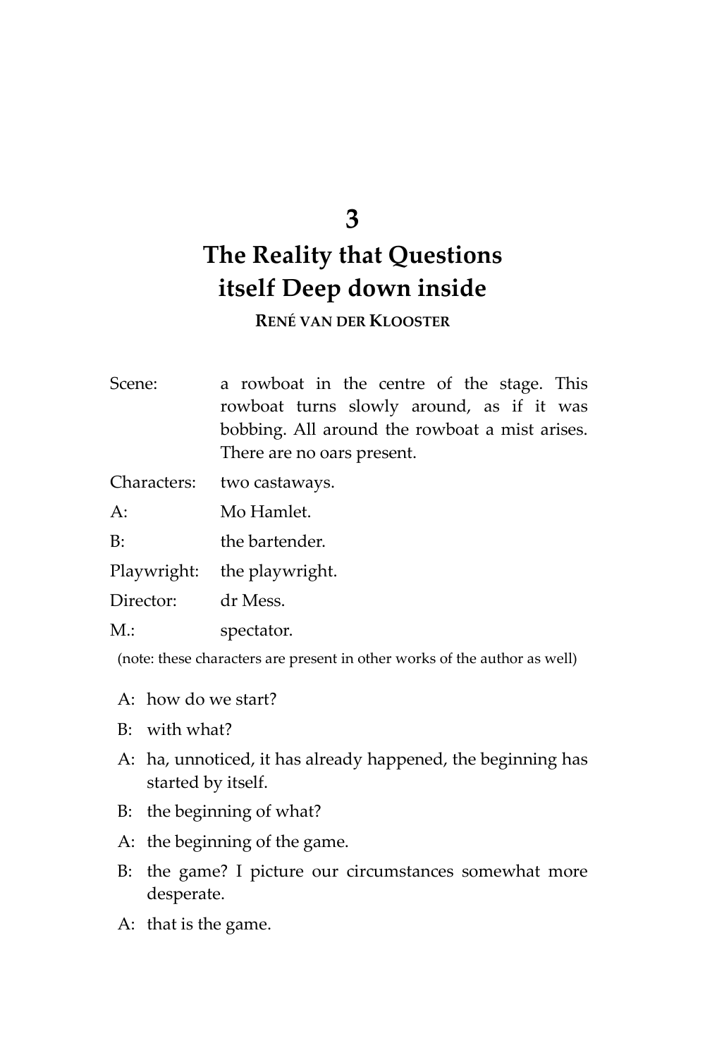# 3

# The Reality that Questions itself Deep down inside

**RENÉ VAN DER KLOOSTER**

| | |
|---|---|
| Scene: | a rowboat in the centre of the stage. This rowboat turns slowly around, as if it was bobbing. All around the rowboat a mist arises. There are no oars present. |
| Characters: | two castaways. |
| A: | Mo Hamlet. |
| B: | the bartender. |
| Playwright: | the playwright. |
| Director: | dr Mess. |
| M.: | spectator. |

(note: these characters are present in other works of the author as well)

A: how do we start?

B: with what?

A: ha, unnoticed, it has already happened, the beginning has started by itself.

B: the beginning of what?

A: the beginning of the game.

B: the game? I picture our circumstances somewhat more desperate.

A: that is the game.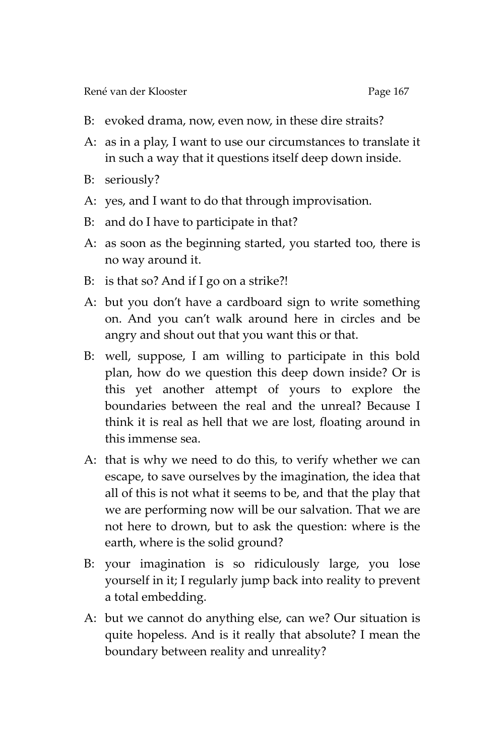B: evoked drama, now, even now, in these dire straits?

A: as in a play, I want to use our circumstances to translate it in such a way that it questions itself deep down inside.

B: seriously?

A: yes, and I want to do that through improvisation.

B: and do I have to participate in that?

A: as soon as the beginning started, you started too, there is no way around it.

B: is that so? And if I go on a strike?!

A: but you don't have a cardboard sign to write something on. And you can't walk around here in circles and be angry and shout out that you want this or that.

B: well, suppose, I am willing to participate in this bold plan, how do we question this deep down inside? Or is this yet another attempt of yours to explore the boundaries between the real and the unreal? Because I think it is real as hell that we are lost, floating around in this immense sea.

A: that is why we need to do this, to verify whether we can escape, to save ourselves by the imagination, the idea that all of this is not what it seems to be, and that the play that we are performing now will be our salvation. That we are not here to drown, but to ask the question: where is the earth, where is the solid ground?

B: your imagination is so ridiculously large, you lose yourself in it; I regularly jump back into reality to prevent a total embedding.

A: but we cannot do anything else, can we? Our situation is quite hopeless. And is it really that absolute? I mean the boundary between reality and unreality?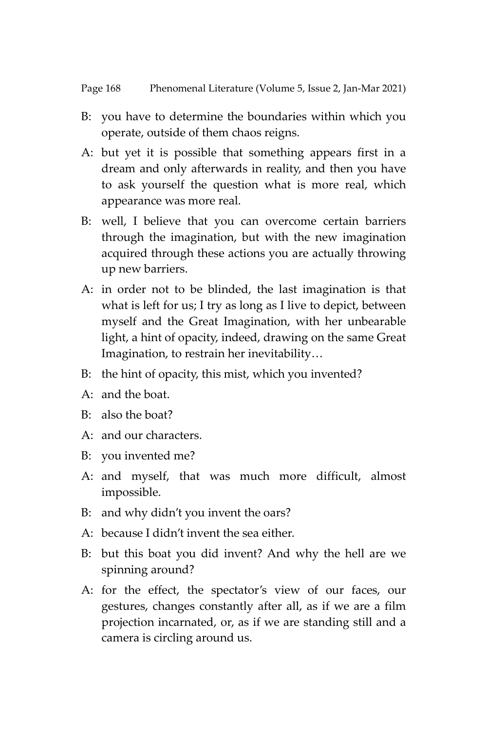B: you have to determine the boundaries within which you operate, outside of them chaos reigns.

A: but yet it is possible that something appears first in a dream and only afterwards in reality, and then you have to ask yourself the question what is more real, which appearance was more real.

B: well, I believe that you can overcome certain barriers through the imagination, but with the new imagination acquired through these actions you are actually throwing up new barriers.

A: in order not to be blinded, the last imagination is that what is left for us; I try as long as I live to depict, between myself and the Great Imagination, with her unbearable light, a hint of opacity, indeed, drawing on the same Great Imagination, to restrain her inevitability…

B: the hint of opacity, this mist, which you invented?

A: and the boat.

B: also the boat?

A: and our characters.

B: you invented me?

A: and myself, that was much more difficult, almost impossible.

B: and why didn't you invent the oars?

A: because I didn't invent the sea either.

B: but this boat you did invent? And why the hell are we spinning around?

A: for the effect, the spectator's view of our faces, our gestures, changes constantly after all, as if we are a film projection incarnated, or, as if we are standing still and a camera is circling around us.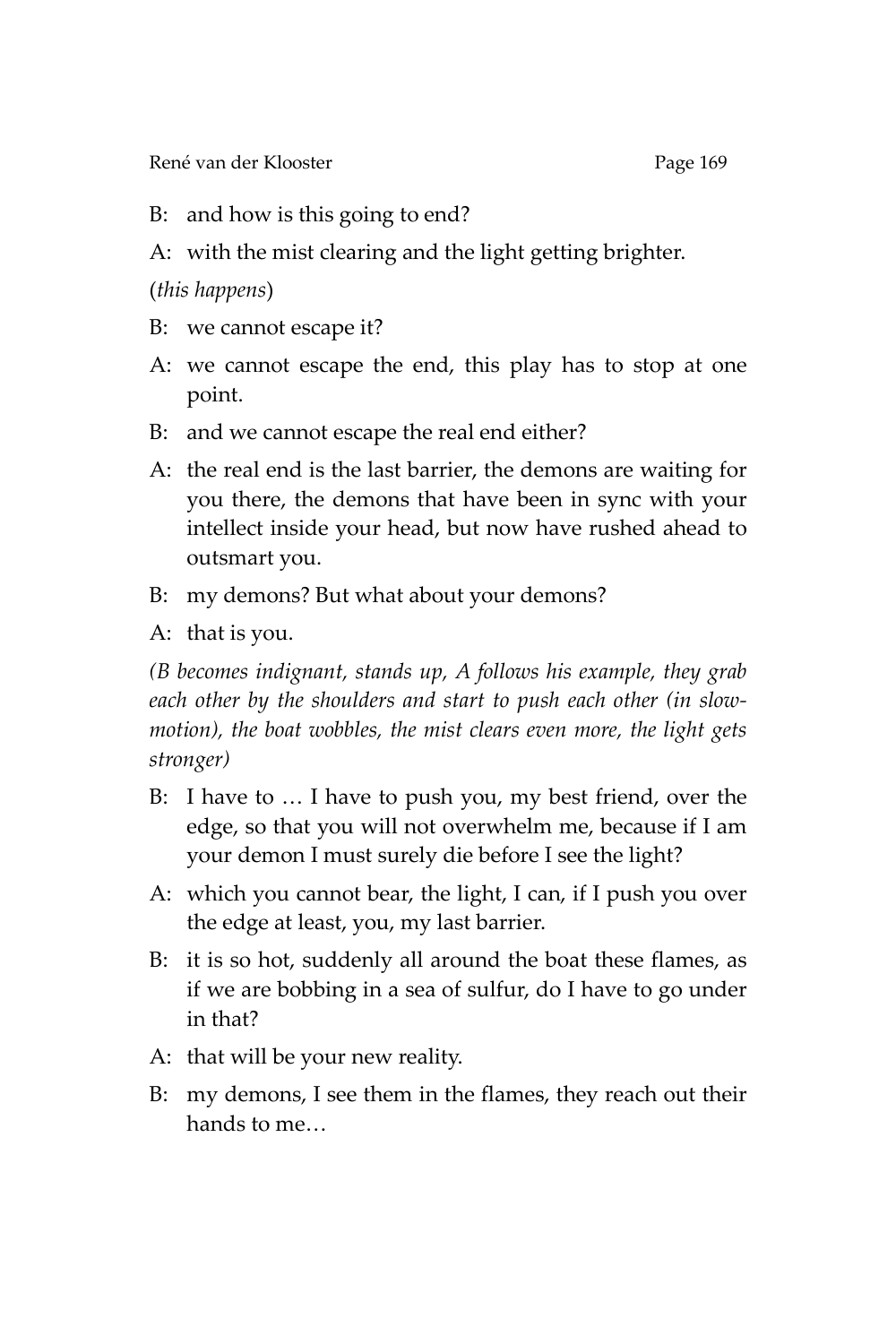B: and how is this going to end?

A: with the mist clearing and the light getting brighter.

(*this happens*)

B: we cannot escape it?

A: we cannot escape the end, this play has to stop at one point.

B: and we cannot escape the real end either?

A: the real end is the last barrier, the demons are waiting for you there, the demons that have been in sync with your intellect inside your head, but now have rushed ahead to outsmart you.

B: my demons? But what about your demons?

A: that is you.

*(B becomes indignant, stands up, A follows his example, they grab each other by the shoulders and start to push each other (in slow-motion), the boat wobbles, the mist clears even more, the light gets stronger)*

B: I have to … I have to push you, my best friend, over the edge, so that you will not overwhelm me, because if I am your demon I must surely die before I see the light?

A: which you cannot bear, the light, I can, if I push you over the edge at least, you, my last barrier.

B: it is so hot, suddenly all around the boat these flames, as if we are bobbing in a sea of sulfur, do I have to go under in that?

A: that will be your new reality.

B: my demons, I see them in the flames, they reach out their hands to me…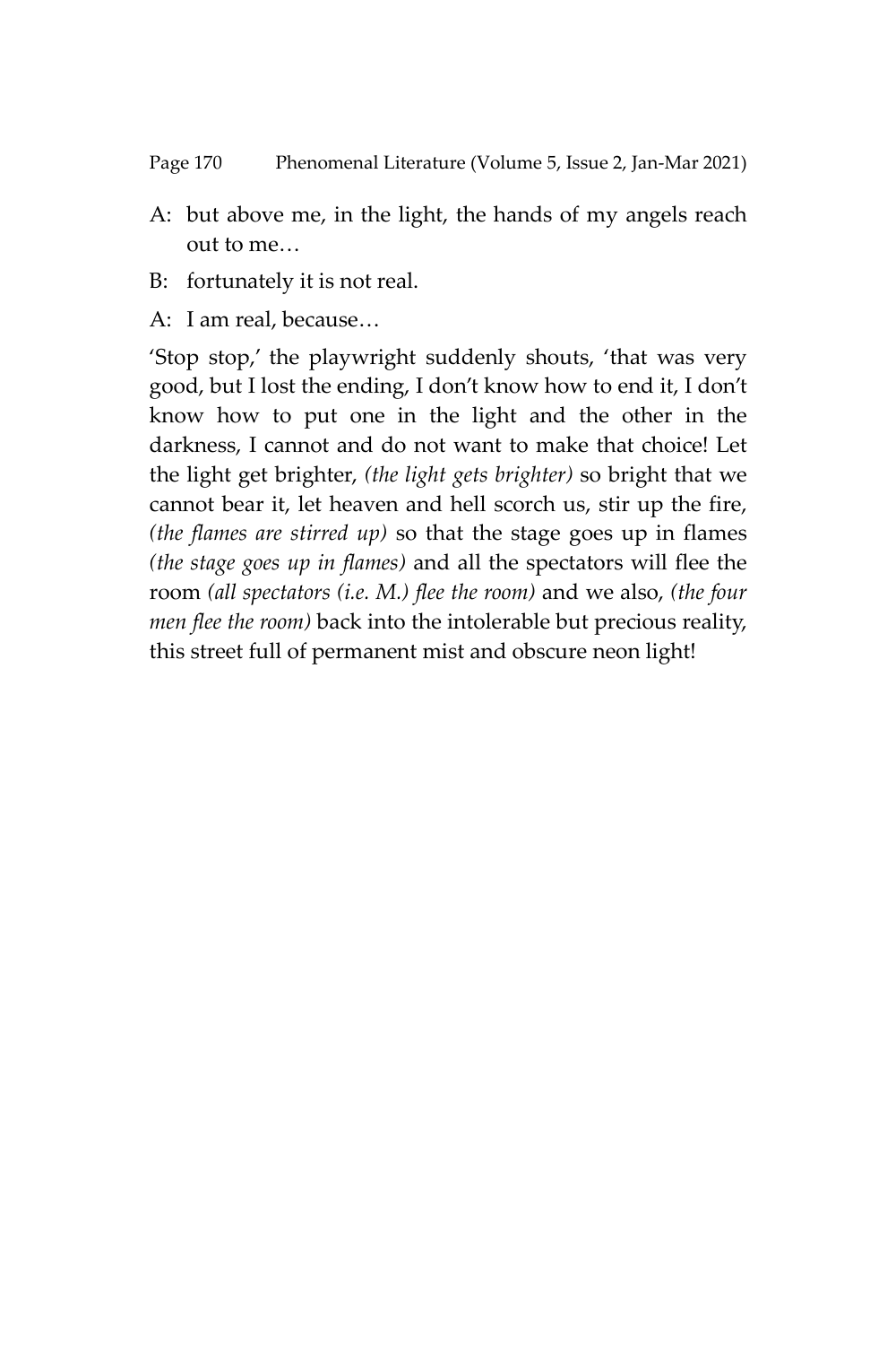A: but above me, in the light, the hands of my angels reach out to me…

B: fortunately it is not real.

A: I am real, because…

'Stop stop,' the playwright suddenly shouts, 'that was very good, but I lost the ending, I don't know how to end it, I don't know how to put one in the light and the other in the darkness, I cannot and do not want to make that choice! Let the light get brighter, *(the light gets brighter)* so bright that we cannot bear it, let heaven and hell scorch us, stir up the fire, *(the flames are stirred up)* so that the stage goes up in flames *(the stage goes up in flames)* and all the spectators will flee the room *(all spectators (i.e. M.) flee the room)* and we also, *(the four men flee the room)* back into the intolerable but precious reality, this street full of permanent mist and obscure neon light!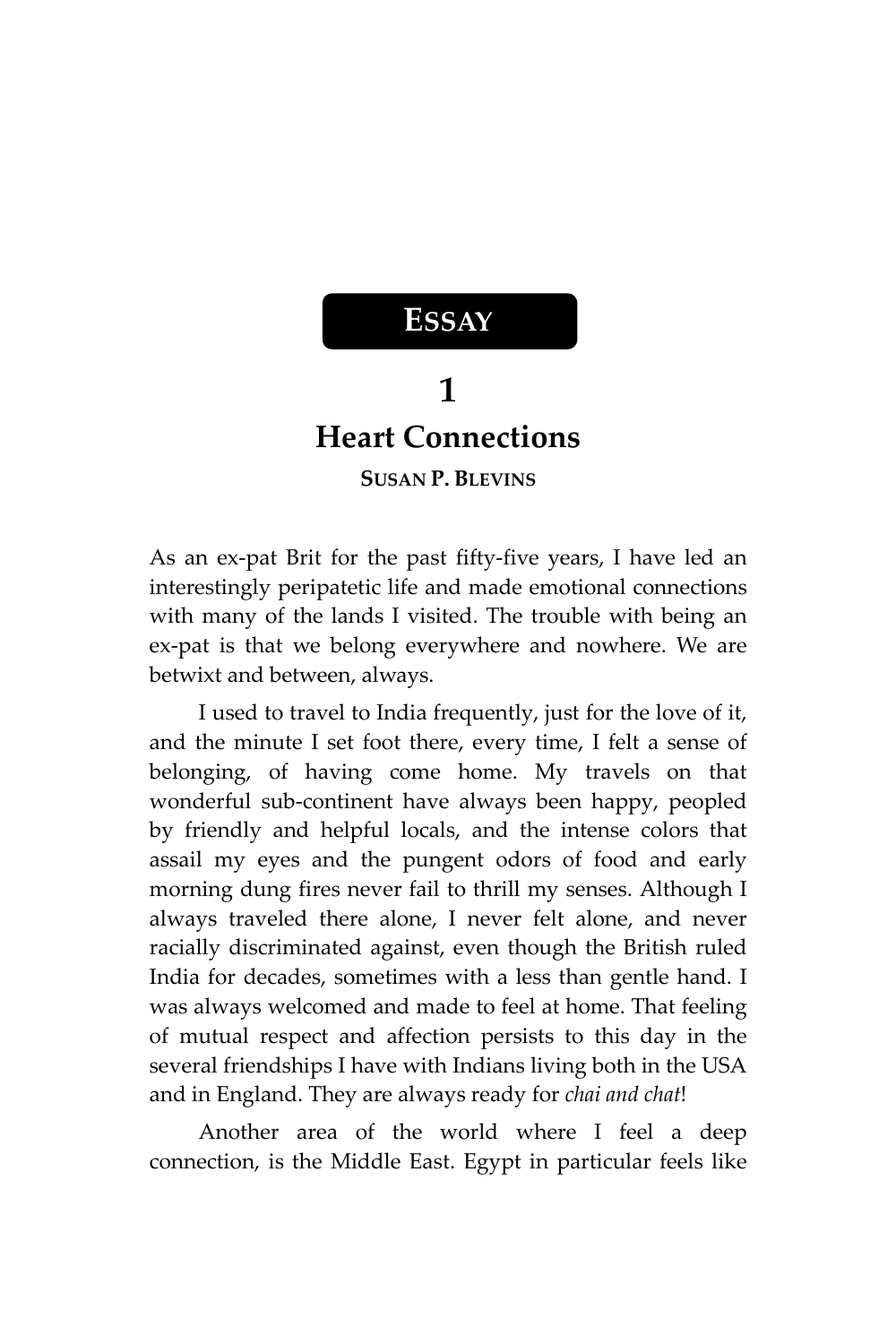**ESSAY**

# 1
# Heart Connections

**SUSAN P. BLEVINS**

As an ex-pat Brit for the past fifty-five years, I have led an interestingly peripatetic life and made emotional connections with many of the lands I visited. The trouble with being an ex-pat is that we belong everywhere and nowhere. We are betwixt and between, always.

I used to travel to India frequently, just for the love of it, and the minute I set foot there, every time, I felt a sense of belonging, of having come home. My travels on that wonderful sub-continent have always been happy, peopled by friendly and helpful locals, and the intense colors that assail my eyes and the pungent odors of food and early morning dung fires never fail to thrill my senses. Although I always traveled there alone, I never felt alone, and never racially discriminated against, even though the British ruled India for decades, sometimes with a less than gentle hand. I was always welcomed and made to feel at home. That feeling of mutual respect and affection persists to this day in the several friendships I have with Indians living both in the USA and in England. They are always ready for *chai and chat*!

Another area of the world where I feel a deep connection, is the Middle East. Egypt in particular feels like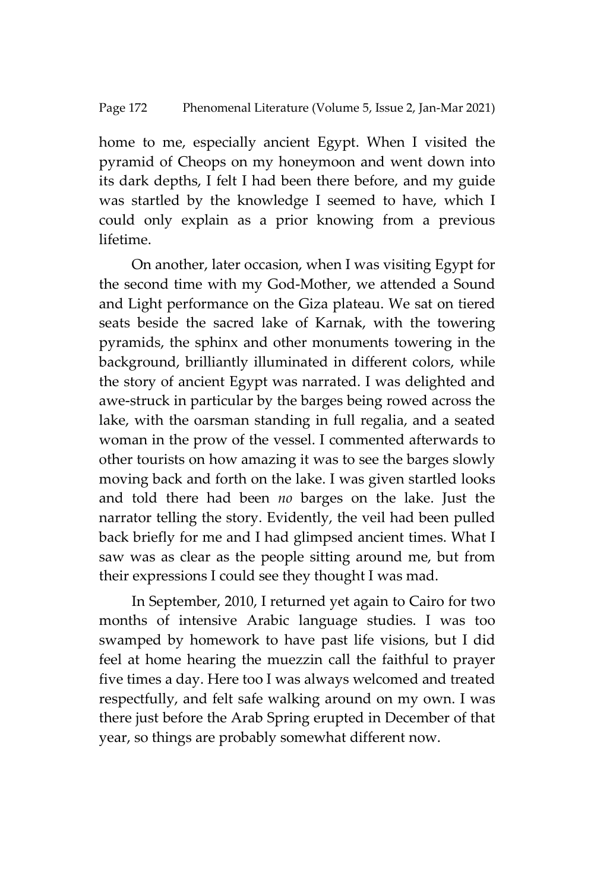home to me, especially ancient Egypt. When I visited the pyramid of Cheops on my honeymoon and went down into its dark depths, I felt I had been there before, and my guide was startled by the knowledge I seemed to have, which I could only explain as a prior knowing from a previous lifetime.

On another, later occasion, when I was visiting Egypt for the second time with my God-Mother, we attended a Sound and Light performance on the Giza plateau. We sat on tiered seats beside the sacred lake of Karnak, with the towering pyramids, the sphinx and other monuments towering in the background, brilliantly illuminated in different colors, while the story of ancient Egypt was narrated. I was delighted and awe-struck in particular by the barges being rowed across the lake, with the oarsman standing in full regalia, and a seated woman in the prow of the vessel. I commented afterwards to other tourists on how amazing it was to see the barges slowly moving back and forth on the lake. I was given startled looks and told there had been *no* barges on the lake. Just the narrator telling the story. Evidently, the veil had been pulled back briefly for me and I had glimpsed ancient times. What I saw was as clear as the people sitting around me, but from their expressions I could see they thought I was mad.

In September, 2010, I returned yet again to Cairo for two months of intensive Arabic language studies. I was too swamped by homework to have past life visions, but I did feel at home hearing the muezzin call the faithful to prayer five times a day. Here too I was always welcomed and treated respectfully, and felt safe walking around on my own. I was there just before the Arab Spring erupted in December of that year, so things are probably somewhat different now.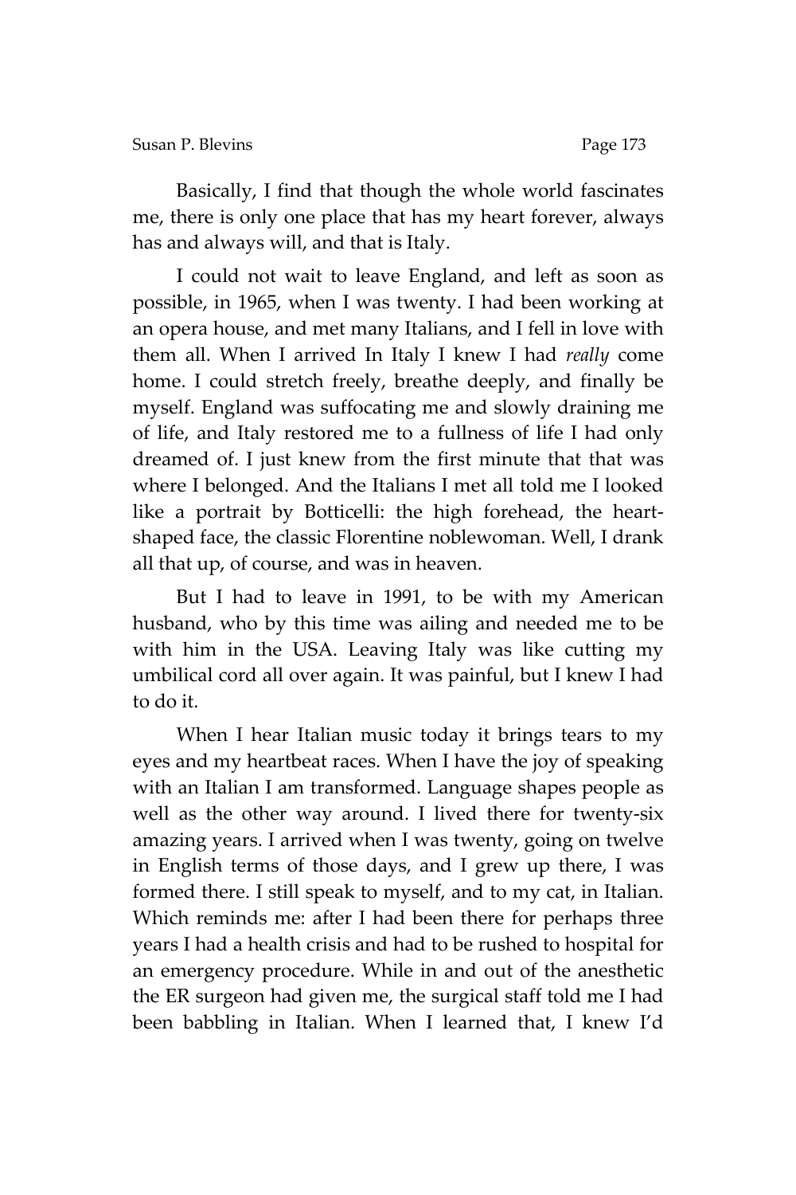Basically, I find that though the whole world fascinates me, there is only one place that has my heart forever, always has and always will, and that is Italy.

I could not wait to leave England, and left as soon as possible, in 1965, when I was twenty. I had been working at an opera house, and met many Italians, and I fell in love with them all. When I arrived In Italy I knew I had *really* come home. I could stretch freely, breathe deeply, and finally be myself. England was suffocating me and slowly draining me of life, and Italy restored me to a fullness of life I had only dreamed of. I just knew from the first minute that that was where I belonged. And the Italians I met all told me I looked like a portrait by Botticelli: the high forehead, the heart-shaped face, the classic Florentine noblewoman. Well, I drank all that up, of course, and was in heaven.

But I had to leave in 1991, to be with my American husband, who by this time was ailing and needed me to be with him in the USA. Leaving Italy was like cutting my umbilical cord all over again. It was painful, but I knew I had to do it.

When I hear Italian music today it brings tears to my eyes and my heartbeat races. When I have the joy of speaking with an Italian I am transformed. Language shapes people as well as the other way around. I lived there for twenty-six amazing years. I arrived when I was twenty, going on twelve in English terms of those days, and I grew up there, I was formed there. I still speak to myself, and to my cat, in Italian. Which reminds me: after I had been there for perhaps three years I had a health crisis and had to be rushed to hospital for an emergency procedure. While in and out of the anesthetic the ER surgeon had given me, the surgical staff told me I had been babbling in Italian. When I learned that, I knew I'd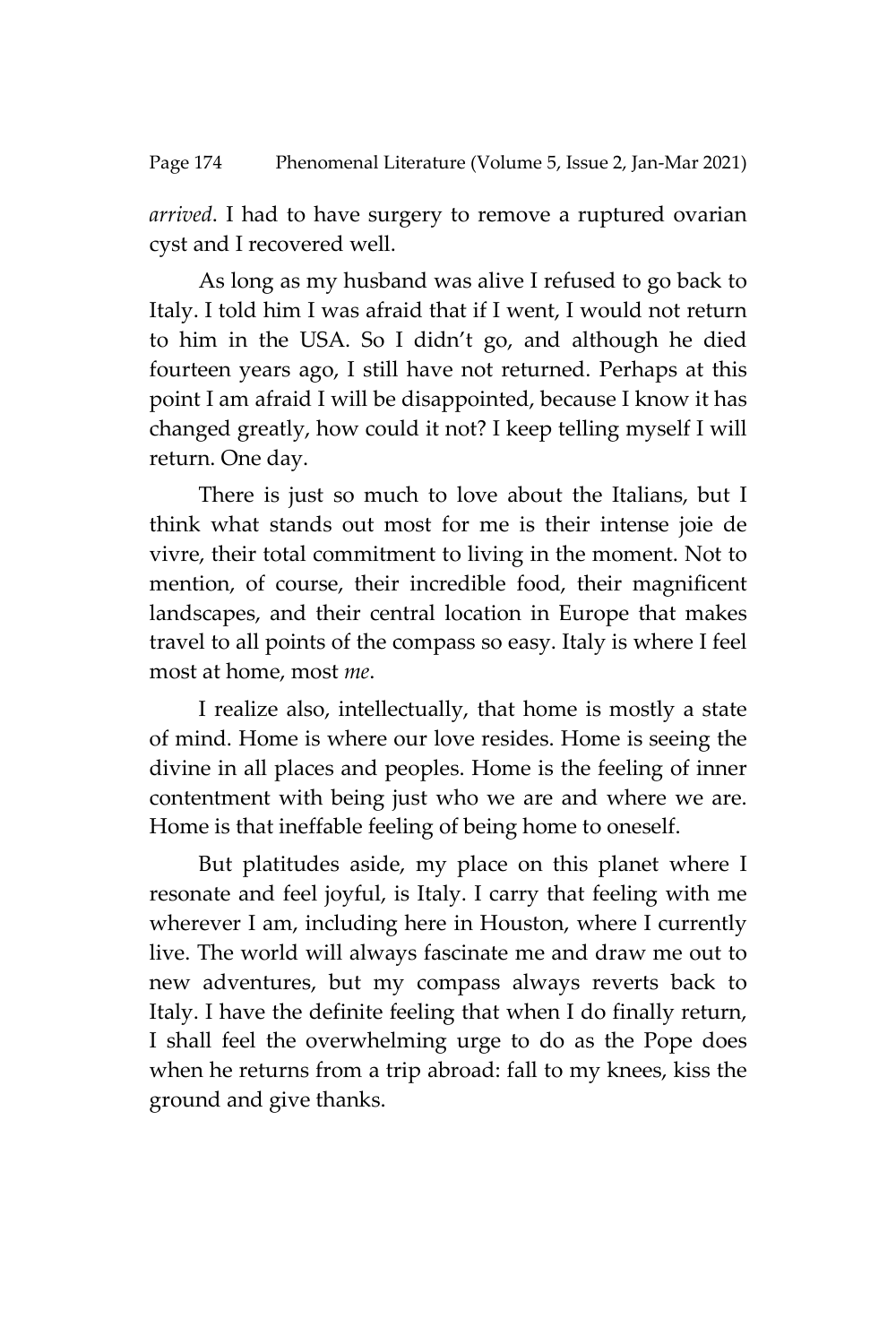*arrived*. I had to have surgery to remove a ruptured ovarian cyst and I recovered well.

As long as my husband was alive I refused to go back to Italy. I told him I was afraid that if I went, I would not return to him in the USA. So I didn't go, and although he died fourteen years ago, I still have not returned. Perhaps at this point I am afraid I will be disappointed, because I know it has changed greatly, how could it not? I keep telling myself I will return. One day.

There is just so much to love about the Italians, but I think what stands out most for me is their intense joie de vivre, their total commitment to living in the moment. Not to mention, of course, their incredible food, their magnificent landscapes, and their central location in Europe that makes travel to all points of the compass so easy. Italy is where I feel most at home, most *me*.

I realize also, intellectually, that home is mostly a state of mind. Home is where our love resides. Home is seeing the divine in all places and peoples. Home is the feeling of inner contentment with being just who we are and where we are. Home is that ineffable feeling of being home to oneself.

But platitudes aside, my place on this planet where I resonate and feel joyful, is Italy. I carry that feeling with me wherever I am, including here in Houston, where I currently live. The world will always fascinate me and draw me out to new adventures, but my compass always reverts back to Italy. I have the definite feeling that when I do finally return, I shall feel the overwhelming urge to do as the Pope does when he returns from a trip abroad: fall to my knees, kiss the ground and give thanks.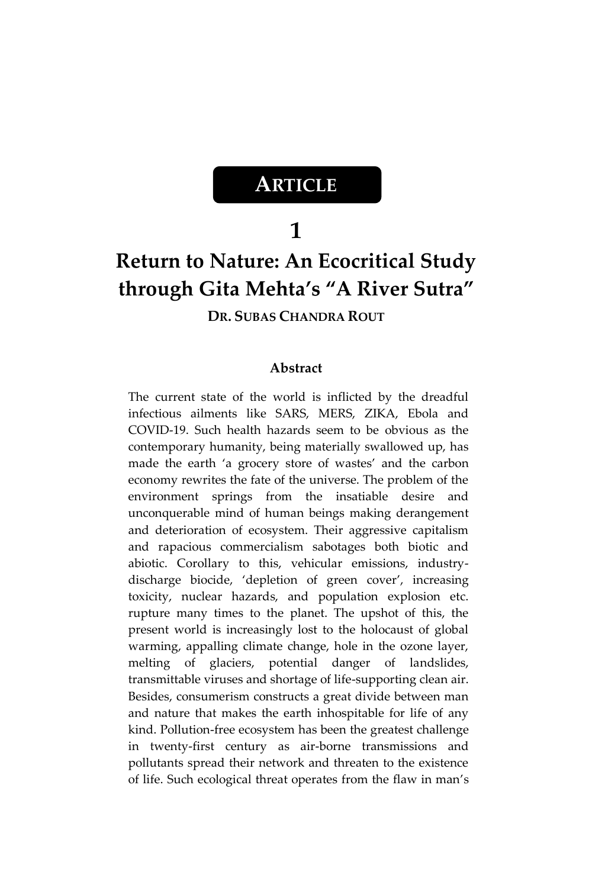**ARTICLE**

# 1

# Return to Nature: An Ecocritical Study through Gita Mehta's "A River Sutra"

**DR. SUBAS CHANDRA ROUT**

### Abstract

The current state of the world is inflicted by the dreadful infectious ailments like SARS, MERS, ZIKA, Ebola and COVID-19. Such health hazards seem to be obvious as the contemporary humanity, being materially swallowed up, has made the earth 'a grocery store of wastes' and the carbon economy rewrites the fate of the universe. The problem of the environment springs from the insatiable desire and unconquerable mind of human beings making derangement and deterioration of ecosystem. Their aggressive capitalism and rapacious commercialism sabotages both biotic and abiotic. Corollary to this, vehicular emissions, industry-discharge biocide, 'depletion of green cover', increasing toxicity, nuclear hazards, and population explosion etc. rupture many times to the planet. The upshot of this, the present world is increasingly lost to the holocaust of global warming, appalling climate change, hole in the ozone layer, melting of glaciers, potential danger of landslides, transmittable viruses and shortage of life-supporting clean air. Besides, consumerism constructs a great divide between man and nature that makes the earth inhospitable for life of any kind. Pollution-free ecosystem has been the greatest challenge in twenty-first century as air-borne transmissions and pollutants spread their network and threaten to the existence of life. Such ecological threat operates from the flaw in man's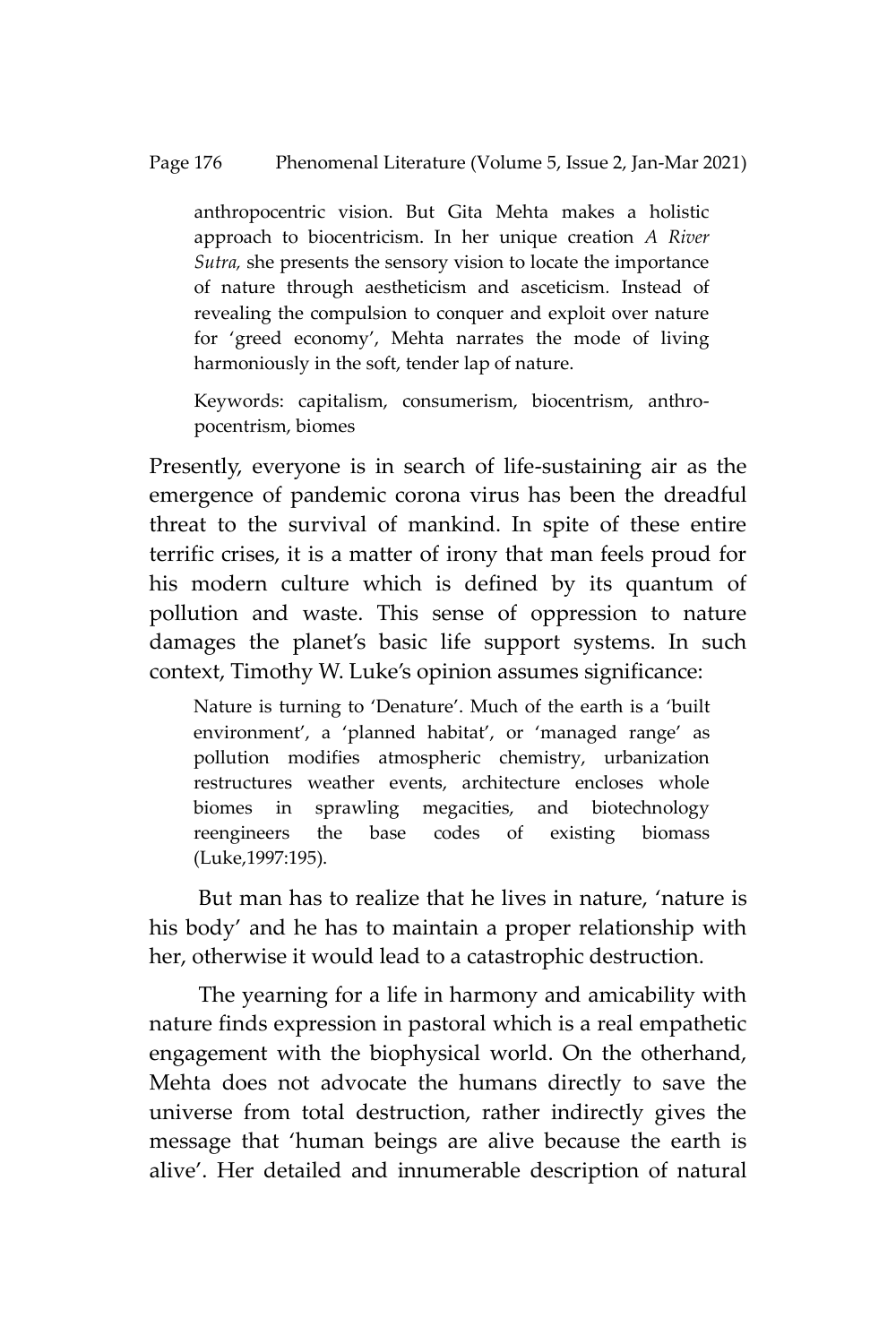anthropocentric vision. But Gita Mehta makes a holistic approach to biocentricism. In her unique creation *A River Sutra,* she presents the sensory vision to locate the importance of nature through aestheticism and asceticism. Instead of revealing the compulsion to conquer and exploit over nature for 'greed economy', Mehta narrates the mode of living harmoniously in the soft, tender lap of nature.

Keywords: capitalism, consumerism, biocentrism, anthropocentrism, biomes

Presently, everyone is in search of life-sustaining air as the emergence of pandemic corona virus has been the dreadful threat to the survival of mankind. In spite of these entire terrific crises, it is a matter of irony that man feels proud for his modern culture which is defined by its quantum of pollution and waste. This sense of oppression to nature damages the planet's basic life support systems. In such context, Timothy W. Luke's opinion assumes significance:

> Nature is turning to 'Denature'. Much of the earth is a 'built environment', a 'planned habitat', or 'managed range' as pollution modifies atmospheric chemistry, urbanization restructures weather events, architecture encloses whole biomes in sprawling megacities, and biotechnology reengineers the base codes of existing biomass (Luke,1997:195).

But man has to realize that he lives in nature, 'nature is his body' and he has to maintain a proper relationship with her, otherwise it would lead to a catastrophic destruction.

The yearning for a life in harmony and amicability with nature finds expression in pastoral which is a real empathetic engagement with the biophysical world. On the otherhand, Mehta does not advocate the humans directly to save the universe from total destruction, rather indirectly gives the message that 'human beings are alive because the earth is alive'. Her detailed and innumerable description of natural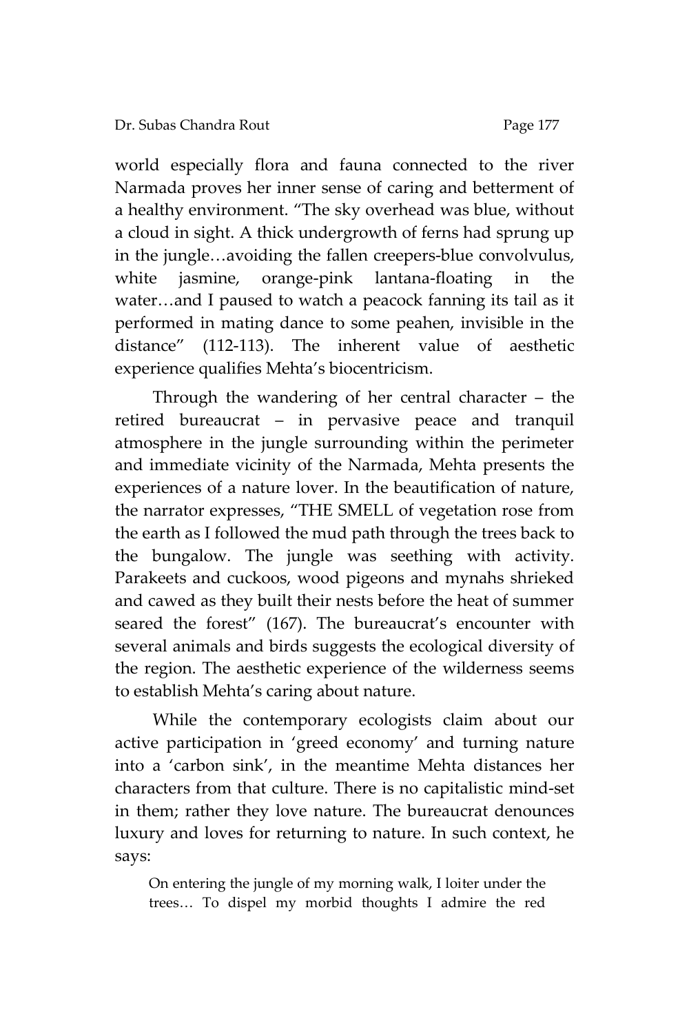world especially flora and fauna connected to the river Narmada proves her inner sense of caring and betterment of a healthy environment. "The sky overhead was blue, without a cloud in sight. A thick undergrowth of ferns had sprung up in the jungle…avoiding the fallen creepers-blue convolvulus, white jasmine, orange-pink lantana-floating in the water…and I paused to watch a peacock fanning its tail as it performed in mating dance to some peahen, invisible in the distance" (112-113). The inherent value of aesthetic experience qualifies Mehta's biocentricism.

Through the wandering of her central character – the retired bureaucrat – in pervasive peace and tranquil atmosphere in the jungle surrounding within the perimeter and immediate vicinity of the Narmada, Mehta presents the experiences of a nature lover. In the beautification of nature, the narrator expresses, "THE SMELL of vegetation rose from the earth as I followed the mud path through the trees back to the bungalow. The jungle was seething with activity. Parakeets and cuckoos, wood pigeons and mynahs shrieked and cawed as they built their nests before the heat of summer seared the forest" (167). The bureaucrat's encounter with several animals and birds suggests the ecological diversity of the region. The aesthetic experience of the wilderness seems to establish Mehta's caring about nature.

While the contemporary ecologists claim about our active participation in 'greed economy' and turning nature into a 'carbon sink', in the meantime Mehta distances her characters from that culture. There is no capitalistic mind-set in them; rather they love nature. The bureaucrat denounces luxury and loves for returning to nature. In such context, he says:

> On entering the jungle of my morning walk, I loiter under the trees… To dispel my morbid thoughts I admire the red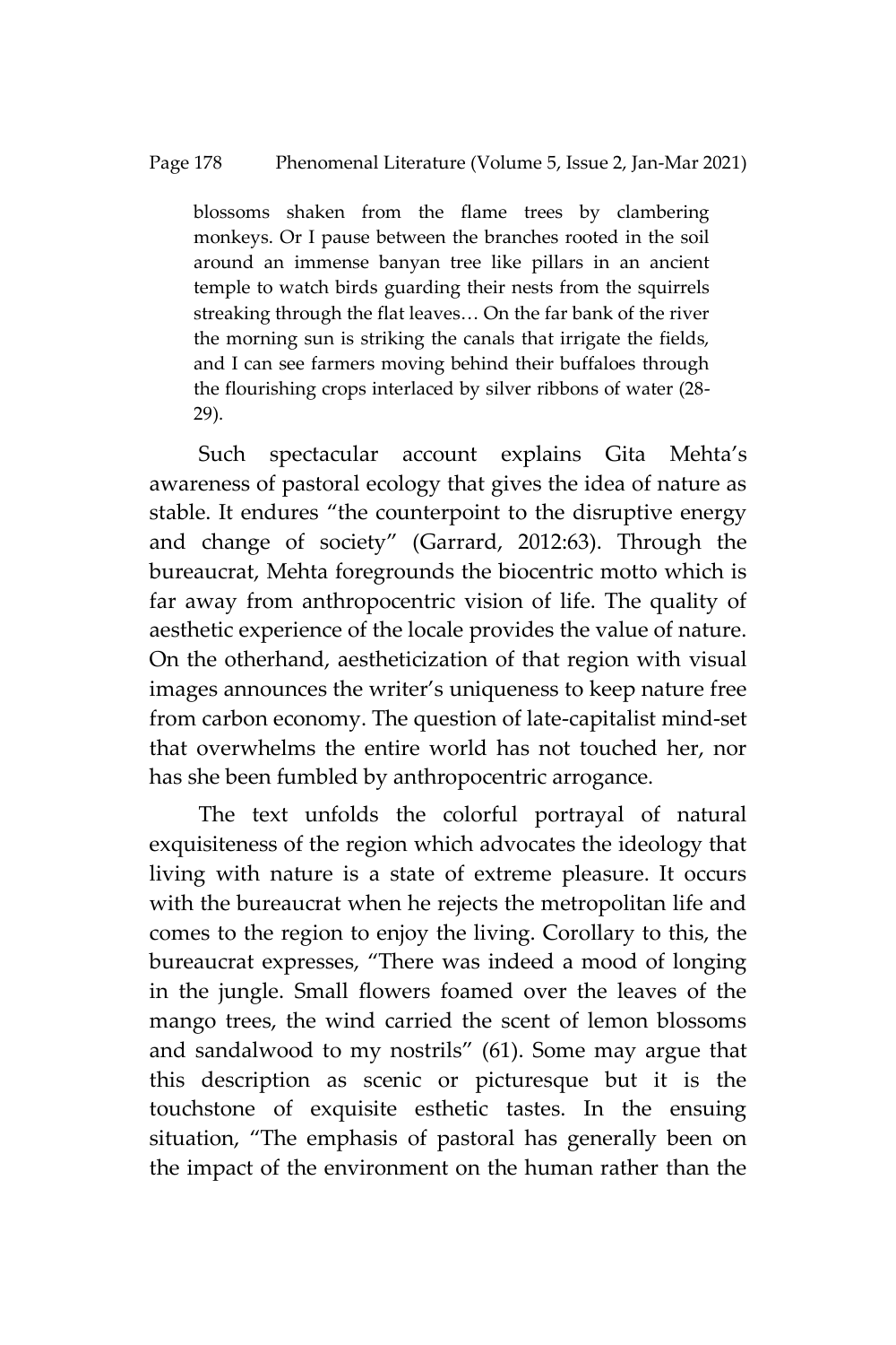> blossoms shaken from the flame trees by clambering monkeys. Or I pause between the branches rooted in the soil around an immense banyan tree like pillars in an ancient temple to watch birds guarding their nests from the squirrels streaking through the flat leaves… On the far bank of the river the morning sun is striking the canals that irrigate the fields, and I can see farmers moving behind their buffaloes through the flourishing crops interlaced by silver ribbons of water (28-29).

Such spectacular account explains Gita Mehta's awareness of pastoral ecology that gives the idea of nature as stable. It endures "the counterpoint to the disruptive energy and change of society" (Garrard, 2012:63). Through the bureaucrat, Mehta foregrounds the biocentric motto which is far away from anthropocentric vision of life. The quality of aesthetic experience of the locale provides the value of nature. On the otherhand, aestheticization of that region with visual images announces the writer's uniqueness to keep nature free from carbon economy. The question of late-capitalist mind-set that overwhelms the entire world has not touched her, nor has she been fumbled by anthropocentric arrogance.

The text unfolds the colorful portrayal of natural exquisiteness of the region which advocates the ideology that living with nature is a state of extreme pleasure. It occurs with the bureaucrat when he rejects the metropolitan life and comes to the region to enjoy the living. Corollary to this, the bureaucrat expresses, "There was indeed a mood of longing in the jungle. Small flowers foamed over the leaves of the mango trees, the wind carried the scent of lemon blossoms and sandalwood to my nostrils" (61). Some may argue that this description as scenic or picturesque but it is the touchstone of exquisite esthetic tastes. In the ensuing situation, "The emphasis of pastoral has generally been on the impact of the environment on the human rather than the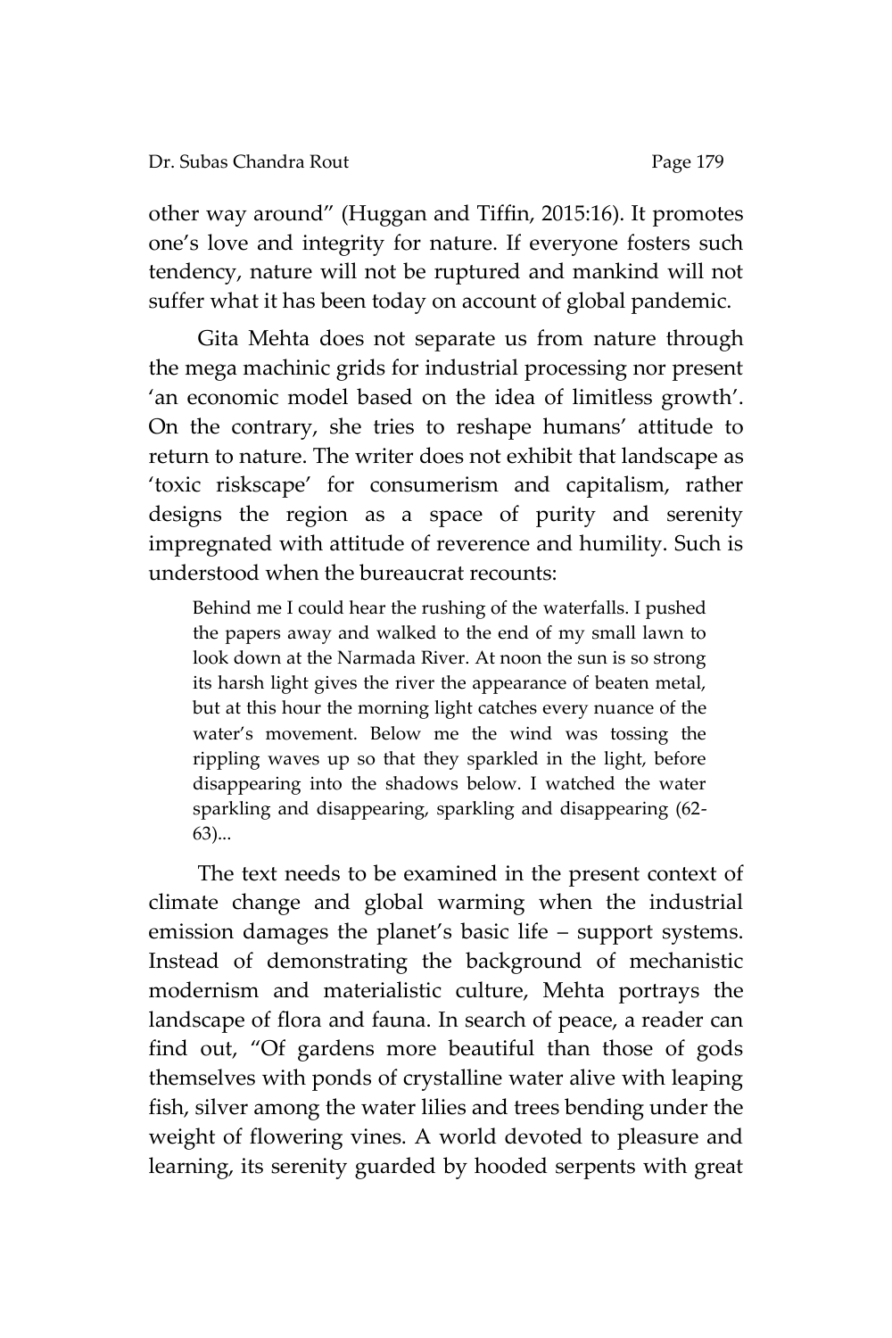other way around" (Huggan and Tiffin, 2015:16). It promotes one's love and integrity for nature. If everyone fosters such tendency, nature will not be ruptured and mankind will not suffer what it has been today on account of global pandemic.

Gita Mehta does not separate us from nature through the mega machinic grids for industrial processing nor present 'an economic model based on the idea of limitless growth'. On the contrary, she tries to reshape humans' attitude to return to nature. The writer does not exhibit that landscape as 'toxic riskscape' for consumerism and capitalism, rather designs the region as a space of purity and serenity impregnated with attitude of reverence and humility. Such is understood when the bureaucrat recounts:

> Behind me I could hear the rushing of the waterfalls. I pushed the papers away and walked to the end of my small lawn to look down at the Narmada River. At noon the sun is so strong its harsh light gives the river the appearance of beaten metal, but at this hour the morning light catches every nuance of the water's movement. Below me the wind was tossing the rippling waves up so that they sparkled in the light, before disappearing into the shadows below. I watched the water sparkling and disappearing, sparkling and disappearing (62-63)...

The text needs to be examined in the present context of climate change and global warming when the industrial emission damages the planet's basic life – support systems. Instead of demonstrating the background of mechanistic modernism and materialistic culture, Mehta portrays the landscape of flora and fauna. In search of peace, a reader can find out, "Of gardens more beautiful than those of gods themselves with ponds of crystalline water alive with leaping fish, silver among the water lilies and trees bending under the weight of flowering vines. A world devoted to pleasure and learning, its serenity guarded by hooded serpents with great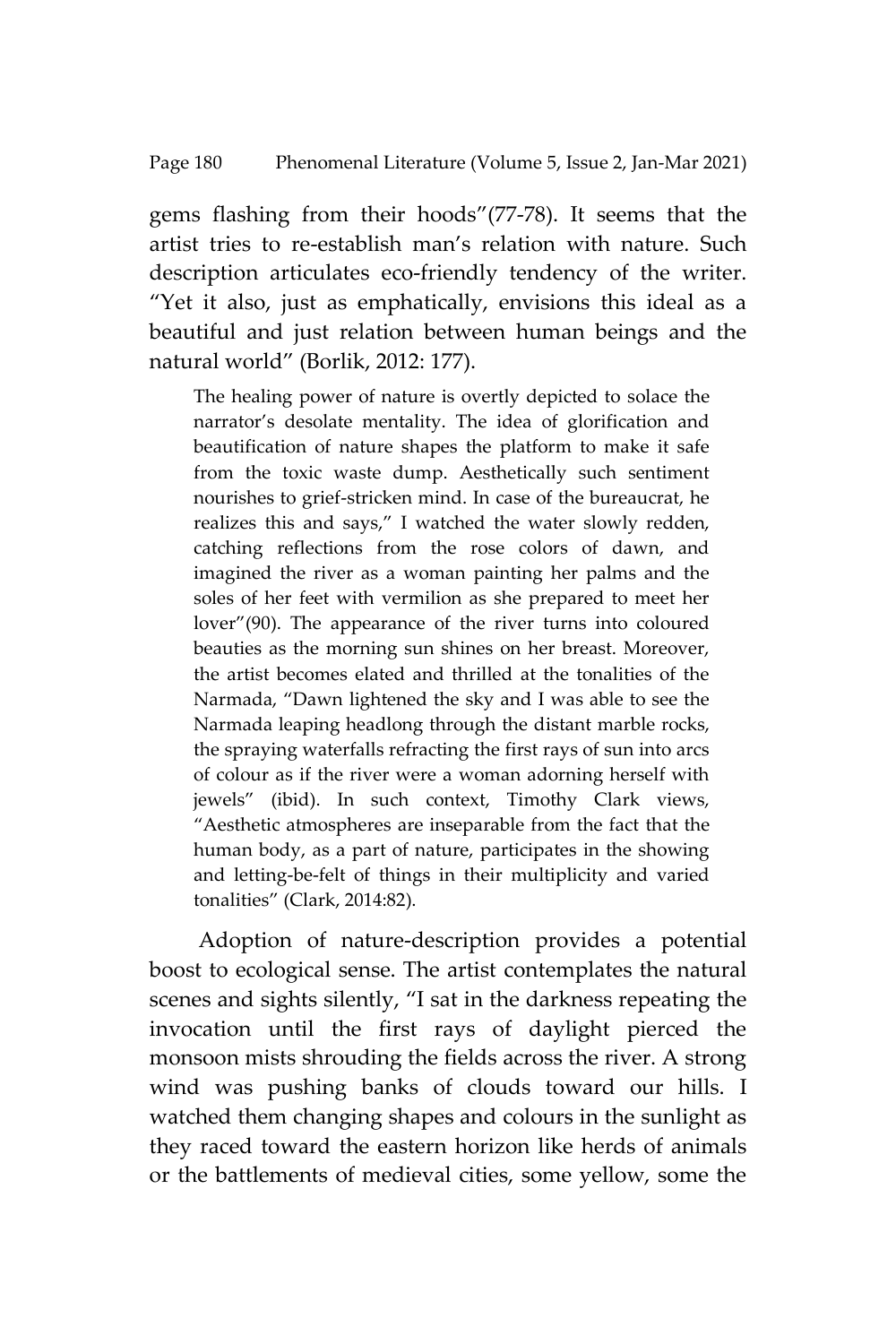gems flashing from their hoods"(77-78). It seems that the artist tries to re-establish man's relation with nature. Such description articulates eco-friendly tendency of the writer. "Yet it also, just as emphatically, envisions this ideal as a beautiful and just relation between human beings and the natural world" (Borlik, 2012: 177).

> The healing power of nature is overtly depicted to solace the narrator's desolate mentality. The idea of glorification and beautification of nature shapes the platform to make it safe from the toxic waste dump. Aesthetically such sentiment nourishes to grief-stricken mind. In case of the bureaucrat, he realizes this and says," I watched the water slowly redden, catching reflections from the rose colors of dawn, and imagined the river as a woman painting her palms and the soles of her feet with vermilion as she prepared to meet her lover"(90). The appearance of the river turns into coloured beauties as the morning sun shines on her breast. Moreover, the artist becomes elated and thrilled at the tonalities of the Narmada, "Dawn lightened the sky and I was able to see the Narmada leaping headlong through the distant marble rocks, the spraying waterfalls refracting the first rays of sun into arcs of colour as if the river were a woman adorning herself with jewels" (ibid). In such context, Timothy Clark views, "Aesthetic atmospheres are inseparable from the fact that the human body, as a part of nature, participates in the showing and letting-be-felt of things in their multiplicity and varied tonalities" (Clark, 2014:82).

Adoption of nature-description provides a potential boost to ecological sense. The artist contemplates the natural scenes and sights silently, "I sat in the darkness repeating the invocation until the first rays of daylight pierced the monsoon mists shrouding the fields across the river. A strong wind was pushing banks of clouds toward our hills. I watched them changing shapes and colours in the sunlight as they raced toward the eastern horizon like herds of animals or the battlements of medieval cities, some yellow, some the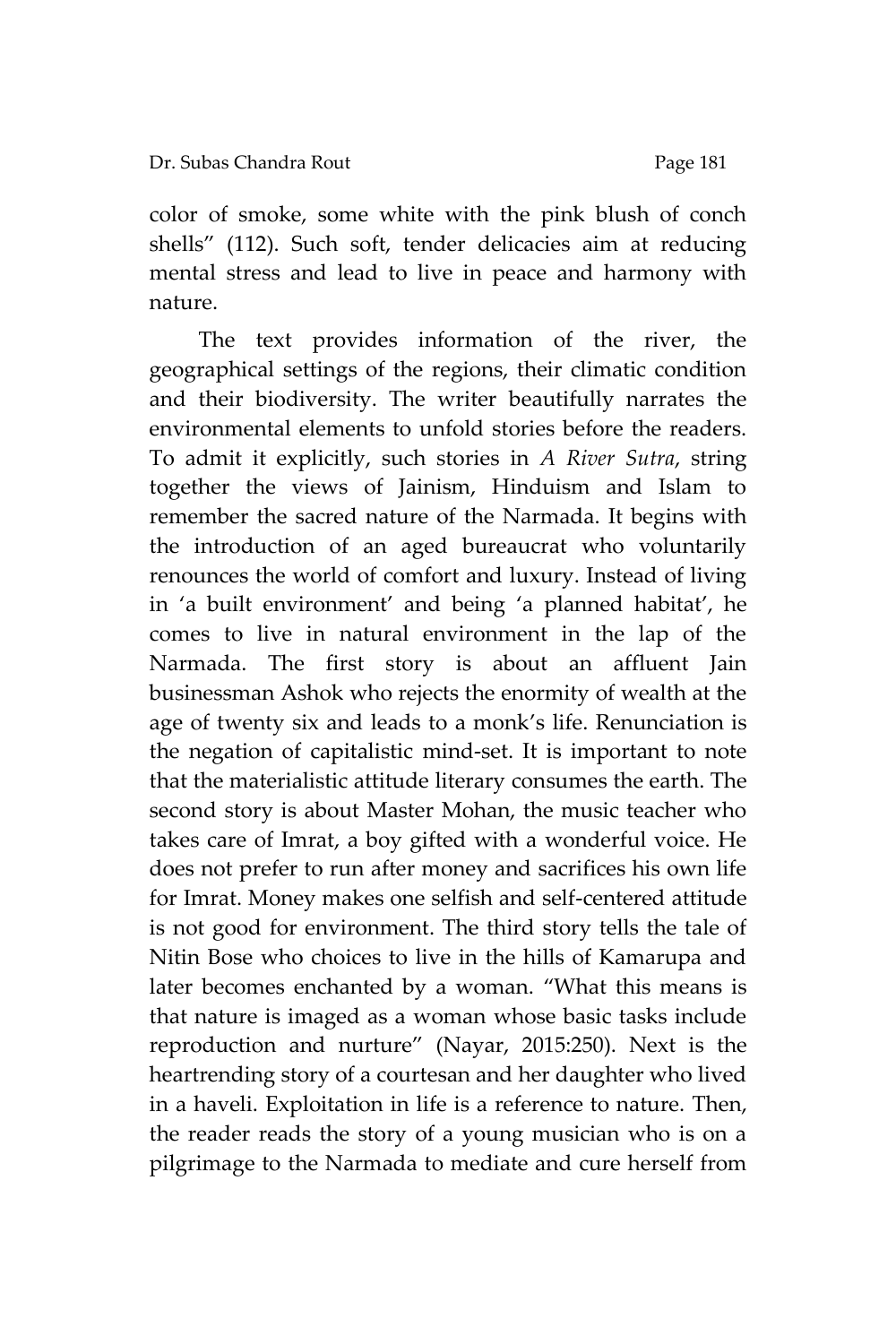color of smoke, some white with the pink blush of conch shells" (112). Such soft, tender delicacies aim at reducing mental stress and lead to live in peace and harmony with nature.

The text provides information of the river, the geographical settings of the regions, their climatic condition and their biodiversity. The writer beautifully narrates the environmental elements to unfold stories before the readers. To admit it explicitly, such stories in *A River Sutra*, string together the views of Jainism, Hinduism and Islam to remember the sacred nature of the Narmada. It begins with the introduction of an aged bureaucrat who voluntarily renounces the world of comfort and luxury. Instead of living in 'a built environment' and being 'a planned habitat', he comes to live in natural environment in the lap of the Narmada. The first story is about an affluent Jain businessman Ashok who rejects the enormity of wealth at the age of twenty six and leads to a monk's life. Renunciation is the negation of capitalistic mind-set. It is important to note that the materialistic attitude literary consumes the earth. The second story is about Master Mohan, the music teacher who takes care of Imrat, a boy gifted with a wonderful voice. He does not prefer to run after money and sacrifices his own life for Imrat. Money makes one selfish and self-centered attitude is not good for environment. The third story tells the tale of Nitin Bose who choices to live in the hills of Kamarupa and later becomes enchanted by a woman. "What this means is that nature is imaged as a woman whose basic tasks include reproduction and nurture" (Nayar, 2015:250). Next is the heartrending story of a courtesan and her daughter who lived in a haveli. Exploitation in life is a reference to nature. Then, the reader reads the story of a young musician who is on a pilgrimage to the Narmada to mediate and cure herself from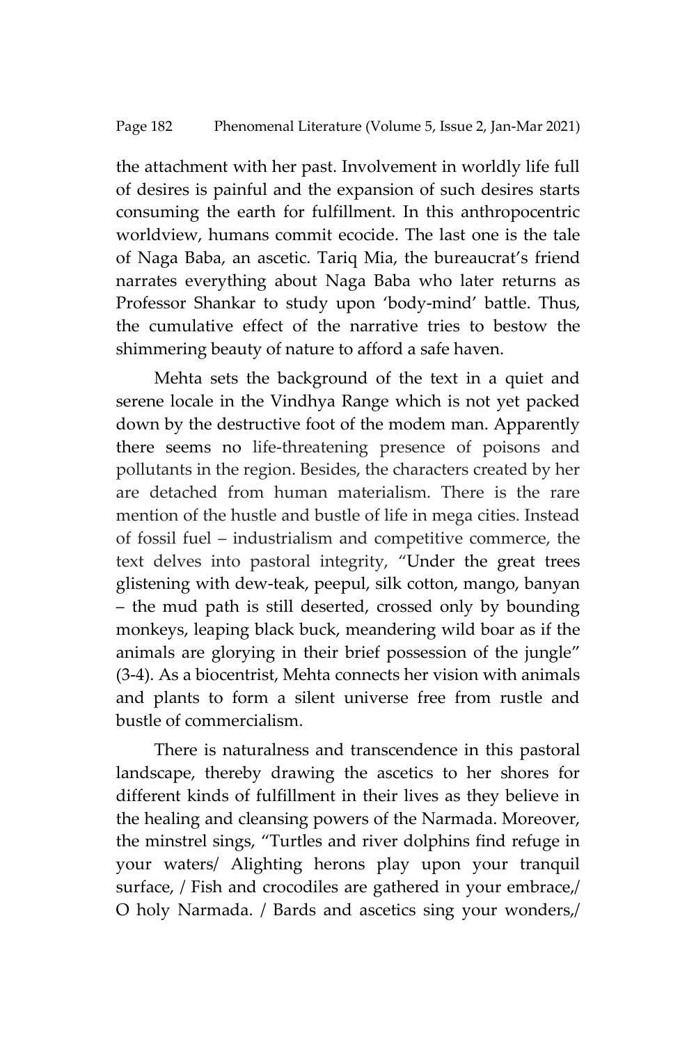the attachment with her past. Involvement in worldly life full of desires is painful and the expansion of such desires starts consuming the earth for fulfillment. In this anthropocentric worldview, humans commit ecocide. The last one is the tale of Naga Baba, an ascetic. Tariq Mia, the bureaucrat's friend narrates everything about Naga Baba who later returns as Professor Shankar to study upon 'body-mind' battle. Thus, the cumulative effect of the narrative tries to bestow the shimmering beauty of nature to afford a safe haven.

Mehta sets the background of the text in a quiet and serene locale in the Vindhya Range which is not yet packed down by the destructive foot of the modem man. Apparently there seems no life-threatening presence of poisons and pollutants in the region. Besides, the characters created by her are detached from human materialism. There is the rare mention of the hustle and bustle of life in mega cities. Instead of fossil fuel – industrialism and competitive commerce, the text delves into pastoral integrity, "Under the great trees glistening with dew-teak, peepul, silk cotton, mango, banyan – the mud path is still deserted, crossed only by bounding monkeys, leaping black buck, meandering wild boar as if the animals are glorying in their brief possession of the jungle" (3-4). As a biocentrist, Mehta connects her vision with animals and plants to form a silent universe free from rustle and bustle of commercialism.

There is naturalness and transcendence in this pastoral landscape, thereby drawing the ascetics to her shores for different kinds of fulfillment in their lives as they believe in the healing and cleansing powers of the Narmada. Moreover, the minstrel sings, "Turtles and river dolphins find refuge in your waters/ Alighting herons play upon your tranquil surface, / Fish and crocodiles are gathered in your embrace,/ O holy Narmada. / Bards and ascetics sing your wonders,/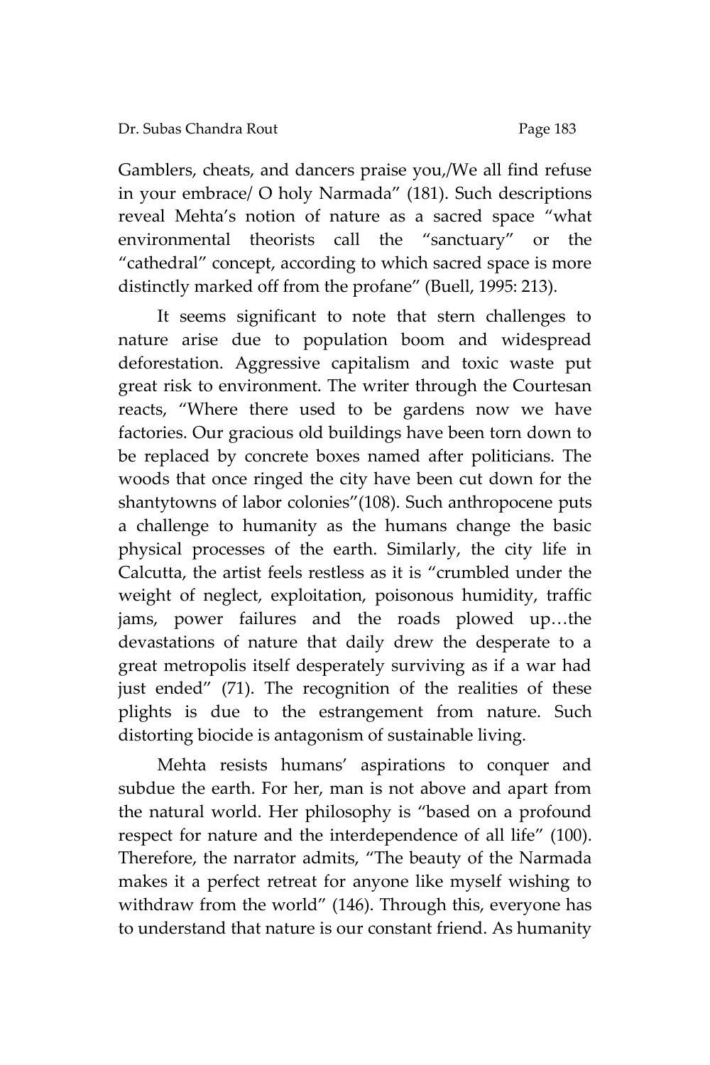Gamblers, cheats, and dancers praise you,/We all find refuse in your embrace/ O holy Narmada" (181). Such descriptions reveal Mehta's notion of nature as a sacred space "what environmental theorists call the "sanctuary" or the "cathedral" concept, according to which sacred space is more distinctly marked off from the profane" (Buell, 1995: 213).

It seems significant to note that stern challenges to nature arise due to population boom and widespread deforestation. Aggressive capitalism and toxic waste put great risk to environment. The writer through the Courtesan reacts, "Where there used to be gardens now we have factories. Our gracious old buildings have been torn down to be replaced by concrete boxes named after politicians. The woods that once ringed the city have been cut down for the shantytowns of labor colonies"(108). Such anthropocene puts a challenge to humanity as the humans change the basic physical processes of the earth. Similarly, the city life in Calcutta, the artist feels restless as it is "crumbled under the weight of neglect, exploitation, poisonous humidity, traffic jams, power failures and the roads plowed up…the devastations of nature that daily drew the desperate to a great metropolis itself desperately surviving as if a war had just ended" (71). The recognition of the realities of these plights is due to the estrangement from nature. Such distorting biocide is antagonism of sustainable living.

Mehta resists humans' aspirations to conquer and subdue the earth. For her, man is not above and apart from the natural world. Her philosophy is "based on a profound respect for nature and the interdependence of all life" (100). Therefore, the narrator admits, "The beauty of the Narmada makes it a perfect retreat for anyone like myself wishing to withdraw from the world" (146). Through this, everyone has to understand that nature is our constant friend. As humanity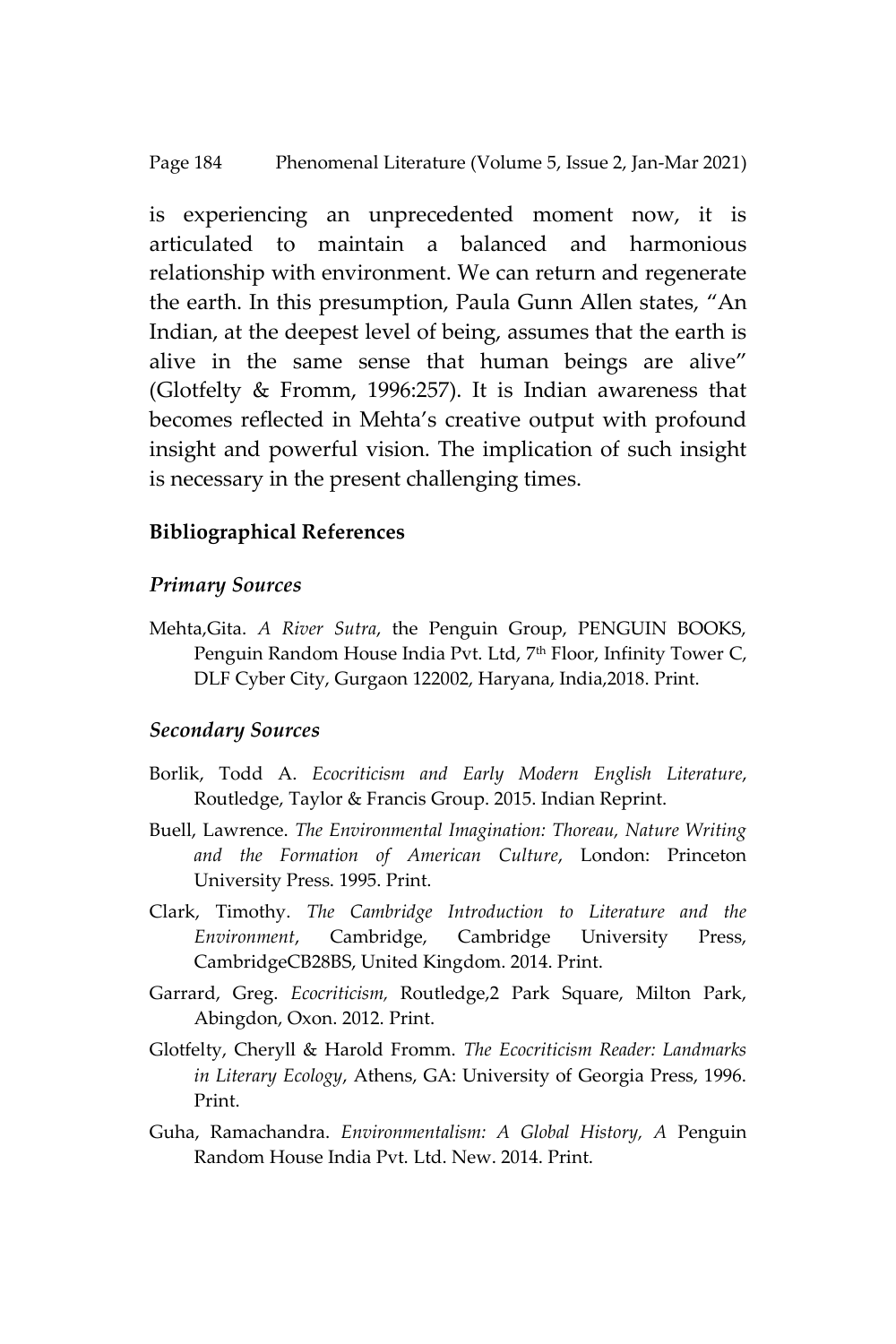is experiencing an unprecedented moment now, it is articulated to maintain a balanced and harmonious relationship with environment. We can return and regenerate the earth. In this presumption, Paula Gunn Allen states, "An Indian, at the deepest level of being, assumes that the earth is alive in the same sense that human beings are alive" (Glotfelty & Fromm, 1996:257). It is Indian awareness that becomes reflected in Mehta's creative output with profound insight and powerful vision. The implication of such insight is necessary in the present challenging times.

## Bibliographical References

### *Primary Sources*

Mehta,Gita. *A River Sutra*, the Penguin Group, PENGUIN BOOKS, Penguin Random House India Pvt. Ltd, 7th Floor, Infinity Tower C, DLF Cyber City, Gurgaon 122002, Haryana, India,2018. Print.

### *Secondary Sources*

Borlik, Todd A. *Ecocriticism and Early Modern English Literature*, Routledge, Taylor & Francis Group. 2015. Indian Reprint.

Buell, Lawrence. *The Environmental Imagination: Thoreau, Nature Writing and the Formation of American Culture*, London: Princeton University Press. 1995. Print.

Clark, Timothy. *The Cambridge Introduction to Literature and the Environment*, Cambridge, Cambridge University Press, CambridgeCB28BS, United Kingdom. 2014. Print.

Garrard, Greg. *Ecocriticism,* Routledge,2 Park Square, Milton Park, Abingdon, Oxon. 2012. Print.

Glotfelty, Cheryll & Harold Fromm. *The Ecocriticism Reader: Landmarks in Literary Ecology*, Athens, GA: University of Georgia Press, 1996. Print.

Guha, Ramachandra. *Environmentalism: A Global History, A* Penguin Random House India Pvt. Ltd. New. 2014. Print.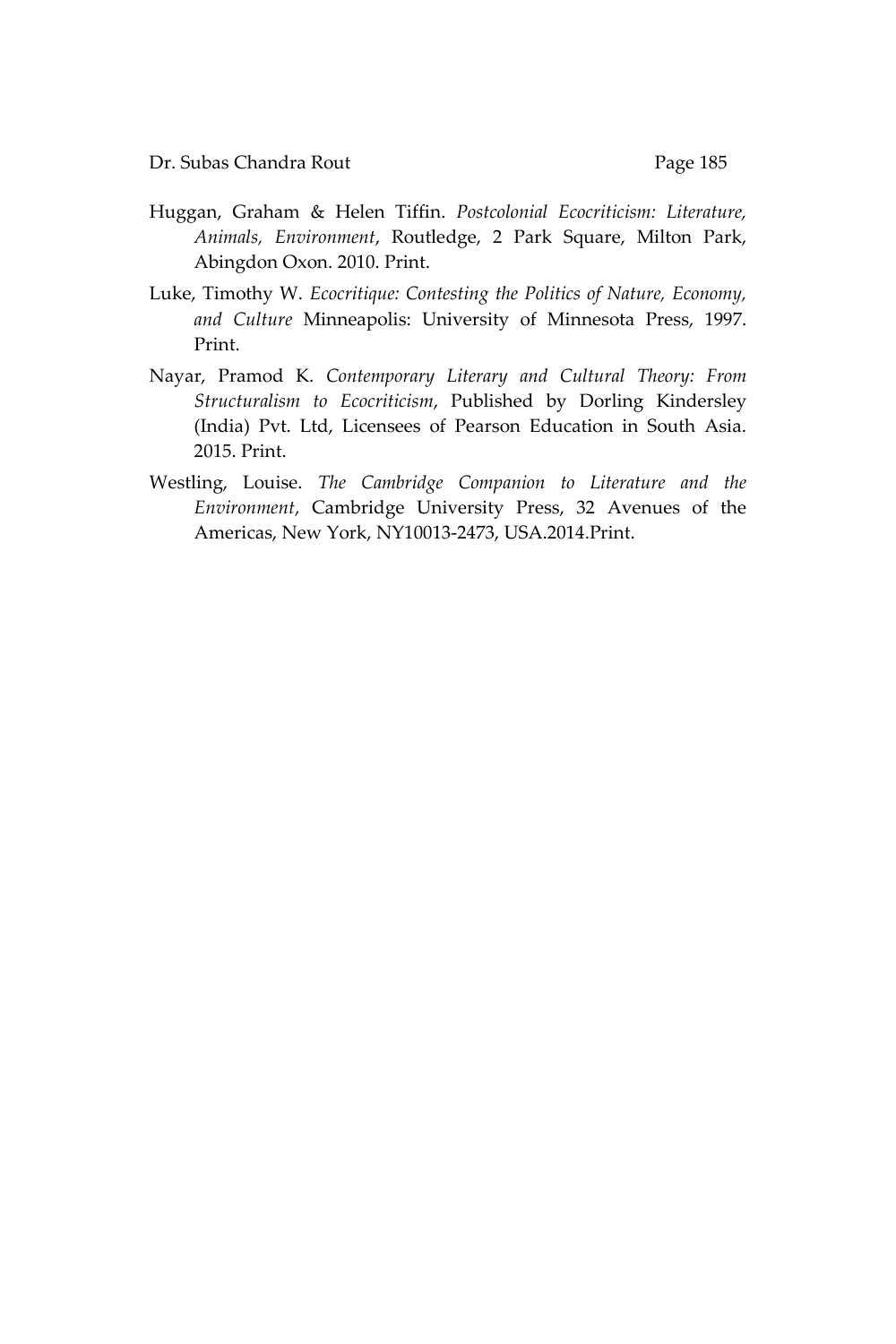Huggan, Graham & Helen Tiffin. *Postcolonial Ecocriticism: Literature, Animals, Environment*, Routledge, 2 Park Square, Milton Park, Abingdon Oxon. 2010. Print.

Luke, Timothy W. *Ecocritique: Contesting the Politics of Nature, Economy, and Culture* Minneapolis: University of Minnesota Press, 1997. Print.

Nayar, Pramod K. *Contemporary Literary and Cultural Theory: From Structuralism to Ecocriticism*, Published by Dorling Kindersley (India) Pvt. Ltd, Licensees of Pearson Education in South Asia. 2015. Print.

Westling, Louise. *The Cambridge Companion to Literature and the Environment*, Cambridge University Press, 32 Avenues of the Americas, New York, NY10013-2473, USA.2014.Print.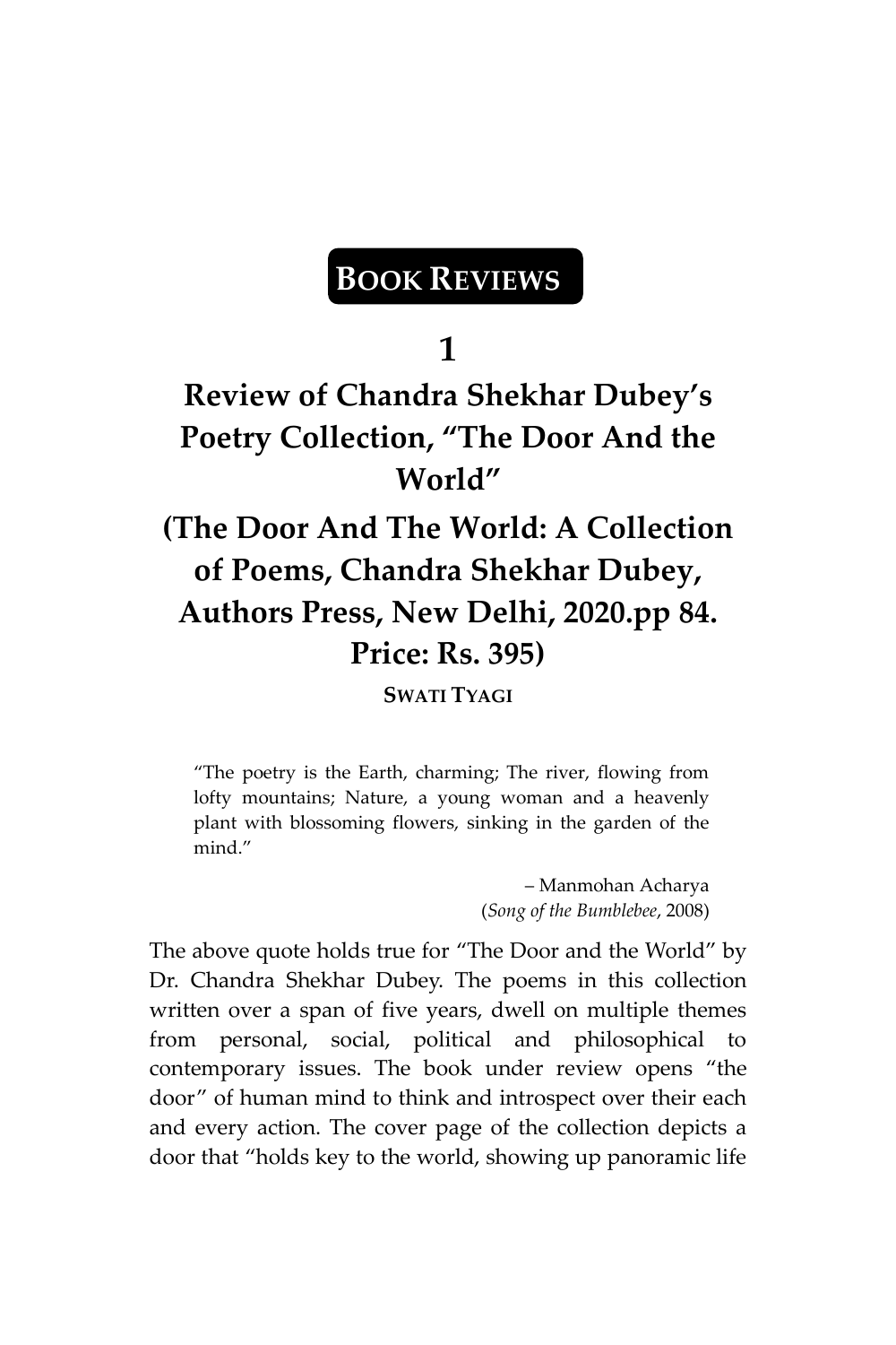# BOOK REVIEWS

## 1

## Review of Chandra Shekhar Dubey's Poetry Collection, "The Door And the World"

## (The Door And The World: A Collection of Poems, Chandra Shekhar Dubey, Authors Press, New Delhi, 2020.pp 84. Price: Rs. 395)

**SWATI TYAGI**

> "The poetry is the Earth, charming; The river, flowing from lofty mountains; Nature, a young woman and a heavenly plant with blossoming flowers, sinking in the garden of the mind."
>
> – Manmohan Acharya
> (*Song of the Bumblebee*, 2008)

The above quote holds true for "The Door and the World" by Dr. Chandra Shekhar Dubey. The poems in this collection written over a span of five years, dwell on multiple themes from personal, social, political and philosophical to contemporary issues. The book under review opens "the door" of human mind to think and introspect over their each and every action. The cover page of the collection depicts a door that "holds key to the world, showing up panoramic life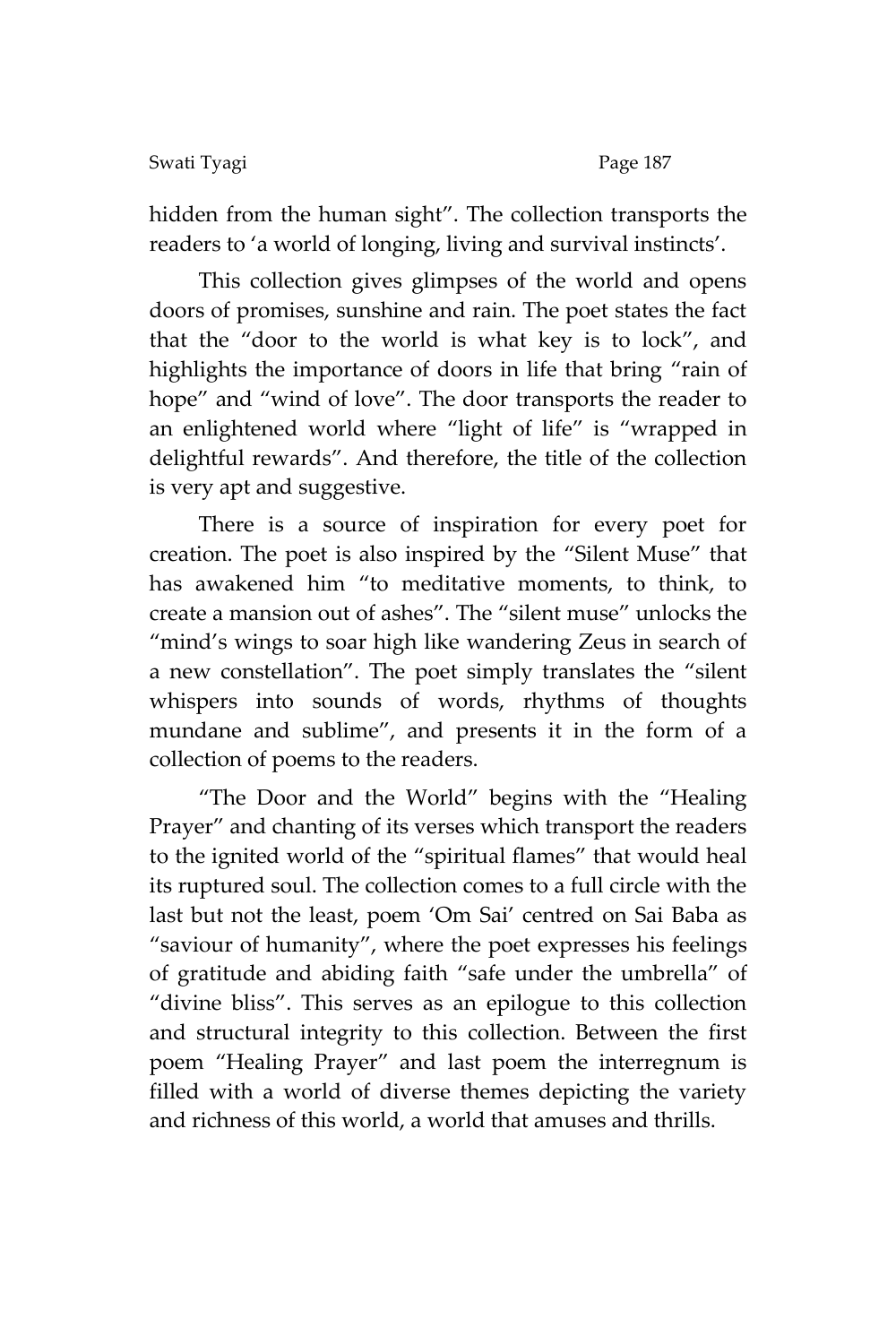hidden from the human sight". The collection transports the readers to 'a world of longing, living and survival instincts'.

This collection gives glimpses of the world and opens doors of promises, sunshine and rain. The poet states the fact that the "door to the world is what key is to lock", and highlights the importance of doors in life that bring "rain of hope" and "wind of love". The door transports the reader to an enlightened world where "light of life" is "wrapped in delightful rewards". And therefore, the title of the collection is very apt and suggestive.

There is a source of inspiration for every poet for creation. The poet is also inspired by the "Silent Muse" that has awakened him "to meditative moments, to think, to create a mansion out of ashes". The "silent muse" unlocks the "mind's wings to soar high like wandering Zeus in search of a new constellation". The poet simply translates the "silent whispers into sounds of words, rhythms of thoughts mundane and sublime", and presents it in the form of a collection of poems to the readers.

"The Door and the World" begins with the "Healing Prayer" and chanting of its verses which transport the readers to the ignited world of the "spiritual flames" that would heal its ruptured soul. The collection comes to a full circle with the last but not the least, poem 'Om Sai' centred on Sai Baba as "saviour of humanity", where the poet expresses his feelings of gratitude and abiding faith "safe under the umbrella" of "divine bliss". This serves as an epilogue to this collection and structural integrity to this collection. Between the first poem "Healing Prayer" and last poem the interregnum is filled with a world of diverse themes depicting the variety and richness of this world, a world that amuses and thrills.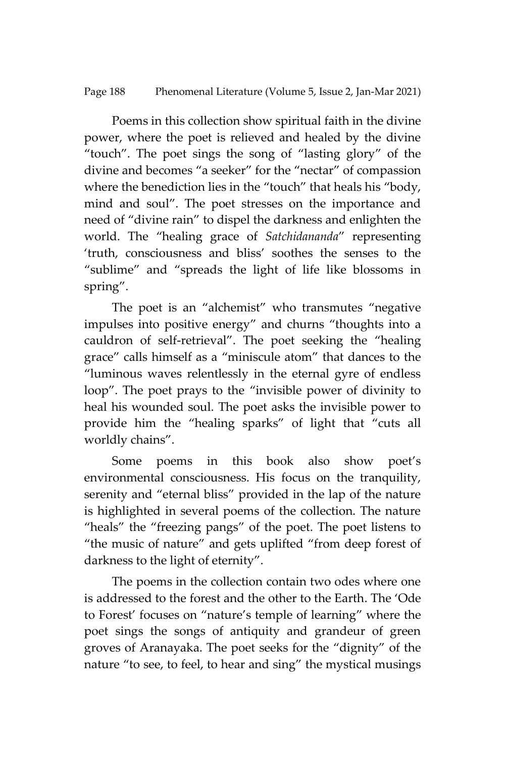Poems in this collection show spiritual faith in the divine power, where the poet is relieved and healed by the divine "touch". The poet sings the song of "lasting glory" of the divine and becomes "a seeker" for the "nectar" of compassion where the benediction lies in the "touch" that heals his "body, mind and soul". The poet stresses on the importance and need of "divine rain" to dispel the darkness and enlighten the world. The "healing grace of *Satchidananda*" representing 'truth, consciousness and bliss' soothes the senses to the "sublime" and "spreads the light of life like blossoms in spring".

The poet is an "alchemist" who transmutes "negative impulses into positive energy" and churns "thoughts into a cauldron of self-retrieval". The poet seeking the "healing grace" calls himself as a "miniscule atom" that dances to the "luminous waves relentlessly in the eternal gyre of endless loop". The poet prays to the "invisible power of divinity to heal his wounded soul. The poet asks the invisible power to provide him the "healing sparks" of light that "cuts all worldly chains".

Some poems in this book also show poet's environmental consciousness. His focus on the tranquility, serenity and "eternal bliss" provided in the lap of the nature is highlighted in several poems of the collection. The nature "heals" the "freezing pangs" of the poet. The poet listens to "the music of nature" and gets uplifted "from deep forest of darkness to the light of eternity".

The poems in the collection contain two odes where one is addressed to the forest and the other to the Earth. The 'Ode to Forest' focuses on "nature's temple of learning" where the poet sings the songs of antiquity and grandeur of green groves of Aranayaka. The poet seeks for the "dignity" of the nature "to see, to feel, to hear and sing" the mystical musings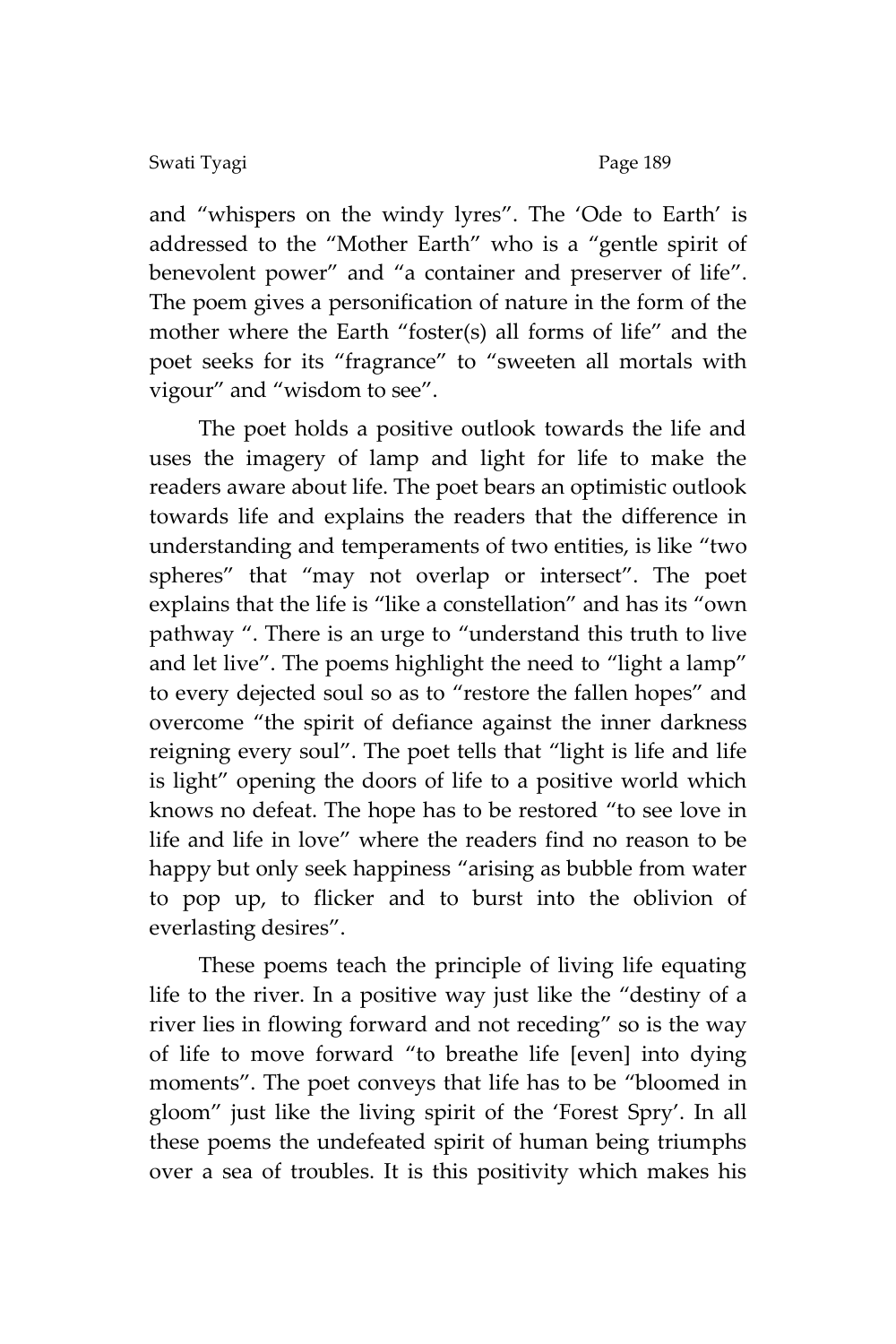and "whispers on the windy lyres". The 'Ode to Earth' is addressed to the "Mother Earth" who is a "gentle spirit of benevolent power" and "a container and preserver of life". The poem gives a personification of nature in the form of the mother where the Earth "foster(s) all forms of life" and the poet seeks for its "fragrance" to "sweeten all mortals with vigour" and "wisdom to see".

The poet holds a positive outlook towards the life and uses the imagery of lamp and light for life to make the readers aware about life. The poet bears an optimistic outlook towards life and explains the readers that the difference in understanding and temperaments of two entities, is like "two spheres" that "may not overlap or intersect". The poet explains that the life is "like a constellation" and has its "own pathway ". There is an urge to "understand this truth to live and let live". The poems highlight the need to "light a lamp" to every dejected soul so as to "restore the fallen hopes" and overcome "the spirit of defiance against the inner darkness reigning every soul". The poet tells that "light is life and life is light" opening the doors of life to a positive world which knows no defeat. The hope has to be restored "to see love in life and life in love" where the readers find no reason to be happy but only seek happiness "arising as bubble from water to pop up, to flicker and to burst into the oblivion of everlasting desires".

These poems teach the principle of living life equating life to the river. In a positive way just like the "destiny of a river lies in flowing forward and not receding" so is the way of life to move forward "to breathe life [even] into dying moments". The poet conveys that life has to be "bloomed in gloom" just like the living spirit of the 'Forest Spry'. In all these poems the undefeated spirit of human being triumphs over a sea of troubles. It is this positivity which makes his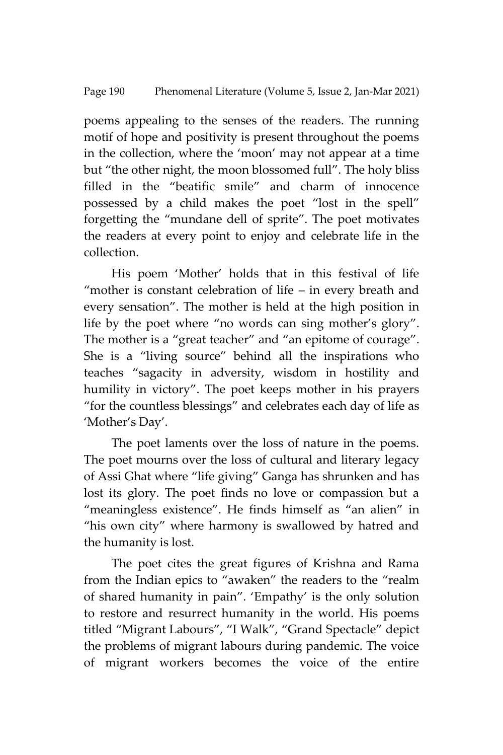poems appealing to the senses of the readers. The running motif of hope and positivity is present throughout the poems in the collection, where the 'moon' may not appear at a time but "the other night, the moon blossomed full". The holy bliss filled in the "beatific smile" and charm of innocence possessed by a child makes the poet "lost in the spell" forgetting the "mundane dell of sprite". The poet motivates the readers at every point to enjoy and celebrate life in the collection.

His poem 'Mother' holds that in this festival of life "mother is constant celebration of life – in every breath and every sensation". The mother is held at the high position in life by the poet where "no words can sing mother's glory". The mother is a "great teacher" and "an epitome of courage". She is a "living source" behind all the inspirations who teaches "sagacity in adversity, wisdom in hostility and humility in victory". The poet keeps mother in his prayers "for the countless blessings" and celebrates each day of life as 'Mother's Day'.

The poet laments over the loss of nature in the poems. The poet mourns over the loss of cultural and literary legacy of Assi Ghat where "life giving" Ganga has shrunken and has lost its glory. The poet finds no love or compassion but a "meaningless existence". He finds himself as "an alien" in "his own city" where harmony is swallowed by hatred and the humanity is lost.

The poet cites the great figures of Krishna and Rama from the Indian epics to "awaken" the readers to the "realm of shared humanity in pain". 'Empathy' is the only solution to restore and resurrect humanity in the world. His poems titled "Migrant Labours", "I Walk", "Grand Spectacle" depict the problems of migrant labours during pandemic. The voice of migrant workers becomes the voice of the entire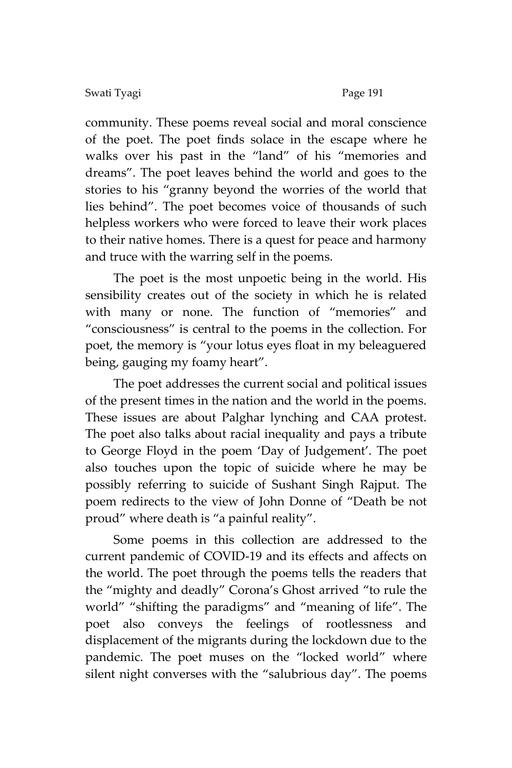community. These poems reveal social and moral conscience of the poet. The poet finds solace in the escape where he walks over his past in the "land" of his "memories and dreams". The poet leaves behind the world and goes to the stories to his "granny beyond the worries of the world that lies behind". The poet becomes voice of thousands of such helpless workers who were forced to leave their work places to their native homes. There is a quest for peace and harmony and truce with the warring self in the poems.

The poet is the most unpoetic being in the world. His sensibility creates out of the society in which he is related with many or none. The function of "memories" and "consciousness" is central to the poems in the collection. For poet, the memory is "your lotus eyes float in my beleaguered being, gauging my foamy heart".

The poet addresses the current social and political issues of the present times in the nation and the world in the poems. These issues are about Palghar lynching and CAA protest. The poet also talks about racial inequality and pays a tribute to George Floyd in the poem 'Day of Judgement'. The poet also touches upon the topic of suicide where he may be possibly referring to suicide of Sushant Singh Rajput. The poem redirects to the view of John Donne of "Death be not proud" where death is "a painful reality".

Some poems in this collection are addressed to the current pandemic of COVID-19 and its effects and affects on the world. The poet through the poems tells the readers that the "mighty and deadly" Corona's Ghost arrived "to rule the world" "shifting the paradigms" and "meaning of life". The poet also conveys the feelings of rootlessness and displacement of the migrants during the lockdown due to the pandemic. The poet muses on the "locked world" where silent night converses with the "salubrious day". The poems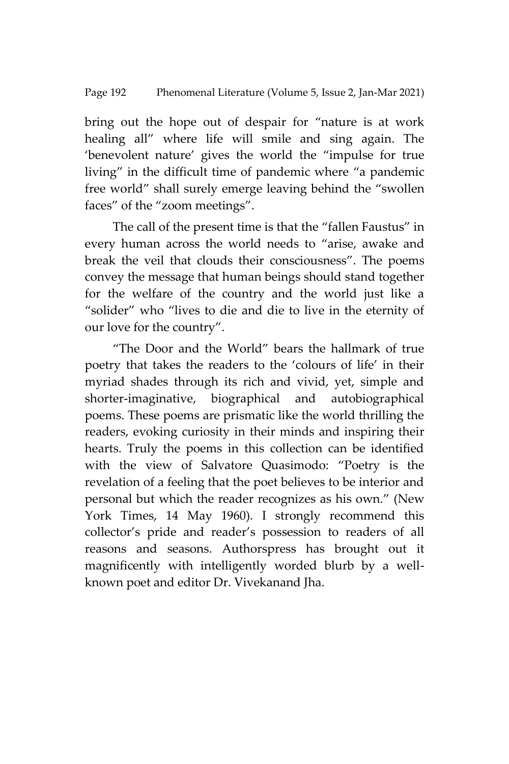bring out the hope out of despair for "nature is at work healing all" where life will smile and sing again. The 'benevolent nature' gives the world the "impulse for true living" in the difficult time of pandemic where "a pandemic free world" shall surely emerge leaving behind the "swollen faces" of the "zoom meetings".

The call of the present time is that the "fallen Faustus" in every human across the world needs to "arise, awake and break the veil that clouds their consciousness". The poems convey the message that human beings should stand together for the welfare of the country and the world just like a "solider" who "lives to die and die to live in the eternity of our love for the country".

"The Door and the World" bears the hallmark of true poetry that takes the readers to the 'colours of life' in their myriad shades through its rich and vivid, yet, simple and shorter-imaginative, biographical and autobiographical poems. These poems are prismatic like the world thrilling the readers, evoking curiosity in their minds and inspiring their hearts. Truly the poems in this collection can be identified with the view of Salvatore Quasimodo: "Poetry is the revelation of a feeling that the poet believes to be interior and personal but which the reader recognizes as his own." (New York Times, 14 May 1960). I strongly recommend this collector's pride and reader's possession to readers of all reasons and seasons. Authorspress has brought out it magnificently with intelligently worded blurb by a well-known poet and editor Dr. Vivekanand Jha.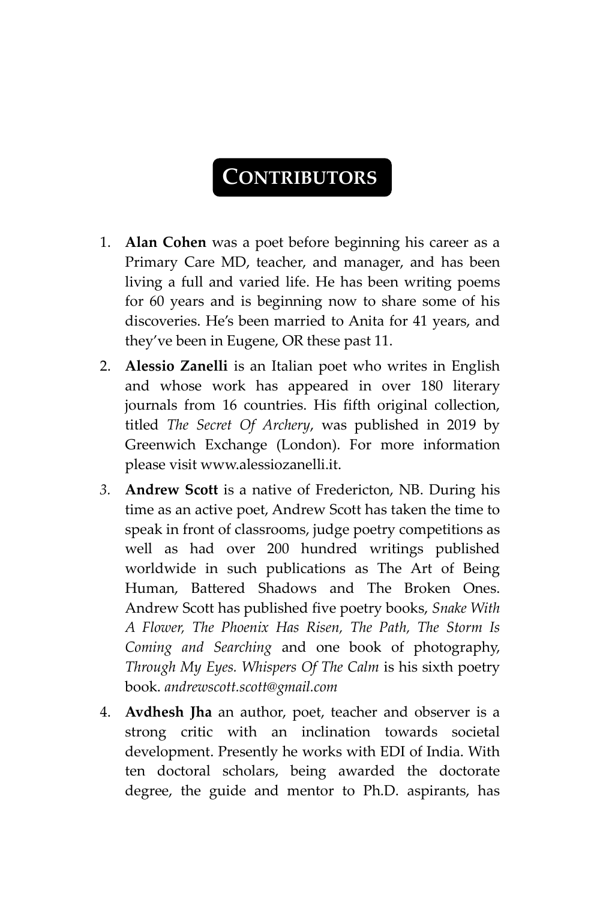# CONTRIBUTORS

1. **Alan Cohen** was a poet before beginning his career as a Primary Care MD, teacher, and manager, and has been living a full and varied life. He has been writing poems for 60 years and is beginning now to share some of his discoveries. He's been married to Anita for 41 years, and they've been in Eugene, OR these past 11.

2. **Alessio Zanelli** is an Italian poet who writes in English and whose work has appeared in over 180 literary journals from 16 countries. His fifth original collection, titled *The Secret Of Archery*, was published in 2019 by Greenwich Exchange (London). For more information please visit www.alessiozanelli.it.

3. **Andrew Scott** is a native of Fredericton, NB. During his time as an active poet, Andrew Scott has taken the time to speak in front of classrooms, judge poetry competitions as well as had over 200 hundred writings published worldwide in such publications as The Art of Being Human, Battered Shadows and The Broken Ones. Andrew Scott has published five poetry books, *Snake With A Flower, The Phoenix Has Risen, The Path, The Storm Is Coming and Searching* and one book of photography, *Through My Eyes. Whispers Of The Calm* is his sixth poetry book. *andrewscott.scott@gmail.com*

4. **Avdhesh Jha** an author, poet, teacher and observer is a strong critic with an inclination towards societal development. Presently he works with EDI of India. With ten doctoral scholars, being awarded the doctorate degree, the guide and mentor to Ph.D. aspirants, has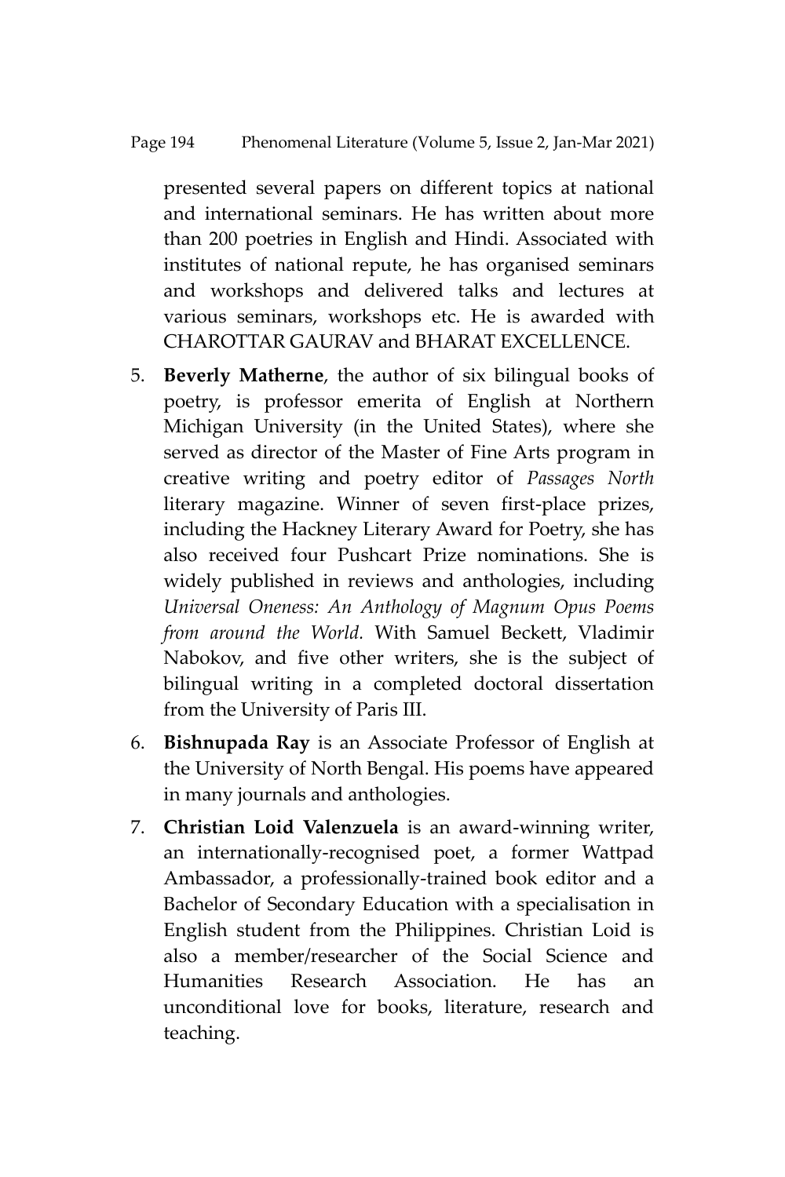presented several papers on different topics at national and international seminars. He has written about more than 200 poetries in English and Hindi. Associated with institutes of national repute, he has organised seminars and workshops and delivered talks and lectures at various seminars, workshops etc. He is awarded with CHAROTTAR GAURAV and BHARAT EXCELLENCE.

5. **Beverly Matherne**, the author of six bilingual books of poetry, is professor emerita of English at Northern Michigan University (in the United States), where she served as director of the Master of Fine Arts program in creative writing and poetry editor of *Passages North* literary magazine. Winner of seven first-place prizes, including the Hackney Literary Award for Poetry, she has also received four Pushcart Prize nominations. She is widely published in reviews and anthologies, including *Universal Oneness: An Anthology of Magnum Opus Poems from around the World.* With Samuel Beckett, Vladimir Nabokov, and five other writers, she is the subject of bilingual writing in a completed doctoral dissertation from the University of Paris III.
6. **Bishnupada Ray** is an Associate Professor of English at the University of North Bengal. His poems have appeared in many journals and anthologies.
7. **Christian Loid Valenzuela** is an award-winning writer, an internationally-recognised poet, a former Wattpad Ambassador, a professionally-trained book editor and a Bachelor of Secondary Education with a specialisation in English student from the Philippines. Christian Loid is also a member/researcher of the Social Science and Humanities Research Association. He has an unconditional love for books, literature, research and teaching.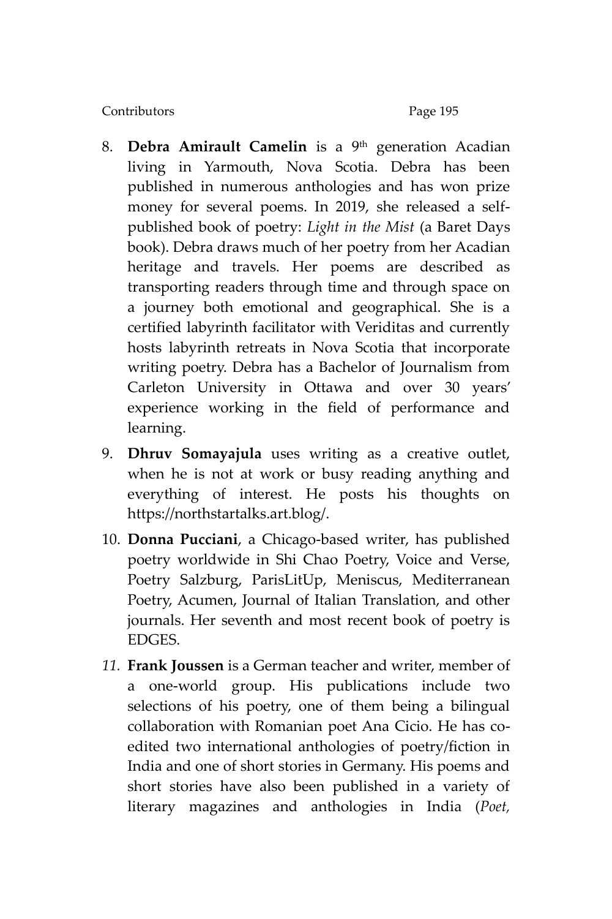8. **Debra Amirault Camelin** is a 9th generation Acadian living in Yarmouth, Nova Scotia. Debra has been published in numerous anthologies and has won prize money for several poems. In 2019, she released a self-published book of poetry: *Light in the Mist* (a Baret Days book). Debra draws much of her poetry from her Acadian heritage and travels. Her poems are described as transporting readers through time and through space on a journey both emotional and geographical. She is a certified labyrinth facilitator with Veriditas and currently hosts labyrinth retreats in Nova Scotia that incorporate writing poetry. Debra has a Bachelor of Journalism from Carleton University in Ottawa and over 30 years' experience working in the field of performance and learning.
9. **Dhruv Somayajula** uses writing as a creative outlet, when he is not at work or busy reading anything and everything of interest. He posts his thoughts on https://northstartalks.art.blog/.
10. **Donna Pucciani**, a Chicago-based writer, has published poetry worldwide in Shi Chao Poetry, Voice and Verse, Poetry Salzburg, ParisLitUp, Meniscus, Mediterranean Poetry, Acumen, Journal of Italian Translation, and other journals. Her seventh and most recent book of poetry is EDGES.
11. **Frank Joussen** is a German teacher and writer, member of a one-world group. His publications include two selections of his poetry, one of them being a bilingual collaboration with Romanian poet Ana Cicio. He has co-edited two international anthologies of poetry/fiction in India and one of short stories in Germany. His poems and short stories have also been published in a variety of literary magazines and anthologies in India (*Poet,*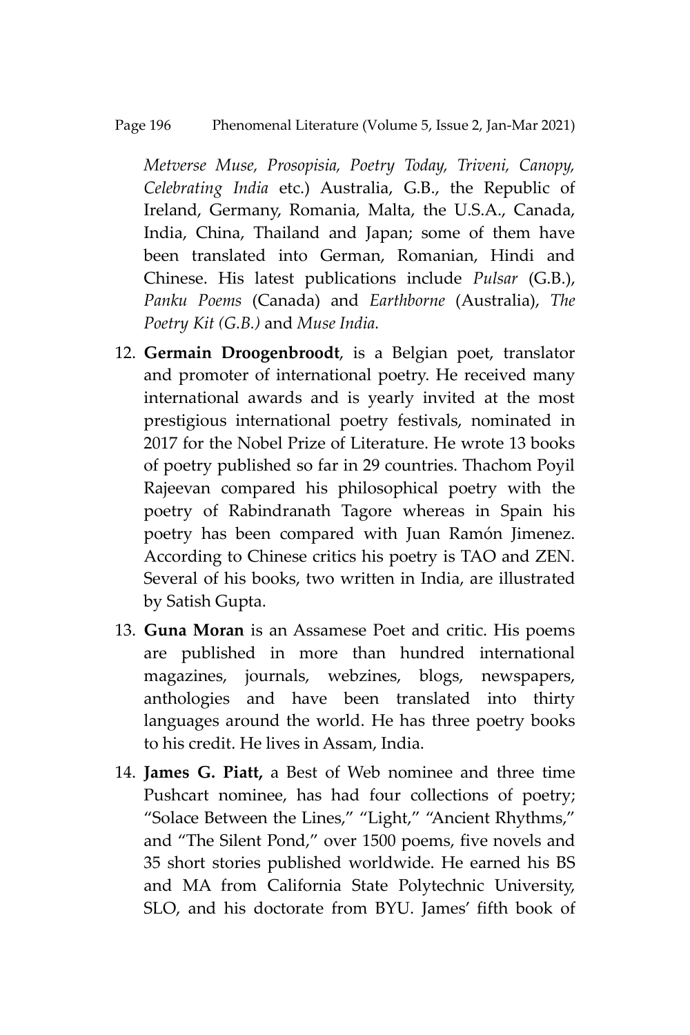*Metverse Muse, Prosopisia, Poetry Today, Triveni, Canopy, Celebrating India* etc.) Australia, G.B., the Republic of Ireland, Germany, Romania, Malta, the U.S.A., Canada, India, China, Thailand and Japan; some of them have been translated into German, Romanian, Hindi and Chinese. His latest publications include *Pulsar* (G.B.), *Panku Poems* (Canada) and *Earthborne* (Australia), *The Poetry Kit (G.B.)* and *Muse India.*

12. **Germain Droogenbroodt**, is a Belgian poet, translator and promoter of international poetry. He received many international awards and is yearly invited at the most prestigious international poetry festivals, nominated in 2017 for the Nobel Prize of Literature. He wrote 13 books of poetry published so far in 29 countries. Thachom Poyil Rajeevan compared his philosophical poetry with the poetry of Rabindranath Tagore whereas in Spain his poetry has been compared with Juan Ramón Jimenez. According to Chinese critics his poetry is TAO and ZEN. Several of his books, two written in India, are illustrated by Satish Gupta.

13. **Guna Moran** is an Assamese Poet and critic. His poems are published in more than hundred international magazines, journals, webzines, blogs, newspapers, anthologies and have been translated into thirty languages around the world. He has three poetry books to his credit. He lives in Assam, India.

14. **James G. Piatt,** a Best of Web nominee and three time Pushcart nominee, has had four collections of poetry; "Solace Between the Lines," "Light," "Ancient Rhythms," and "The Silent Pond," over 1500 poems, five novels and 35 short stories published worldwide. He earned his BS and MA from California State Polytechnic University, SLO, and his doctorate from BYU. James' fifth book of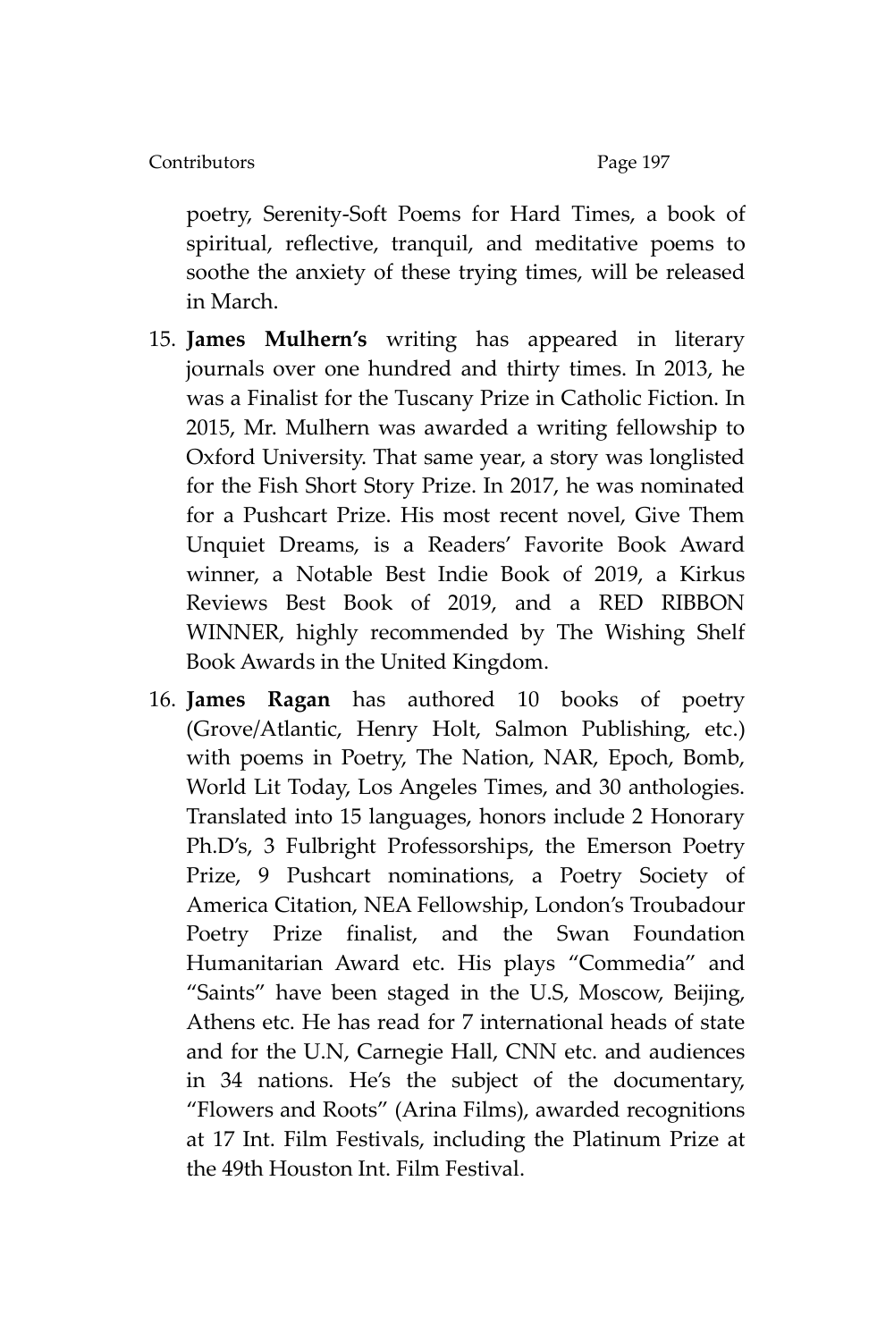poetry, Serenity-Soft Poems for Hard Times, a book of spiritual, reflective, tranquil, and meditative poems to soothe the anxiety of these trying times, will be released in March.

15. **James Mulhern's** writing has appeared in literary journals over one hundred and thirty times. In 2013, he was a Finalist for the Tuscany Prize in Catholic Fiction. In 2015, Mr. Mulhern was awarded a writing fellowship to Oxford University. That same year, a story was longlisted for the Fish Short Story Prize. In 2017, he was nominated for a Pushcart Prize. His most recent novel, Give Them Unquiet Dreams, is a Readers' Favorite Book Award winner, a Notable Best Indie Book of 2019, a Kirkus Reviews Best Book of 2019, and a RED RIBBON WINNER, highly recommended by The Wishing Shelf Book Awards in the United Kingdom.

16. **James Ragan** has authored 10 books of poetry (Grove/Atlantic, Henry Holt, Salmon Publishing, etc.) with poems in Poetry, The Nation, NAR, Epoch, Bomb, World Lit Today, Los Angeles Times, and 30 anthologies. Translated into 15 languages, honors include 2 Honorary Ph.D's, 3 Fulbright Professorships, the Emerson Poetry Prize, 9 Pushcart nominations, a Poetry Society of America Citation, NEA Fellowship, London's Troubadour Poetry Prize finalist, and the Swan Foundation Humanitarian Award etc. His plays "Commedia" and "Saints" have been staged in the U.S, Moscow, Beijing, Athens etc. He has read for 7 international heads of state and for the U.N, Carnegie Hall, CNN etc. and audiences in 34 nations. He's the subject of the documentary, "Flowers and Roots" (Arina Films), awarded recognitions at 17 Int. Film Festivals, including the Platinum Prize at the 49th Houston Int. Film Festival.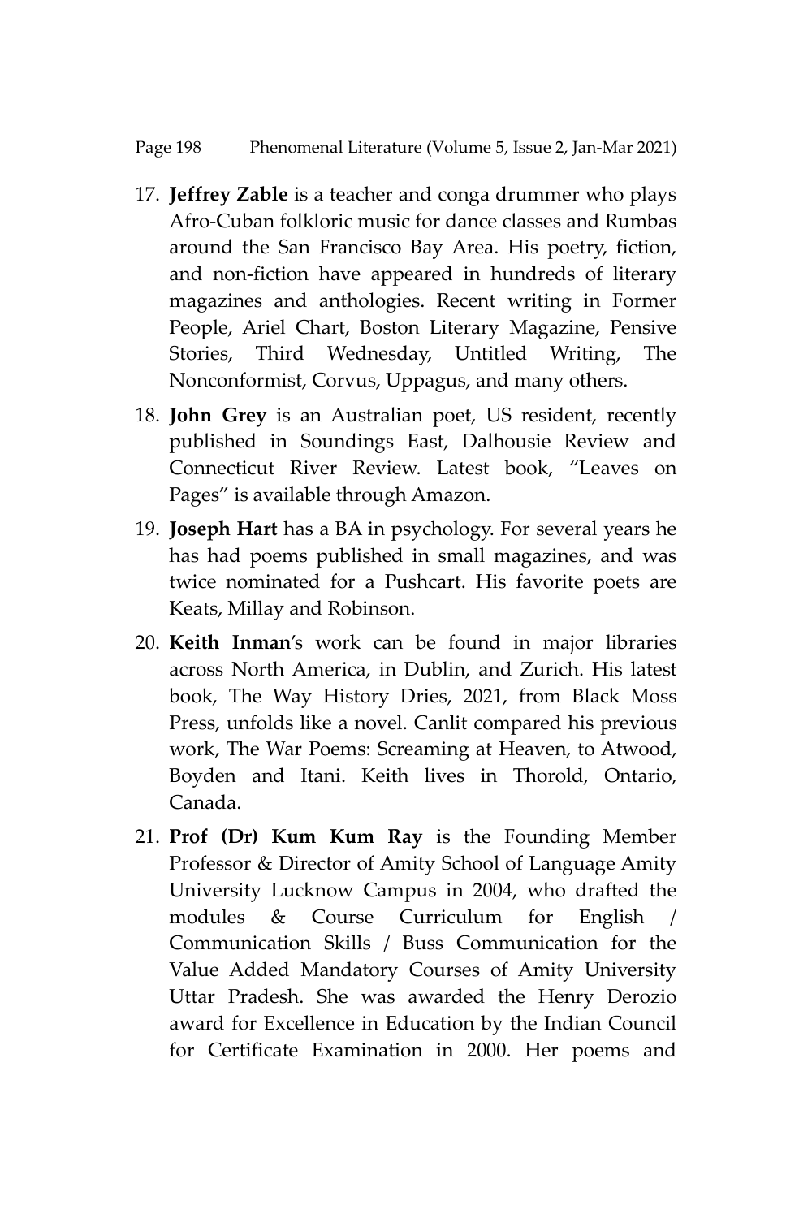17. **Jeffrey Zable** is a teacher and conga drummer who plays Afro-Cuban folkloric music for dance classes and Rumbas around the San Francisco Bay Area. His poetry, fiction, and non-fiction have appeared in hundreds of literary magazines and anthologies. Recent writing in Former People, Ariel Chart, Boston Literary Magazine, Pensive Stories, Third Wednesday, Untitled Writing, The Nonconformist, Corvus, Uppagus, and many others.

18. **John Grey** is an Australian poet, US resident, recently published in Soundings East, Dalhousie Review and Connecticut River Review. Latest book, "Leaves on Pages" is available through Amazon.

19. **Joseph Hart** has a BA in psychology. For several years he has had poems published in small magazines, and was twice nominated for a Pushcart. His favorite poets are Keats, Millay and Robinson.

20. **Keith Inman**'s work can be found in major libraries across North America, in Dublin, and Zurich. His latest book, The Way History Dries, 2021, from Black Moss Press, unfolds like a novel. Canlit compared his previous work, The War Poems: Screaming at Heaven, to Atwood, Boyden and Itani. Keith lives in Thorold, Ontario, Canada.

21. **Prof (Dr) Kum Kum Ray** is the Founding Member Professor & Director of Amity School of Language Amity University Lucknow Campus in 2004, who drafted the modules & Course Curriculum for English / Communication Skills / Buss Communication for the Value Added Mandatory Courses of Amity University Uttar Pradesh. She was awarded the Henry Derozio award for Excellence in Education by the Indian Council for Certificate Examination in 2000. Her poems and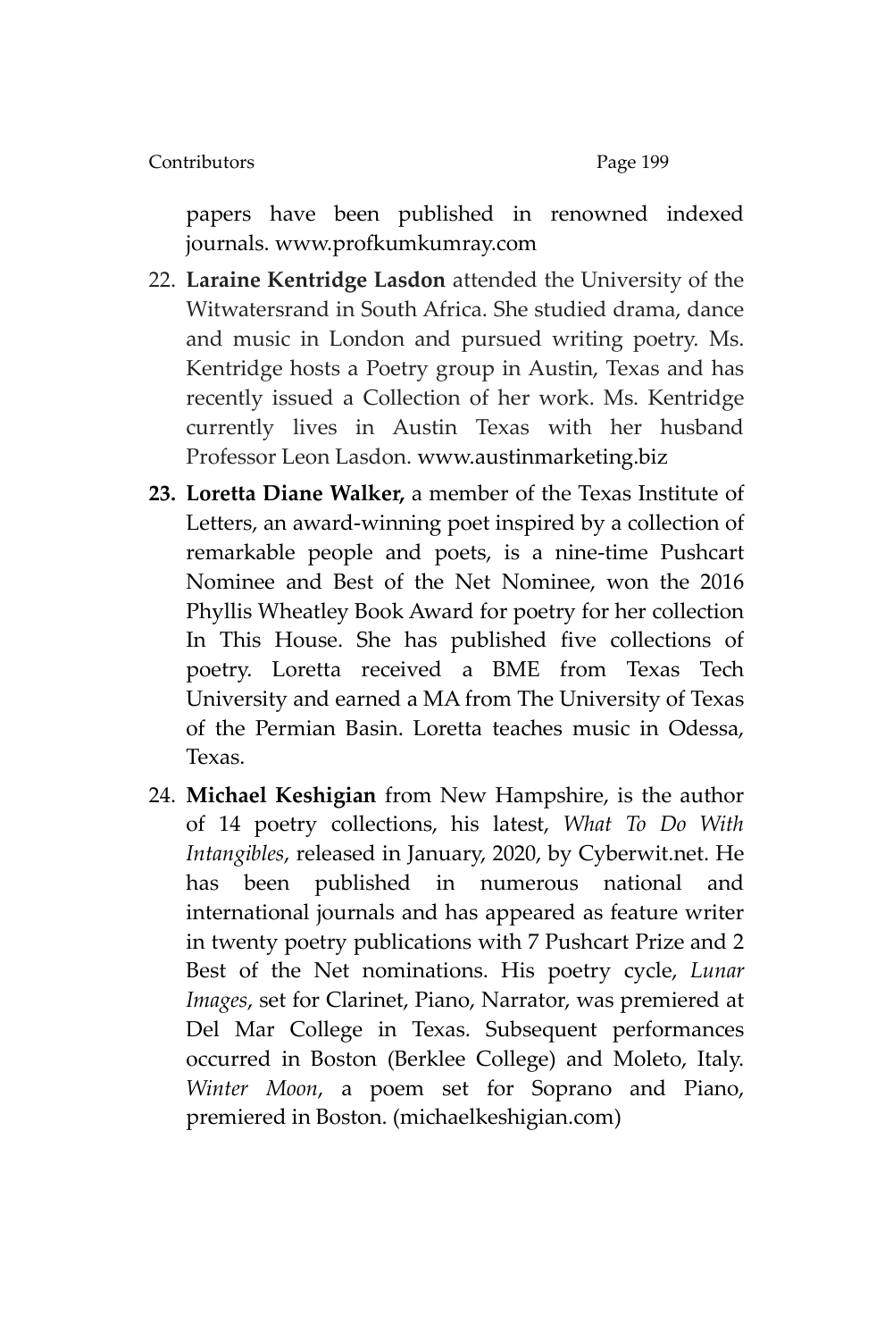papers have been published in renowned indexed journals. www.profkumkumray.com

22. **Laraine Kentridge Lasdon** attended the University of the Witwatersrand in South Africa. She studied drama, dance and music in London and pursued writing poetry. Ms. Kentridge hosts a Poetry group in Austin, Texas and has recently issued a Collection of her work. Ms. Kentridge currently lives in Austin Texas with her husband Professor Leon Lasdon. www.austinmarketing.biz

23. **Loretta Diane Walker,** a member of the Texas Institute of Letters, an award-winning poet inspired by a collection of remarkable people and poets, is a nine-time Pushcart Nominee and Best of the Net Nominee, won the 2016 Phyllis Wheatley Book Award for poetry for her collection In This House. She has published five collections of poetry. Loretta received a BME from Texas Tech University and earned a MA from The University of Texas of the Permian Basin. Loretta teaches music in Odessa, Texas.

24. **Michael Keshigian** from New Hampshire, is the author of 14 poetry collections, his latest, *What To Do With Intangibles*, released in January, 2020, by Cyberwit.net. He has been published in numerous national and international journals and has appeared as feature writer in twenty poetry publications with 7 Pushcart Prize and 2 Best of the Net nominations. His poetry cycle, *Lunar Images*, set for Clarinet, Piano, Narrator, was premiered at Del Mar College in Texas. Subsequent performances occurred in Boston (Berklee College) and Moleto, Italy. *Winter Moon*, a poem set for Soprano and Piano, premiered in Boston. (michaelkeshigian.com)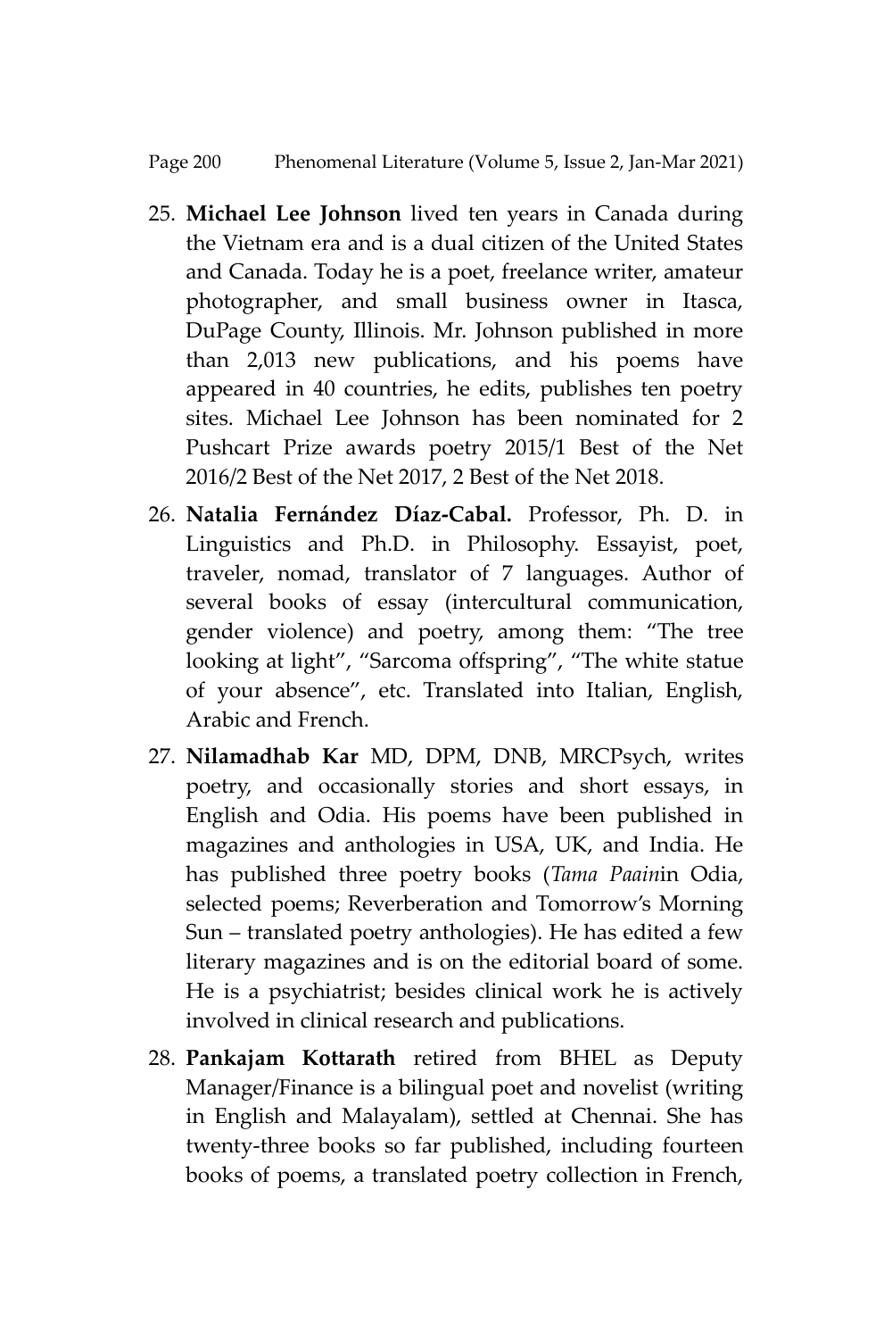25. **Michael Lee Johnson** lived ten years in Canada during the Vietnam era and is a dual citizen of the United States and Canada. Today he is a poet, freelance writer, amateur photographer, and small business owner in Itasca, DuPage County, Illinois. Mr. Johnson published in more than 2,013 new publications, and his poems have appeared in 40 countries, he edits, publishes ten poetry sites. Michael Lee Johnson has been nominated for 2 Pushcart Prize awards poetry 2015/1 Best of the Net 2016/2 Best of the Net 2017, 2 Best of the Net 2018.

26. **Natalia Fernández Díaz-Cabal.** Professor, Ph. D. in Linguistics and Ph.D. in Philosophy. Essayist, poet, traveler, nomad, translator of 7 languages. Author of several books of essay (intercultural communication, gender violence) and poetry, among them: "The tree looking at light", "Sarcoma offspring", "The white statue of your absence", etc. Translated into Italian, English, Arabic and French.

27. **Nilamadhab Kar** MD, DPM, DNB, MRCPsych, writes poetry, and occasionally stories and short essays, in English and Odia. His poems have been published in magazines and anthologies in USA, UK, and India. He has published three poetry books (*Tama Paain*in Odia, selected poems; Reverberation and Tomorrow's Morning Sun – translated poetry anthologies). He has edited a few literary magazines and is on the editorial board of some. He is a psychiatrist; besides clinical work he is actively involved in clinical research and publications.

28. **Pankajam Kottarath** retired from BHEL as Deputy Manager/Finance is a bilingual poet and novelist (writing in English and Malayalam), settled at Chennai. She has twenty-three books so far published, including fourteen books of poems, a translated poetry collection in French,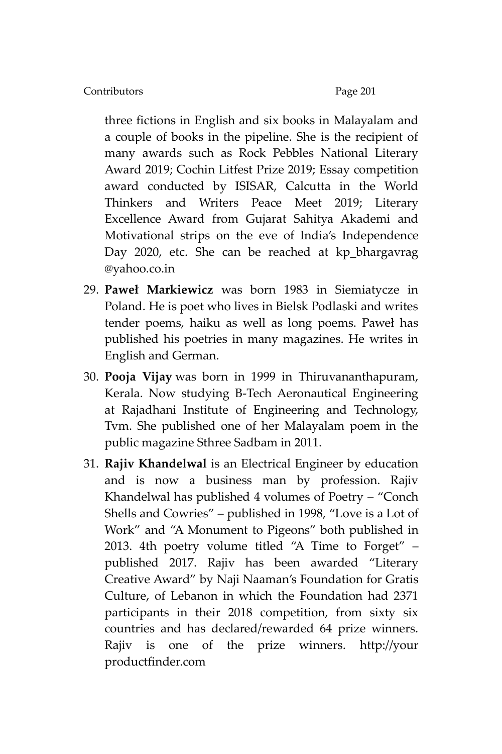three fictions in English and six books in Malayalam and a couple of books in the pipeline. She is the recipient of many awards such as Rock Pebbles National Literary Award 2019; Cochin Litfest Prize 2019; Essay competition award conducted by ISISAR, Calcutta in the World Thinkers and Writers Peace Meet 2019; Literary Excellence Award from Gujarat Sahitya Akademi and Motivational strips on the eve of India's Independence Day 2020, etc. She can be reached at kp_bhargavrag @yahoo.co.in

29. **Paweł Markiewicz** was born 1983 in Siemiatycze in Poland. He is poet who lives in Bielsk Podlaski and writes tender poems, haiku as well as long poems. Paweł has published his poetries in many magazines. He writes in English and German.
30. **Pooja Vijay** was born in 1999 in Thiruvananthapuram, Kerala. Now studying B-Tech Aeronautical Engineering at Rajadhani Institute of Engineering and Technology, Tvm. She published one of her Malayalam poem in the public magazine Sthree Sadbam in 2011.
31. **Rajiv Khandelwal** is an Electrical Engineer by education and is now a business man by profession. Rajiv Khandelwal has published 4 volumes of Poetry – "Conch Shells and Cowries" – published in 1998, "Love is a Lot of Work" and "A Monument to Pigeons" both published in 2013. 4th poetry volume titled "A Time to Forget" – published 2017. Rajiv has been awarded "Literary Creative Award" by Naji Naaman's Foundation for Gratis Culture, of Lebanon in which the Foundation had 2371 participants in their 2018 competition, from sixty six countries and has declared/rewarded 64 prize winners. Rajiv is one of the prize winners. http://your productfinder.com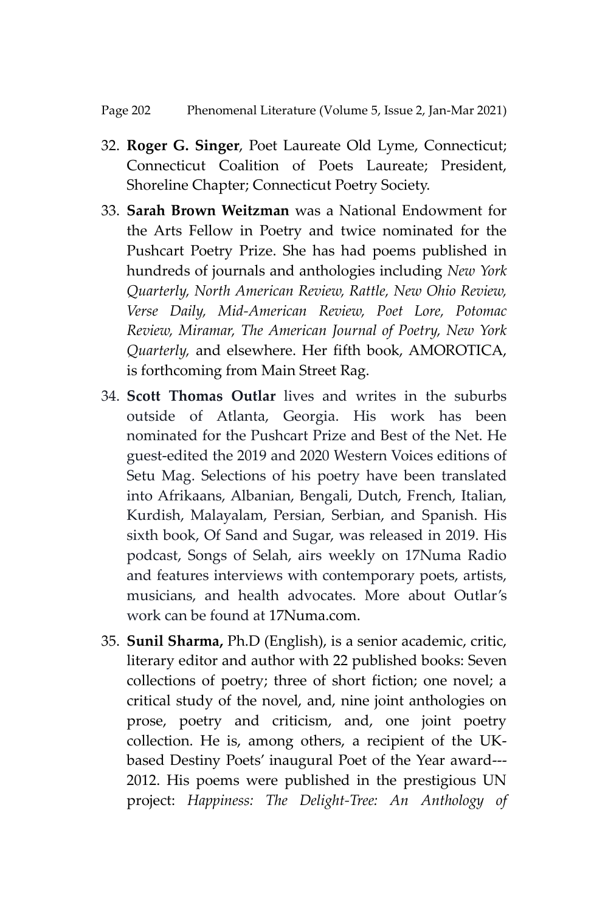32. **Roger G. Singer**, Poet Laureate Old Lyme, Connecticut; Connecticut Coalition of Poets Laureate; President, Shoreline Chapter; Connecticut Poetry Society.

33. **Sarah Brown Weitzman** was a National Endowment for the Arts Fellow in Poetry and twice nominated for the Pushcart Poetry Prize. She has had poems published in hundreds of journals and anthologies including *New York Quarterly, North American Review, Rattle, New Ohio Review, Verse Daily, Mid-American Review, Poet Lore, Potomac Review, Miramar, The American Journal of Poetry, New York Quarterly,* and elsewhere. Her fifth book, AMOROTICA, is forthcoming from Main Street Rag.

34. **Scott Thomas Outlar** lives and writes in the suburbs outside of Atlanta, Georgia. His work has been nominated for the Pushcart Prize and Best of the Net. He guest-edited the 2019 and 2020 Western Voices editions of Setu Mag. Selections of his poetry have been translated into Afrikaans, Albanian, Bengali, Dutch, French, Italian, Kurdish, Malayalam, Persian, Serbian, and Spanish. His sixth book, Of Sand and Sugar, was released in 2019. His podcast, Songs of Selah, airs weekly on 17Numa Radio and features interviews with contemporary poets, artists, musicians, and health advocates. More about Outlar's work can be found at 17Numa.com.

35. **Sunil Sharma,** Ph.D (English), is a senior academic, critic, literary editor and author with 22 published books: Seven collections of poetry; three of short fiction; one novel; a critical study of the novel, and, nine joint anthologies on prose, poetry and criticism, and, one joint poetry collection. He is, among others, a recipient of the UK-based Destiny Poets' inaugural Poet of the Year award---2012. His poems were published in the prestigious UN project: *Happiness: The Delight-Tree: An Anthology of*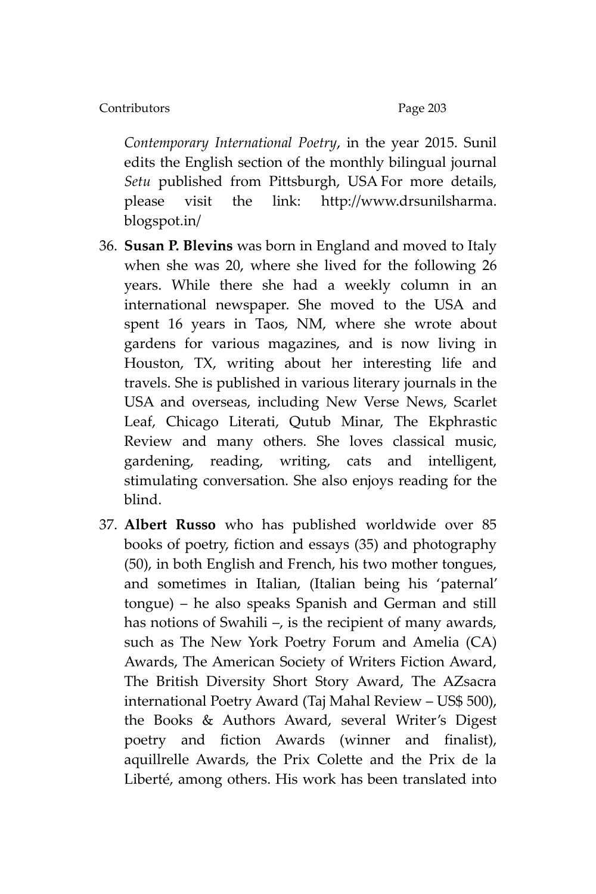*Contemporary International Poetry*, in the year 2015. Sunil edits the English section of the monthly bilingual journal *Setu* published from Pittsburgh, USA For more details, please visit the link: http://www.drsunilsharma.blogspot.in/

36. **Susan P. Blevins** was born in England and moved to Italy when she was 20, where she lived for the following 26 years. While there she had a weekly column in an international newspaper. She moved to the USA and spent 16 years in Taos, NM, where she wrote about gardens for various magazines, and is now living in Houston, TX, writing about her interesting life and travels. She is published in various literary journals in the USA and overseas, including New Verse News, Scarlet Leaf, Chicago Literati, Qutub Minar, The Ekphrastic Review and many others. She loves classical music, gardening, reading, writing, cats and intelligent, stimulating conversation. She also enjoys reading for the blind.
37. **Albert Russo** who has published worldwide over 85 books of poetry, fiction and essays (35) and photography (50), in both English and French, his two mother tongues, and sometimes in Italian, (Italian being his 'paternal' tongue) – he also speaks Spanish and German and still has notions of Swahili –, is the recipient of many awards, such as The New York Poetry Forum and Amelia (CA) Awards, The American Society of Writers Fiction Award, The British Diversity Short Story Award, The AZsacra international Poetry Award (Taj Mahal Review – US$ 500), the Books & Authors Award, several Writer's Digest poetry and fiction Awards (winner and finalist), aquillrelle Awards, the Prix Colette and the Prix de la Liberté, among others. His work has been translated into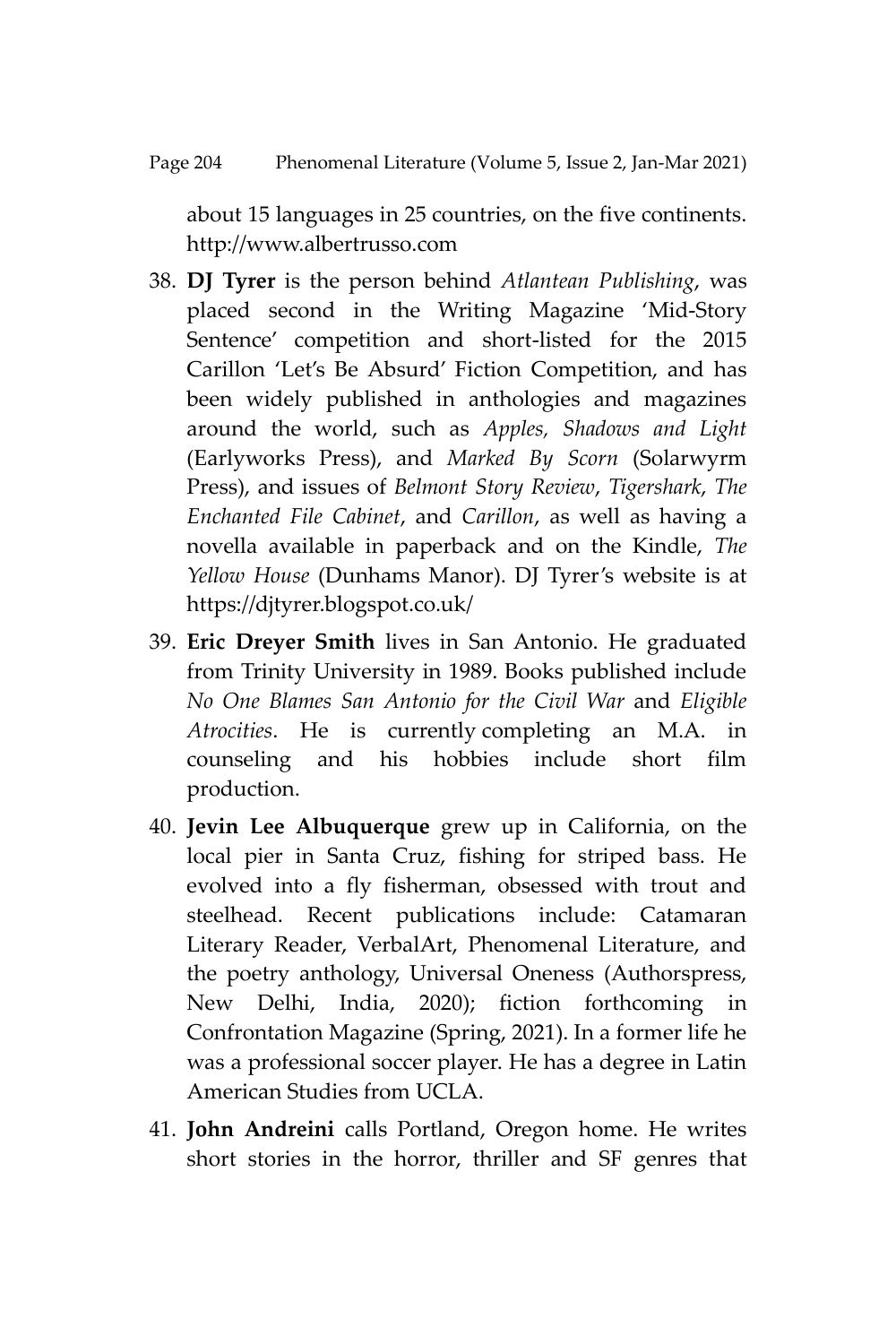about 15 languages in 25 countries, on the five continents. http://www.albertrusso.com

38. **DJ Tyrer** is the person behind *Atlantean Publishing*, was placed second in the Writing Magazine 'Mid-Story Sentence' competition and short-listed for the 2015 Carillon 'Let's Be Absurd' Fiction Competition, and has been widely published in anthologies and magazines around the world, such as *Apples, Shadows and Light* (Earlyworks Press), and *Marked By Scorn* (Solarwyrm Press), and issues of *Belmont Story Review*, *Tigershark*, *The Enchanted File Cabinet*, and *Carillon*, as well as having a novella available in paperback and on the Kindle, *The Yellow House* (Dunhams Manor). DJ Tyrer's website is at https://djtyrer.blogspot.co.uk/

39. **Eric Dreyer Smith** lives in San Antonio. He graduated from Trinity University in 1989. Books published include *No One Blames San Antonio for the Civil War* and *Eligible Atrocities*. He is currently completing an M.A. in counseling and his hobbies include short film production.

40. **Jevin Lee Albuquerque** grew up in California, on the local pier in Santa Cruz, fishing for striped bass. He evolved into a fly fisherman, obsessed with trout and steelhead. Recent publications include: Catamaran Literary Reader, VerbalArt, Phenomenal Literature, and the poetry anthology, Universal Oneness (Authorspress, New Delhi, India, 2020); fiction forthcoming in Confrontation Magazine (Spring, 2021). In a former life he was a professional soccer player. He has a degree in Latin American Studies from UCLA.

41. **John Andreini** calls Portland, Oregon home. He writes short stories in the horror, thriller and SF genres that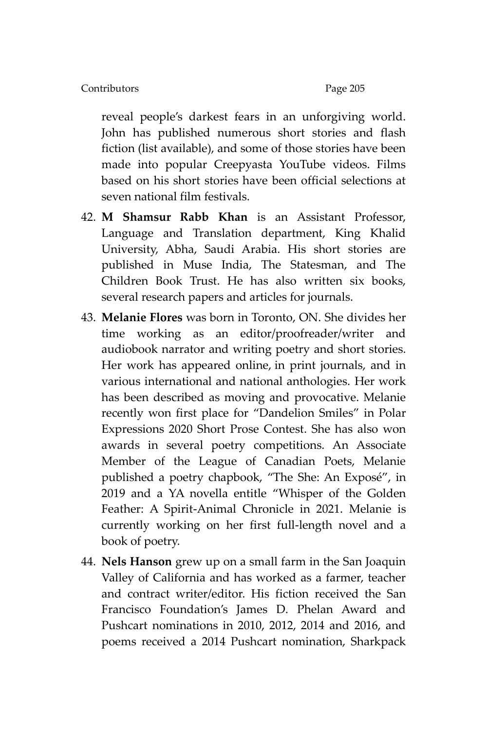reveal people's darkest fears in an unforgiving world. John has published numerous short stories and flash fiction (list available), and some of those stories have been made into popular Creepyasta YouTube videos. Films based on his short stories have been official selections at seven national film festivals.

42. **M Shamsur Rabb Khan** is an Assistant Professor, Language and Translation department, King Khalid University, Abha, Saudi Arabia. His short stories are published in Muse India, The Statesman, and The Children Book Trust. He has also written six books, several research papers and articles for journals.

43. **Melanie Flores** was born in Toronto, ON. She divides her time working as an editor/proofreader/writer and audiobook narrator and writing poetry and short stories. Her work has appeared online, in print journals, and in various international and national anthologies. Her work has been described as moving and provocative. Melanie recently won first place for "Dandelion Smiles" in Polar Expressions 2020 Short Prose Contest. She has also won awards in several poetry competitions. An Associate Member of the League of Canadian Poets, Melanie published a poetry chapbook, "The She: An Exposé", in 2019 and a YA novella entitle "Whisper of the Golden Feather: A Spirit-Animal Chronicle in 2021. Melanie is currently working on her first full-length novel and a book of poetry.

44. **Nels Hanson** grew up on a small farm in the San Joaquin Valley of California and has worked as a farmer, teacher and contract writer/editor. His fiction received the San Francisco Foundation's James D. Phelan Award and Pushcart nominations in 2010, 2012, 2014 and 2016, and poems received a 2014 Pushcart nomination, Sharkpack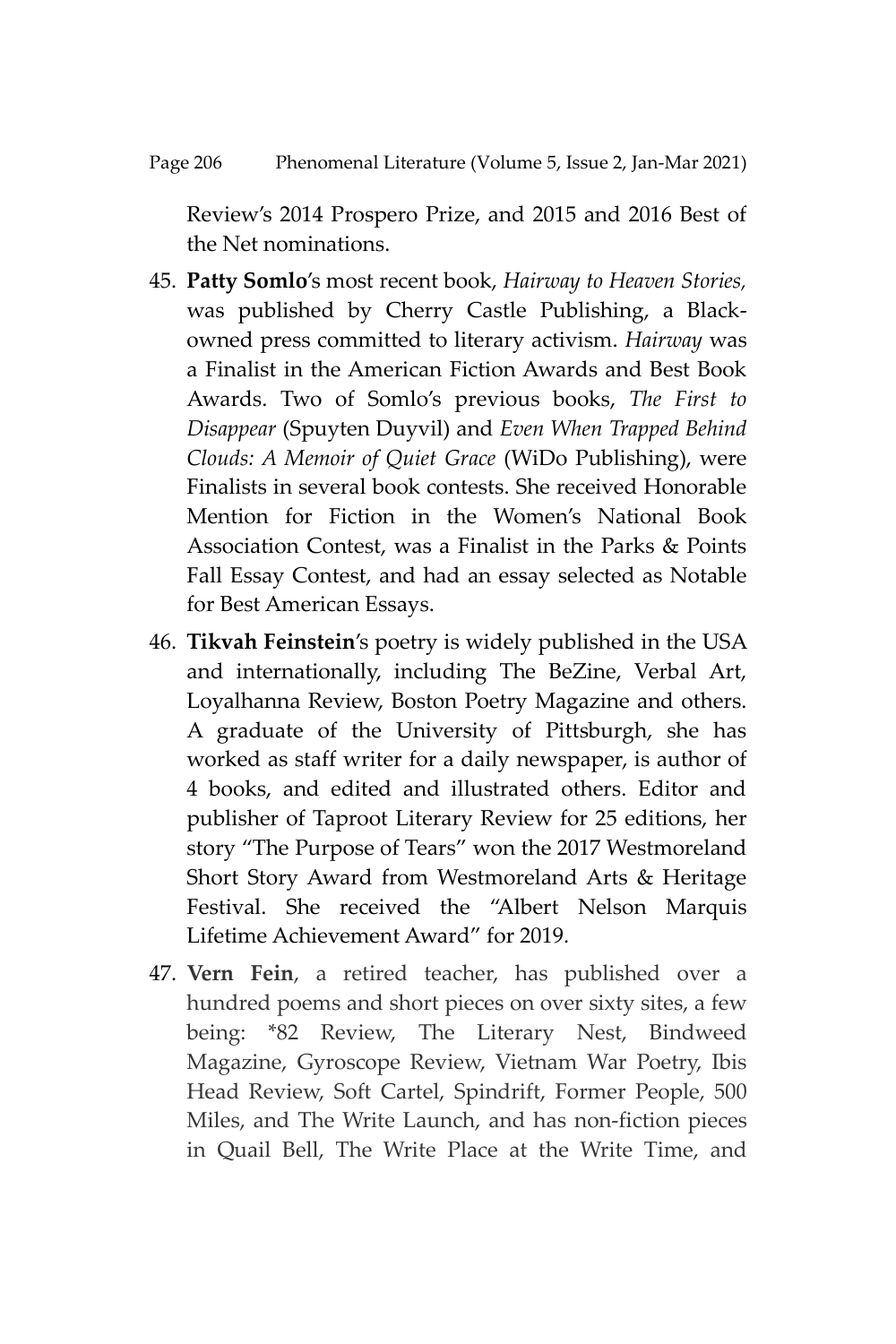Review's 2014 Prospero Prize, and 2015 and 2016 Best of the Net nominations.

45. **Patty Somlo**'s most recent book, *Hairway to Heaven Stories,* was published by Cherry Castle Publishing, a Black-owned press committed to literary activism. *Hairway* was a Finalist in the American Fiction Awards and Best Book Awards. Two of Somlo's previous books, *The First to Disappear* (Spuyten Duyvil) and *Even When Trapped Behind Clouds: A Memoir of Quiet Grace* (WiDo Publishing), were Finalists in several book contests. She received Honorable Mention for Fiction in the Women's National Book Association Contest, was a Finalist in the Parks & Points Fall Essay Contest, and had an essay selected as Notable for Best American Essays.

46. **Tikvah Feinstein**'s poetry is widely published in the USA and internationally, including The BeZine, Verbal Art, Loyalhanna Review, Boston Poetry Magazine and others. A graduate of the University of Pittsburgh, she has worked as staff writer for a daily newspaper, is author of 4 books, and edited and illustrated others. Editor and publisher of Taproot Literary Review for 25 editions, her story "The Purpose of Tears" won the 2017 Westmoreland Short Story Award from Westmoreland Arts & Heritage Festival. She received the "Albert Nelson Marquis Lifetime Achievement Award" for 2019.

47. **Vern Fein**, a retired teacher, has published over a hundred poems and short pieces on over sixty sites, a few being: *82 Review, The Literary Nest, Bindweed Magazine, Gyroscope Review, Vietnam War Poetry, Ibis Head Review, Soft Cartel, Spindrift, Former People, 500 Miles, and The Write Launch, and has non-fiction pieces in Quail Bell, The Write Place at the Write Time, and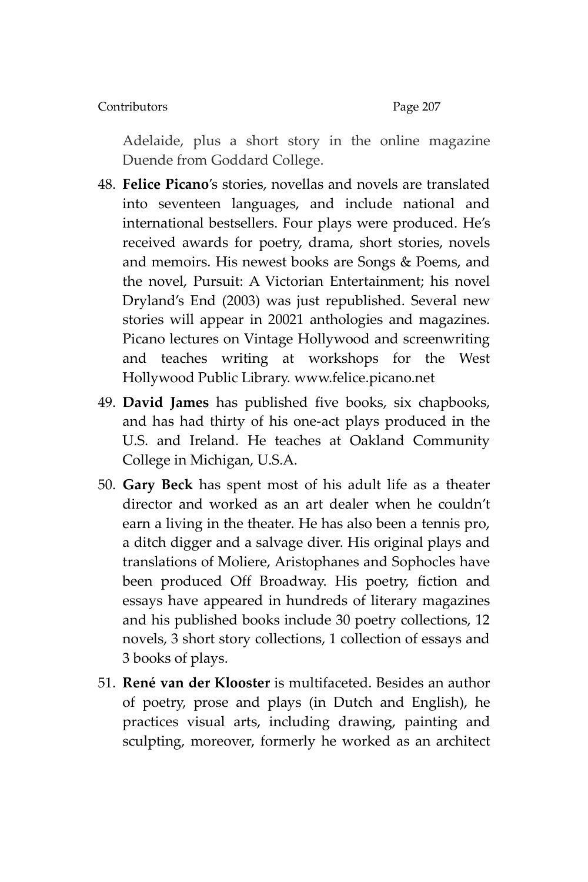Adelaide, plus a short story in the online magazine Duende from Goddard College.

48. **Felice Picano**'s stories, novellas and novels are translated into seventeen languages, and include national and international bestsellers. Four plays were produced. He's received awards for poetry, drama, short stories, novels and memoirs. His newest books are Songs & Poems, and the novel, Pursuit: A Victorian Entertainment; his novel Dryland's End (2003) was just republished. Several new stories will appear in 20021 anthologies and magazines. Picano lectures on Vintage Hollywood and screenwriting and teaches writing at workshops for the West Hollywood Public Library. www.felice.picano.net

49. **David James** has published five books, six chapbooks, and has had thirty of his one-act plays produced in the U.S. and Ireland. He teaches at Oakland Community College in Michigan, U.S.A.

50. **Gary Beck** has spent most of his adult life as a theater director and worked as an art dealer when he couldn't earn a living in the theater. He has also been a tennis pro, a ditch digger and a salvage diver. His original plays and translations of Moliere, Aristophanes and Sophocles have been produced Off Broadway. His poetry, fiction and essays have appeared in hundreds of literary magazines and his published books include 30 poetry collections, 12 novels, 3 short story collections, 1 collection of essays and 3 books of plays.

51. **René van der Klooster** is multifaceted. Besides an author of poetry, prose and plays (in Dutch and English), he practices visual arts, including drawing, painting and sculpting, moreover, formerly he worked as an architect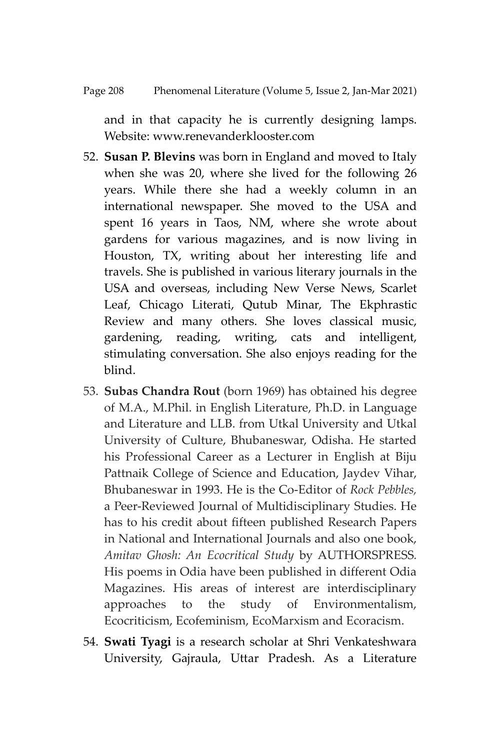and in that capacity he is currently designing lamps. Website: www.renevanderklooster.com

52. **Susan P. Blevins** was born in England and moved to Italy when she was 20, where she lived for the following 26 years. While there she had a weekly column in an international newspaper. She moved to the USA and spent 16 years in Taos, NM, where she wrote about gardens for various magazines, and is now living in Houston, TX, writing about her interesting life and travels. She is published in various literary journals in the USA and overseas, including New Verse News, Scarlet Leaf, Chicago Literati, Qutub Minar, The Ekphrastic Review and many others. She loves classical music, gardening, reading, writing, cats and intelligent, stimulating conversation. She also enjoys reading for the blind.

53. **Subas Chandra Rout** (born 1969) has obtained his degree of M.A., M.Phil. in English Literature, Ph.D. in Language and Literature and LLB. from Utkal University and Utkal University of Culture, Bhubaneswar, Odisha. He started his Professional Career as a Lecturer in English at Biju Pattnaik College of Science and Education, Jaydev Vihar, Bhubaneswar in 1993. He is the Co-Editor of *Rock Pebbles,* a Peer-Reviewed Journal of Multidisciplinary Studies. He has to his credit about fifteen published Research Papers in National and International Journals and also one book, *Amitav Ghosh: An Ecocritical Study* by AUTHORSPRESS. His poems in Odia have been published in different Odia Magazines. His areas of interest are interdisciplinary approaches to the study of Environmentalism, Ecocriticism, Ecofeminism, EcoMarxism and Ecoracism.

54. **Swati Tyagi** is a research scholar at Shri Venkateshwara University, Gajraula, Uttar Pradesh. As a Literature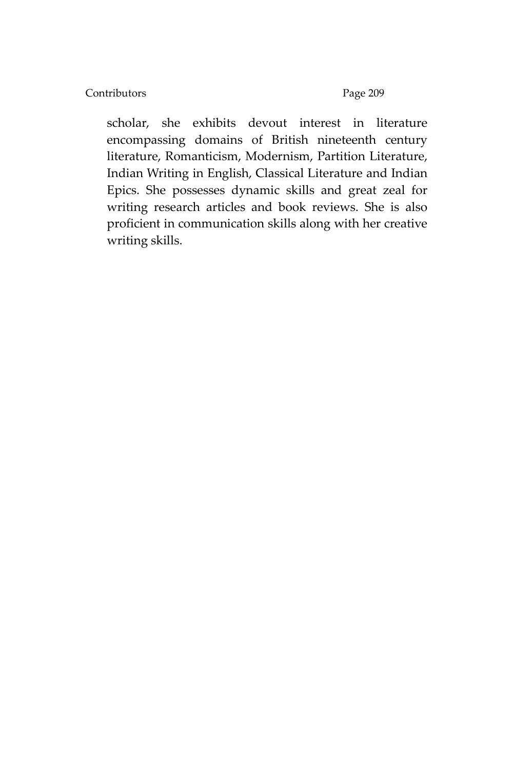scholar, she exhibits devout interest in literature encompassing domains of British nineteenth century literature, Romanticism, Modernism, Partition Literature, Indian Writing in English, Classical Literature and Indian Epics. She possesses dynamic skills and great zeal for writing research articles and book reviews. She is also proficient in communication skills along with her creative writing skills.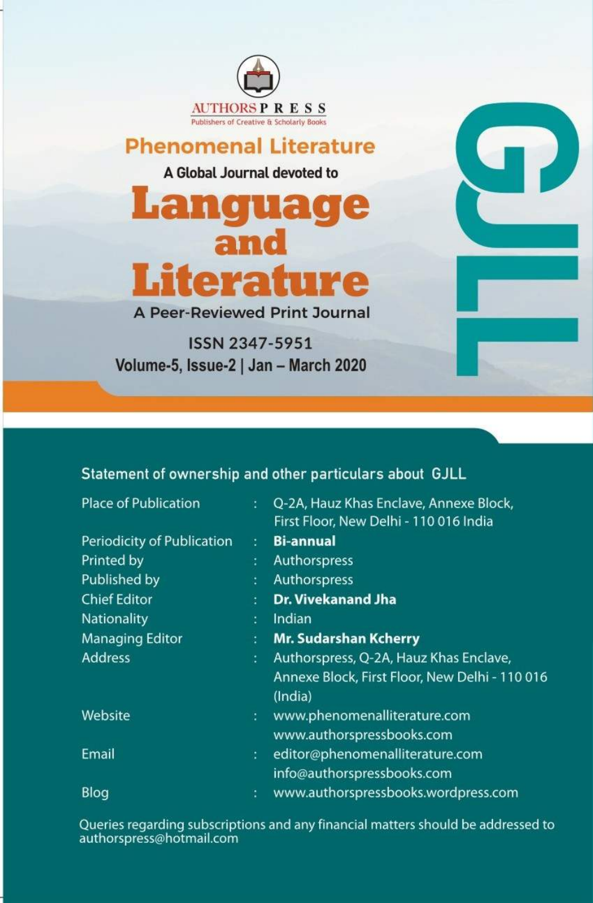AUTHORS PRESS

Publishers of Creative & Scholarly Books

# Phenomenal Literature

A Global Journal devoted to

# Language and Literature

A Peer-Reviewed Print Journal

ISSN 2347-5951

Volume-5, Issue-2 | Jan – March 2020

GJLL

## Statement of ownership and other particulars about GJLL

| | | |
|---|---|---|
| Place of Publication | : | Q-2A, Hauz Khas Enclave, Annexe Block, First Floor, New Delhi - 110 016 India |
| Periodicity of Publication | : | **Bi-annual** |
| Printed by | : | Authorspress |
| Published by | : | Authorspress |
| Chief Editor | : | **Dr. Vivekanand Jha** |
| Nationality | : | Indian |
| Managing Editor | : | **Mr. Sudarshan Kcherry** |
| Address | : | Authorspress, Q-2A, Hauz Khas Enclave, Annexe Block, First Floor, New Delhi - 110 016 (India) |
| Website | : | www.phenomenalliterature.com www.authorspressbooks.com |
| Email | : | editor@phenomenalliterature.com info@authorspressbooks.com |
| Blog | : | www.authorspressbooks.wordpress.com |

Queries regarding subscriptions and any financial matters should be addressed to authorspress@hotmail.com